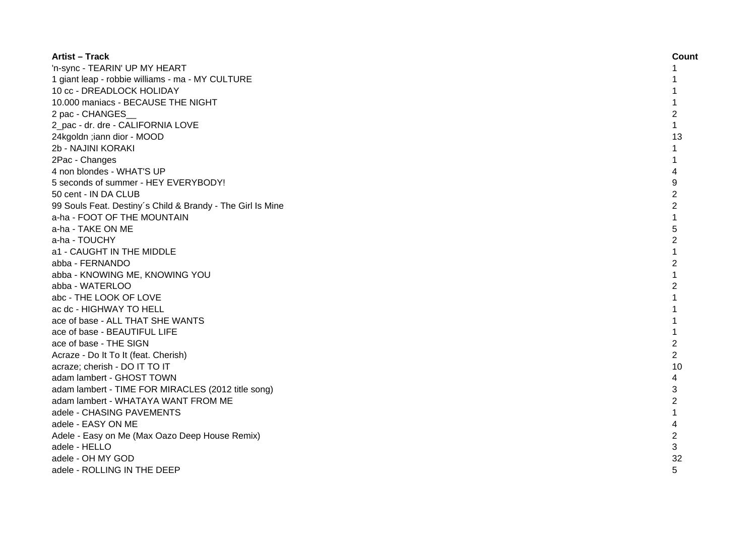| Artist – Track | Count |
|---|---|
| 'n-sync - TEARIN' UP MY HEART | 1 |
| 1 giant leap - robbie williams - ma - MY CULTURE | 1 |
| 10 cc - DREADLOCK HOLIDAY | 1 |
| 10.000 maniacs - BECAUSE THE NIGHT | 1 |
| 2 pac - CHANGES__ | 2 |
| 2_pac - dr. dre - CALIFORNIA LOVE | 1 |
| 24kgoldn ;iann dior - MOOD | 13 |
| 2b - NAJINI KORAKI | 1 |
| 2Pac - Changes | 1 |
| 4 non blondes - WHAT'S UP | 4 |
| 5 seconds of summer - HEY EVERYBODY! | 9 |
| 50 cent - IN DA CLUB | 2 |
| 99 Souls Feat. Destiny´s Child & Brandy - The Girl Is Mine | 2 |
| a-ha - FOOT OF THE MOUNTAIN | 1 |
| a-ha - TAKE ON ME | 5 |
| a-ha - TOUCHY | 2 |
| a1 - CAUGHT IN THE MIDDLE | 1 |
| abba - FERNANDO | 2 |
| abba - KNOWING ME, KNOWING YOU | 1 |
| abba - WATERLOO | 2 |
| abc - THE LOOK OF LOVE | 1 |
| ac dc - HIGHWAY TO HELL | 1 |
| ace of base - ALL THAT SHE WANTS | 1 |
| ace of base - BEAUTIFUL LIFE | 1 |
| ace of base - THE SIGN | 2 |
| Acraze - Do It To It (feat. Cherish) | 2 |
| acraze; cherish - DO IT TO IT | 10 |
| adam lambert - GHOST TOWN | 4 |
| adam lambert - TIME FOR MIRACLES (2012 title song) | 3 |
| adam lambert - WHATAYA WANT FROM ME | 2 |
| adele - CHASING PAVEMENTS | 1 |
| adele - EASY ON ME | 4 |
| Adele - Easy on Me (Max Oazo Deep House Remix) | 2 |
| adele - HELLO | 3 |
| adele - OH MY GOD | 32 |
| adele - ROLLING IN THE DEEP | 5 |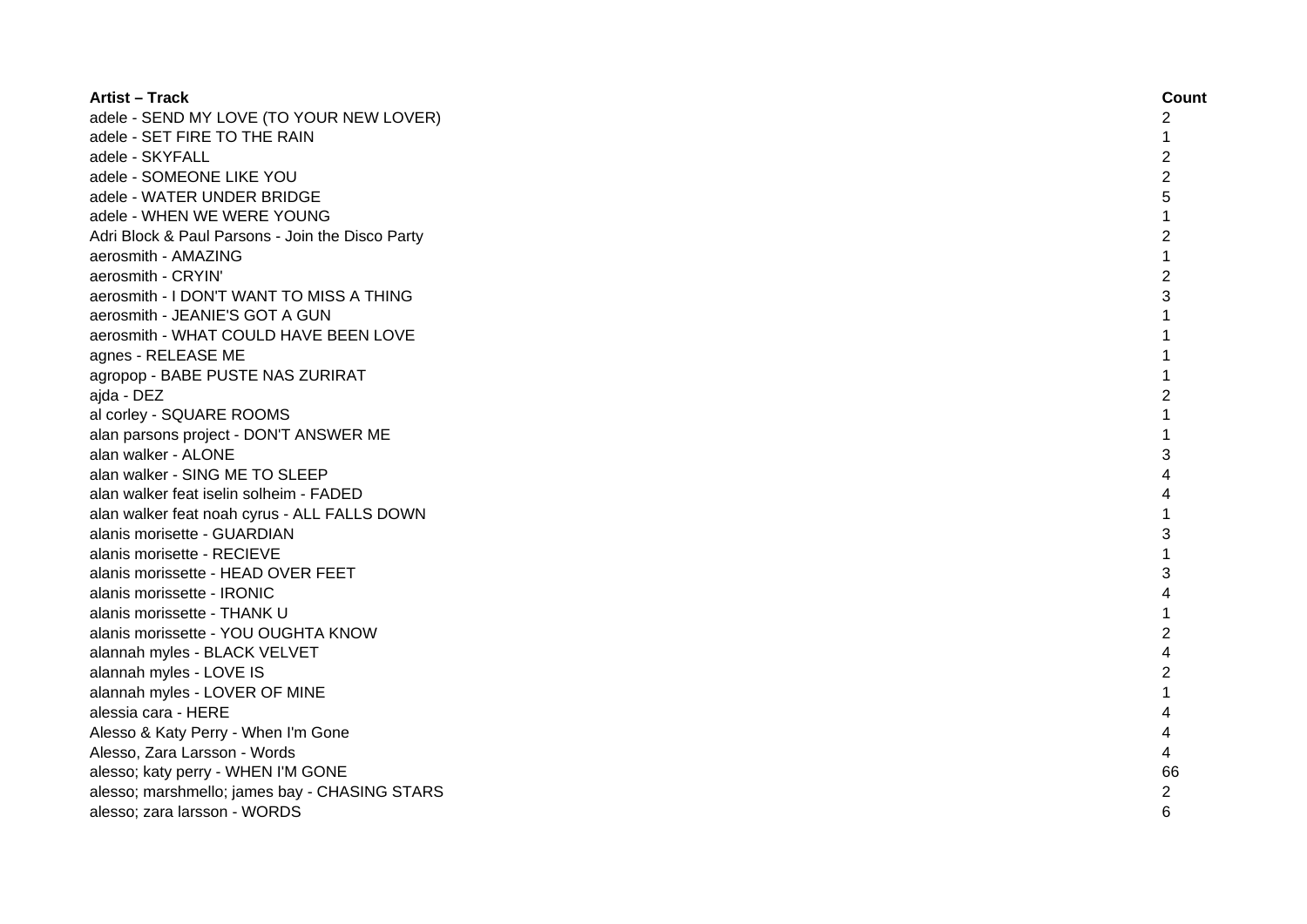| Artist – Track | Count |
| --- | --- |
| adele - SEND MY LOVE (TO YOUR NEW LOVER) | 2 |
| adele - SET FIRE TO THE RAIN | 1 |
| adele - SKYFALL | 2 |
| adele - SOMEONE LIKE YOU | 2 |
| adele - WATER UNDER BRIDGE | 5 |
| adele - WHEN WE WERE YOUNG | 1 |
| Adri Block & Paul Parsons - Join the Disco Party | 2 |
| aerosmith - AMAZING | 1 |
| aerosmith - CRYIN' | 2 |
| aerosmith - I DON'T WANT TO MISS A THING | 3 |
| aerosmith - JEANIE'S GOT A GUN | 1 |
| aerosmith - WHAT COULD HAVE BEEN LOVE | 1 |
| agnes - RELEASE ME | 1 |
| agropop - BABE PUSTE NAS ZURIRAT | 1 |
| ajda - DEZ | 2 |
| al corley - SQUARE ROOMS | 1 |
| alan parsons project - DON'T ANSWER ME | 1 |
| alan walker - ALONE | 3 |
| alan walker - SING ME TO SLEEP | 4 |
| alan walker feat iselin solheim - FADED | 4 |
| alan walker feat noah cyrus - ALL FALLS DOWN | 1 |
| alanis morisette - GUARDIAN | 3 |
| alanis morisette - RECIEVE | 1 |
| alanis morissette - HEAD OVER FEET | 3 |
| alanis morissette - IRONIC | 4 |
| alanis morissette - THANK U | 1 |
| alanis morissette - YOU OUGHTA KNOW | 2 |
| alannah myles - BLACK VELVET | 4 |
| alannah myles - LOVE IS | 2 |
| alannah myles - LOVER OF MINE | 1 |
| alessia cara - HERE | 4 |
| Alesso & Katy Perry - When I'm Gone | 4 |
| Alesso, Zara Larsson - Words | 4 |
| alesso; katy perry - WHEN I'M GONE | 66 |
| alesso; marshmello; james bay - CHASING STARS | 2 |
| alesso; zara larsson - WORDS | 6 |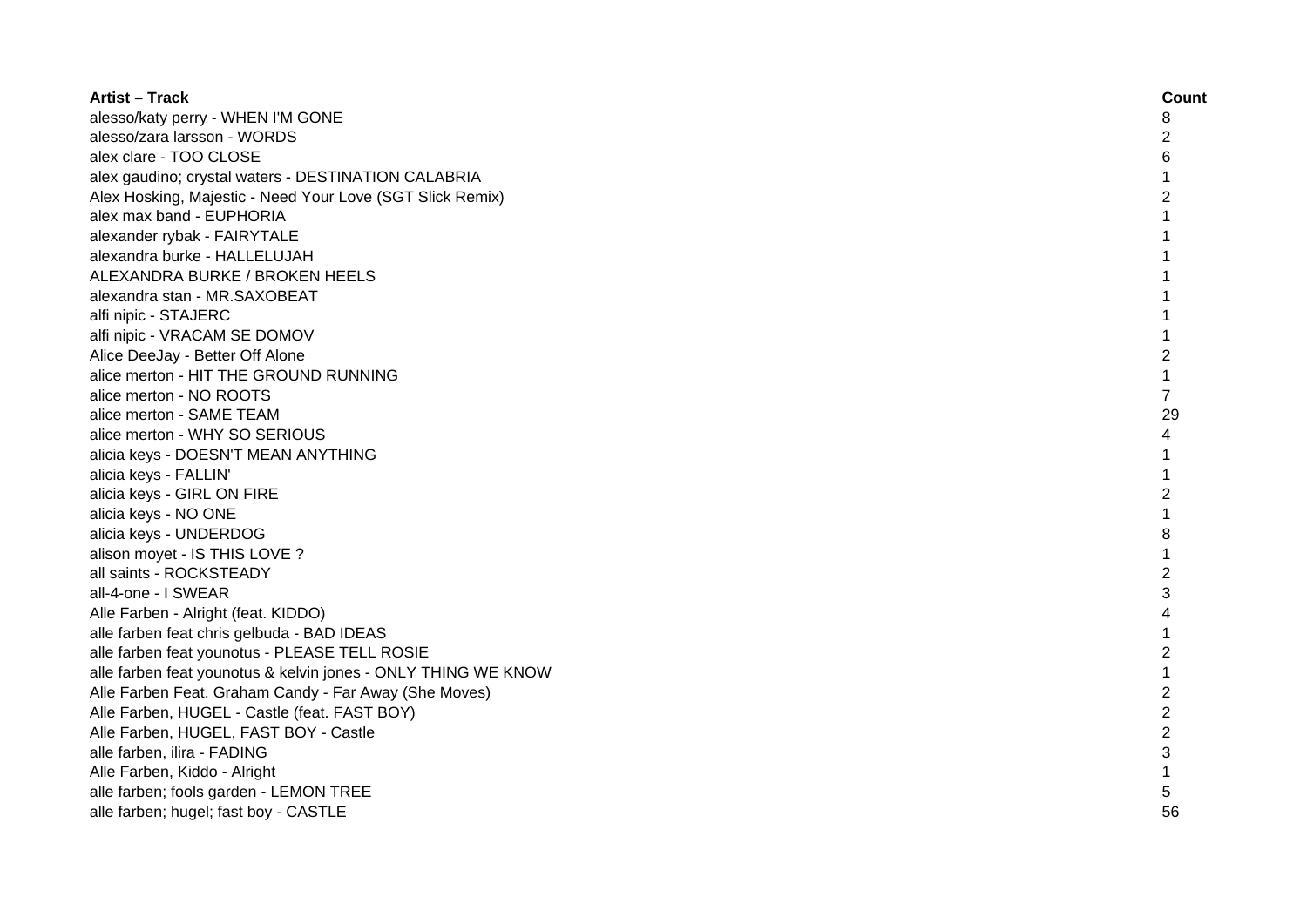| Artist – Track | Count |
|---|---|
| alesso/katy perry - WHEN I'M GONE | 8 |
| alesso/zara larsson - WORDS | 2 |
| alex clare - TOO CLOSE | 6 |
| alex gaudino; crystal waters - DESTINATION CALABRIA | 1 |
| Alex Hosking, Majestic - Need Your Love (SGT Slick Remix) | 2 |
| alex max band - EUPHORIA | 1 |
| alexander rybak - FAIRYTALE | 1 |
| alexandra burke - HALLELUJAH | 1 |
| ALEXANDRA BURKE / BROKEN HEELS | 1 |
| alexandra stan - MR.SAXOBEAT | 1 |
| alfi nipic - STAJERC | 1 |
| alfi nipic - VRACAM SE DOMOV | 1 |
| Alice DeeJay - Better Off Alone | 2 |
| alice merton - HIT THE GROUND RUNNING | 1 |
| alice merton - NO ROOTS | 7 |
| alice merton - SAME TEAM | 29 |
| alice merton - WHY SO SERIOUS | 4 |
| alicia keys - DOESN'T MEAN ANYTHING | 1 |
| alicia keys - FALLIN' | 1 |
| alicia keys - GIRL ON FIRE | 2 |
| alicia keys - NO ONE | 1 |
| alicia keys - UNDERDOG | 8 |
| alison moyet - IS THIS LOVE ? | 1 |
| all saints - ROCKSTEADY | 2 |
| all-4-one - I SWEAR | 3 |
| Alle Farben - Alright (feat. KIDDO) | 4 |
| alle farben feat chris gelbuda - BAD IDEAS | 1 |
| alle farben feat younotus - PLEASE TELL ROSIE | 2 |
| alle farben feat younotus & kelvin jones - ONLY THING WE KNOW | 1 |
| Alle Farben Feat. Graham Candy - Far Away (She Moves) | 2 |
| Alle Farben, HUGEL - Castle (feat. FAST BOY) | 2 |
| Alle Farben, HUGEL, FAST BOY - Castle | 2 |
| alle farben, ilira - FADING | 3 |
| Alle Farben, Kiddo - Alright | 1 |
| alle farben; fools garden - LEMON TREE | 5 |
| alle farben; hugel; fast boy - CASTLE | 56 |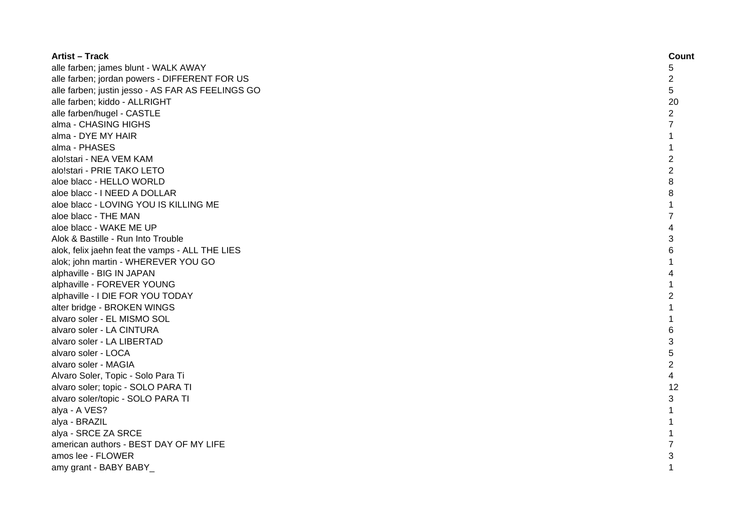| Artist – Track | Count |
|---|---|
| alle farben; james blunt - WALK AWAY | 5 |
| alle farben; jordan powers - DIFFERENT FOR US | 2 |
| alle farben; justin jesso - AS FAR AS FEELINGS GO | 5 |
| alle farben; kiddo - ALLRIGHT | 20 |
| alle farben/hugel - CASTLE | 2 |
| alma - CHASING HIGHS | 7 |
| alma - DYE MY HAIR | 1 |
| alma - PHASES | 1 |
| alo!stari - NEA VEM KAM | 2 |
| alo!stari - PRIE TAKO LETO | 2 |
| aloe blacc - HELLO WORLD | 8 |
| aloe blacc - I NEED A DOLLAR | 8 |
| aloe blacc - LOVING YOU IS KILLING ME | 1 |
| aloe blacc - THE MAN | 7 |
| aloe blacc - WAKE ME UP | 4 |
| Alok & Bastille - Run Into Trouble | 3 |
| alok, felix jaehn feat the vamps - ALL THE LIES | 6 |
| alok; john martin - WHEREVER YOU GO | 1 |
| alphaville - BIG IN JAPAN | 4 |
| alphaville - FOREVER YOUNG | 1 |
| alphaville - I DIE FOR YOU TODAY | 2 |
| alter bridge - BROKEN WINGS | 1 |
| alvaro soler - EL MISMO SOL | 1 |
| alvaro soler - LA CINTURA | 6 |
| alvaro soler - LA LIBERTAD | 3 |
| alvaro soler - LOCA | 5 |
| alvaro soler - MAGIA | 2 |
| Alvaro Soler, Topic - Solo Para Ti | 4 |
| alvaro soler; topic - SOLO PARA TI | 12 |
| alvaro soler/topic - SOLO PARA TI | 3 |
| alya - A VES? | 1 |
| alya - BRAZIL | 1 |
| alya - SRCE ZA SRCE | 1 |
| american authors - BEST DAY OF MY LIFE | 7 |
| amos lee - FLOWER | 3 |
| amy grant - BABY BABY_ | 1 |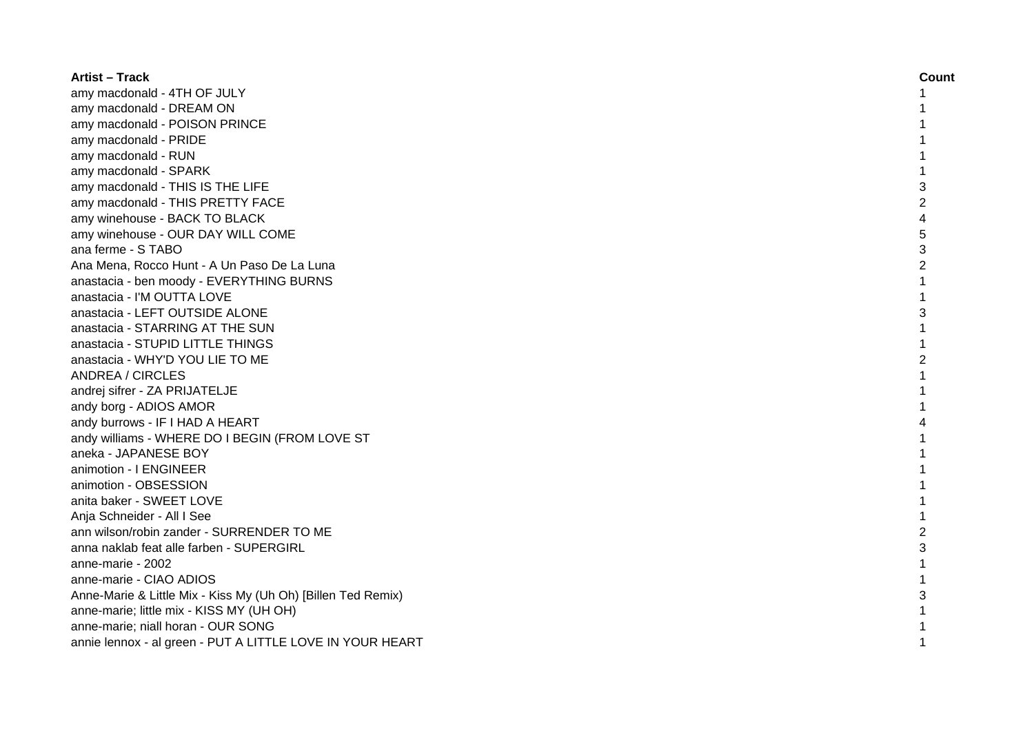| Artist – Track | Count |
|---|---|
| amy macdonald - 4TH OF JULY | 1 |
| amy macdonald - DREAM ON | 1 |
| amy macdonald - POISON PRINCE | 1 |
| amy macdonald - PRIDE | 1 |
| amy macdonald - RUN | 1 |
| amy macdonald - SPARK | 1 |
| amy macdonald - THIS IS THE LIFE | 3 |
| amy macdonald - THIS PRETTY FACE | 2 |
| amy winehouse - BACK TO BLACK | 4 |
| amy winehouse - OUR DAY WILL COME | 5 |
| ana ferme - S TABO | 3 |
| Ana Mena, Rocco Hunt - A Un Paso De La Luna | 2 |
| anastacia - ben moody - EVERYTHING BURNS | 1 |
| anastacia - I'M OUTTA LOVE | 1 |
| anastacia - LEFT OUTSIDE ALONE | 3 |
| anastacia - STARRING AT THE SUN | 1 |
| anastacia - STUPID LITTLE THINGS | 1 |
| anastacia - WHY'D YOU LIE TO ME | 2 |
| ANDREA / CIRCLES | 1 |
| andrej sifrer - ZA PRIJATELJE | 1 |
| andy borg - ADIOS AMOR | 1 |
| andy burrows - IF I HAD A HEART | 4 |
| andy williams - WHERE DO I BEGIN (FROM LOVE ST | 1 |
| aneka - JAPANESE BOY | 1 |
| animotion - I ENGINEER | 1 |
| animotion - OBSESSION | 1 |
| anita baker - SWEET LOVE | 1 |
| Anja Schneider - All I See | 1 |
| ann wilson/robin zander - SURRENDER TO ME | 2 |
| anna naklab feat alle farben - SUPERGIRL | 3 |
| anne-marie - 2002 | 1 |
| anne-marie - CIAO ADIOS | 1 |
| Anne-Marie & Little Mix - Kiss My (Uh Oh) [Billen Ted Remix) | 3 |
| anne-marie; little mix - KISS MY (UH OH) | 1 |
| anne-marie; niall horan - OUR SONG | 1 |
| annie lennox - al green - PUT A LITTLE LOVE IN YOUR HEART | 1 |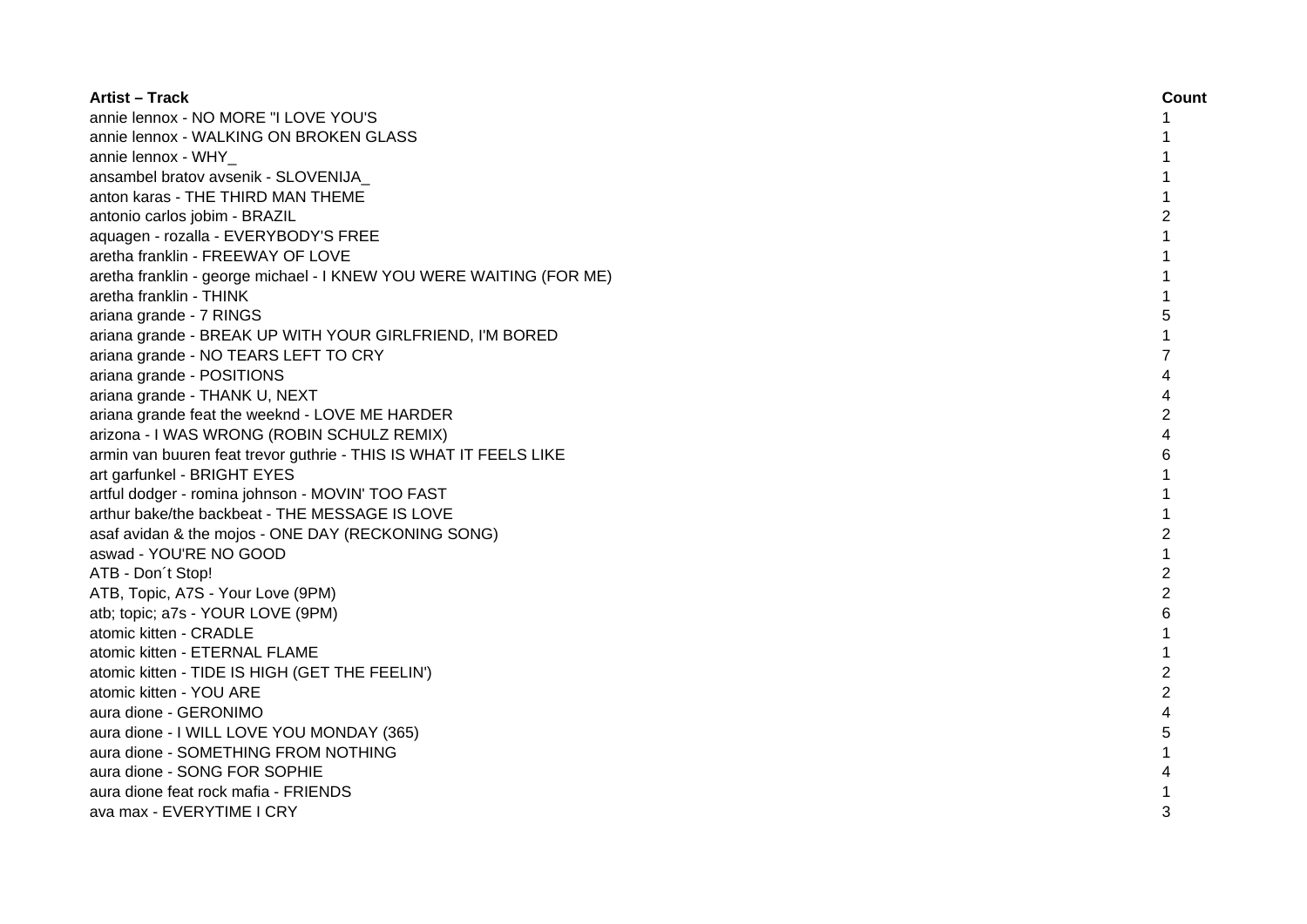| Artist – Track | Count |
| --- | --- |
| annie lennox - NO MORE "I LOVE YOU'S | 1 |
| annie lennox - WALKING ON BROKEN GLASS | 1 |
| annie lennox - WHY_ | 1 |
| ansambel bratov avsenik - SLOVENIJA_ | 1 |
| anton karas - THE THIRD MAN THEME | 1 |
| antonio carlos jobim - BRAZIL | 2 |
| aquagen - rozalla - EVERYBODY'S FREE | 1 |
| aretha franklin - FREEWAY OF LOVE | 1 |
| aretha franklin - george michael - I KNEW YOU WERE WAITING (FOR ME) | 1 |
| aretha franklin - THINK | 1 |
| ariana grande - 7 RINGS | 5 |
| ariana grande - BREAK UP WITH YOUR GIRLFRIEND, I'M BORED | 1 |
| ariana grande - NO TEARS LEFT TO CRY | 7 |
| ariana grande - POSITIONS | 4 |
| ariana grande - THANK U, NEXT | 4 |
| ariana grande feat the weeknd - LOVE ME HARDER | 2 |
| arizona - I WAS WRONG (ROBIN SCHULZ REMIX) | 4 |
| armin van buuren feat trevor guthrie - THIS IS WHAT IT FEELS LIKE | 6 |
| art garfunkel - BRIGHT EYES | 1 |
| artful dodger - romina johnson - MOVIN' TOO FAST | 1 |
| arthur bake/the backbeat - THE MESSAGE IS LOVE | 1 |
| asaf avidan & the mojos - ONE DAY (RECKONING SONG) | 2 |
| aswad - YOU'RE NO GOOD | 1 |
| ATB - Don´t Stop! | 2 |
| ATB, Topic, A7S - Your Love (9PM) | 2 |
| atb; topic; a7s - YOUR LOVE (9PM) | 6 |
| atomic kitten - CRADLE | 1 |
| atomic kitten - ETERNAL FLAME | 1 |
| atomic kitten - TIDE IS HIGH (GET THE FEELIN') | 2 |
| atomic kitten - YOU ARE | 2 |
| aura dione - GERONIMO | 4 |
| aura dione - I WILL LOVE YOU MONDAY (365) | 5 |
| aura dione - SOMETHING FROM NOTHING | 1 |
| aura dione - SONG FOR SOPHIE | 4 |
| aura dione feat rock mafia - FRIENDS | 1 |
| ava max - EVERYTIME I CRY | 3 |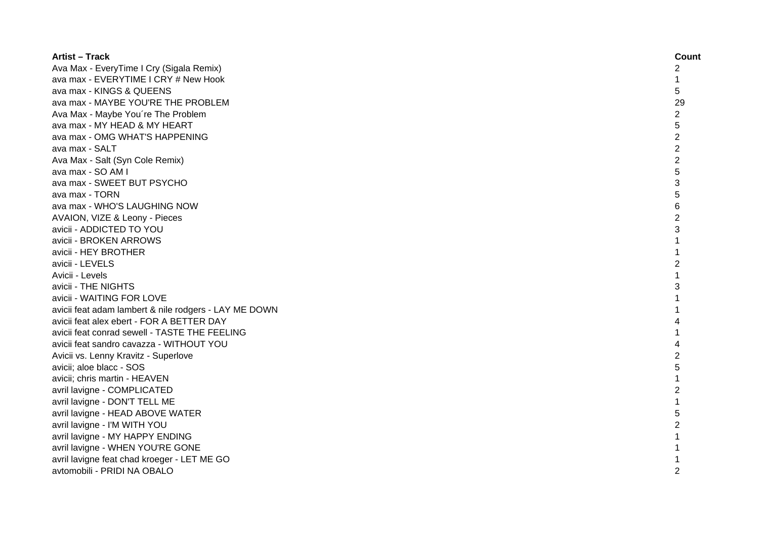| Artist – Track | Count |
|---|---|
| Ava Max - EveryTime I Cry (Sigala Remix) | 2 |
| ava max - EVERYTIME I CRY # New Hook | 1 |
| ava max - KINGS & QUEENS | 5 |
| ava max - MAYBE YOU'RE THE PROBLEM | 29 |
| Ava Max - Maybe You´re The Problem | 2 |
| ava max - MY HEAD & MY HEART | 5 |
| ava max - OMG WHAT'S HAPPENING | 2 |
| ava max - SALT | 2 |
| Ava Max - Salt (Syn Cole Remix) | 2 |
| ava max - SO AM I | 5 |
| ava max - SWEET BUT PSYCHO | 3 |
| ava max - TORN | 5 |
| ava max - WHO'S LAUGHING NOW | 6 |
| AVAION, VIZE & Leony - Pieces | 2 |
| avicii - ADDICTED TO YOU | 3 |
| avicii - BROKEN ARROWS | 1 |
| avicii - HEY BROTHER | 1 |
| avicii - LEVELS | 2 |
| Avicii - Levels | 1 |
| avicii - THE NIGHTS | 3 |
| avicii - WAITING FOR LOVE | 1 |
| avicii feat adam lambert & nile rodgers - LAY ME DOWN | 1 |
| avicii feat alex ebert - FOR A BETTER DAY | 4 |
| avicii feat conrad sewell - TASTE THE FEELING | 1 |
| avicii feat sandro cavazza - WITHOUT YOU | 4 |
| Avicii vs. Lenny Kravitz - Superlove | 2 |
| avicii; aloe blacc - SOS | 5 |
| avicii; chris martin - HEAVEN | 1 |
| avril lavigne - COMPLICATED | 2 |
| avril lavigne - DON'T TELL ME | 1 |
| avril lavigne - HEAD ABOVE WATER | 5 |
| avril lavigne - I'M WITH YOU | 2 |
| avril lavigne - MY HAPPY ENDING | 1 |
| avril lavigne - WHEN YOU'RE GONE | 1 |
| avril lavigne feat chad kroeger - LET ME GO | 1 |
| avtomobili - PRIDI NA OBALO | 2 |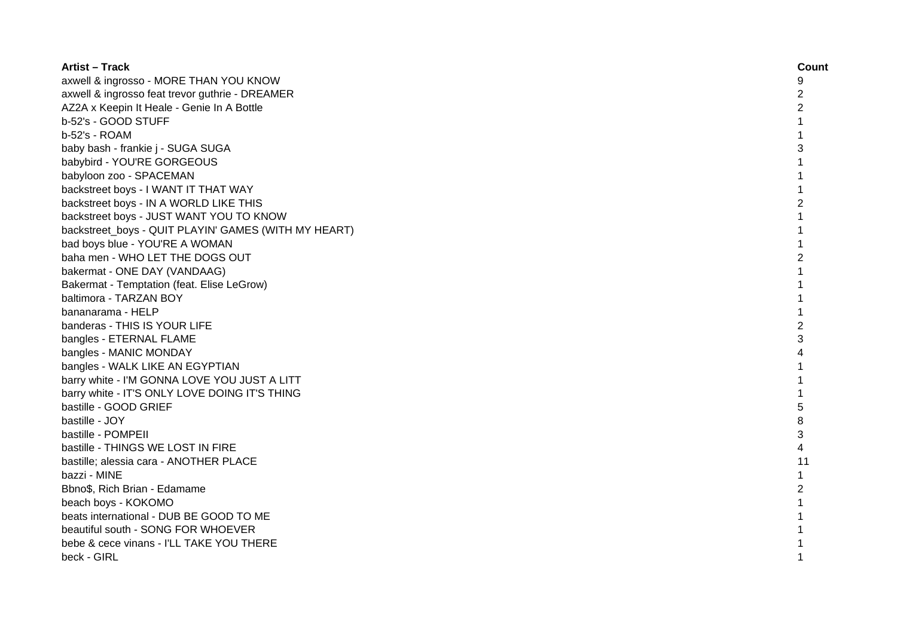| Artist – Track | Count |
|---|---|
| axwell & ingrosso - MORE THAN YOU KNOW | 9 |
| axwell & ingrosso feat trevor guthrie - DREAMER | 2 |
| AZ2A x Keepin It Heale - Genie In A Bottle | 2 |
| b-52's - GOOD STUFF | 1 |
| b-52's - ROAM | 1 |
| baby bash - frankie j - SUGA SUGA | 3 |
| babybird - YOU'RE GORGEOUS | 1 |
| babyloon zoo - SPACEMAN | 1 |
| backstreet boys - I WANT IT THAT WAY | 1 |
| backstreet boys - IN A WORLD LIKE THIS | 2 |
| backstreet boys - JUST WANT YOU TO KNOW | 1 |
| backstreet_boys - QUIT PLAYIN' GAMES (WITH MY HEART) | 1 |
| bad boys blue - YOU'RE A WOMAN | 1 |
| baha men - WHO LET THE DOGS OUT | 2 |
| bakermat - ONE DAY (VANDAAG) | 1 |
| Bakermat - Temptation (feat. Elise LeGrow) | 1 |
| baltimora - TARZAN BOY | 1 |
| bananarama - HELP | 1 |
| banderas - THIS IS YOUR LIFE | 2 |
| bangles - ETERNAL FLAME | 3 |
| bangles - MANIC MONDAY | 4 |
| bangles - WALK LIKE AN EGYPTIAN | 1 |
| barry white - I'M GONNA LOVE YOU JUST A LITT | 1 |
| barry white - IT'S ONLY LOVE DOING IT'S THING | 1 |
| bastille - GOOD GRIEF | 5 |
| bastille - JOY | 8 |
| bastille - POMPEII | 3 |
| bastille - THINGS WE LOST IN FIRE | 4 |
| bastille; alessia cara - ANOTHER PLACE | 11 |
| bazzi - MINE | 1 |
| Bbno$, Rich Brian - Edamame | 2 |
| beach boys - KOKOMO | 1 |
| beats international - DUB BE GOOD TO ME | 1 |
| beautiful south - SONG FOR WHOEVER | 1 |
| bebe & cece vinans - I'LL TAKE YOU THERE | 1 |
| beck - GIRL | 1 |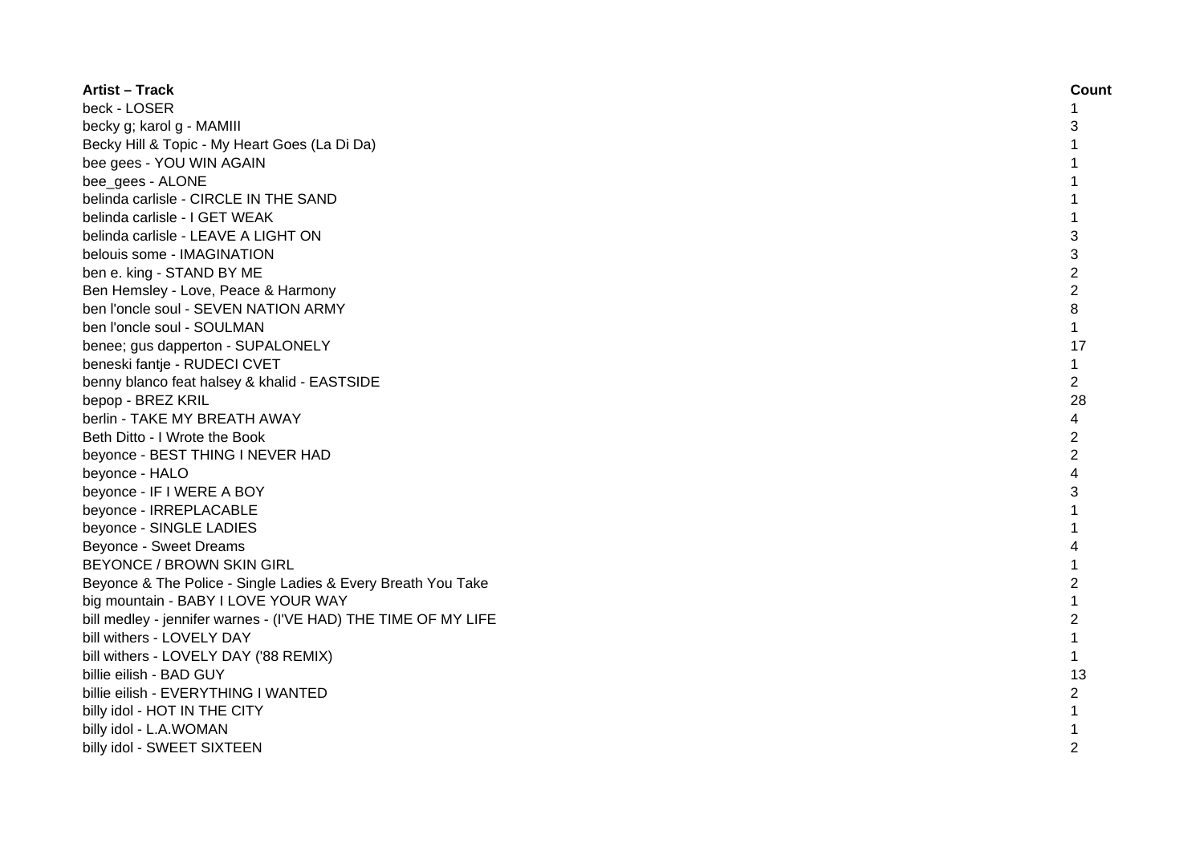| Artist – Track | Count |
|---|---|
| beck - LOSER | 1 |
| becky g; karol g - MAMIII | 3 |
| Becky Hill & Topic - My Heart Goes (La Di Da) | 1 |
| bee gees - YOU WIN AGAIN | 1 |
| bee_gees - ALONE | 1 |
| belinda carlisle - CIRCLE IN THE SAND | 1 |
| belinda carlisle - I GET WEAK | 1 |
| belinda carlisle - LEAVE A LIGHT ON | 3 |
| belouis some - IMAGINATION | 3 |
| ben e. king - STAND BY ME | 2 |
| Ben Hemsley - Love, Peace & Harmony | 2 |
| ben l'oncle soul - SEVEN NATION ARMY | 8 |
| ben l'oncle soul - SOULMAN | 1 |
| benee; gus dapperton - SUPALONELY | 17 |
| beneski fantje - RUDECI CVET | 1 |
| benny blanco feat halsey & khalid - EASTSIDE | 2 |
| bepop - BREZ KRIL | 28 |
| berlin - TAKE MY BREATH AWAY | 4 |
| Beth Ditto - I Wrote the Book | 2 |
| beyonce - BEST THING I NEVER HAD | 2 |
| beyonce - HALO | 4 |
| beyonce - IF I WERE A BOY | 3 |
| beyonce - IRREPLACABLE | 1 |
| beyonce - SINGLE LADIES | 1 |
| Beyonce - Sweet Dreams | 4 |
| BEYONCE / BROWN SKIN GIRL | 1 |
| Beyonce & The Police - Single Ladies & Every Breath You Take | 2 |
| big mountain - BABY I LOVE YOUR WAY | 1 |
| bill medley - jennifer warnes - (I'VE HAD) THE TIME OF MY LIFE | 2 |
| bill withers - LOVELY DAY | 1 |
| bill withers - LOVELY DAY ('88 REMIX) | 1 |
| billie eilish - BAD GUY | 13 |
| billie eilish - EVERYTHING I WANTED | 2 |
| billy idol - HOT IN THE CITY | 1 |
| billy idol - L.A.WOMAN | 1 |
| billy idol - SWEET SIXTEEN | 2 |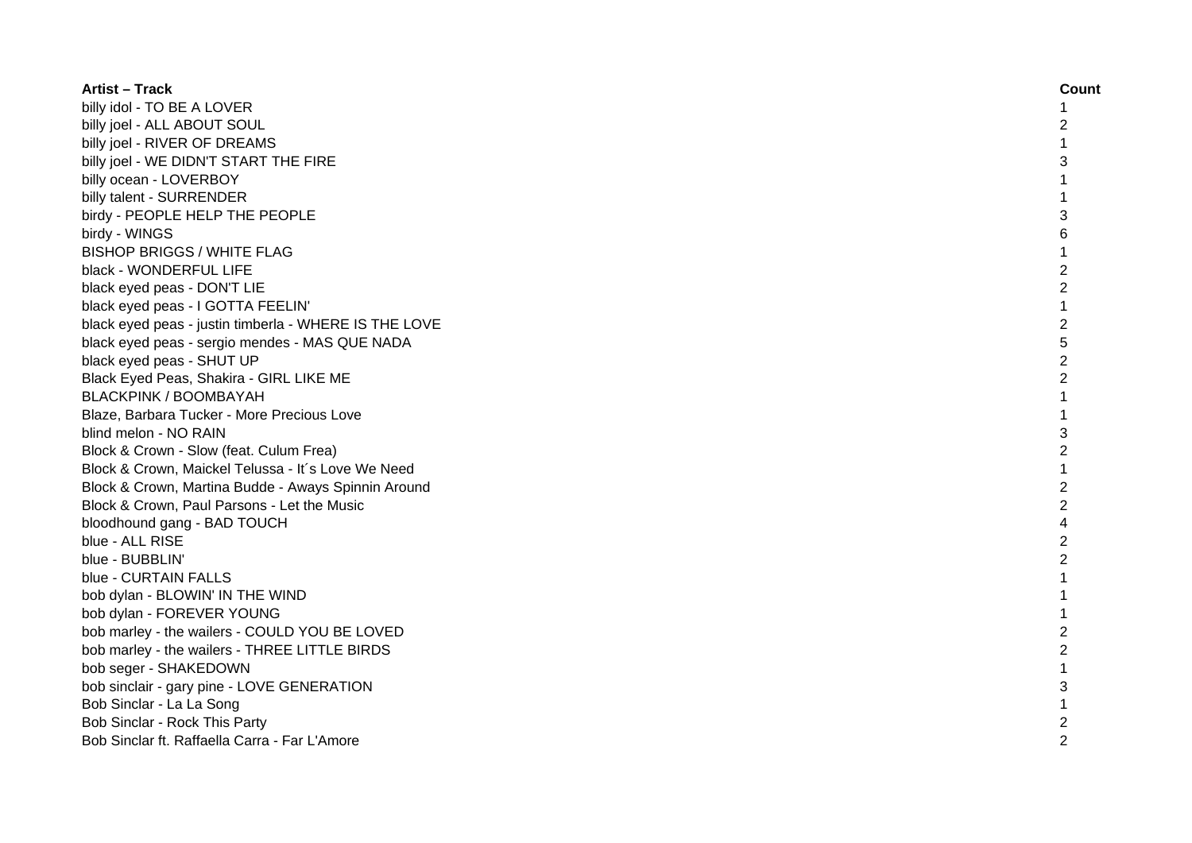| Artist – Track | Count |
|---|---|
| billy idol - TO BE A LOVER | 1 |
| billy joel - ALL ABOUT SOUL | 2 |
| billy joel - RIVER OF DREAMS | 1 |
| billy joel - WE DIDN'T START THE FIRE | 3 |
| billy ocean - LOVERBOY | 1 |
| billy talent - SURRENDER | 1 |
| birdy - PEOPLE HELP THE PEOPLE | 3 |
| birdy - WINGS | 6 |
| BISHOP BRIGGS / WHITE FLAG | 1 |
| black - WONDERFUL LIFE | 2 |
| black eyed peas - DON'T LIE | 2 |
| black eyed peas - I GOTTA FEELIN' | 1 |
| black eyed peas - justin timberla - WHERE IS THE LOVE | 2 |
| black eyed peas - sergio mendes - MAS QUE NADA | 5 |
| black eyed peas - SHUT UP | 2 |
| Black Eyed Peas, Shakira - GIRL LIKE ME | 2 |
| BLACKPINK / BOOMBAYAH | 1 |
| Blaze, Barbara Tucker - More Precious Love | 1 |
| blind melon - NO RAIN | 3 |
| Block & Crown - Slow (feat. Culum Frea) | 2 |
| Block & Crown, Maickel Telussa - It´s Love We Need | 1 |
| Block & Crown, Martina Budde - Aways Spinnin Around | 2 |
| Block & Crown, Paul Parsons - Let the Music | 2 |
| bloodhound gang - BAD TOUCH | 4 |
| blue - ALL RISE | 2 |
| blue - BUBBLIN' | 2 |
| blue - CURTAIN FALLS | 1 |
| bob dylan - BLOWIN' IN THE WIND | 1 |
| bob dylan - FOREVER YOUNG | 1 |
| bob marley - the wailers - COULD YOU BE LOVED | 2 |
| bob marley - the wailers - THREE LITTLE BIRDS | 2 |
| bob seger - SHAKEDOWN | 1 |
| bob sinclair - gary pine - LOVE GENERATION | 3 |
| Bob Sinclar - La La Song | 1 |
| Bob Sinclar - Rock This Party | 2 |
| Bob Sinclar ft. Raffaella Carra - Far L'Amore | 2 |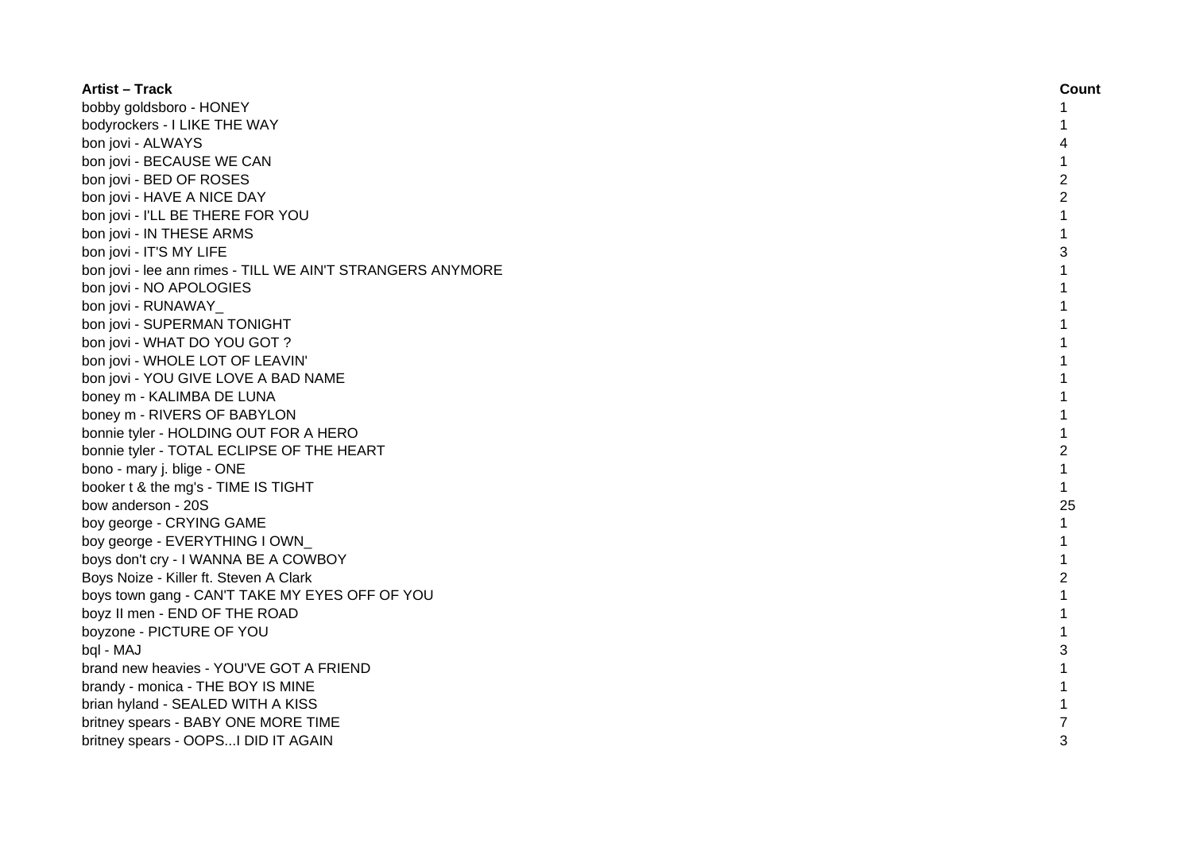| Artist – Track | Count |
| --- | --- |
| bobby goldsboro - HONEY | 1 |
| bodyrockers - I LIKE THE WAY | 1 |
| bon jovi - ALWAYS | 4 |
| bon jovi - BECAUSE WE CAN | 1 |
| bon jovi - BED OF ROSES | 2 |
| bon jovi - HAVE A NICE DAY | 2 |
| bon jovi - I'LL BE THERE FOR YOU | 1 |
| bon jovi - IN THESE ARMS | 1 |
| bon jovi - IT'S MY LIFE | 3 |
| bon jovi - lee ann rimes - TILL WE AIN'T STRANGERS ANYMORE | 1 |
| bon jovi - NO APOLOGIES | 1 |
| bon jovi - RUNAWAY_ | 1 |
| bon jovi - SUPERMAN TONIGHT | 1 |
| bon jovi - WHAT DO YOU GOT ? | 1 |
| bon jovi - WHOLE LOT OF LEAVIN' | 1 |
| bon jovi - YOU GIVE LOVE A BAD NAME | 1 |
| boney m - KALIMBA DE LUNA | 1 |
| boney m - RIVERS OF BABYLON | 1 |
| bonnie tyler - HOLDING OUT FOR A HERO | 1 |
| bonnie tyler - TOTAL ECLIPSE OF THE HEART | 2 |
| bono - mary j. blige - ONE | 1 |
| booker t & the mg's - TIME IS TIGHT | 1 |
| bow anderson - 20S | 25 |
| boy george - CRYING GAME | 1 |
| boy george - EVERYTHING I OWN_ | 1 |
| boys don't cry - I WANNA BE A COWBOY | 1 |
| Boys Noize - Killer ft. Steven A Clark | 2 |
| boys town gang - CAN'T TAKE MY EYES OFF OF YOU | 1 |
| boyz II men - END OF THE ROAD | 1 |
| boyzone - PICTURE OF YOU | 1 |
| bql - MAJ | 3 |
| brand new heavies - YOU'VE GOT A FRIEND | 1 |
| brandy - monica - THE BOY IS MINE | 1 |
| brian hyland - SEALED WITH A KISS | 1 |
| britney spears - BABY ONE MORE TIME | 7 |
| britney spears - OOPS...I DID IT AGAIN | 3 |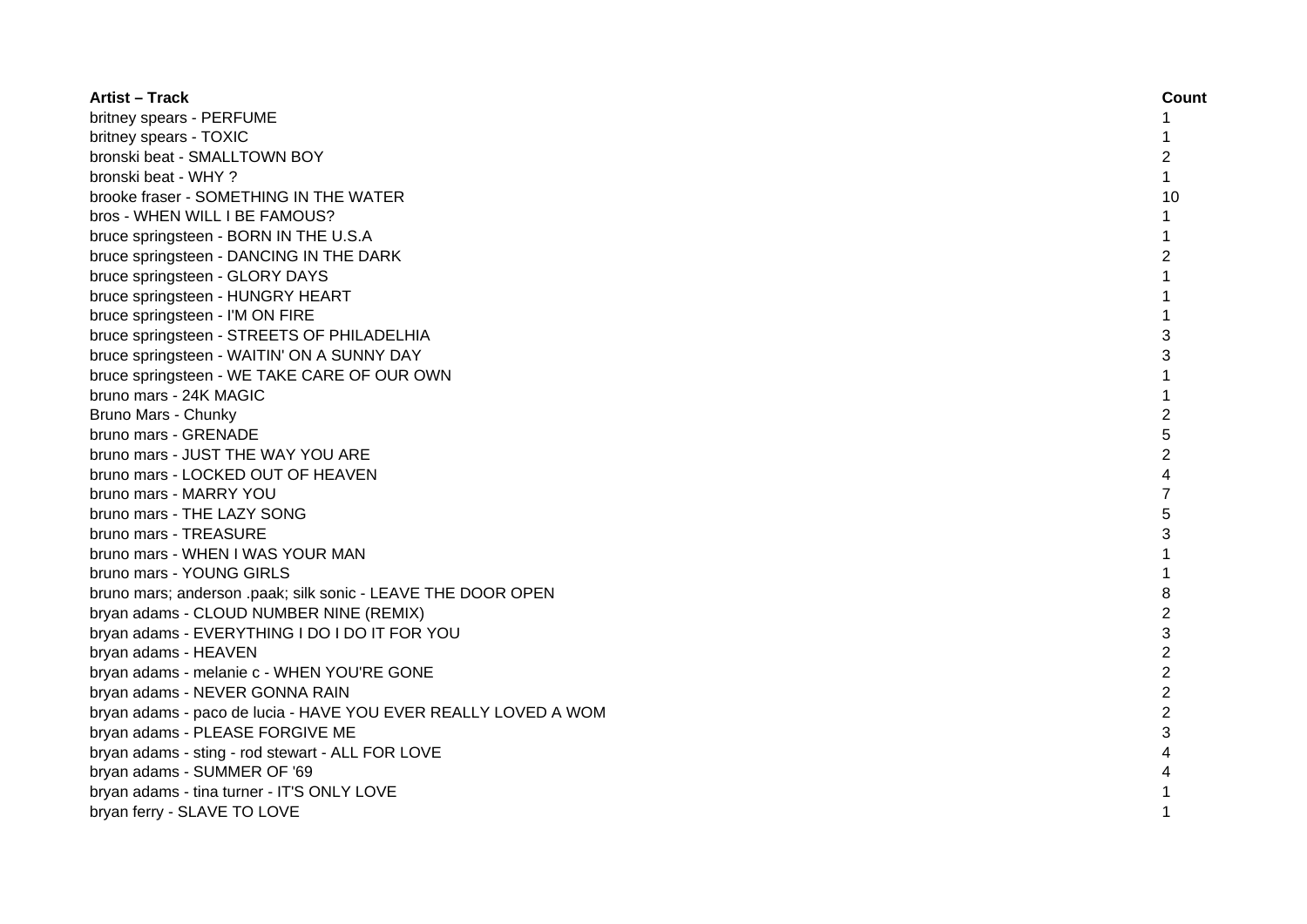| Artist – Track | Count |
|---|---|
| britney spears - PERFUME | 1 |
| britney spears - TOXIC | 1 |
| bronski beat - SMALLTOWN BOY | 2 |
| bronski beat - WHY ? | 1 |
| brooke fraser - SOMETHING IN THE WATER | 10 |
| bros - WHEN WILL I BE FAMOUS? | 1 |
| bruce springsteen - BORN IN THE U.S.A | 1 |
| bruce springsteen - DANCING IN THE DARK | 2 |
| bruce springsteen - GLORY DAYS | 1 |
| bruce springsteen - HUNGRY HEART | 1 |
| bruce springsteen - I'M ON FIRE | 1 |
| bruce springsteen - STREETS OF PHILADELHIA | 3 |
| bruce springsteen - WAITIN' ON A SUNNY DAY | 3 |
| bruce springsteen - WE TAKE CARE OF OUR OWN | 1 |
| bruno mars - 24K MAGIC | 1 |
| Bruno Mars - Chunky | 2 |
| bruno mars - GRENADE | 5 |
| bruno mars - JUST THE WAY YOU ARE | 2 |
| bruno mars - LOCKED OUT OF HEAVEN | 4 |
| bruno mars - MARRY YOU | 7 |
| bruno mars - THE LAZY SONG | 5 |
| bruno mars - TREASURE | 3 |
| bruno mars - WHEN I WAS YOUR MAN | 1 |
| bruno mars - YOUNG GIRLS | 1 |
| bruno mars; anderson .paak; silk sonic - LEAVE THE DOOR OPEN | 8 |
| bryan adams - CLOUD NUMBER NINE (REMIX) | 2 |
| bryan adams - EVERYTHING I DO I DO IT FOR YOU | 3 |
| bryan adams - HEAVEN | 2 |
| bryan adams - melanie c - WHEN YOU'RE GONE | 2 |
| bryan adams - NEVER GONNA RAIN | 2 |
| bryan adams - paco de lucia - HAVE YOU EVER REALLY LOVED A WOM | 2 |
| bryan adams - PLEASE FORGIVE ME | 3 |
| bryan adams - sting - rod stewart - ALL FOR LOVE | 4 |
| bryan adams - SUMMER OF '69 | 4 |
| bryan adams - tina turner - IT'S ONLY LOVE | 1 |
| bryan ferry - SLAVE TO LOVE | 1 |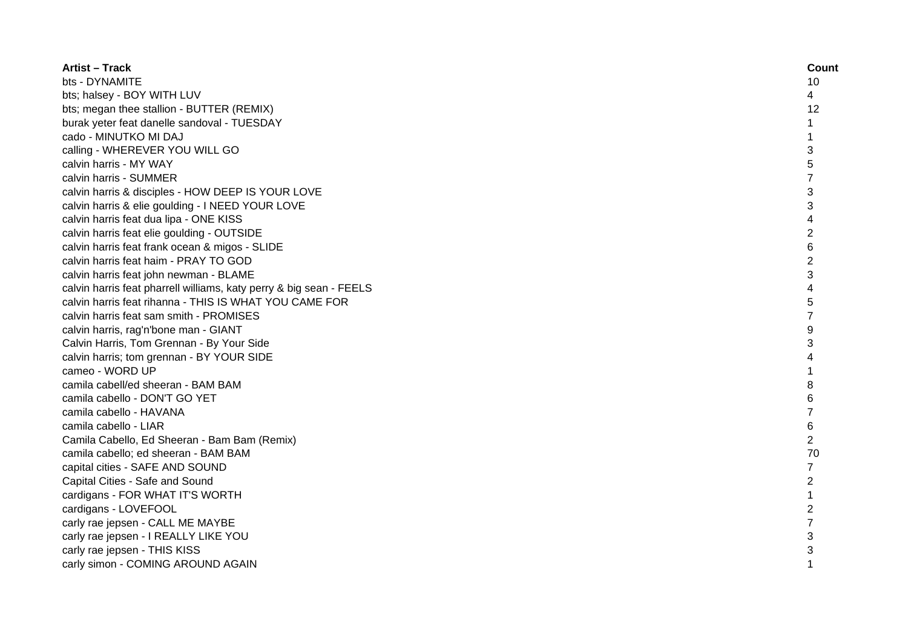| Artist – Track | Count |
|---|---|
| bts - DYNAMITE | 10 |
| bts; halsey - BOY WITH LUV | 4 |
| bts; megan thee stallion - BUTTER (REMIX) | 12 |
| burak yeter feat danelle sandoval - TUESDAY | 1 |
| cado - MINUTKO MI DAJ | 1 |
| calling - WHEREVER YOU WILL GO | 3 |
| calvin harris - MY WAY | 5 |
| calvin harris - SUMMER | 7 |
| calvin harris & disciples - HOW DEEP IS YOUR LOVE | 3 |
| calvin harris & elie goulding - I NEED YOUR LOVE | 3 |
| calvin harris feat dua lipa - ONE KISS | 4 |
| calvin harris feat elie goulding - OUTSIDE | 2 |
| calvin harris feat frank ocean & migos - SLIDE | 6 |
| calvin harris feat haim - PRAY TO GOD | 2 |
| calvin harris feat john newman - BLAME | 3 |
| calvin harris feat pharrell williams, katy perry & big sean - FEELS | 4 |
| calvin harris feat rihanna - THIS IS WHAT YOU CAME FOR | 5 |
| calvin harris feat sam smith - PROMISES | 7 |
| calvin harris, rag'n'bone man - GIANT | 9 |
| Calvin Harris, Tom Grennan - By Your Side | 3 |
| calvin harris; tom grennan - BY YOUR SIDE | 4 |
| cameo - WORD UP | 1 |
| camila cabell/ed sheeran - BAM BAM | 8 |
| camila cabello - DON'T GO YET | 6 |
| camila cabello - HAVANA | 7 |
| camila cabello - LIAR | 6 |
| Camila Cabello, Ed Sheeran - Bam Bam (Remix) | 2 |
| camila cabello; ed sheeran - BAM BAM | 70 |
| capital cities - SAFE AND SOUND | 7 |
| Capital Cities - Safe and Sound | 2 |
| cardigans - FOR WHAT IT'S WORTH | 1 |
| cardigans - LOVEFOOL | 2 |
| carly rae jepsen - CALL ME MAYBE | 7 |
| carly rae jepsen - I REALLY LIKE YOU | 3 |
| carly rae jepsen - THIS KISS | 3 |
| carly simon - COMING AROUND AGAIN | 1 |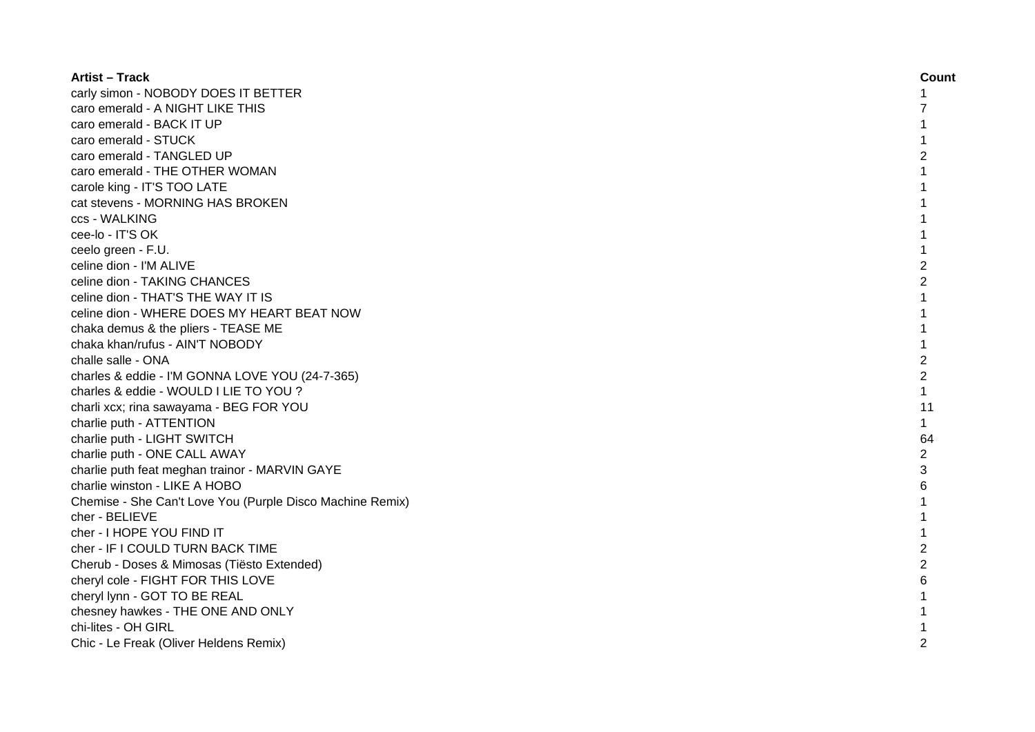| Artist – Track | Count |
| --- | --- |
| carly simon - NOBODY DOES IT BETTER | 1 |
| caro emerald - A NIGHT LIKE THIS | 7 |
| caro emerald - BACK IT UP | 1 |
| caro emerald - STUCK | 1 |
| caro emerald - TANGLED UP | 2 |
| caro emerald - THE OTHER WOMAN | 1 |
| carole king - IT'S TOO LATE | 1 |
| cat stevens - MORNING HAS BROKEN | 1 |
| ccs - WALKING | 1 |
| cee-lo - IT'S OK | 1 |
| ceelo green - F.U. | 1 |
| celine dion - I'M ALIVE | 2 |
| celine dion - TAKING CHANCES | 2 |
| celine dion - THAT'S THE WAY IT IS | 1 |
| celine dion - WHERE DOES MY HEART BEAT NOW | 1 |
| chaka demus & the pliers - TEASE ME | 1 |
| chaka khan/rufus - AIN'T NOBODY | 1 |
| challe salle - ONA | 2 |
| charles & eddie - I'M GONNA LOVE YOU (24-7-365) | 2 |
| charles & eddie - WOULD I LIE TO YOU ? | 1 |
| charli xcx; rina sawayama - BEG FOR YOU | 11 |
| charlie puth - ATTENTION | 1 |
| charlie puth - LIGHT SWITCH | 64 |
| charlie puth - ONE CALL AWAY | 2 |
| charlie puth feat meghan trainor - MARVIN GAYE | 3 |
| charlie winston - LIKE A HOBO | 6 |
| Chemise - She Can't Love You (Purple Disco Machine Remix) | 1 |
| cher - BELIEVE | 1 |
| cher - I HOPE YOU FIND IT | 1 |
| cher - IF I COULD TURN BACK TIME | 2 |
| Cherub - Doses & Mimosas (Tiësto Extended) | 2 |
| cheryl cole - FIGHT FOR THIS LOVE | 6 |
| cheryl lynn - GOT TO BE REAL | 1 |
| chesney hawkes - THE ONE AND ONLY | 1 |
| chi-lites - OH GIRL | 1 |
| Chic - Le Freak (Oliver Heldens Remix) | 2 |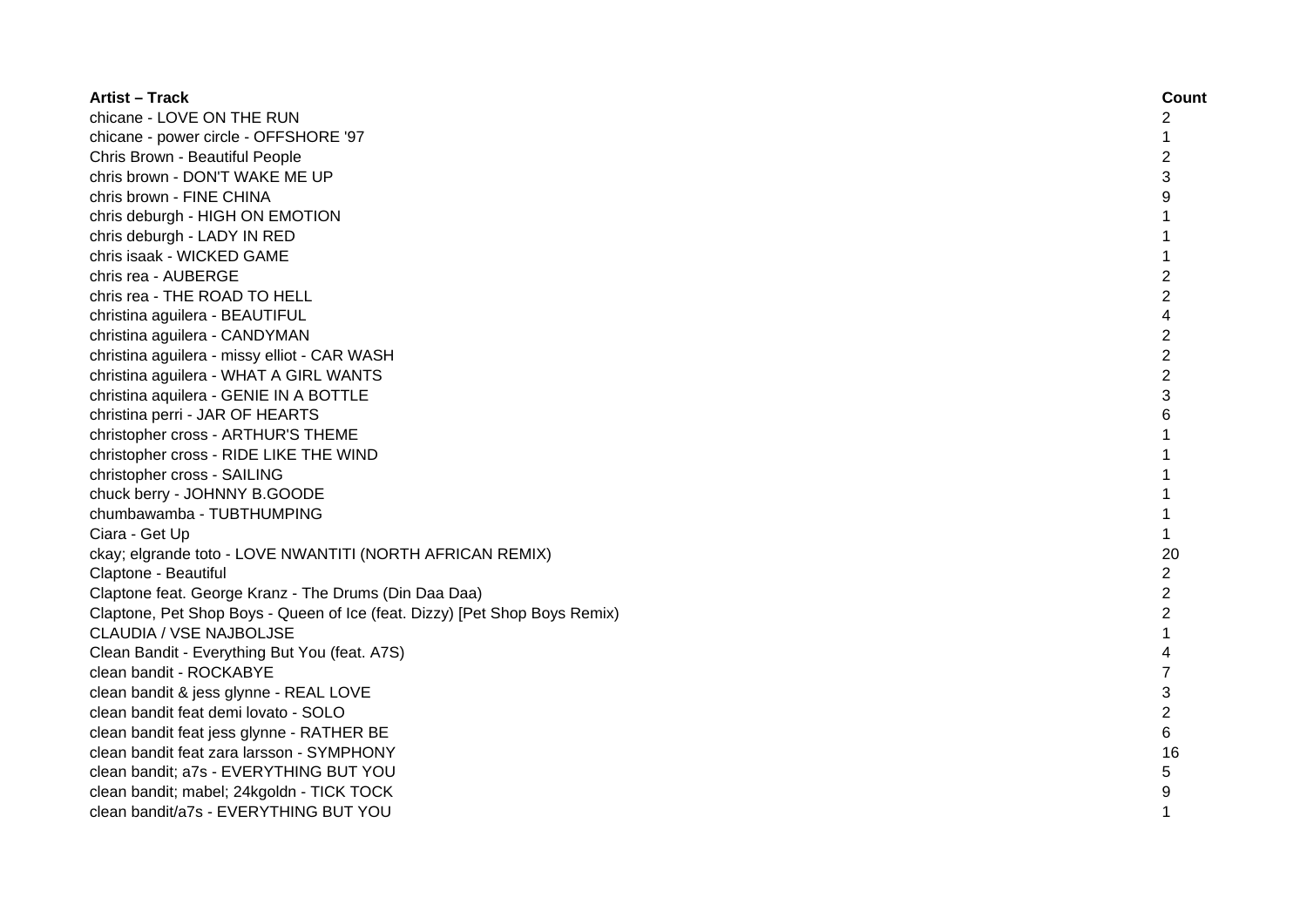| Artist – Track | Count |
| --- | --- |
| chicane - LOVE ON THE RUN | 2 |
| chicane - power circle - OFFSHORE '97 | 1 |
| Chris Brown - Beautiful People | 2 |
| chris brown - DON'T WAKE ME UP | 3 |
| chris brown - FINE CHINA | 9 |
| chris deburgh - HIGH ON EMOTION | 1 |
| chris deburgh - LADY IN RED | 1 |
| chris isaak - WICKED GAME | 1 |
| chris rea - AUBERGE | 2 |
| chris rea - THE ROAD TO HELL | 2 |
| christina aguilera - BEAUTIFUL | 4 |
| christina aguilera - CANDYMAN | 2 |
| christina aguilera - missy elliot - CAR WASH | 2 |
| christina aguilera - WHAT A GIRL WANTS | 2 |
| christina aquilera - GENIE IN A BOTTLE | 3 |
| christina perri - JAR OF HEARTS | 6 |
| christopher cross - ARTHUR'S THEME | 1 |
| christopher cross - RIDE LIKE THE WIND | 1 |
| christopher cross - SAILING | 1 |
| chuck berry - JOHNNY B.GOODE | 1 |
| chumbawamba - TUBTHUMPING | 1 |
| Ciara - Get Up | 1 |
| ckay; elgrande toto - LOVE NWANTITI (NORTH AFRICAN REMIX) | 20 |
| Claptone - Beautiful | 2 |
| Claptone feat. George Kranz - The Drums (Din Daa Daa) | 2 |
| Claptone, Pet Shop Boys - Queen of Ice (feat. Dizzy) [Pet Shop Boys Remix) | 2 |
| CLAUDIA / VSE NAJBOLJSE | 1 |
| Clean Bandit - Everything But You (feat. A7S) | 4 |
| clean bandit - ROCKABYE | 7 |
| clean bandit & jess glynne - REAL LOVE | 3 |
| clean bandit feat demi lovato - SOLO | 2 |
| clean bandit feat jess glynne - RATHER BE | 6 |
| clean bandit feat zara larsson - SYMPHONY | 16 |
| clean bandit; a7s - EVERYTHING BUT YOU | 5 |
| clean bandit; mabel; 24kgoldn - TICK TOCK | 9 |
| clean bandit/a7s - EVERYTHING BUT YOU | 1 |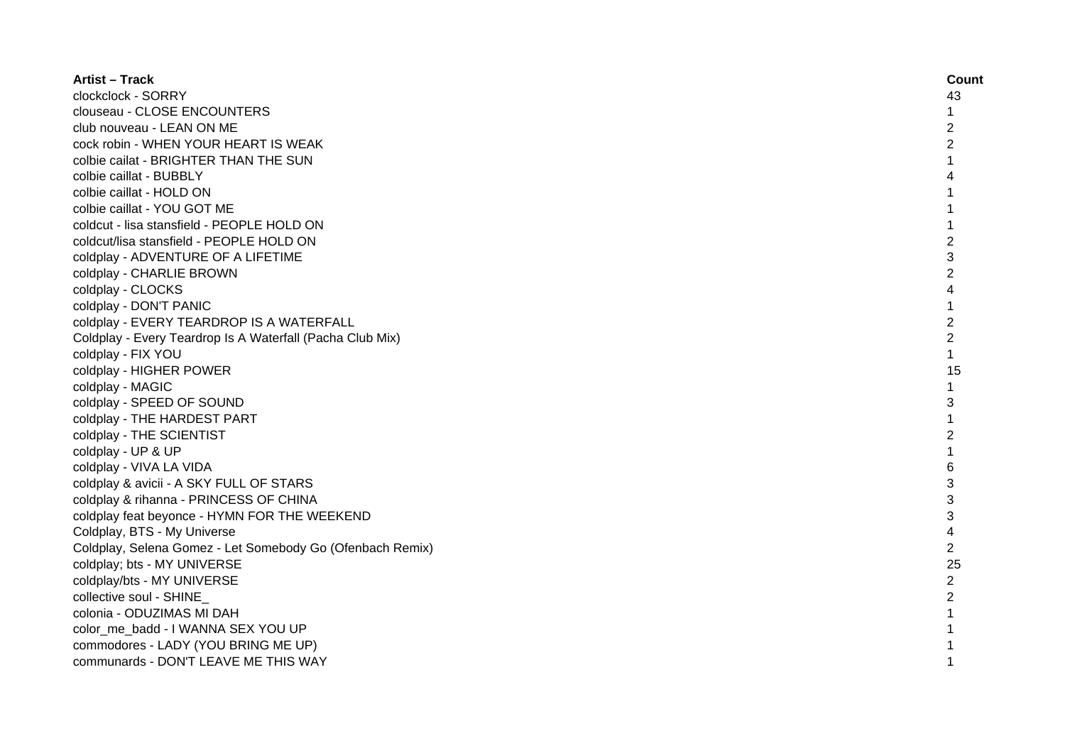| Artist – Track | Count |
| --- | --- |
| clockclock - SORRY | 43 |
| clouseau - CLOSE ENCOUNTERS | 1 |
| club nouveau - LEAN ON ME | 2 |
| cock robin - WHEN YOUR HEART IS WEAK | 2 |
| colbie cailat - BRIGHTER THAN THE SUN | 1 |
| colbie caillat - BUBBLY | 4 |
| colbie caillat - HOLD ON | 1 |
| colbie caillat - YOU GOT ME | 1 |
| coldcut - lisa stansfield - PEOPLE HOLD ON | 1 |
| coldcut/lisa stansfield - PEOPLE HOLD ON | 2 |
| coldplay - ADVENTURE OF A LIFETIME | 3 |
| coldplay - CHARLIE BROWN | 2 |
| coldplay - CLOCKS | 4 |
| coldplay - DON'T PANIC | 1 |
| coldplay - EVERY TEARDROP IS A WATERFALL | 2 |
| Coldplay - Every Teardrop Is A Waterfall (Pacha Club Mix) | 2 |
| coldplay - FIX YOU | 1 |
| coldplay - HIGHER POWER | 15 |
| coldplay - MAGIC | 1 |
| coldplay - SPEED OF SOUND | 3 |
| coldplay - THE HARDEST PART | 1 |
| coldplay - THE SCIENTIST | 2 |
| coldplay - UP & UP | 1 |
| coldplay - VIVA LA VIDA | 6 |
| coldplay & avicii - A SKY FULL OF STARS | 3 |
| coldplay & rihanna - PRINCESS OF CHINA | 3 |
| coldplay feat beyonce - HYMN FOR THE WEEKEND | 3 |
| Coldplay, BTS - My Universe | 4 |
| Coldplay, Selena Gomez - Let Somebody Go (Ofenbach Remix) | 2 |
| coldplay; bts - MY UNIVERSE | 25 |
| coldplay/bts - MY UNIVERSE | 2 |
| collective soul - SHINE_ | 2 |
| colonia - ODUZIMAS MI DAH | 1 |
| color_me_badd - I WANNA SEX YOU UP | 1 |
| commodores - LADY (YOU BRING ME UP) | 1 |
| communards - DON'T LEAVE ME THIS WAY | 1 |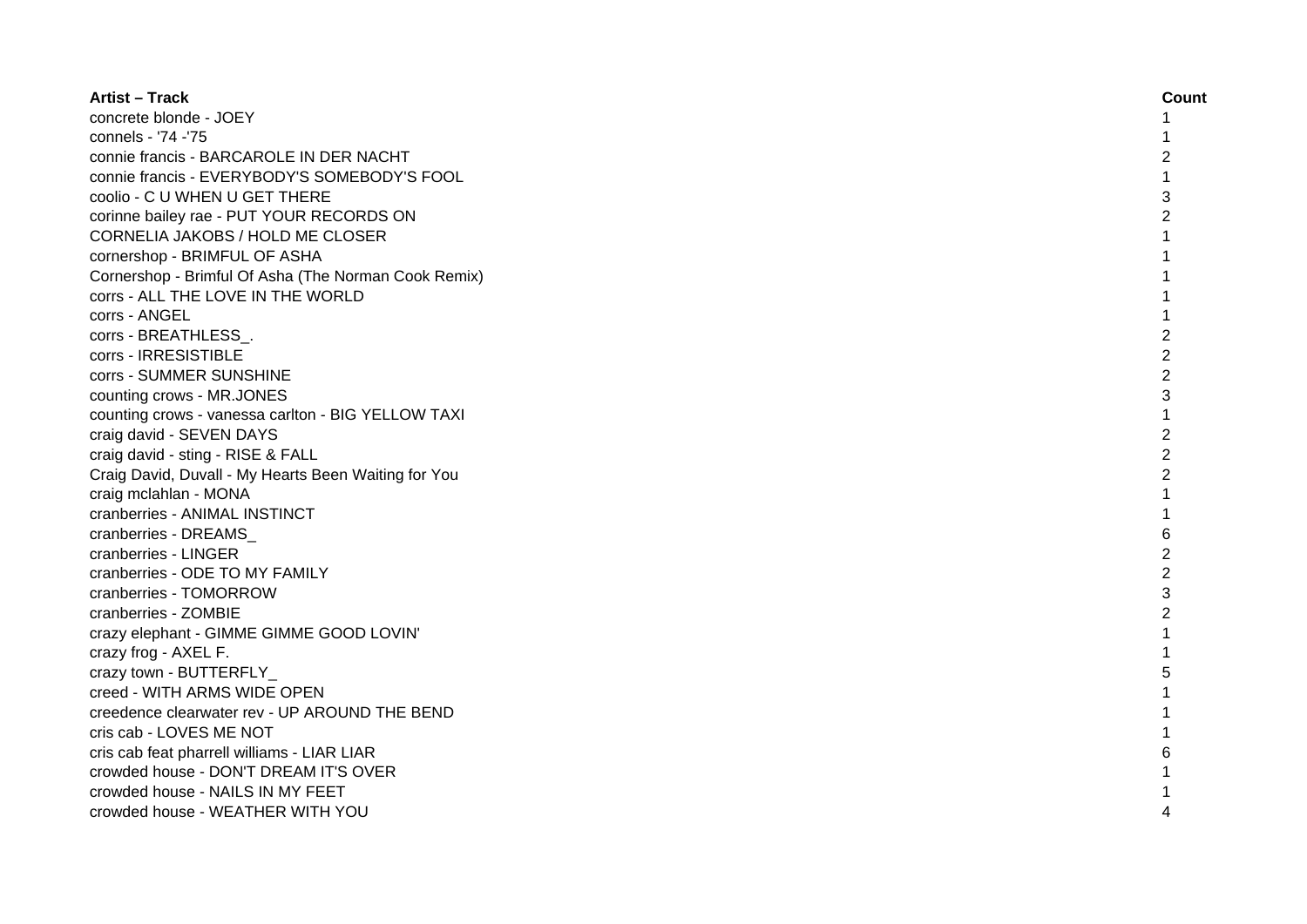| Artist – Track | Count |
|---|---|
| concrete blonde - JOEY | 1 |
| connels - '74 -'75 | 1 |
| connie francis - BARCAROLE IN DER NACHT | 2 |
| connie francis - EVERYBODY'S SOMEBODY'S FOOL | 1 |
| coolio - C U WHEN U GET THERE | 3 |
| corinne bailey rae - PUT YOUR RECORDS ON | 2 |
| CORNELIA JAKOBS / HOLD ME CLOSER | 1 |
| cornershop - BRIMFUL OF ASHA | 1 |
| Cornershop - Brimful Of Asha (The Norman Cook Remix) | 1 |
| corrs - ALL THE LOVE IN THE WORLD | 1 |
| corrs - ANGEL | 1 |
| corrs - BREATHLESS_. | 2 |
| corrs - IRRESISTIBLE | 2 |
| corrs - SUMMER SUNSHINE | 2 |
| counting crows - MR.JONES | 3 |
| counting crows - vanessa carlton - BIG YELLOW TAXI | 1 |
| craig david - SEVEN DAYS | 2 |
| craig david - sting - RISE & FALL | 2 |
| Craig David, Duvall - My Hearts Been Waiting for You | 2 |
| craig mclahlan - MONA | 1 |
| cranberries - ANIMAL INSTINCT | 1 |
| cranberries - DREAMS_ | 6 |
| cranberries - LINGER | 2 |
| cranberries - ODE TO MY FAMILY | 2 |
| cranberries - TOMORROW | 3 |
| cranberries - ZOMBIE | 2 |
| crazy elephant - GIMME GIMME GOOD LOVIN' | 1 |
| crazy frog - AXEL F. | 1 |
| crazy town - BUTTERFLY_ | 5 |
| creed - WITH ARMS WIDE OPEN | 1 |
| creedence clearwater rev - UP AROUND THE BEND | 1 |
| cris cab - LOVES ME NOT | 1 |
| cris cab feat pharrell williams - LIAR LIAR | 6 |
| crowded house - DON'T DREAM IT'S OVER | 1 |
| crowded house - NAILS IN MY FEET | 1 |
| crowded house - WEATHER WITH YOU | 4 |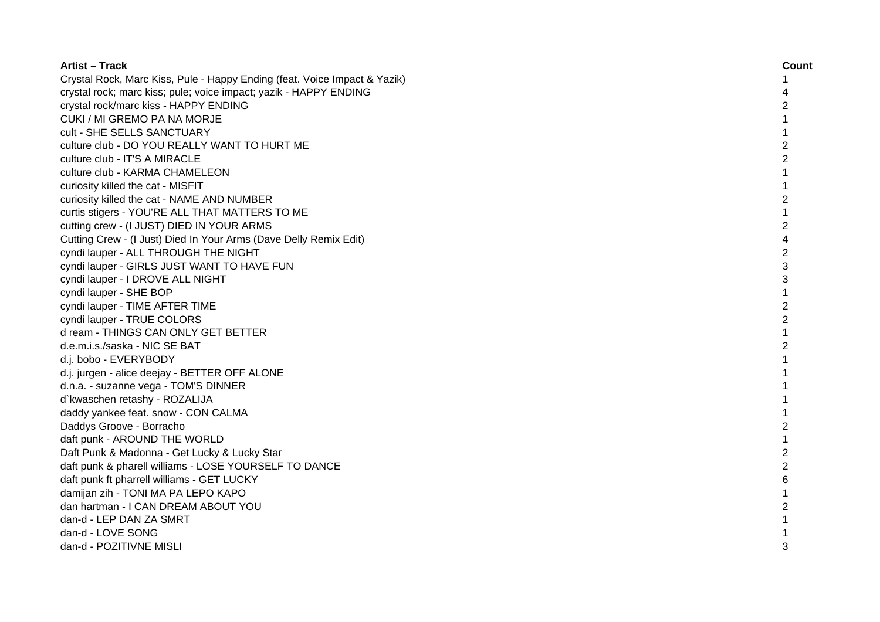| Artist – Track | Count |
|---|---|
| Crystal Rock, Marc Kiss, Pule - Happy Ending (feat. Voice Impact & Yazik) | 1 |
| crystal rock; marc kiss; pule; voice impact; yazik - HAPPY ENDING | 4 |
| crystal rock/marc kiss - HAPPY ENDING | 2 |
| CUKI / MI GREMO PA NA MORJE | 1 |
| cult - SHE SELLS SANCTUARY | 1 |
| culture club - DO YOU REALLY WANT TO HURT ME | 2 |
| culture club - IT'S A MIRACLE | 2 |
| culture club - KARMA CHAMELEON | 1 |
| curiosity killed the cat - MISFIT | 1 |
| curiosity killed the cat - NAME AND NUMBER | 2 |
| curtis stigers - YOU'RE ALL THAT MATTERS TO ME | 1 |
| cutting crew - (I JUST) DIED IN YOUR ARMS | 2 |
| Cutting Crew - (I Just) Died In Your Arms (Dave Delly Remix Edit) | 4 |
| cyndi lauper - ALL THROUGH THE NIGHT | 2 |
| cyndi lauper - GIRLS JUST WANT TO HAVE FUN | 3 |
| cyndi lauper - I DROVE ALL NIGHT | 3 |
| cyndi lauper - SHE BOP | 1 |
| cyndi lauper - TIME AFTER TIME | 2 |
| cyndi lauper - TRUE COLORS | 2 |
| d ream - THINGS CAN ONLY GET BETTER | 1 |
| d.e.m.i.s./saska - NIC SE BAT | 2 |
| d.j. bobo - EVERYBODY | 1 |
| d.j. jurgen - alice deejay - BETTER OFF ALONE | 1 |
| d.n.a. - suzanne vega - TOM'S DINNER | 1 |
| d`kwaschen retashy - ROZALIJA | 1 |
| daddy yankee feat. snow - CON CALMA | 1 |
| Daddys Groove - Borracho | 2 |
| daft punk - AROUND THE WORLD | 1 |
| Daft Punk & Madonna - Get Lucky & Lucky Star | 2 |
| daft punk & pharell williams - LOSE YOURSELF TO DANCE | 2 |
| daft punk ft pharrell williams - GET LUCKY | 6 |
| damijan zih - TONI MA PA LEPO KAPO | 1 |
| dan hartman - I CAN DREAM ABOUT YOU | 2 |
| dan-d - LEP DAN ZA SMRT | 1 |
| dan-d - LOVE SONG | 1 |
| dan-d - POZITIVNE MISLI | 3 |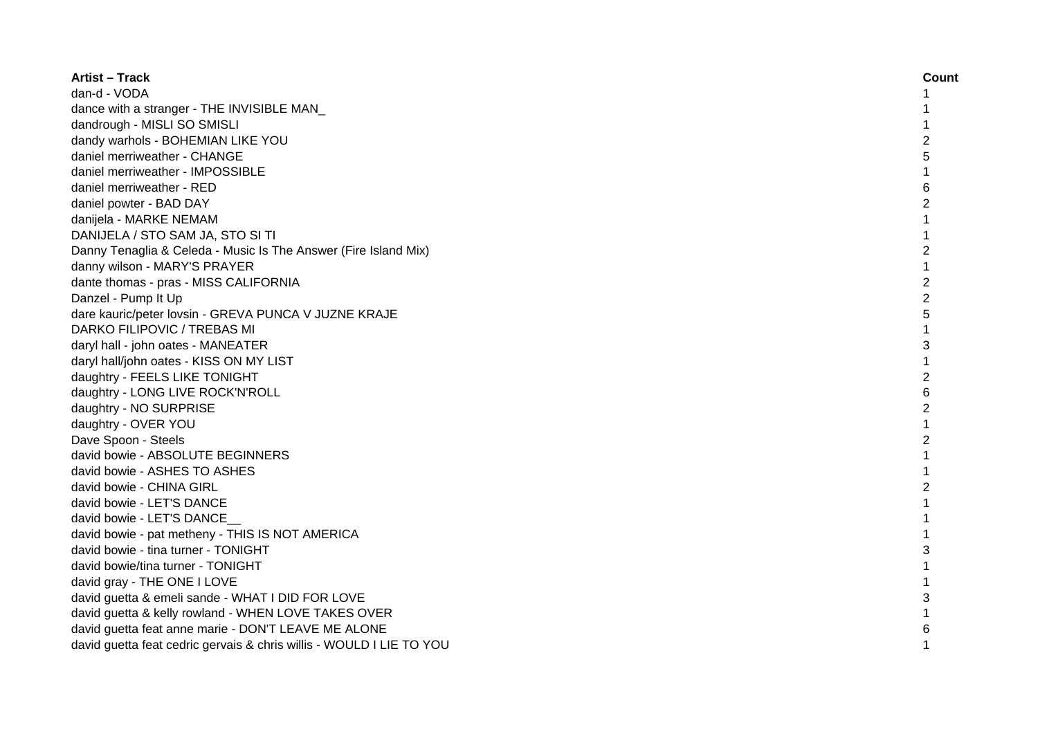| Artist – Track | Count |
| --- | --- |
| dan-d - VODA | 1 |
| dance with a stranger - THE INVISIBLE MAN_ | 1 |
| dandrough - MISLI SO SMISLI | 1 |
| dandy warhols - BOHEMIAN LIKE YOU | 2 |
| daniel merriweather - CHANGE | 5 |
| daniel merriweather - IMPOSSIBLE | 1 |
| daniel merriweather - RED | 6 |
| daniel powter - BAD DAY | 2 |
| danijela - MARKE NEMAM | 1 |
| DANIJELA / STO SAM JA, STO SI TI | 1 |
| Danny Tenaglia & Celeda - Music Is The Answer (Fire Island Mix) | 2 |
| danny wilson - MARY'S PRAYER | 1 |
| dante thomas - pras - MISS CALIFORNIA | 2 |
| Danzel - Pump It Up | 2 |
| dare kauric/peter lovsin - GREVA PUNCA V JUZNE KRAJE | 5 |
| DARKO FILIPOVIC / TREBAS MI | 1 |
| daryl hall - john oates - MANEATER | 3 |
| daryl hall/john oates - KISS ON MY LIST | 1 |
| daughtry - FEELS LIKE TONIGHT | 2 |
| daughtry - LONG LIVE ROCK'N'ROLL | 6 |
| daughtry - NO SURPRISE | 2 |
| daughtry - OVER YOU | 1 |
| Dave Spoon - Steels | 2 |
| david bowie - ABSOLUTE BEGINNERS | 1 |
| david bowie - ASHES TO ASHES | 1 |
| david bowie - CHINA GIRL | 2 |
| david bowie - LET'S DANCE | 1 |
| david bowie - LET'S DANCE__ | 1 |
| david bowie - pat metheny - THIS IS NOT AMERICA | 1 |
| david bowie - tina turner - TONIGHT | 3 |
| david bowie/tina turner - TONIGHT | 1 |
| david gray - THE ONE I LOVE | 1 |
| david guetta & emeli sande - WHAT I DID FOR LOVE | 3 |
| david guetta & kelly rowland - WHEN LOVE TAKES OVER | 1 |
| david guetta feat anne marie - DON'T LEAVE ME ALONE | 6 |
| david guetta feat cedric gervais & chris willis - WOULD I LIE TO YOU | 1 |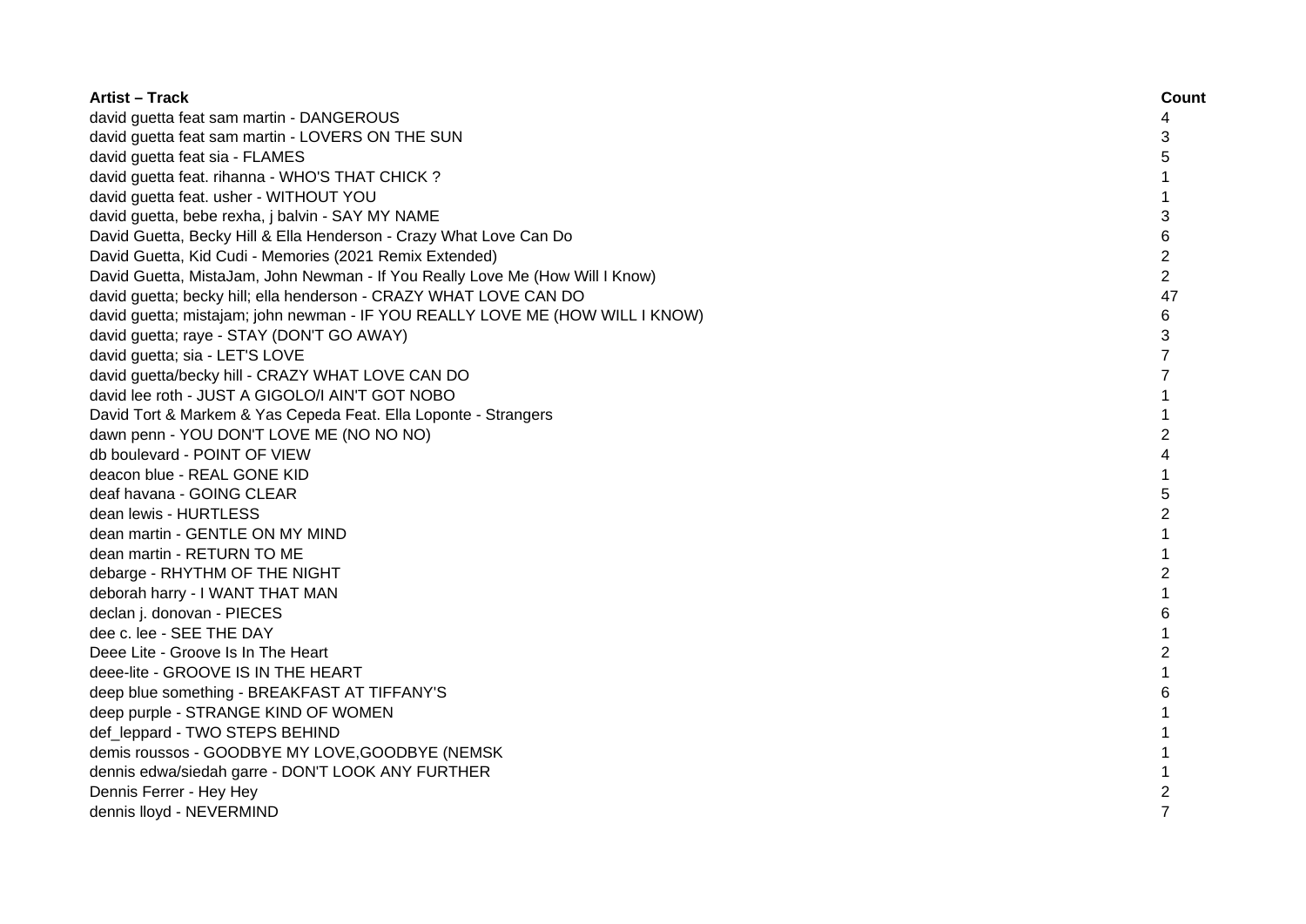| Artist – Track | Count |
| --- | --- |
| david guetta feat sam martin - DANGEROUS | 4 |
| david guetta feat sam martin - LOVERS ON THE SUN | 3 |
| david guetta feat sia - FLAMES | 5 |
| david guetta feat. rihanna - WHO'S THAT CHICK ? | 1 |
| david guetta feat. usher - WITHOUT YOU | 1 |
| david guetta, bebe rexha, j balvin - SAY MY NAME | 3 |
| David Guetta, Becky Hill & Ella Henderson - Crazy What Love Can Do | 6 |
| David Guetta, Kid Cudi - Memories (2021 Remix Extended) | 2 |
| David Guetta, MistaJam, John Newman - If You Really Love Me (How Will I Know) | 2 |
| david guetta; becky hill; ella henderson - CRAZY WHAT LOVE CAN DO | 47 |
| david guetta; mistajam; john newman - IF YOU REALLY LOVE ME (HOW WILL I KNOW) | 6 |
| david guetta; raye - STAY (DON'T GO AWAY) | 3 |
| david guetta; sia - LET'S LOVE | 7 |
| david guetta/becky hill - CRAZY WHAT LOVE CAN DO | 7 |
| david lee roth - JUST A GIGOLO/I AIN'T GOT NOBO | 1 |
| David Tort & Markem & Yas Cepeda Feat. Ella Loponte - Strangers | 1 |
| dawn penn - YOU DON'T LOVE ME (NO NO NO) | 2 |
| db boulevard - POINT OF VIEW | 4 |
| deacon blue - REAL GONE KID | 1 |
| deaf havana - GOING CLEAR | 5 |
| dean lewis - HURTLESS | 2 |
| dean martin - GENTLE ON MY MIND | 1 |
| dean martin - RETURN TO ME | 1 |
| debarge - RHYTHM OF THE NIGHT | 2 |
| deborah harry - I WANT THAT MAN | 1 |
| declan j. donovan - PIECES | 6 |
| dee c. lee - SEE THE DAY | 1 |
| Deee Lite - Groove Is In The Heart | 2 |
| deee-lite - GROOVE IS IN THE HEART | 1 |
| deep blue something - BREAKFAST AT TIFFANY'S | 6 |
| deep purple - STRANGE KIND OF WOMEN | 1 |
| def_leppard - TWO STEPS BEHIND | 1 |
| demis roussos - GOODBYE MY LOVE,GOODBYE (NEMSK | 1 |
| dennis edwa/siedah garre - DON'T LOOK ANY FURTHER | 1 |
| Dennis Ferrer - Hey Hey | 2 |
| dennis lloyd - NEVERMIND | 7 |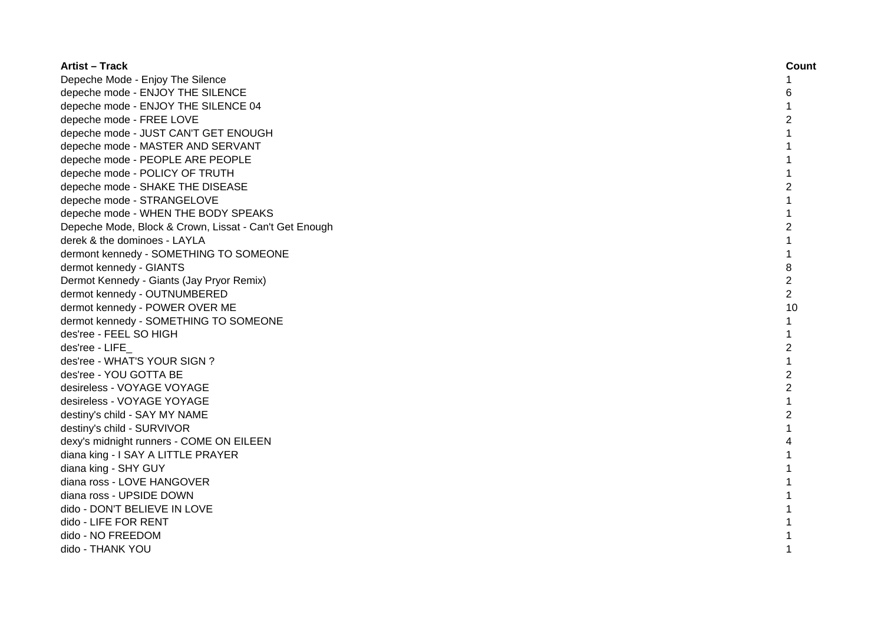| Artist – Track | Count |
|---|---|
| Depeche Mode - Enjoy The Silence | 1 |
| depeche mode - ENJOY THE SILENCE | 6 |
| depeche mode - ENJOY THE SILENCE 04 | 1 |
| depeche mode - FREE LOVE | 2 |
| depeche mode - JUST CAN'T GET ENOUGH | 1 |
| depeche mode - MASTER AND SERVANT | 1 |
| depeche mode - PEOPLE ARE PEOPLE | 1 |
| depeche mode - POLICY OF TRUTH | 1 |
| depeche mode - SHAKE THE DISEASE | 2 |
| depeche mode - STRANGELOVE | 1 |
| depeche mode - WHEN THE BODY SPEAKS | 1 |
| Depeche Mode, Block & Crown, Lissat - Can't Get Enough | 2 |
| derek & the dominoes - LAYLA | 1 |
| dermont kennedy - SOMETHING TO SOMEONE | 1 |
| dermot kennedy - GIANTS | 8 |
| Dermot Kennedy - Giants (Jay Pryor Remix) | 2 |
| dermot kennedy - OUTNUMBERED | 2 |
| dermot kennedy - POWER OVER ME | 10 |
| dermot kennedy - SOMETHING TO SOMEONE | 1 |
| des'ree - FEEL SO HIGH | 1 |
| des'ree - LIFE_ | 2 |
| des'ree - WHAT'S YOUR SIGN ? | 1 |
| des'ree - YOU GOTTA BE | 2 |
| desireless - VOYAGE VOYAGE | 2 |
| desireless - VOYAGE YOYAGE | 1 |
| destiny's child - SAY MY NAME | 2 |
| destiny's child - SURVIVOR | 1 |
| dexy's midnight runners - COME ON EILEEN | 4 |
| diana king - I SAY A LITTLE PRAYER | 1 |
| diana king - SHY GUY | 1 |
| diana ross - LOVE HANGOVER | 1 |
| diana ross - UPSIDE DOWN | 1 |
| dido - DON'T BELIEVE IN LOVE | 1 |
| dido - LIFE FOR RENT | 1 |
| dido - NO FREEDOM | 1 |
| dido - THANK YOU | 1 |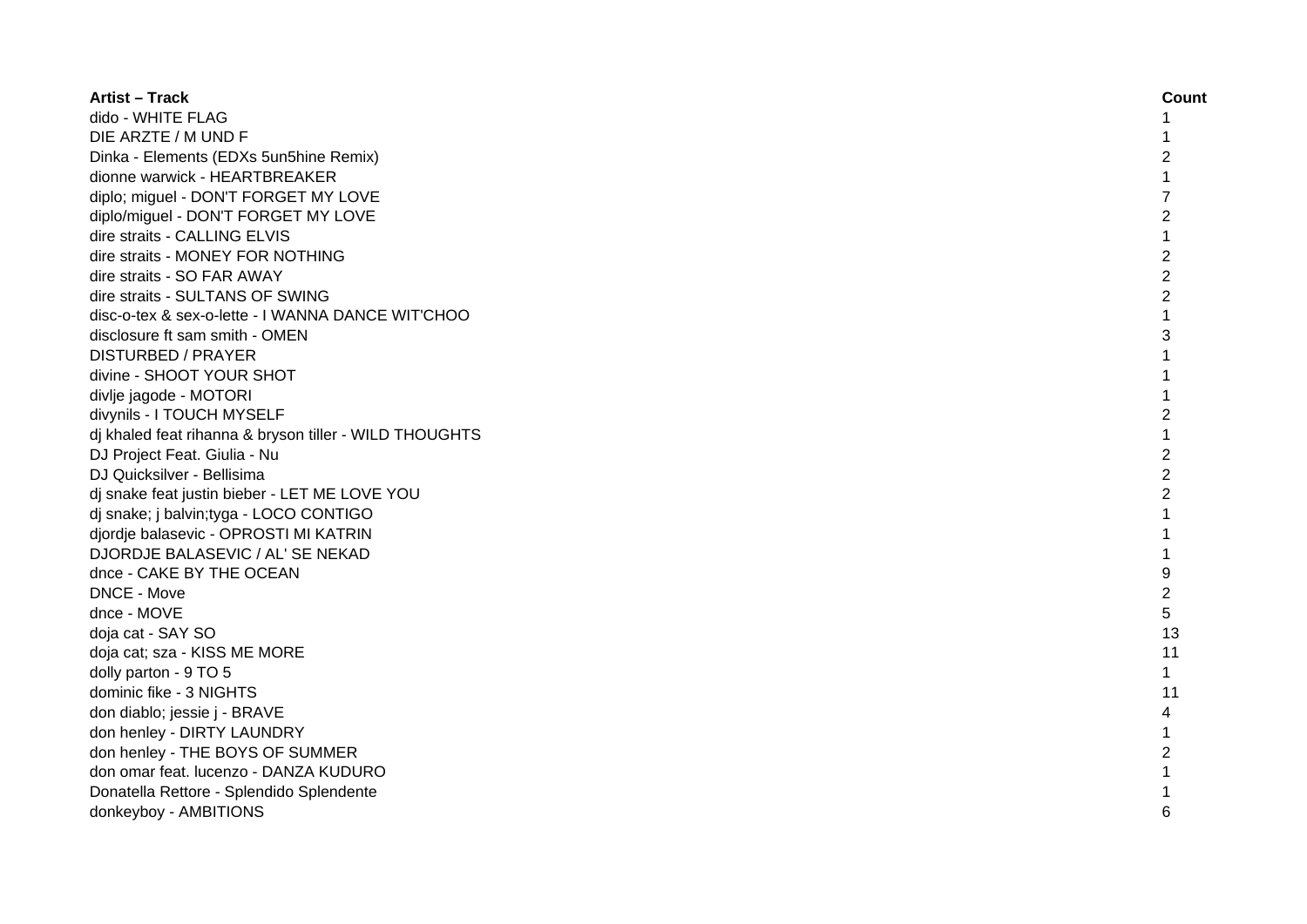| Artist – Track | Count |
| --- | --- |
| dido - WHITE FLAG | 1 |
| DIE ARZTE / M UND F | 1 |
| Dinka - Elements (EDXs 5un5hine Remix) | 2 |
| dionne warwick - HEARTBREAKER | 1 |
| diplo; miguel - DON'T FORGET MY LOVE | 7 |
| diplo/miguel - DON'T FORGET MY LOVE | 2 |
| dire straits - CALLING ELVIS | 1 |
| dire straits - MONEY FOR NOTHING | 2 |
| dire straits - SO FAR AWAY | 2 |
| dire straits - SULTANS OF SWING | 2 |
| disc-o-tex & sex-o-lette - I WANNA DANCE WIT'CHOO | 1 |
| disclosure ft sam smith - OMEN | 3 |
| DISTURBED / PRAYER | 1 |
| divine - SHOOT YOUR SHOT | 1 |
| divlje jagode - MOTORI | 1 |
| divynils - I TOUCH MYSELF | 2 |
| dj khaled feat rihanna & bryson tiller - WILD THOUGHTS | 1 |
| DJ Project Feat. Giulia - Nu | 2 |
| DJ Quicksilver - Bellisima | 2 |
| dj snake feat justin bieber - LET ME LOVE YOU | 2 |
| dj snake; j balvin;tyga - LOCO CONTIGO | 1 |
| djordje balasevic - OPROSTI MI KATRIN | 1 |
| DJORDJE BALASEVIC / AL' SE NEKAD | 1 |
| dnce - CAKE BY THE OCEAN | 9 |
| DNCE - Move | 2 |
| dnce - MOVE | 5 |
| doja cat - SAY SO | 13 |
| doja cat; sza - KISS ME MORE | 11 |
| dolly parton - 9 TO 5 | 1 |
| dominic fike - 3 NIGHTS | 11 |
| don diablo; jessie j - BRAVE | 4 |
| don henley - DIRTY LAUNDRY | 1 |
| don henley - THE BOYS OF SUMMER | 2 |
| don omar feat. lucenzo - DANZA KUDURO | 1 |
| Donatella Rettore - Splendido Splendente | 1 |
| donkeyboy - AMBITIONS | 6 |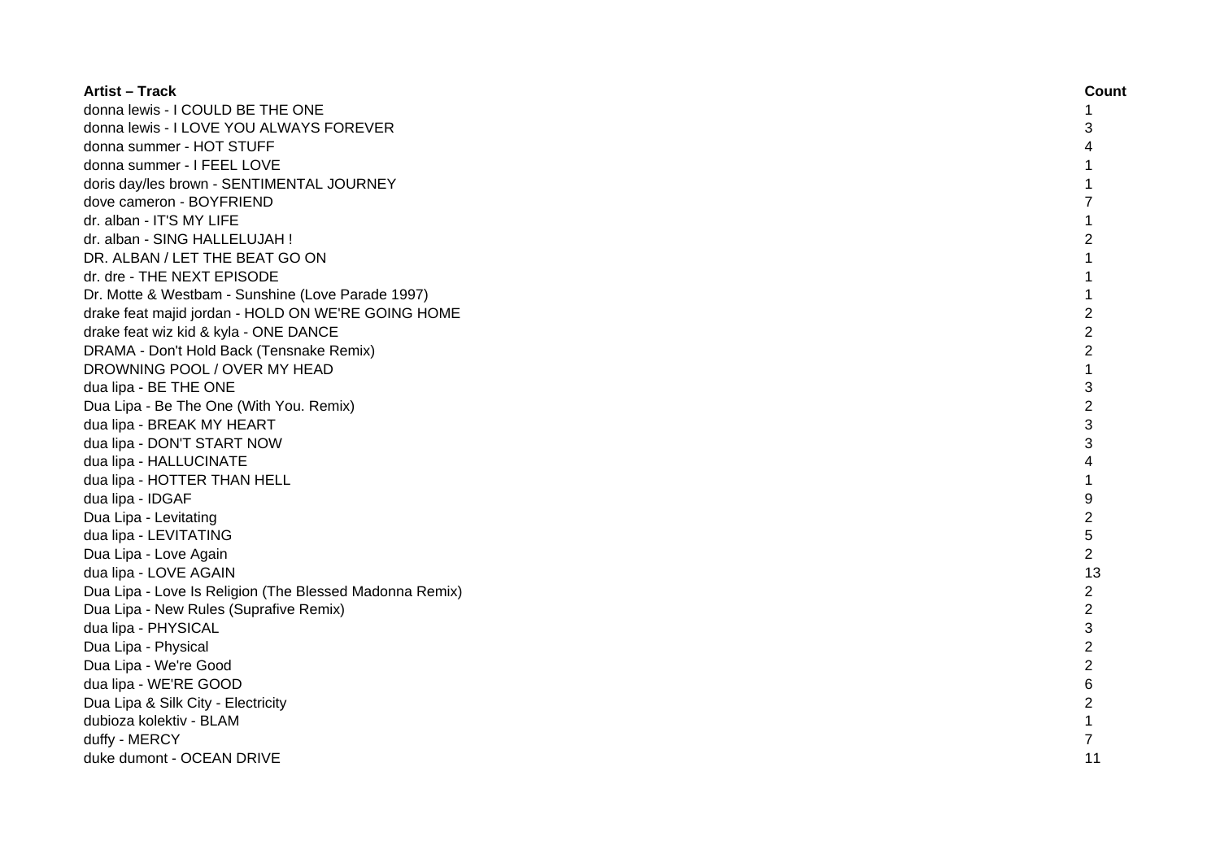| Artist – Track | Count |
|---|---|
| donna lewis - I COULD BE THE ONE | 1 |
| donna lewis - I LOVE YOU ALWAYS FOREVER | 3 |
| donna summer - HOT STUFF | 4 |
| donna summer - I FEEL LOVE | 1 |
| doris day/les brown - SENTIMENTAL JOURNEY | 1 |
| dove cameron - BOYFRIEND | 7 |
| dr. alban - IT'S MY LIFE | 1 |
| dr. alban - SING HALLELUJAH ! | 2 |
| DR. ALBAN / LET THE BEAT GO ON | 1 |
| dr. dre - THE NEXT EPISODE | 1 |
| Dr. Motte & Westbam - Sunshine (Love Parade 1997) | 1 |
| drake feat majid jordan - HOLD ON WE'RE GOING HOME | 2 |
| drake feat wiz kid & kyla - ONE DANCE | 2 |
| DRAMA - Don't Hold Back (Tensnake Remix) | 2 |
| DROWNING POOL / OVER MY HEAD | 1 |
| dua lipa - BE THE ONE | 3 |
| Dua Lipa - Be The One (With You. Remix) | 2 |
| dua lipa - BREAK MY HEART | 3 |
| dua lipa - DON'T START NOW | 3 |
| dua lipa - HALLUCINATE | 4 |
| dua lipa - HOTTER THAN HELL | 1 |
| dua lipa - IDGAF | 9 |
| Dua Lipa - Levitating | 2 |
| dua lipa - LEVITATING | 5 |
| Dua Lipa - Love Again | 2 |
| dua lipa - LOVE AGAIN | 13 |
| Dua Lipa - Love Is Religion (The Blessed Madonna Remix) | 2 |
| Dua Lipa - New Rules (Suprafive Remix) | 2 |
| dua lipa - PHYSICAL | 3 |
| Dua Lipa - Physical | 2 |
| Dua Lipa - We're Good | 2 |
| dua lipa - WE'RE GOOD | 6 |
| Dua Lipa & Silk City - Electricity | 2 |
| dubioza kolektiv - BLAM | 1 |
| duffy - MERCY | 7 |
| duke dumont - OCEAN DRIVE | 11 |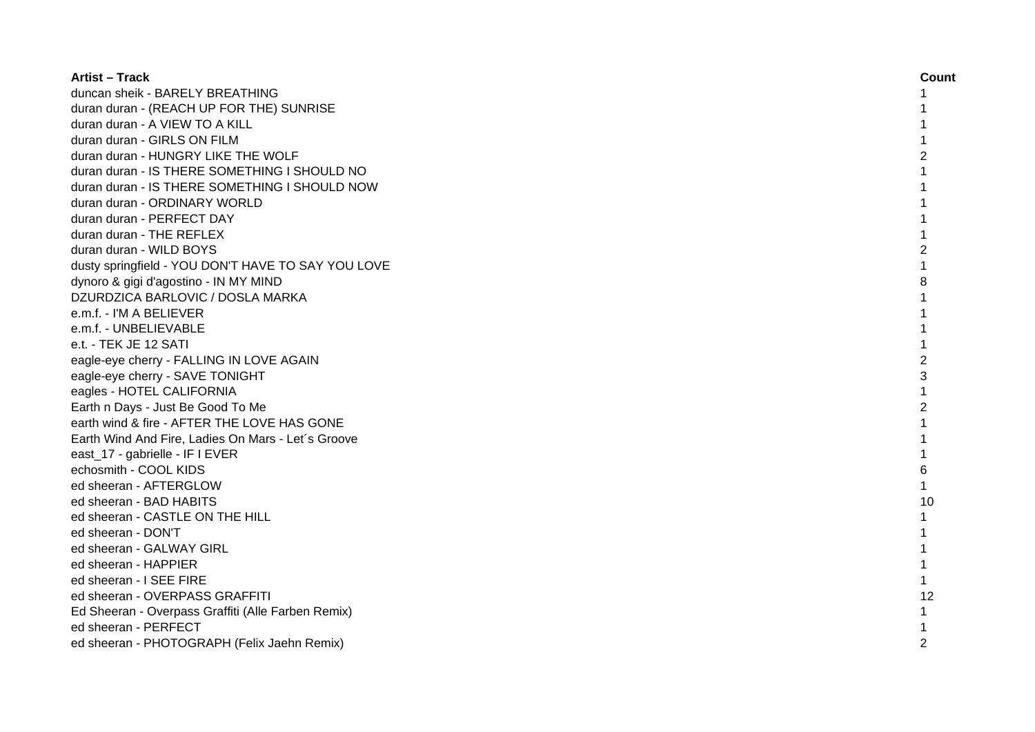| **Artist – Track** | **Count** |
| --- | --- |
| duncan sheik - BARELY BREATHING | 1 |
| duran duran - (REACH UP FOR THE) SUNRISE | 1 |
| duran duran - A VIEW TO A KILL | 1 |
| duran duran - GIRLS ON FILM | 1 |
| duran duran - HUNGRY LIKE THE WOLF | 2 |
| duran duran - IS THERE SOMETHING I SHOULD NO | 1 |
| duran duran - IS THERE SOMETHING I SHOULD NOW | 1 |
| duran duran - ORDINARY WORLD | 1 |
| duran duran - PERFECT DAY | 1 |
| duran duran - THE REFLEX | 1 |
| duran duran - WILD BOYS | 2 |
| dusty springfield - YOU DON'T HAVE TO SAY YOU LOVE | 1 |
| dynoro & gigi d'agostino - IN MY MIND | 8 |
| DZURDZICA BARLOVIC / DOSLA MARKA | 1 |
| e.m.f. - I'M A BELIEVER | 1 |
| e.m.f. - UNBELIEVABLE | 1 |
| e.t. - TEK JE 12 SATI | 1 |
| eagle-eye cherry - FALLING IN LOVE AGAIN | 2 |
| eagle-eye cherry - SAVE TONIGHT | 3 |
| eagles - HOTEL CALIFORNIA | 1 |
| Earth n Days - Just Be Good To Me | 2 |
| earth wind & fire - AFTER THE LOVE HAS GONE | 1 |
| Earth Wind And Fire, Ladies On Mars - Let´s Groove | 1 |
| east_17 - gabrielle - IF I EVER | 1 |
| echosmith - COOL KIDS | 6 |
| ed sheeran - AFTERGLOW | 1 |
| ed sheeran - BAD HABITS | 10 |
| ed sheeran - CASTLE ON THE HILL | 1 |
| ed sheeran - DON'T | 1 |
| ed sheeran - GALWAY GIRL | 1 |
| ed sheeran - HAPPIER | 1 |
| ed sheeran - I SEE FIRE | 1 |
| ed sheeran - OVERPASS GRAFFITI | 12 |
| Ed Sheeran - Overpass Graffiti (Alle Farben Remix) | 1 |
| ed sheeran - PERFECT | 1 |
| ed sheeran - PHOTOGRAPH (Felix Jaehn Remix) | 2 |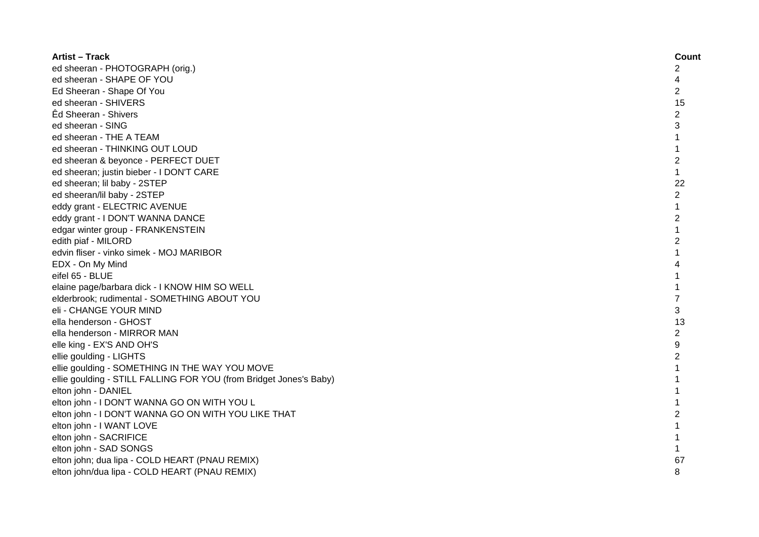| Artist – Track | Count |
|---|---|
| ed sheeran - PHOTOGRAPH (orig.) | 2 |
| ed sheeran - SHAPE OF YOU | 4 |
| Ed Sheeran - Shape Of You | 2 |
| ed sheeran - SHIVERS | 15 |
| Êd Sheeran - Shivers | 2 |
| ed sheeran - SING | 3 |
| ed sheeran - THE A TEAM | 1 |
| ed sheeran - THINKING OUT LOUD | 1 |
| ed sheeran & beyonce - PERFECT DUET | 2 |
| ed sheeran; justin bieber - I DON'T CARE | 1 |
| ed sheeran; lil baby - 2STEP | 22 |
| ed sheeran/lil baby - 2STEP | 2 |
| eddy grant - ELECTRIC AVENUE | 1 |
| eddy grant - I DON'T WANNA DANCE | 2 |
| edgar winter group - FRANKENSTEIN | 1 |
| edith piaf - MILORD | 2 |
| edvin fliser - vinko simek - MOJ MARIBOR | 1 |
| EDX - On My Mind | 4 |
| eifel 65 - BLUE | 1 |
| elaine page/barbara dick - I KNOW HIM SO WELL | 1 |
| elderbrook; rudimental - SOMETHING ABOUT YOU | 7 |
| eli - CHANGE YOUR MIND | 3 |
| ella henderson - GHOST | 13 |
| ella henderson - MIRROR MAN | 2 |
| elle king - EX'S AND OH'S | 9 |
| ellie goulding - LIGHTS | 2 |
| ellie goulding - SOMETHING IN THE WAY YOU MOVE | 1 |
| ellie goulding - STILL FALLING FOR YOU (from Bridget Jones's Baby) | 1 |
| elton john - DANIEL | 1 |
| elton john - I DON'T WANNA GO ON WITH YOU L | 1 |
| elton john - I DON'T WANNA GO ON WITH YOU LIKE THAT | 2 |
| elton john - I WANT LOVE | 1 |
| elton john - SACRIFICE | 1 |
| elton john - SAD SONGS | 1 |
| elton john; dua lipa - COLD HEART (PNAU REMIX) | 67 |
| elton john/dua lipa - COLD HEART (PNAU REMIX) | 8 |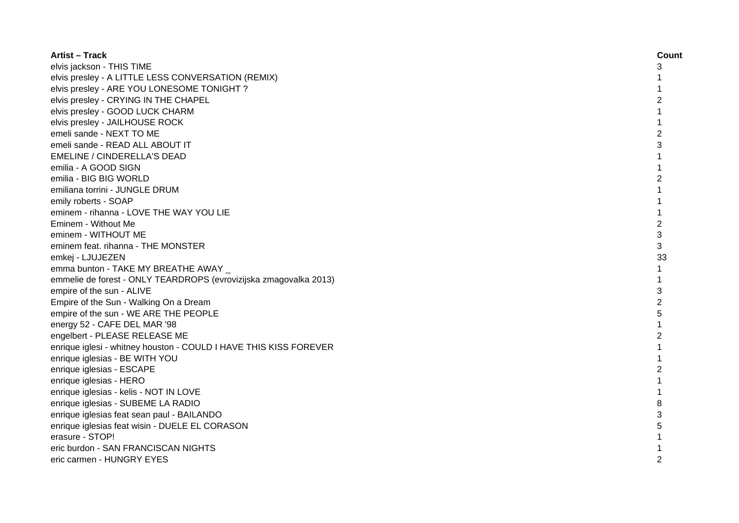| Artist – Track | Count |
|---|---|
| elvis jackson - THIS TIME | 3 |
| elvis presley - A LITTLE LESS CONVERSATION (REMIX) | 1 |
| elvis presley - ARE YOU LONESOME TONIGHT ? | 1 |
| elvis presley - CRYING IN THE CHAPEL | 2 |
| elvis presley - GOOD LUCK CHARM | 1 |
| elvis presley - JAILHOUSE ROCK | 1 |
| emeli sande - NEXT TO ME | 2 |
| emeli sande - READ ALL ABOUT IT | 3 |
| EMELINE / CINDERELLA'S DEAD | 1 |
| emilia - A GOOD SIGN | 1 |
| emilia - BIG BIG WORLD | 2 |
| emiliana torrini - JUNGLE DRUM | 1 |
| emily roberts - SOAP | 1 |
| eminem - rihanna - LOVE THE WAY YOU LIE | 1 |
| Eminem - Without Me | 2 |
| eminem - WITHOUT ME | 3 |
| eminem feat. rihanna - THE MONSTER | 3 |
| emkej - LJUJEZEN | 33 |
| emma bunton - TAKE MY BREATHE AWAY _ | 1 |
| emmelie de forest - ONLY TEARDROPS (evrovizijska zmagovalka 2013) | 1 |
| empire of the sun - ALIVE | 3 |
| Empire of the Sun - Walking On a Dream | 2 |
| empire of the sun - WE ARE THE PEOPLE | 5 |
| energy 52 - CAFE DEL MAR '98 | 1 |
| engelbert - PLEASE RELEASE ME | 2 |
| enrique iglesi - whitney houston - COULD I HAVE THIS KISS FOREVER | 1 |
| enrique iglesias - BE WITH YOU | 1 |
| enrique iglesias - ESCAPE | 2 |
| enrique iglesias - HERO | 1 |
| enrique iglesias - kelis - NOT IN LOVE | 1 |
| enrique iglesias - SUBEME LA RADIO | 8 |
| enrique iglesias feat sean paul - BAILANDO | 3 |
| enrique iglesias feat wisin - DUELE EL CORASON | 5 |
| erasure - STOP! | 1 |
| eric burdon - SAN FRANCISCAN NIGHTS | 1 |
| eric carmen - HUNGRY EYES | 2 |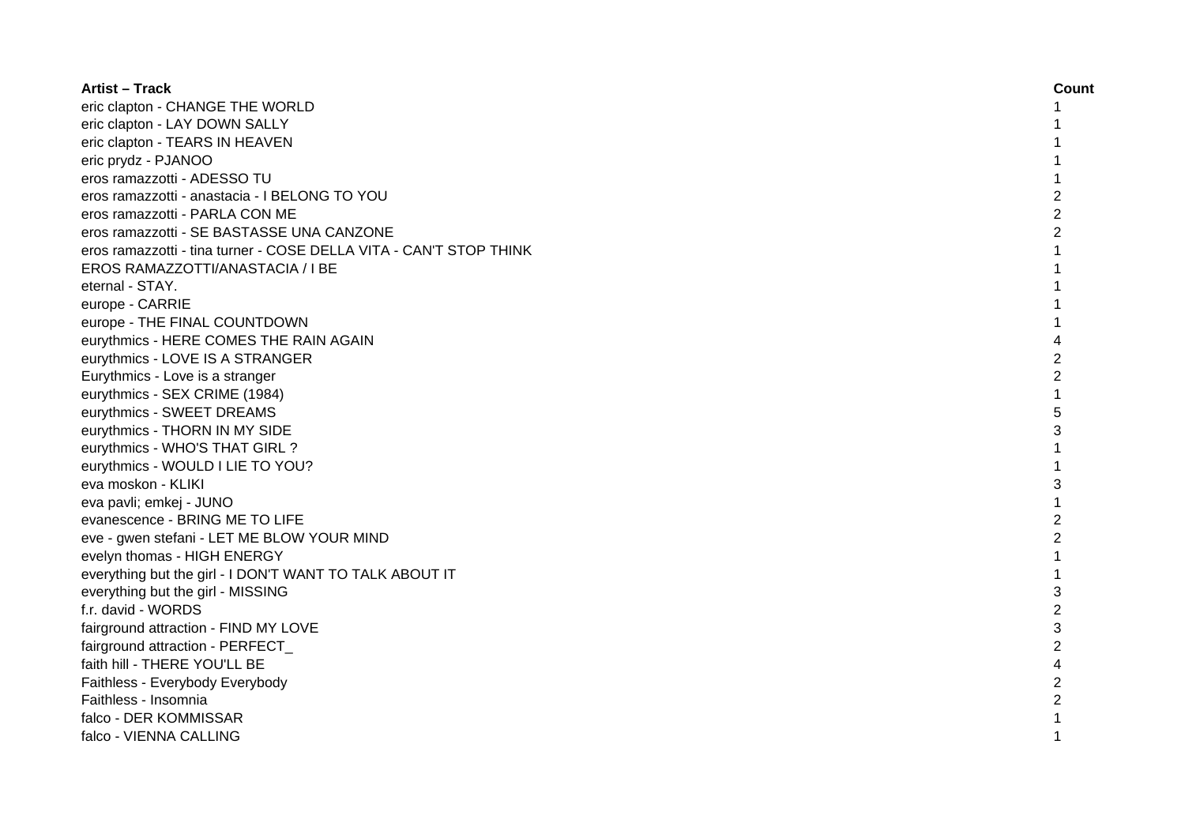| Artist – Track | Count |
| --- | --- |
| eric clapton - CHANGE THE WORLD | 1 |
| eric clapton - LAY DOWN SALLY | 1 |
| eric clapton - TEARS IN HEAVEN | 1 |
| eric prydz - PJANOO | 1 |
| eros ramazzotti - ADESSO TU | 1 |
| eros ramazzotti - anastacia - I BELONG TO YOU | 2 |
| eros ramazzotti - PARLA CON ME | 2 |
| eros ramazzotti - SE BASTASSE UNA CANZONE | 2 |
| eros ramazzotti - tina turner - COSE DELLA VITA - CAN'T STOP THINK | 1 |
| EROS RAMAZZOTTI/ANASTACIA / I BE | 1 |
| eternal - STAY. | 1 |
| europe - CARRIE | 1 |
| europe - THE FINAL COUNTDOWN | 1 |
| eurythmics - HERE COMES THE RAIN AGAIN | 4 |
| eurythmics - LOVE IS A STRANGER | 2 |
| Eurythmics - Love is a stranger | 2 |
| eurythmics - SEX CRIME (1984) | 1 |
| eurythmics - SWEET DREAMS | 5 |
| eurythmics - THORN IN MY SIDE | 3 |
| eurythmics - WHO'S THAT GIRL ? | 1 |
| eurythmics - WOULD I LIE TO YOU? | 1 |
| eva moskon - KLIKI | 3 |
| eva pavli; emkej - JUNO | 1 |
| evanescence - BRING ME TO LIFE | 2 |
| eve - gwen stefani - LET ME BLOW YOUR MIND | 2 |
| evelyn thomas - HIGH ENERGY | 1 |
| everything but the girl - I DON'T WANT TO TALK ABOUT IT | 1 |
| everything but the girl - MISSING | 3 |
| f.r. david - WORDS | 2 |
| fairground attraction - FIND MY LOVE | 3 |
| fairground attraction - PERFECT_ | 2 |
| faith hill - THERE YOU'LL BE | 4 |
| Faithless - Everybody Everybody | 2 |
| Faithless - Insomnia | 2 |
| falco - DER KOMMISSAR | 1 |
| falco - VIENNA CALLING | 1 |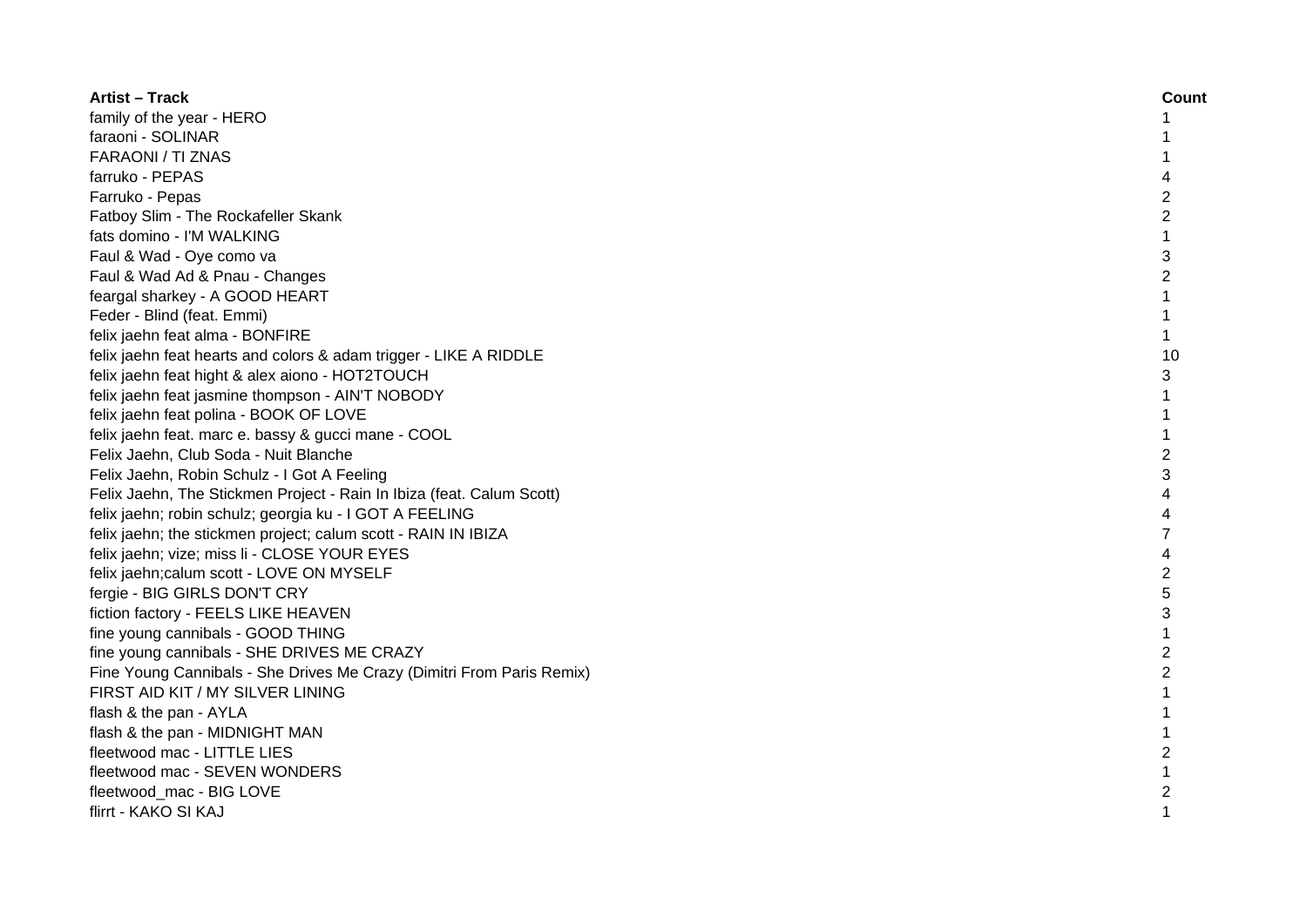| Artist – Track | Count |
|---|---|
| family of the year - HERO | 1 |
| faraoni - SOLINAR | 1 |
| FARAONI / TI ZNAS | 1 |
| farruko - PEPAS | 4 |
| Farruko - Pepas | 2 |
| Fatboy Slim - The Rockafeller Skank | 2 |
| fats domino - I'M WALKING | 1 |
| Faul & Wad - Oye como va | 3 |
| Faul & Wad Ad & Pnau - Changes | 2 |
| feargal sharkey - A GOOD HEART | 1 |
| Feder - Blind (feat. Emmi) | 1 |
| felix jaehn feat alma - BONFIRE | 1 |
| felix jaehn feat hearts and colors & adam trigger - LIKE A RIDDLE | 10 |
| felix jaehn feat hight & alex aiono - HOT2TOUCH | 3 |
| felix jaehn feat jasmine thompson - AIN'T NOBODY | 1 |
| felix jaehn feat polina - BOOK OF LOVE | 1 |
| felix jaehn feat. marc e. bassy & gucci mane - COOL | 1 |
| Felix Jaehn, Club Soda - Nuit Blanche | 2 |
| Felix Jaehn, Robin Schulz - I Got A Feeling | 3 |
| Felix Jaehn, The Stickmen Project - Rain In Ibiza (feat. Calum Scott) | 4 |
| felix jaehn; robin schulz; georgia ku - I GOT A FEELING | 4 |
| felix jaehn; the stickmen project; calum scott - RAIN IN IBIZA | 7 |
| felix jaehn; vize; miss li - CLOSE YOUR EYES | 4 |
| felix jaehn;calum scott - LOVE ON MYSELF | 2 |
| fergie - BIG GIRLS DON'T CRY | 5 |
| fiction factory - FEELS LIKE HEAVEN | 3 |
| fine young cannibals - GOOD THING | 1 |
| fine young cannibals - SHE DRIVES ME CRAZY | 2 |
| Fine Young Cannibals - She Drives Me Crazy (Dimitri From Paris Remix) | 2 |
| FIRST AID KIT / MY SILVER LINING | 1 |
| flash & the pan - AYLA | 1 |
| flash & the pan - MIDNIGHT MAN | 1 |
| fleetwood mac - LITTLE LIES | 2 |
| fleetwood mac - SEVEN WONDERS | 1 |
| fleetwood_mac - BIG LOVE | 2 |
| flirrt - KAKO SI KAJ | 1 |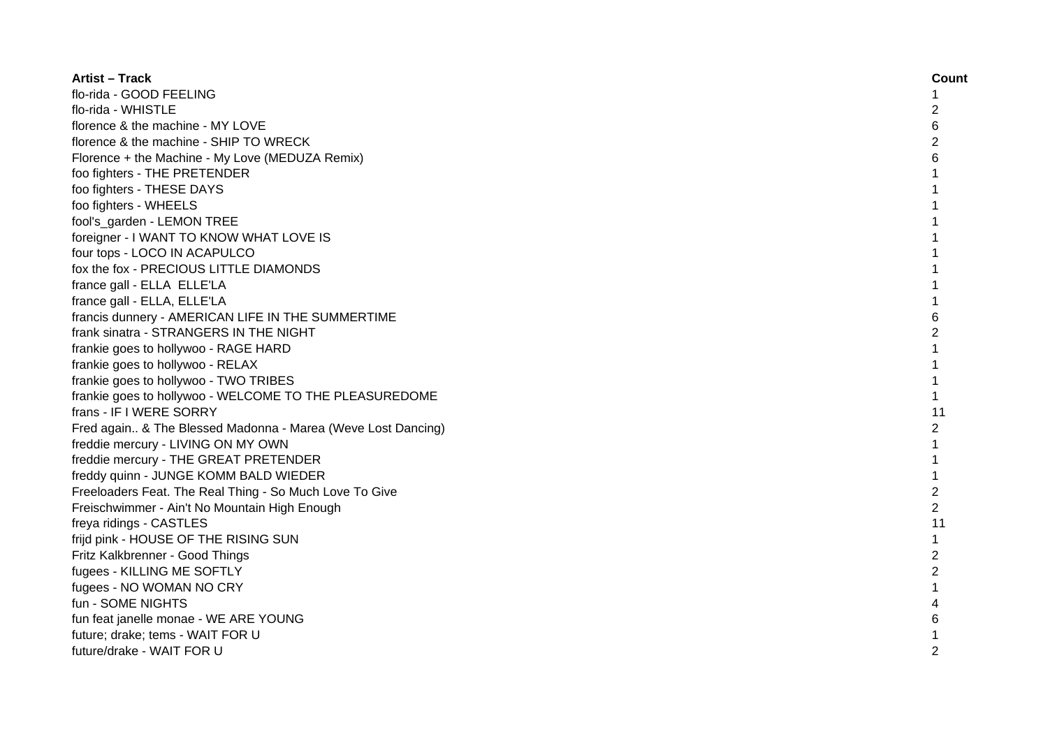| Artist – Track | Count |
|---|---|
| flo-rida - GOOD FEELING | 1 |
| flo-rida - WHISTLE | 2 |
| florence & the machine - MY LOVE | 6 |
| florence & the machine - SHIP TO WRECK | 2 |
| Florence + the Machine - My Love (MEDUZA Remix) | 6 |
| foo fighters - THE PRETENDER | 1 |
| foo fighters - THESE DAYS | 1 |
| foo fighters - WHEELS | 1 |
| fool's_garden - LEMON TREE | 1 |
| foreigner - I WANT TO KNOW WHAT LOVE IS | 1 |
| four tops - LOCO IN ACAPULCO | 1 |
| fox the fox - PRECIOUS LITTLE DIAMONDS | 1 |
| france gall - ELLA  ELLE'LA | 1 |
| france gall - ELLA, ELLE'LA | 1 |
| francis dunnery - AMERICAN LIFE IN THE SUMMERTIME | 6 |
| frank sinatra - STRANGERS IN THE NIGHT | 2 |
| frankie goes to hollywoo - RAGE HARD | 1 |
| frankie goes to hollywoo - RELAX | 1 |
| frankie goes to hollywoo - TWO TRIBES | 1 |
| frankie goes to hollywoo - WELCOME TO THE PLEASUREDOME | 1 |
| frans - IF I WERE SORRY | 11 |
| Fred again.. & The Blessed Madonna - Marea (Weve Lost Dancing) | 2 |
| freddie mercury - LIVING ON MY OWN | 1 |
| freddie mercury - THE GREAT PRETENDER | 1 |
| freddy quinn - JUNGE KOMM BALD WIEDER | 1 |
| Freeloaders Feat. The Real Thing - So Much Love To Give | 2 |
| Freischwimmer - Ain't No Mountain High Enough | 2 |
| freya ridings - CASTLES | 11 |
| frijd pink - HOUSE OF THE RISING SUN | 1 |
| Fritz Kalkbrenner - Good Things | 2 |
| fugees - KILLING ME SOFTLY | 2 |
| fugees - NO WOMAN NO CRY | 1 |
| fun - SOME NIGHTS | 4 |
| fun feat janelle monae - WE ARE YOUNG | 6 |
| future; drake; tems - WAIT FOR U | 1 |
| future/drake - WAIT FOR U | 2 |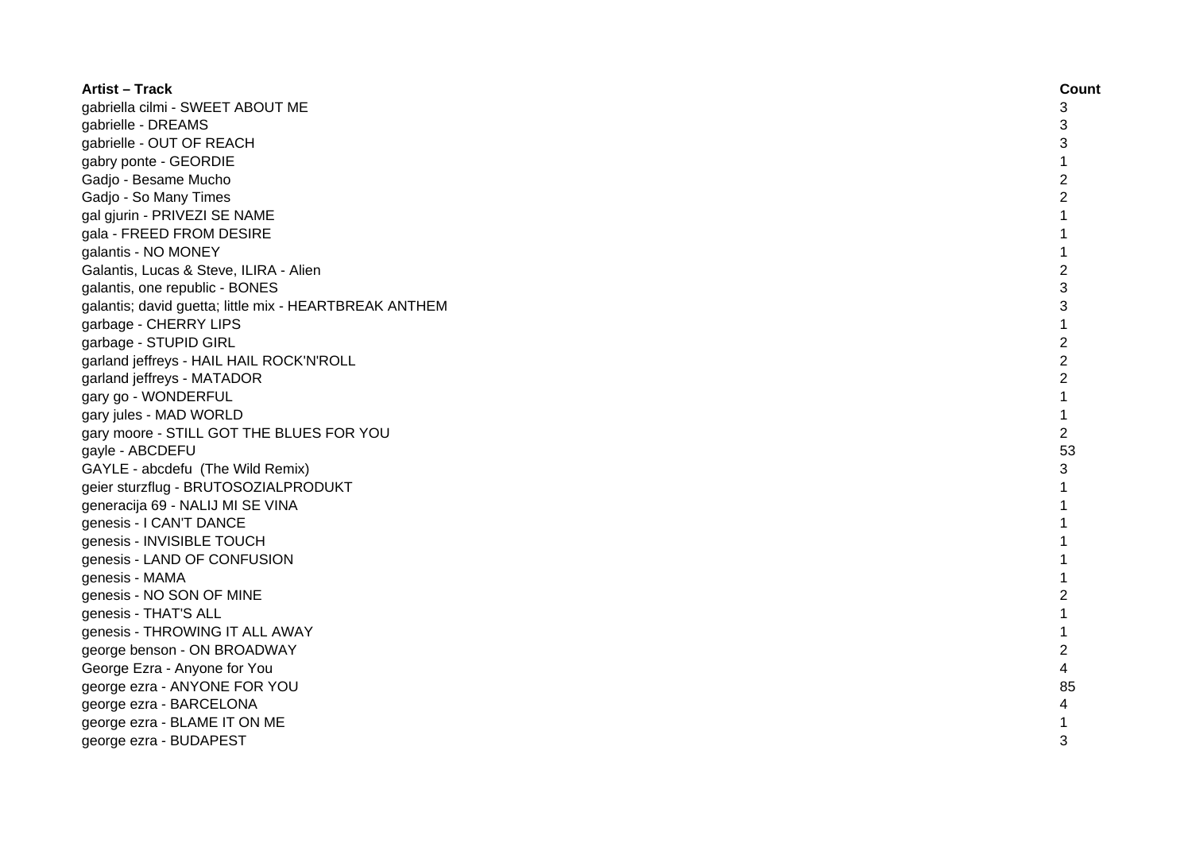| Artist – Track | Count |
| --- | --- |
| gabriella cilmi - SWEET ABOUT ME | 3 |
| gabrielle - DREAMS | 3 |
| gabrielle - OUT OF REACH | 3 |
| gabry ponte - GEORDIE | 1 |
| Gadjo - Besame Mucho | 2 |
| Gadjo - So Many Times | 2 |
| gal gjurin - PRIVEZI SE NAME | 1 |
| gala - FREED FROM DESIRE | 1 |
| galantis - NO MONEY | 1 |
| Galantis, Lucas & Steve, ILIRA - Alien | 2 |
| galantis, one republic - BONES | 3 |
| galantis; david guetta; little mix - HEARTBREAK ANTHEM | 3 |
| garbage - CHERRY LIPS | 1 |
| garbage - STUPID GIRL | 2 |
| garland jeffreys - HAIL HAIL ROCK'N'ROLL | 2 |
| garland jeffreys - MATADOR | 2 |
| gary go - WONDERFUL | 1 |
| gary jules - MAD WORLD | 1 |
| gary moore - STILL GOT THE BLUES FOR YOU | 2 |
| gayle - ABCDEFU | 53 |
| GAYLE - abcdefu  (The Wild Remix) | 3 |
| geier sturzflug - BRUTOSOZIALPRODUKT | 1 |
| generacija 69 - NALIJ MI SE VINA | 1 |
| genesis - I CAN'T DANCE | 1 |
| genesis - INVISIBLE TOUCH | 1 |
| genesis - LAND OF CONFUSION | 1 |
| genesis - MAMA | 1 |
| genesis - NO SON OF MINE | 2 |
| genesis - THAT'S ALL | 1 |
| genesis - THROWING IT ALL AWAY | 1 |
| george benson - ON BROADWAY | 2 |
| George Ezra - Anyone for You | 4 |
| george ezra - ANYONE FOR YOU | 85 |
| george ezra - BARCELONA | 4 |
| george ezra - BLAME IT ON ME | 1 |
| george ezra - BUDAPEST | 3 |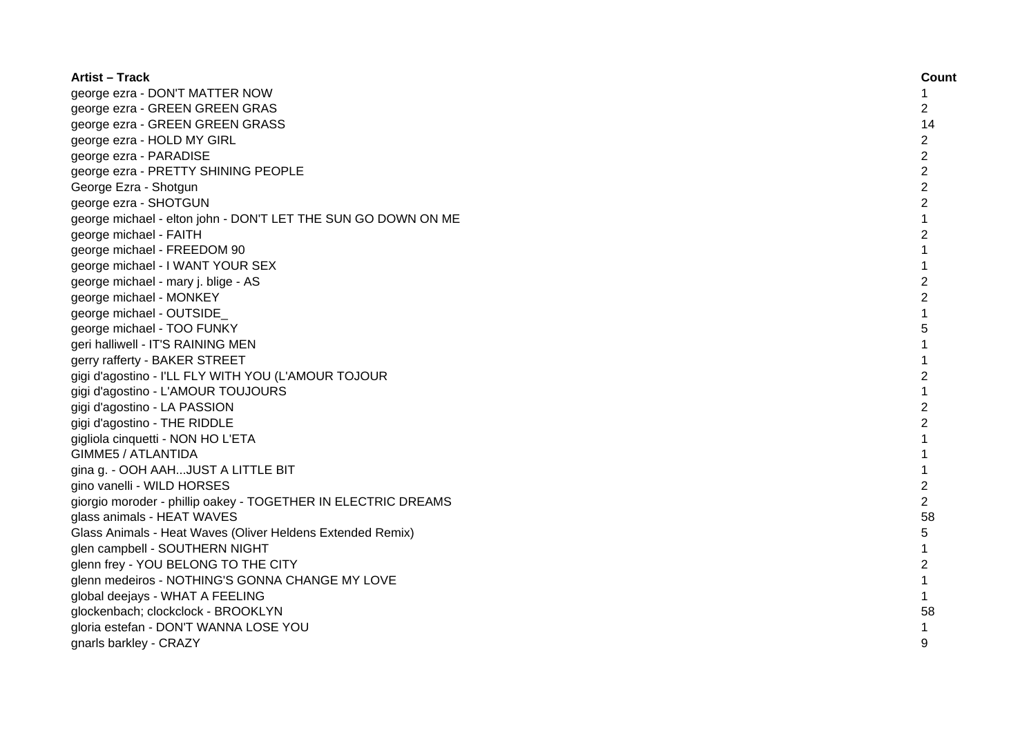| Artist – Track | Count |
| --- | --- |
| george ezra - DON'T MATTER NOW | 1 |
| george ezra - GREEN GREEN GRAS | 2 |
| george ezra - GREEN GREEN GRASS | 14 |
| george ezra - HOLD MY GIRL | 2 |
| george ezra - PARADISE | 2 |
| george ezra - PRETTY SHINING PEOPLE | 2 |
| George Ezra - Shotgun | 2 |
| george ezra - SHOTGUN | 2 |
| george michael - elton john - DON'T LET THE SUN GO DOWN ON ME | 1 |
| george michael - FAITH | 2 |
| george michael - FREEDOM 90 | 1 |
| george michael - I WANT YOUR SEX | 1 |
| george michael - mary j. blige - AS | 2 |
| george michael - MONKEY | 2 |
| george michael - OUTSIDE_ | 1 |
| george michael - TOO FUNKY | 5 |
| geri halliwell - IT'S RAINING MEN | 1 |
| gerry rafferty - BAKER STREET | 1 |
| gigi d'agostino - I'LL FLY WITH YOU (L'AMOUR TOJOUR | 2 |
| gigi d'agostino - L'AMOUR TOUJOURS | 1 |
| gigi d'agostino - LA PASSION | 2 |
| gigi d'agostino - THE RIDDLE | 2 |
| gigliola cinquetti - NON HO L'ETA | 1 |
| GIMME5 / ATLANTIDA | 1 |
| gina g. - OOH AAH...JUST A LITTLE BIT | 1 |
| gino vanelli - WILD HORSES | 2 |
| giorgio moroder - phillip oakey - TOGETHER IN ELECTRIC DREAMS | 2 |
| glass animals - HEAT WAVES | 58 |
| Glass Animals - Heat Waves (Oliver Heldens Extended Remix) | 5 |
| glen campbell - SOUTHERN NIGHT | 1 |
| glenn frey - YOU BELONG TO THE CITY | 2 |
| glenn medeiros - NOTHING'S GONNA CHANGE MY LOVE | 1 |
| global deejays - WHAT A FEELING | 1 |
| glockenbach; clockclock - BROOKLYN | 58 |
| gloria estefan - DON'T WANNA LOSE YOU | 1 |
| gnarls barkley - CRAZY | 9 |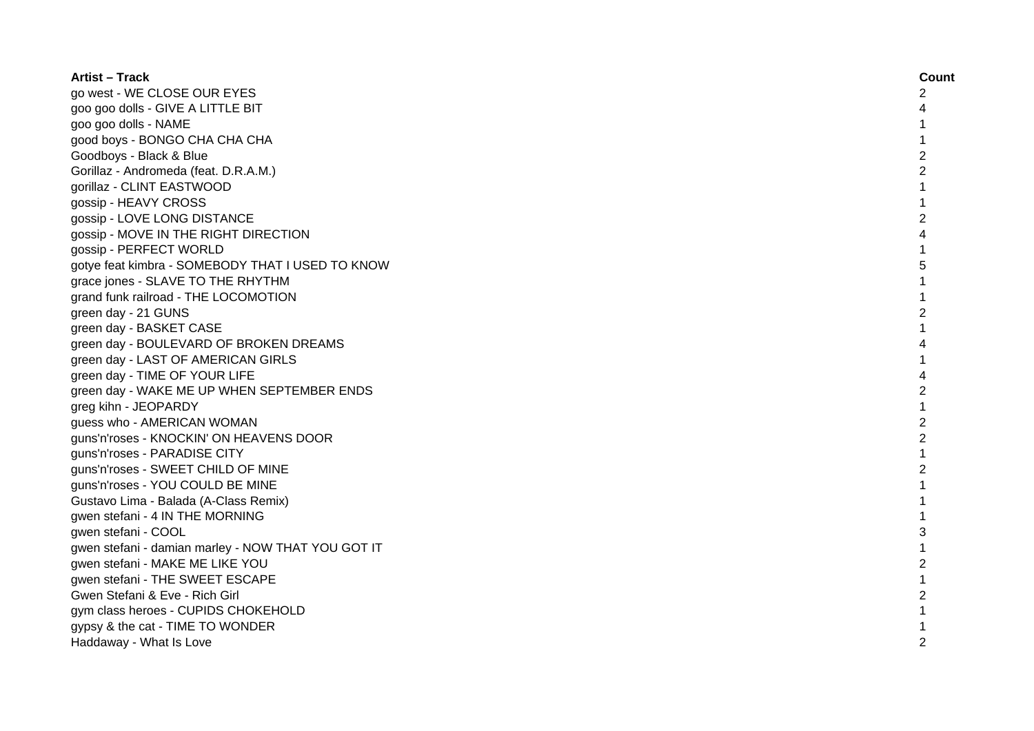| Artist – Track | Count |
| --- | --- |
| go west - WE CLOSE OUR EYES | 2 |
| goo goo dolls - GIVE A LITTLE BIT | 4 |
| goo goo dolls - NAME | 1 |
| good boys - BONGO CHA CHA CHA | 1 |
| Goodboys - Black & Blue | 2 |
| Gorillaz - Andromeda (feat. D.R.A.M.) | 2 |
| gorillaz - CLINT EASTWOOD | 1 |
| gossip - HEAVY CROSS | 1 |
| gossip - LOVE LONG DISTANCE | 2 |
| gossip - MOVE IN THE RIGHT DIRECTION | 4 |
| gossip - PERFECT WORLD | 1 |
| gotye feat kimbra - SOMEBODY THAT I USED TO KNOW | 5 |
| grace jones - SLAVE TO THE RHYTHM | 1 |
| grand funk railroad - THE LOCOMOTION | 1 |
| green day - 21 GUNS | 2 |
| green day - BASKET CASE | 1 |
| green day - BOULEVARD OF BROKEN DREAMS | 4 |
| green day - LAST OF AMERICAN GIRLS | 1 |
| green day - TIME OF YOUR LIFE | 4 |
| green day - WAKE ME UP WHEN SEPTEMBER ENDS | 2 |
| greg kihn - JEOPARDY | 1 |
| guess who - AMERICAN WOMAN | 2 |
| guns'n'roses - KNOCKIN' ON HEAVENS DOOR | 2 |
| guns'n'roses - PARADISE CITY | 1 |
| guns'n'roses - SWEET CHILD OF MINE | 2 |
| guns'n'roses - YOU COULD BE MINE | 1 |
| Gustavo Lima - Balada (A-Class Remix) | 1 |
| gwen stefani - 4 IN THE MORNING | 1 |
| gwen stefani - COOL | 3 |
| gwen stefani - damian marley - NOW THAT YOU GOT IT | 1 |
| gwen stefani - MAKE ME LIKE YOU | 2 |
| gwen stefani - THE SWEET ESCAPE | 1 |
| Gwen Stefani & Eve - Rich Girl | 2 |
| gym class heroes - CUPIDS CHOKEHOLD | 1 |
| gypsy & the cat - TIME TO WONDER | 1 |
| Haddaway - What Is Love | 2 |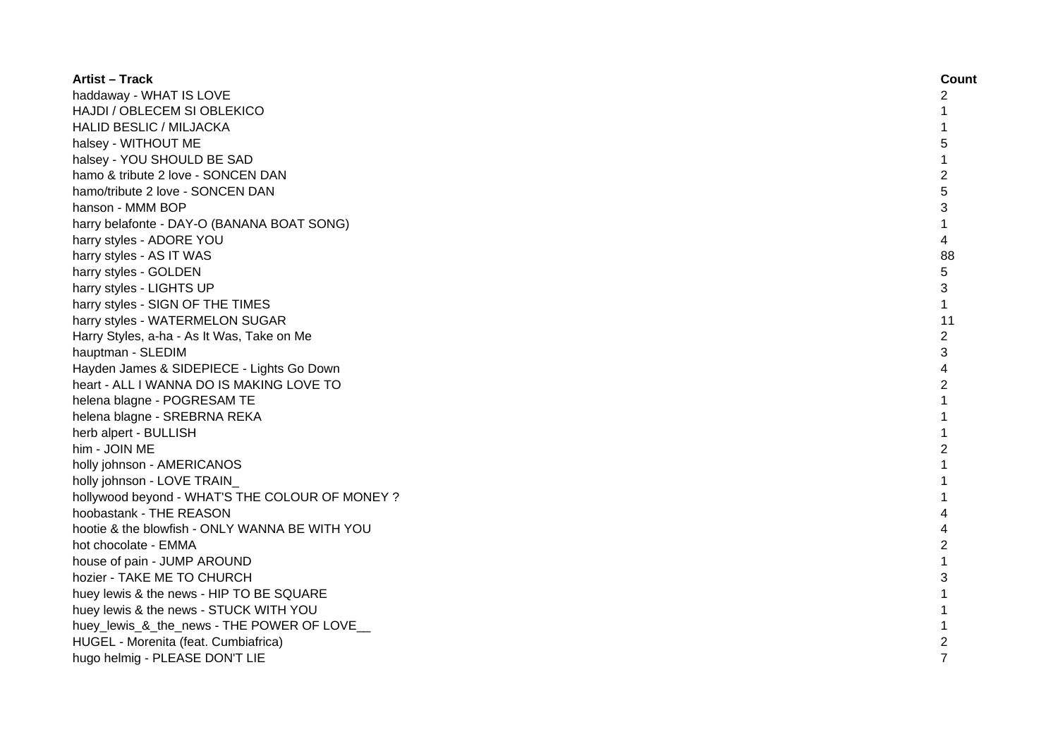| Artist – Track | Count |
|---|---|
| haddaway - WHAT IS LOVE | 2 |
| HAJDI / OBLECEM SI OBLEKICO | 1 |
| HALID BESLIC / MILJACKA | 1 |
| halsey - WITHOUT ME | 5 |
| halsey - YOU SHOULD BE SAD | 1 |
| hamo & tribute 2 love - SONCEN DAN | 2 |
| hamo/tribute 2 love - SONCEN DAN | 5 |
| hanson - MMM BOP | 3 |
| harry belafonte - DAY-O (BANANA BOAT SONG) | 1 |
| harry styles - ADORE YOU | 4 |
| harry styles - AS IT WAS | 88 |
| harry styles - GOLDEN | 5 |
| harry styles - LIGHTS UP | 3 |
| harry styles - SIGN OF THE TIMES | 1 |
| harry styles - WATERMELON SUGAR | 11 |
| Harry Styles, a-ha - As It Was, Take on Me | 2 |
| hauptman - SLEDIM | 3 |
| Hayden James & SIDEPIECE - Lights Go Down | 4 |
| heart - ALL I WANNA DO IS MAKING LOVE TO | 2 |
| helena blagne - POGRESAM TE | 1 |
| helena blagne - SREBRNA REKA | 1 |
| herb alpert - BULLISH | 1 |
| him - JOIN ME | 2 |
| holly johnson - AMERICANOS | 1 |
| holly johnson - LOVE TRAIN_ | 1 |
| hollywood beyond - WHAT'S THE COLOUR OF MONEY ? | 1 |
| hoobastank - THE REASON | 4 |
| hootie & the blowfish - ONLY WANNA BE WITH YOU | 4 |
| hot chocolate - EMMA | 2 |
| house of pain - JUMP AROUND | 1 |
| hozier - TAKE ME TO CHURCH | 3 |
| huey lewis & the news - HIP TO BE SQUARE | 1 |
| huey lewis & the news - STUCK WITH YOU | 1 |
| huey_lewis_&_the_news - THE POWER OF LOVE__ | 1 |
| HUGEL - Morenita (feat. Cumbiafrica) | 2 |
| hugo helmig - PLEASE DON'T LIE | 7 |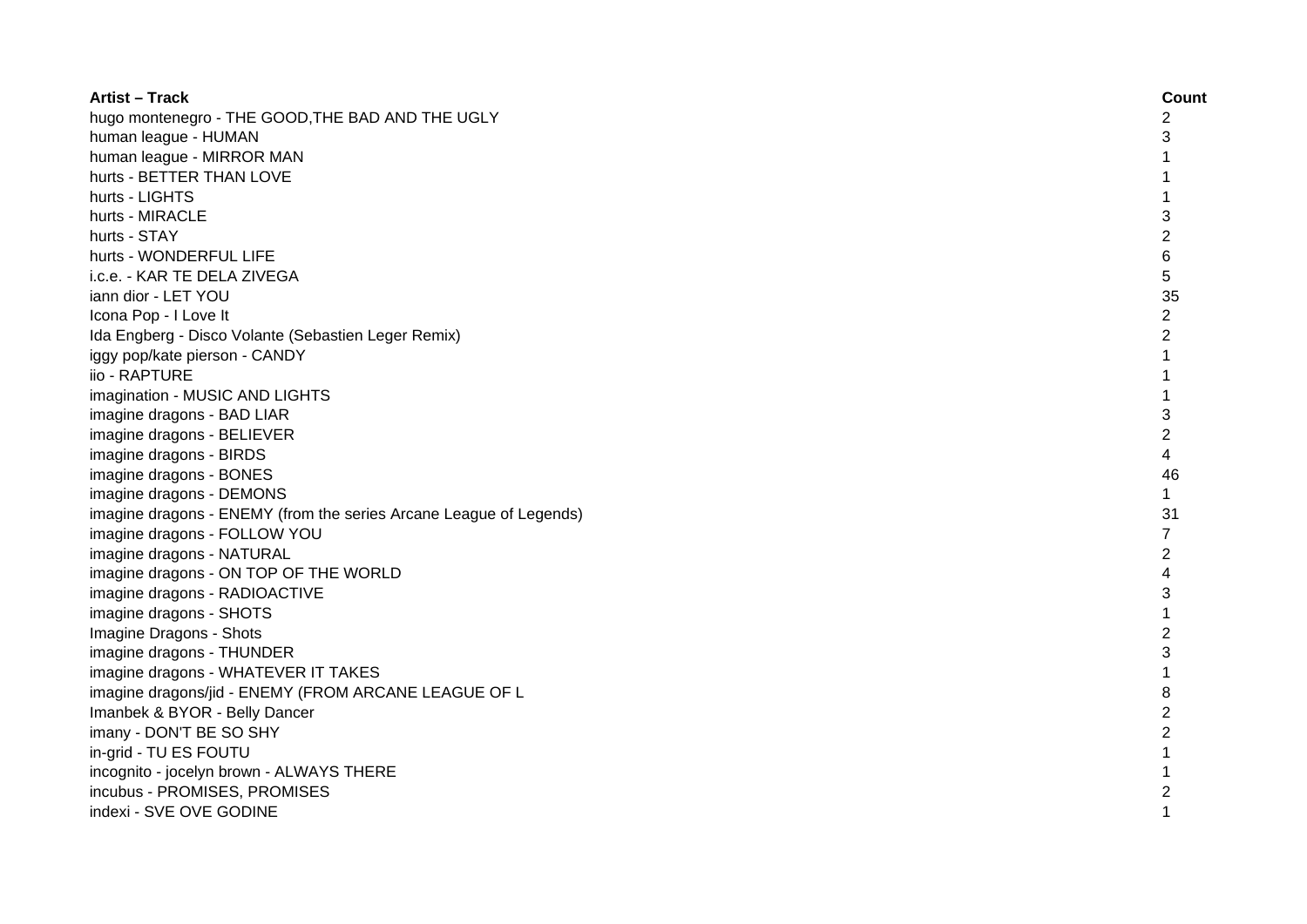| Artist – Track | Count |
|---|---|
| hugo montenegro - THE GOOD,THE BAD AND THE UGLY | 2 |
| human league - HUMAN | 3 |
| human league - MIRROR MAN | 1 |
| hurts - BETTER THAN LOVE | 1 |
| hurts - LIGHTS | 1 |
| hurts - MIRACLE | 3 |
| hurts - STAY | 2 |
| hurts - WONDERFUL LIFE | 6 |
| i.c.e. - KAR TE DELA ZIVEGA | 5 |
| iann dior - LET YOU | 35 |
| Icona Pop - I Love It | 2 |
| Ida Engberg - Disco Volante (Sebastien Leger Remix) | 2 |
| iggy pop/kate pierson - CANDY | 1 |
| iio - RAPTURE | 1 |
| imagination - MUSIC AND LIGHTS | 1 |
| imagine dragons - BAD LIAR | 3 |
| imagine dragons - BELIEVER | 2 |
| imagine dragons - BIRDS | 4 |
| imagine dragons - BONES | 46 |
| imagine dragons - DEMONS | 1 |
| imagine dragons - ENEMY (from the series Arcane League of Legends) | 31 |
| imagine dragons - FOLLOW YOU | 7 |
| imagine dragons - NATURAL | 2 |
| imagine dragons - ON TOP OF THE WORLD | 4 |
| imagine dragons - RADIOACTIVE | 3 |
| imagine dragons - SHOTS | 1 |
| Imagine Dragons - Shots | 2 |
| imagine dragons - THUNDER | 3 |
| imagine dragons - WHATEVER IT TAKES | 1 |
| imagine dragons/jid - ENEMY (FROM ARCANE LEAGUE OF L | 8 |
| Imanbek & BYOR - Belly Dancer | 2 |
| imany - DON'T BE SO SHY | 2 |
| in-grid - TU ES FOUTU | 1 |
| incognito - jocelyn brown - ALWAYS THERE | 1 |
| incubus - PROMISES, PROMISES | 2 |
| indexi - SVE OVE GODINE | 1 |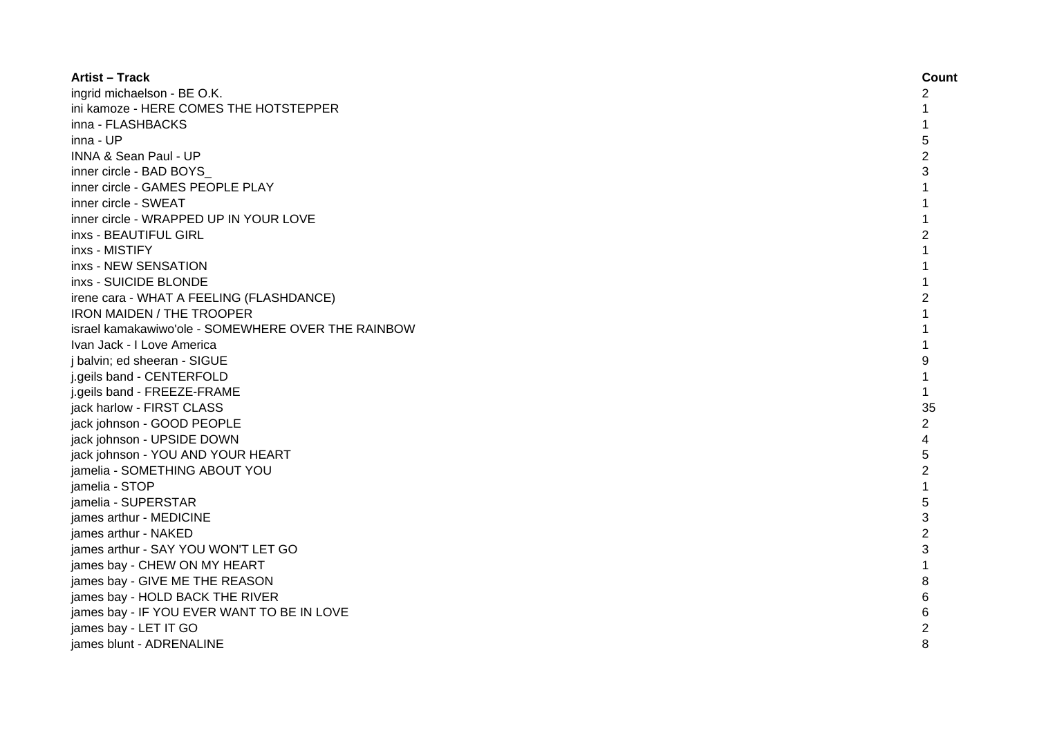| **Artist – Track** | **Count** |
|---|---|
| ingrid michaelson - BE O.K. | 2 |
| ini kamoze - HERE COMES THE HOTSTEPPER | 1 |
| inna - FLASHBACKS | 1 |
| inna - UP | 5 |
| INNA & Sean Paul - UP | 2 |
| inner circle - BAD BOYS_ | 3 |
| inner circle - GAMES PEOPLE PLAY | 1 |
| inner circle - SWEAT | 1 |
| inner circle - WRAPPED UP IN YOUR LOVE | 1 |
| inxs - BEAUTIFUL GIRL | 2 |
| inxs - MISTIFY | 1 |
| inxs - NEW SENSATION | 1 |
| inxs - SUICIDE BLONDE | 1 |
| irene cara - WHAT A FEELING (FLASHDANCE) | 2 |
| IRON MAIDEN / THE TROOPER | 1 |
| israel kamakawiwo'ole - SOMEWHERE OVER THE RAINBOW | 1 |
| Ivan Jack - I Love America | 1 |
| j balvin; ed sheeran - SIGUE | 9 |
| j.geils band - CENTERFOLD | 1 |
| j.geils band - FREEZE-FRAME | 1 |
| jack harlow - FIRST CLASS | 35 |
| jack johnson - GOOD PEOPLE | 2 |
| jack johnson - UPSIDE DOWN | 4 |
| jack johnson - YOU AND YOUR HEART | 5 |
| jamelia - SOMETHING ABOUT YOU | 2 |
| jamelia - STOP | 1 |
| jamelia - SUPERSTAR | 5 |
| james arthur - MEDICINE | 3 |
| james arthur - NAKED | 2 |
| james arthur - SAY YOU WON'T LET GO | 3 |
| james bay - CHEW ON MY HEART | 1 |
| james bay - GIVE ME THE REASON | 8 |
| james bay - HOLD BACK THE RIVER | 6 |
| james bay - IF YOU EVER WANT TO BE IN LOVE | 6 |
| james bay - LET IT GO | 2 |
| james blunt - ADRENALINE | 8 |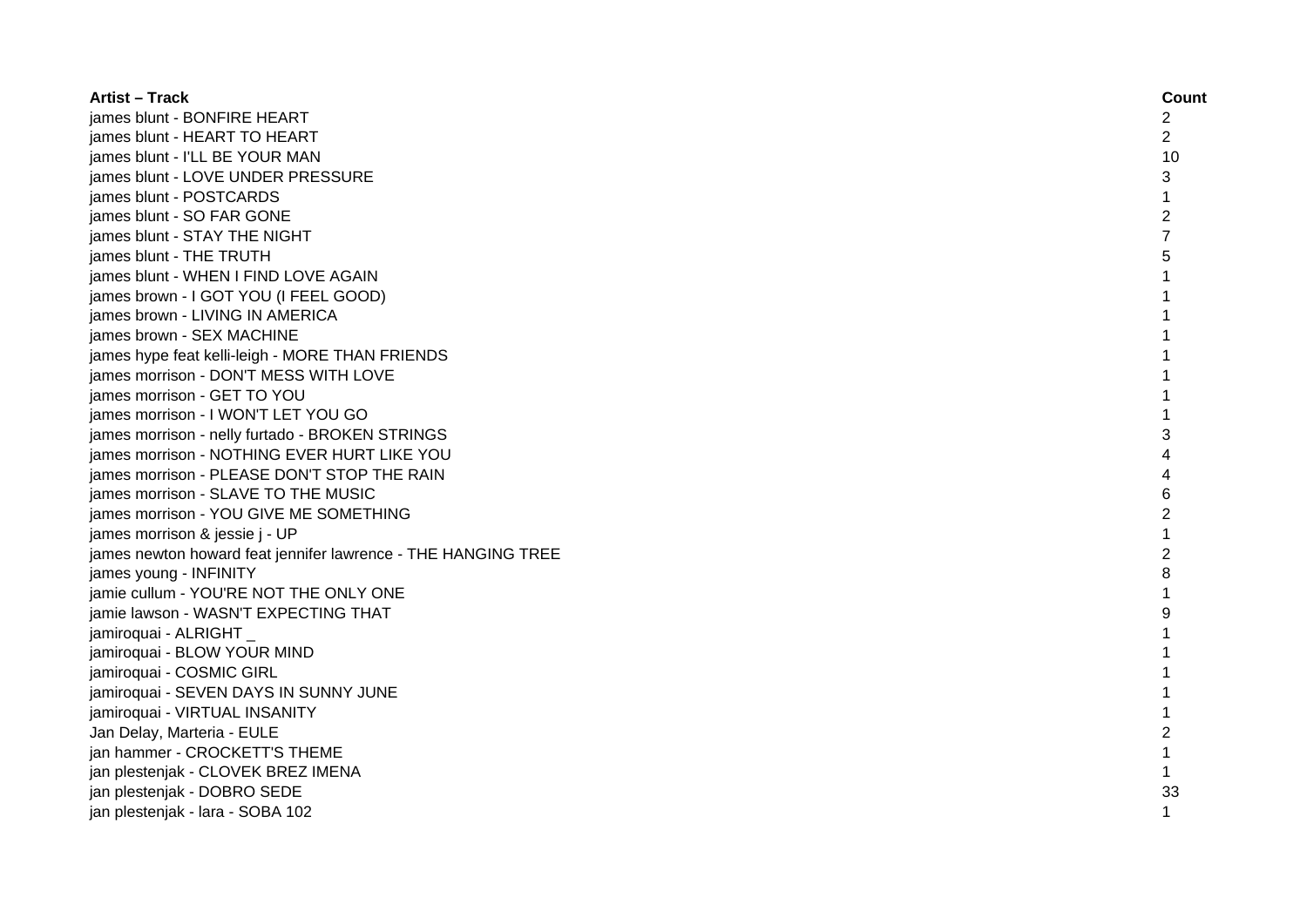| Artist – Track | Count |
| --- | --- |
| james blunt - BONFIRE HEART | 2 |
| james blunt - HEART TO HEART | 2 |
| james blunt - I'LL BE YOUR MAN | 10 |
| james blunt - LOVE UNDER PRESSURE | 3 |
| james blunt - POSTCARDS | 1 |
| james blunt - SO FAR GONE | 2 |
| james blunt - STAY THE NIGHT | 7 |
| james blunt - THE TRUTH | 5 |
| james blunt - WHEN I FIND LOVE AGAIN | 1 |
| james brown - I GOT YOU (I FEEL GOOD) | 1 |
| james brown - LIVING IN AMERICA | 1 |
| james brown - SEX MACHINE | 1 |
| james hype feat kelli-leigh - MORE THAN FRIENDS | 1 |
| james morrison - DON'T MESS WITH LOVE | 1 |
| james morrison - GET TO YOU | 1 |
| james morrison - I WON'T LET YOU GO | 1 |
| james morrison - nelly furtado - BROKEN STRINGS | 3 |
| james morrison - NOTHING EVER HURT LIKE YOU | 4 |
| james morrison - PLEASE DON'T STOP THE RAIN | 4 |
| james morrison - SLAVE TO THE MUSIC | 6 |
| james morrison - YOU GIVE ME SOMETHING | 2 |
| james morrison & jessie j - UP | 1 |
| james newton howard feat jennifer lawrence - THE HANGING TREE | 2 |
| james young - INFINITY | 8 |
| jamie cullum - YOU'RE NOT THE ONLY ONE | 1 |
| jamie lawson - WASN'T EXPECTING THAT | 9 |
| jamiroquai - ALRIGHT _ | 1 |
| jamiroquai - BLOW YOUR MIND | 1 |
| jamiroquai - COSMIC GIRL | 1 |
| jamiroquai - SEVEN DAYS IN SUNNY JUNE | 1 |
| jamiroquai - VIRTUAL INSANITY | 1 |
| Jan Delay, Marteria - EULE | 2 |
| jan hammer - CROCKETT'S THEME | 1 |
| jan plestenjak - CLOVEK BREZ IMENA | 1 |
| jan plestenjak - DOBRO SEDE | 33 |
| jan plestenjak - lara - SOBA 102 | 1 |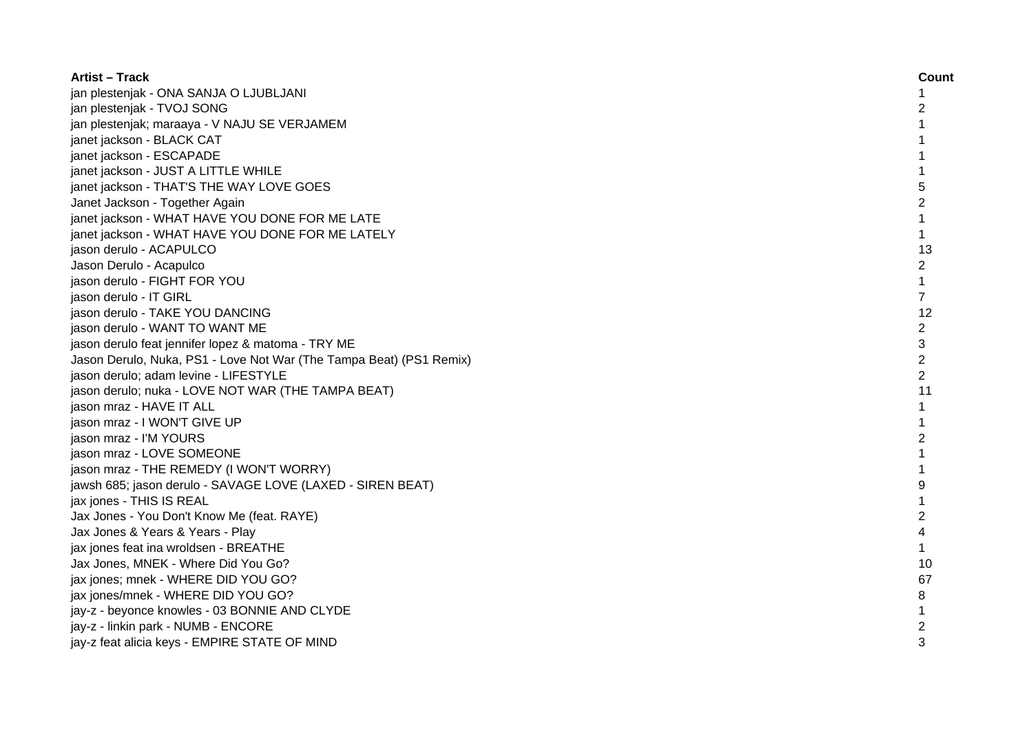| Artist – Track | Count |
| --- | --- |
| jan plestenjak - ONA SANJA O LJUBLJANI | 1 |
| jan plestenjak - TVOJ SONG | 2 |
| jan plestenjak; maraaya - V NAJU SE VERJAMEM | 1 |
| janet jackson - BLACK CAT | 1 |
| janet jackson - ESCAPADE | 1 |
| janet jackson - JUST A LITTLE WHILE | 1 |
| janet jackson - THAT'S THE WAY LOVE GOES | 5 |
| Janet Jackson - Together Again | 2 |
| janet jackson - WHAT HAVE YOU DONE FOR ME LATE | 1 |
| janet jackson - WHAT HAVE YOU DONE FOR ME LATELY | 1 |
| jason derulo - ACAPULCO | 13 |
| Jason Derulo - Acapulco | 2 |
| jason derulo - FIGHT FOR YOU | 1 |
| jason derulo - IT GIRL | 7 |
| jason derulo - TAKE YOU DANCING | 12 |
| jason derulo - WANT TO WANT ME | 2 |
| jason derulo feat jennifer lopez & matoma - TRY ME | 3 |
| Jason Derulo, Nuka, PS1 - Love Not War (The Tampa Beat) (PS1 Remix) | 2 |
| jason derulo; adam levine - LIFESTYLE | 2 |
| jason derulo; nuka - LOVE NOT WAR (THE TAMPA BEAT) | 11 |
| jason mraz - HAVE IT ALL | 1 |
| jason mraz - I WON'T GIVE UP | 1 |
| jason mraz - I'M YOURS | 2 |
| jason mraz - LOVE SOMEONE | 1 |
| jason mraz - THE REMEDY (I WON'T WORRY) | 1 |
| jawsh 685; jason derulo - SAVAGE LOVE (LAXED - SIREN BEAT) | 9 |
| jax jones - THIS IS REAL | 1 |
| Jax Jones - You Don't Know Me (feat. RAYE) | 2 |
| Jax Jones & Years & Years - Play | 4 |
| jax jones feat ina wroldsen - BREATHE | 1 |
| Jax Jones, MNEK - Where Did You Go? | 10 |
| jax jones; mnek - WHERE DID YOU GO? | 67 |
| jax jones/mnek - WHERE DID YOU GO? | 8 |
| jay-z - beyonce knowles - 03 BONNIE AND CLYDE | 1 |
| jay-z - linkin park - NUMB - ENCORE | 2 |
| jay-z feat alicia keys - EMPIRE STATE OF MIND | 3 |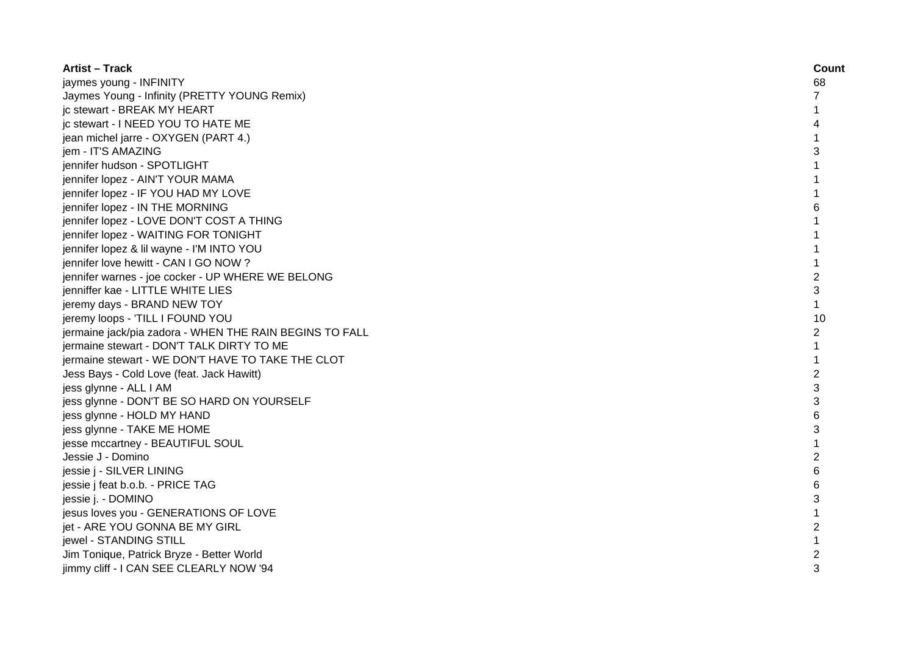| **Artist – Track** | **Count** |
| --- | --- |
| jaymes young - INFINITY | 68 |
| Jaymes Young - Infinity (PRETTY YOUNG Remix) | 7 |
| jc stewart - BREAK MY HEART | 1 |
| jc stewart - I NEED YOU TO HATE ME | 4 |
| jean michel jarre - OXYGEN (PART 4.) | 1 |
| jem - IT'S AMAZING | 3 |
| jennifer hudson - SPOTLIGHT | 1 |
| jennifer lopez - AIN'T YOUR MAMA | 1 |
| jennifer lopez - IF YOU HAD MY LOVE | 1 |
| jennifer lopez - IN THE MORNING | 6 |
| jennifer lopez - LOVE DON'T COST A THING | 1 |
| jennifer lopez - WAITING FOR TONIGHT | 1 |
| jennifer lopez & lil wayne - I'M INTO YOU | 1 |
| jennifer love hewitt - CAN I GO NOW ? | 1 |
| jennifer warnes - joe cocker - UP WHERE WE BELONG | 2 |
| jenniffer kae - LITTLE WHITE LIES | 3 |
| jeremy days - BRAND NEW TOY | 1 |
| jeremy loops - 'TILL I FOUND YOU | 10 |
| jermaine jack/pia zadora - WHEN THE RAIN BEGINS TO FALL | 2 |
| jermaine stewart - DON'T TALK DIRTY TO ME | 1 |
| jermaine stewart - WE DON'T HAVE TO TAKE THE CLOT | 1 |
| Jess Bays - Cold Love (feat. Jack Hawitt) | 2 |
| jess glynne - ALL I AM | 3 |
| jess glynne - DON'T BE SO HARD ON YOURSELF | 3 |
| jess glynne - HOLD MY HAND | 6 |
| jess glynne - TAKE ME HOME | 3 |
| jesse mccartney - BEAUTIFUL SOUL | 1 |
| Jessie J - Domino | 2 |
| jessie j - SILVER LINING | 6 |
| jessie j feat b.o.b. - PRICE TAG | 6 |
| jessie j. - DOMINO | 3 |
| jesus loves you - GENERATIONS OF LOVE | 1 |
| jet - ARE YOU GONNA BE MY GIRL | 2 |
| jewel - STANDING STILL | 1 |
| Jim Tonique, Patrick Bryze - Better World | 2 |
| jimmy cliff - I CAN SEE CLEARLY NOW '94 | 3 |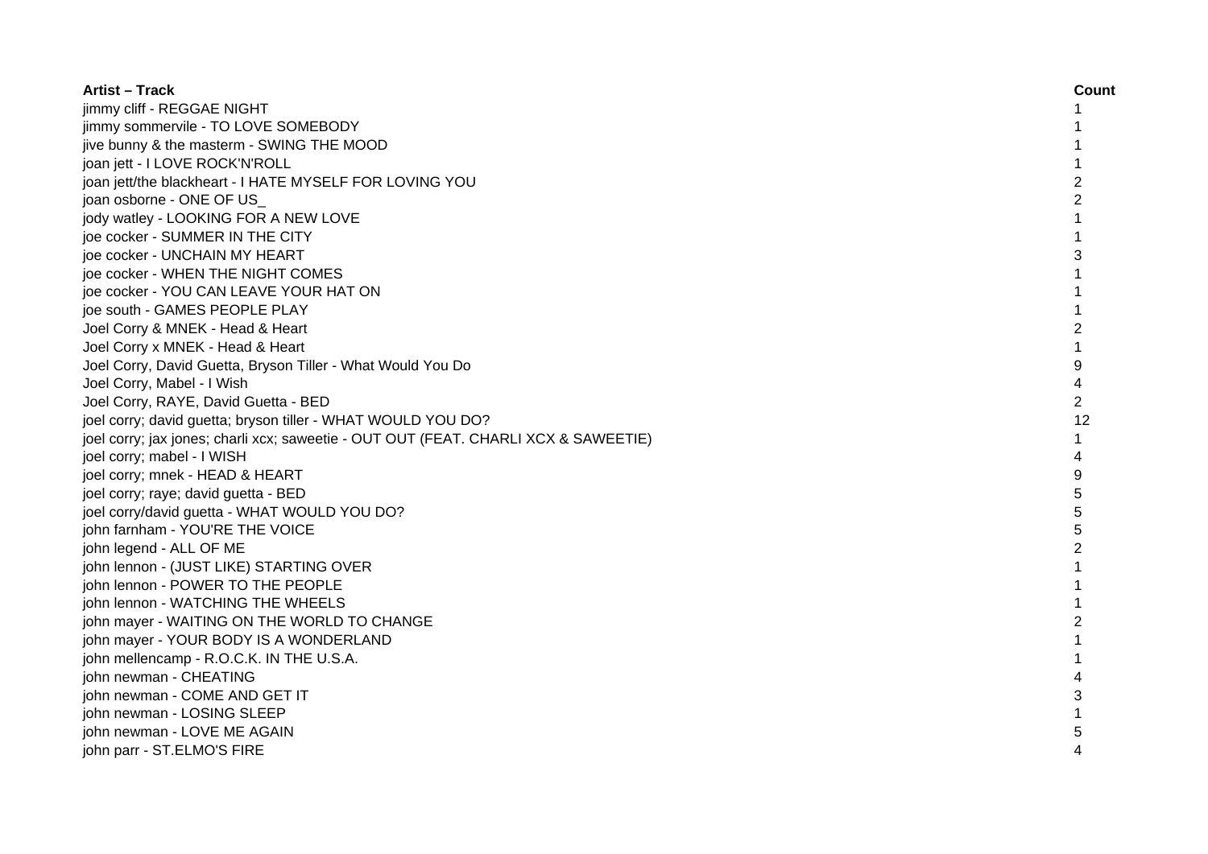| Artist – Track | Count |
|---|---|
| jimmy cliff - REGGAE NIGHT | 1 |
| jimmy sommervile - TO LOVE SOMEBODY | 1 |
| jive bunny & the masterm - SWING THE MOOD | 1 |
| joan jett - I LOVE ROCK'N'ROLL | 1 |
| joan jett/the blackheart - I HATE MYSELF FOR LOVING YOU | 2 |
| joan osborne - ONE OF US_ | 2 |
| jody watley - LOOKING FOR A NEW LOVE | 1 |
| joe cocker - SUMMER IN THE CITY | 1 |
| joe cocker - UNCHAIN MY HEART | 3 |
| joe cocker - WHEN THE NIGHT COMES | 1 |
| joe cocker - YOU CAN LEAVE YOUR HAT ON | 1 |
| joe south - GAMES PEOPLE PLAY | 1 |
| Joel Corry & MNEK - Head & Heart | 2 |
| Joel Corry x MNEK - Head & Heart | 1 |
| Joel Corry, David Guetta, Bryson Tiller - What Would You Do | 9 |
| Joel Corry, Mabel - I Wish | 4 |
| Joel Corry, RAYE, David Guetta - BED | 2 |
| joel corry; david guetta; bryson tiller - WHAT WOULD YOU DO? | 12 |
| joel corry; jax jones; charli xcx; saweetie - OUT OUT (FEAT. CHARLI XCX & SAWEETIE) | 1 |
| joel corry; mabel - I WISH | 4 |
| joel corry; mnek - HEAD & HEART | 9 |
| joel corry; raye; david guetta - BED | 5 |
| joel corry/david guetta - WHAT WOULD YOU DO? | 5 |
| john farnham - YOU'RE THE VOICE | 5 |
| john legend - ALL OF ME | 2 |
| john lennon - (JUST LIKE) STARTING OVER | 1 |
| john lennon - POWER TO THE PEOPLE | 1 |
| john lennon - WATCHING THE WHEELS | 1 |
| john mayer - WAITING ON THE WORLD TO CHANGE | 2 |
| john mayer - YOUR BODY IS A WONDERLAND | 1 |
| john mellencamp - R.O.C.K. IN THE U.S.A. | 1 |
| john newman - CHEATING | 4 |
| john newman - COME AND GET IT | 3 |
| john newman - LOSING SLEEP | 1 |
| john newman - LOVE ME AGAIN | 5 |
| john parr - ST.ELMO'S FIRE | 4 |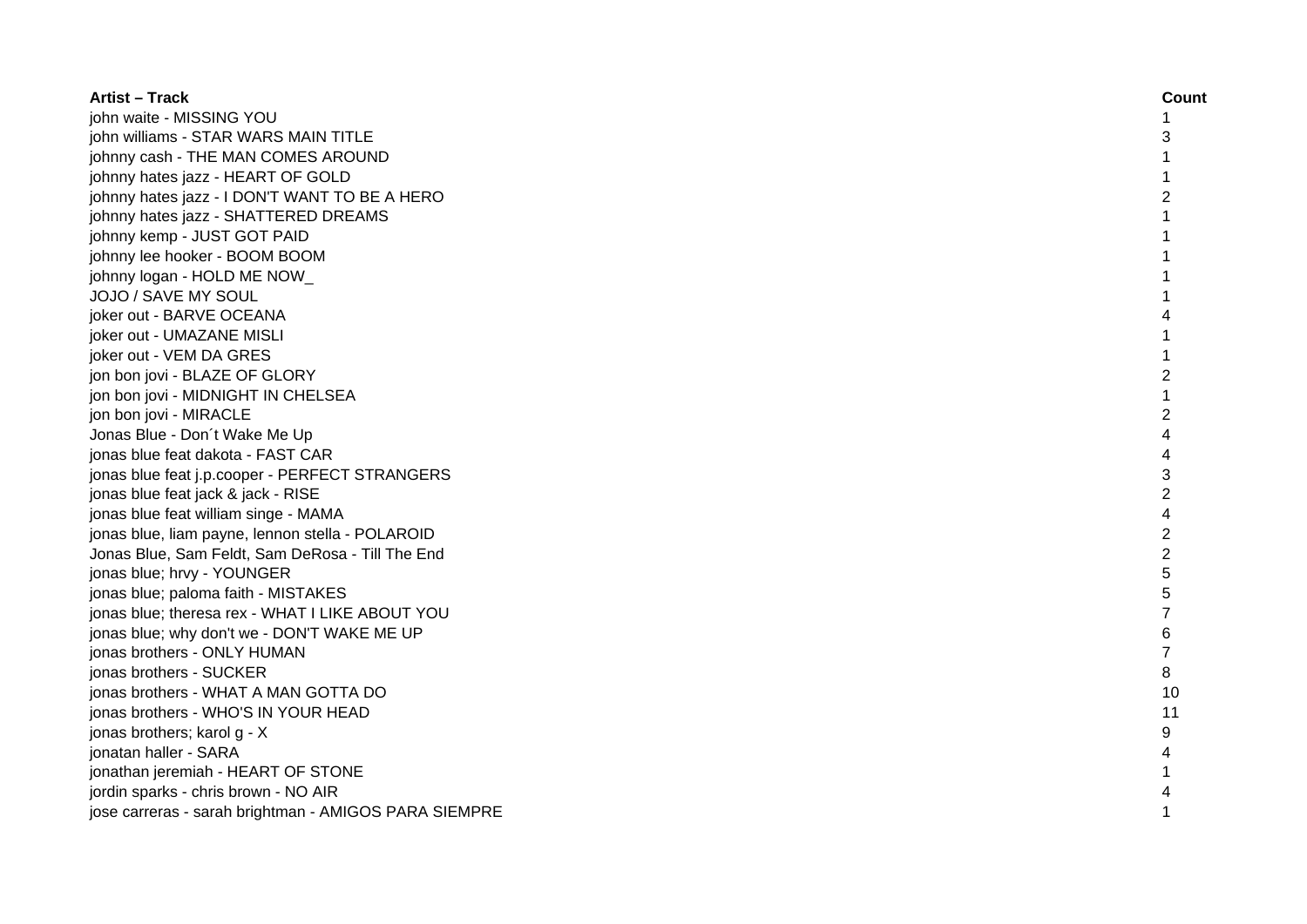| Artist – Track | Count |
| --- | --- |
| john waite - MISSING YOU | 1 |
| john williams - STAR WARS MAIN TITLE | 3 |
| johnny cash - THE MAN COMES AROUND | 1 |
| johnny hates jazz - HEART OF GOLD | 1 |
| johnny hates jazz - I DON'T WANT TO BE A HERO | 2 |
| johnny hates jazz - SHATTERED DREAMS | 1 |
| johnny kemp - JUST GOT PAID | 1 |
| johnny lee hooker - BOOM BOOM | 1 |
| johnny logan - HOLD ME NOW_ | 1 |
| JOJO / SAVE MY SOUL | 1 |
| joker out - BARVE OCEANA | 4 |
| joker out - UMAZANE MISLI | 1 |
| joker out - VEM DA GRES | 1 |
| jon bon jovi - BLAZE OF GLORY | 2 |
| jon bon jovi - MIDNIGHT IN CHELSEA | 1 |
| jon bon jovi - MIRACLE | 2 |
| Jonas Blue - Don´t Wake Me Up | 4 |
| jonas blue feat dakota - FAST CAR | 4 |
| jonas blue feat j.p.cooper - PERFECT STRANGERS | 3 |
| jonas blue feat jack & jack - RISE | 2 |
| jonas blue feat william singe - MAMA | 4 |
| jonas blue, liam payne, lennon stella - POLAROID | 2 |
| Jonas Blue, Sam Feldt, Sam DeRosa - Till The End | 2 |
| jonas blue; hrvy - YOUNGER | 5 |
| jonas blue; paloma faith - MISTAKES | 5 |
| jonas blue; theresa rex - WHAT I LIKE ABOUT YOU | 7 |
| jonas blue; why don't we - DON'T WAKE ME UP | 6 |
| jonas brothers - ONLY HUMAN | 7 |
| jonas brothers - SUCKER | 8 |
| jonas brothers - WHAT A MAN GOTTA DO | 10 |
| jonas brothers - WHO'S IN YOUR HEAD | 11 |
| jonas brothers; karol g - X | 9 |
| jonatan haller - SARA | 4 |
| jonathan jeremiah - HEART OF STONE | 1 |
| jordin sparks - chris brown - NO AIR | 4 |
| jose carreras - sarah brightman - AMIGOS PARA SIEMPRE | 1 |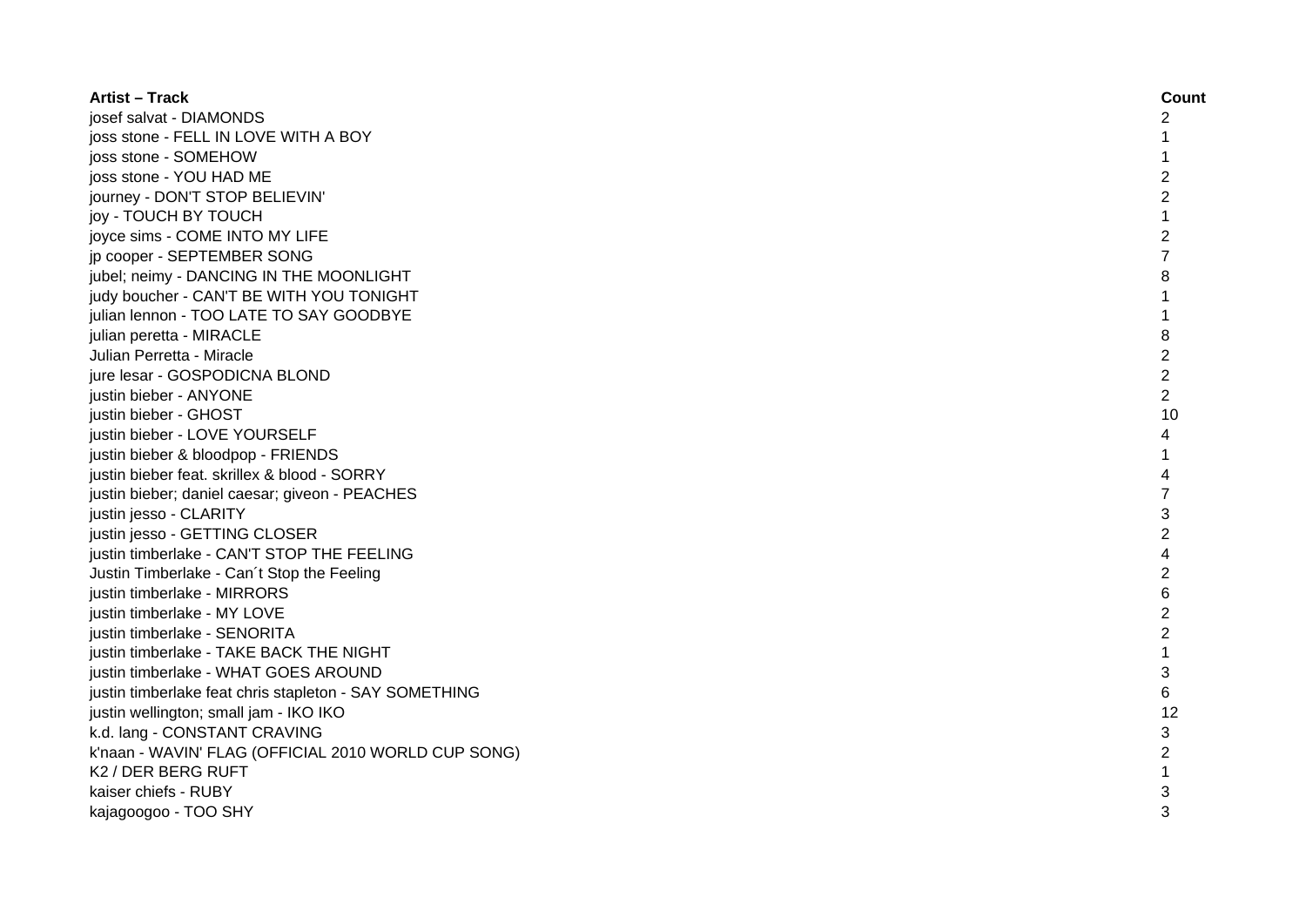| Artist – Track | Count |
| --- | --- |
| josef salvat - DIAMONDS | 2 |
| joss stone - FELL IN LOVE WITH A BOY | 1 |
| joss stone - SOMEHOW | 1 |
| joss stone - YOU HAD ME | 2 |
| journey - DON'T STOP BELIEVIN' | 2 |
| joy - TOUCH BY TOUCH | 1 |
| joyce sims - COME INTO MY LIFE | 2 |
| jp cooper - SEPTEMBER SONG | 7 |
| jubel; neimy - DANCING IN THE MOONLIGHT | 8 |
| judy boucher - CAN'T BE WITH YOU TONIGHT | 1 |
| julian lennon - TOO LATE TO SAY GOODBYE | 1 |
| julian peretta - MIRACLE | 8 |
| Julian Perretta - Miracle | 2 |
| jure lesar - GOSPODICNA BLOND | 2 |
| justin bieber - ANYONE | 2 |
| justin bieber - GHOST | 10 |
| justin bieber - LOVE YOURSELF | 4 |
| justin bieber & bloodpop - FRIENDS | 1 |
| justin bieber feat. skrillex & blood - SORRY | 4 |
| justin bieber; daniel caesar; giveon - PEACHES | 7 |
| justin jesso - CLARITY | 3 |
| justin jesso - GETTING CLOSER | 2 |
| justin timberlake - CAN'T STOP THE FEELING | 4 |
| Justin Timberlake - Can´t Stop the Feeling | 2 |
| justin timberlake - MIRRORS | 6 |
| justin timberlake - MY LOVE | 2 |
| justin timberlake - SENORITA | 2 |
| justin timberlake - TAKE BACK THE NIGHT | 1 |
| justin timberlake - WHAT GOES AROUND | 3 |
| justin timberlake feat chris stapleton - SAY SOMETHING | 6 |
| justin wellington; small jam - IKO IKO | 12 |
| k.d. lang - CONSTANT CRAVING | 3 |
| k'naan - WAVIN' FLAG (OFFICIAL 2010 WORLD CUP SONG) | 2 |
| K2 / DER BERG RUFT | 1 |
| kaiser chiefs - RUBY | 3 |
| kajagoogoo - TOO SHY | 3 |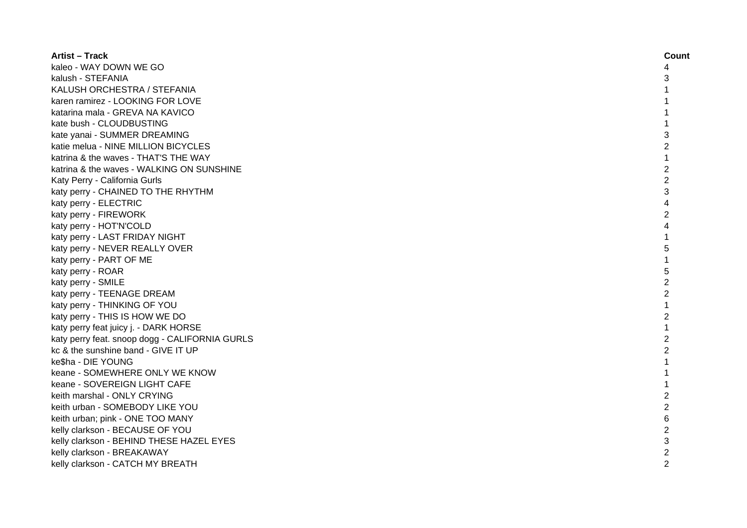| Artist – Track | Count |
|---|---|
| kaleo - WAY DOWN WE GO | 4 |
| kalush - STEFANIA | 3 |
| KALUSH ORCHESTRA / STEFANIA | 1 |
| karen ramirez - LOOKING FOR LOVE | 1 |
| katarina mala - GREVA NA KAVICO | 1 |
| kate bush - CLOUDBUSTING | 1 |
| kate yanai - SUMMER DREAMING | 3 |
| katie melua - NINE MILLION BICYCLES | 2 |
| katrina & the waves - THAT'S THE WAY | 1 |
| katrina & the waves - WALKING ON SUNSHINE | 2 |
| Katy Perry - California Gurls | 2 |
| katy perry - CHAINED TO THE RHYTHM | 3 |
| katy perry - ELECTRIC | 4 |
| katy perry - FIREWORK | 2 |
| katy perry - HOT'N'COLD | 4 |
| katy perry - LAST FRIDAY NIGHT | 1 |
| katy perry - NEVER REALLY OVER | 5 |
| katy perry - PART OF ME | 1 |
| katy perry - ROAR | 5 |
| katy perry - SMILE | 2 |
| katy perry - TEENAGE DREAM | 2 |
| katy perry - THINKING OF YOU | 1 |
| katy perry - THIS IS HOW WE DO | 2 |
| katy perry feat juicy j. - DARK HORSE | 1 |
| katy perry feat. snoop dogg - CALIFORNIA GURLS | 2 |
| kc & the sunshine band - GIVE IT UP | 2 |
| ke$ha - DIE YOUNG | 1 |
| keane - SOMEWHERE ONLY WE KNOW | 1 |
| keane - SOVEREIGN LIGHT CAFE | 1 |
| keith marshal - ONLY CRYING | 2 |
| keith urban - SOMEBODY LIKE YOU | 2 |
| keith urban; pink - ONE TOO MANY | 6 |
| kelly clarkson - BECAUSE OF YOU | 2 |
| kelly clarkson - BEHIND THESE HAZEL EYES | 3 |
| kelly clarkson - BREAKAWAY | 2 |
| kelly clarkson - CATCH MY BREATH | 2 |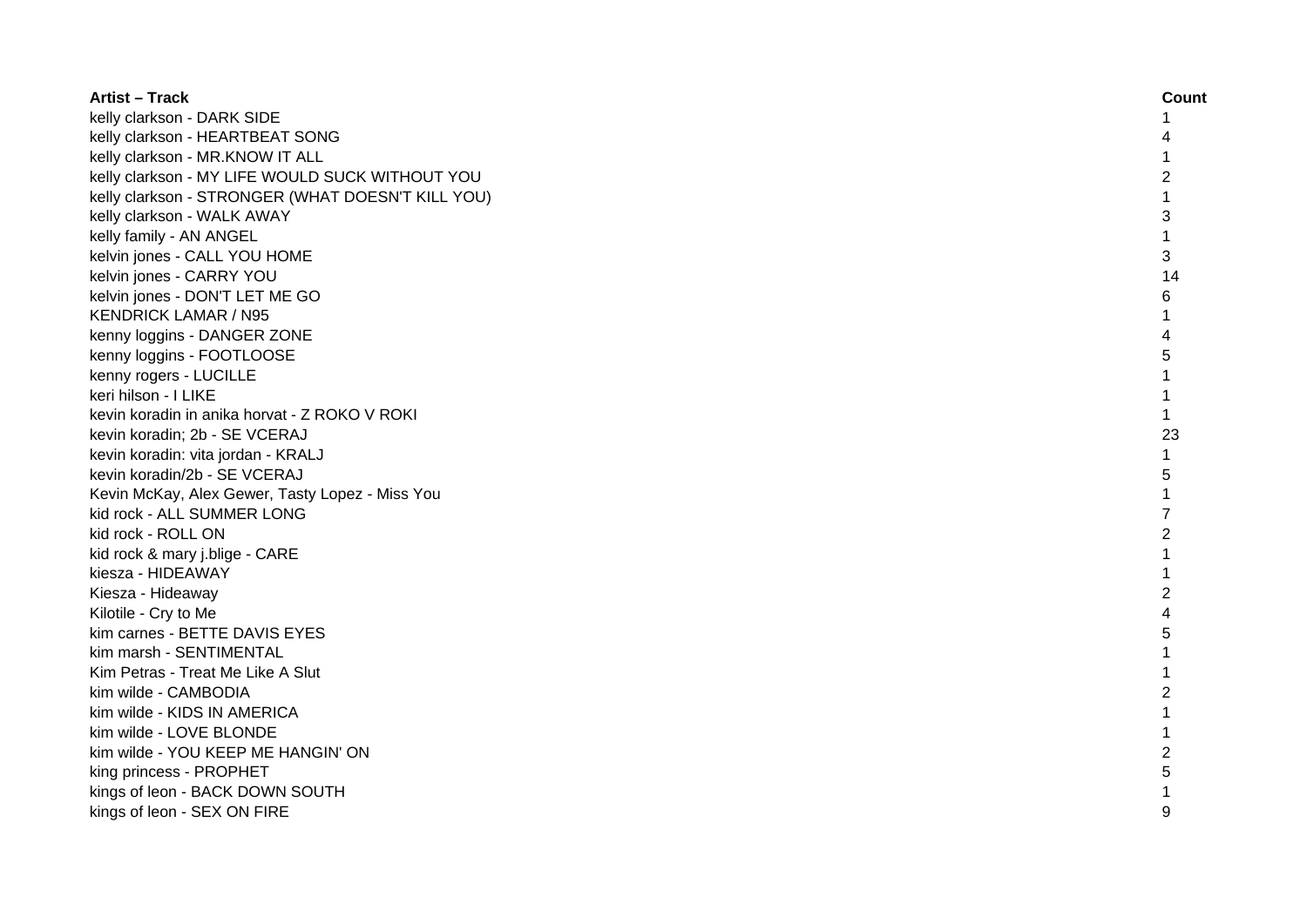| Artist – Track | Count |
| --- | --- |
| kelly clarkson - DARK SIDE | 1 |
| kelly clarkson - HEARTBEAT SONG | 4 |
| kelly clarkson - MR.KNOW IT ALL | 1 |
| kelly clarkson - MY LIFE WOULD SUCK WITHOUT YOU | 2 |
| kelly clarkson - STRONGER (WHAT DOESN'T KILL YOU) | 1 |
| kelly clarkson - WALK AWAY | 3 |
| kelly family - AN ANGEL | 1 |
| kelvin jones - CALL YOU HOME | 3 |
| kelvin jones - CARRY YOU | 14 |
| kelvin jones - DON'T LET ME GO | 6 |
| KENDRICK LAMAR / N95 | 1 |
| kenny loggins - DANGER ZONE | 4 |
| kenny loggins - FOOTLOOSE | 5 |
| kenny rogers - LUCILLE | 1 |
| keri hilson - I LIKE | 1 |
| kevin koradin in anika horvat - Z ROKO V ROKI | 1 |
| kevin koradin; 2b - SE VCERAJ | 23 |
| kevin koradin: vita jordan - KRALJ | 1 |
| kevin koradin/2b - SE VCERAJ | 5 |
| Kevin McKay, Alex Gewer, Tasty Lopez - Miss You | 1 |
| kid rock - ALL SUMMER LONG | 7 |
| kid rock - ROLL ON | 2 |
| kid rock & mary j.blige - CARE | 1 |
| kiesza - HIDEAWAY | 1 |
| Kiesza - Hideaway | 2 |
| Kilotile - Cry to Me | 4 |
| kim carnes - BETTE DAVIS EYES | 5 |
| kim marsh - SENTIMENTAL | 1 |
| Kim Petras - Treat Me Like A Slut | 1 |
| kim wilde - CAMBODIA | 2 |
| kim wilde - KIDS IN AMERICA | 1 |
| kim wilde - LOVE BLONDE | 1 |
| kim wilde - YOU KEEP ME HANGIN' ON | 2 |
| king princess - PROPHET | 5 |
| kings of leon - BACK DOWN SOUTH | 1 |
| kings of leon - SEX ON FIRE | 9 |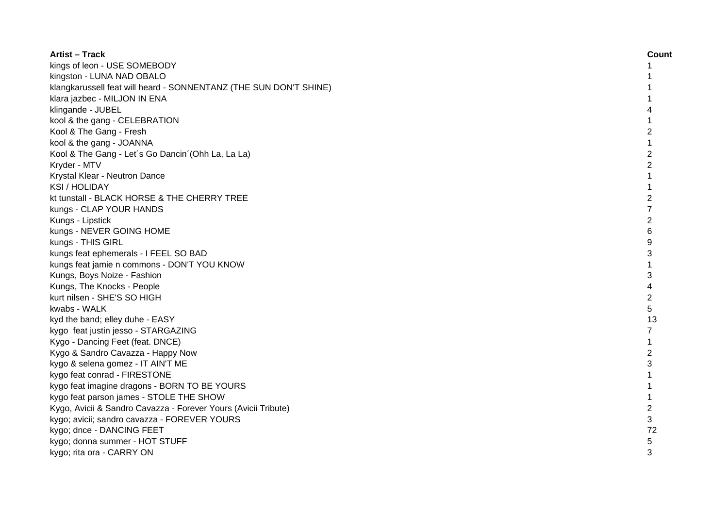| Artist – Track | Count |
|---|---|
| kings of leon - USE SOMEBODY | 1 |
| kingston - LUNA NAD OBALO | 1 |
| klangkarussell feat will heard - SONNENTANZ (THE SUN DON'T SHINE) | 1 |
| klara jazbec - MILJON IN ENA | 1 |
| klingande - JUBEL | 4 |
| kool & the gang - CELEBRATION | 1 |
| Kool & The Gang - Fresh | 2 |
| kool & the gang - JOANNA | 1 |
| Kool & The Gang - Let´s Go Dancin´(Ohh La, La La) | 2 |
| Kryder - MTV | 2 |
| Krystal Klear - Neutron Dance | 1 |
| KSI / HOLIDAY | 1 |
| kt tunstall - BLACK HORSE & THE CHERRY TREE | 2 |
| kungs - CLAP YOUR HANDS | 7 |
| Kungs - Lipstick | 2 |
| kungs - NEVER GOING HOME | 6 |
| kungs - THIS GIRL | 9 |
| kungs feat ephemerals - I FEEL SO BAD | 3 |
| kungs feat jamie n commons - DON'T YOU KNOW | 1 |
| Kungs, Boys Noize - Fashion | 3 |
| Kungs, The Knocks - People | 4 |
| kurt nilsen - SHE'S SO HIGH | 2 |
| kwabs - WALK | 5 |
| kyd the band; elley duhe - EASY | 13 |
| kygo  feat justin jesso - STARGAZING | 7 |
| Kygo - Dancing Feet (feat. DNCE) | 1 |
| Kygo & Sandro Cavazza - Happy Now | 2 |
| kygo & selena gomez - IT AIN'T ME | 3 |
| kygo feat conrad - FIRESTONE | 1 |
| kygo feat imagine dragons - BORN TO BE YOURS | 1 |
| kygo feat parson james - STOLE THE SHOW | 1 |
| Kygo, Avicii & Sandro Cavazza - Forever Yours (Avicii Tribute) | 2 |
| kygo; avicii; sandro cavazza - FOREVER YOURS | 3 |
| kygo; dnce - DANCING FEET | 72 |
| kygo; donna summer - HOT STUFF | 5 |
| kygo; rita ora - CARRY ON | 3 |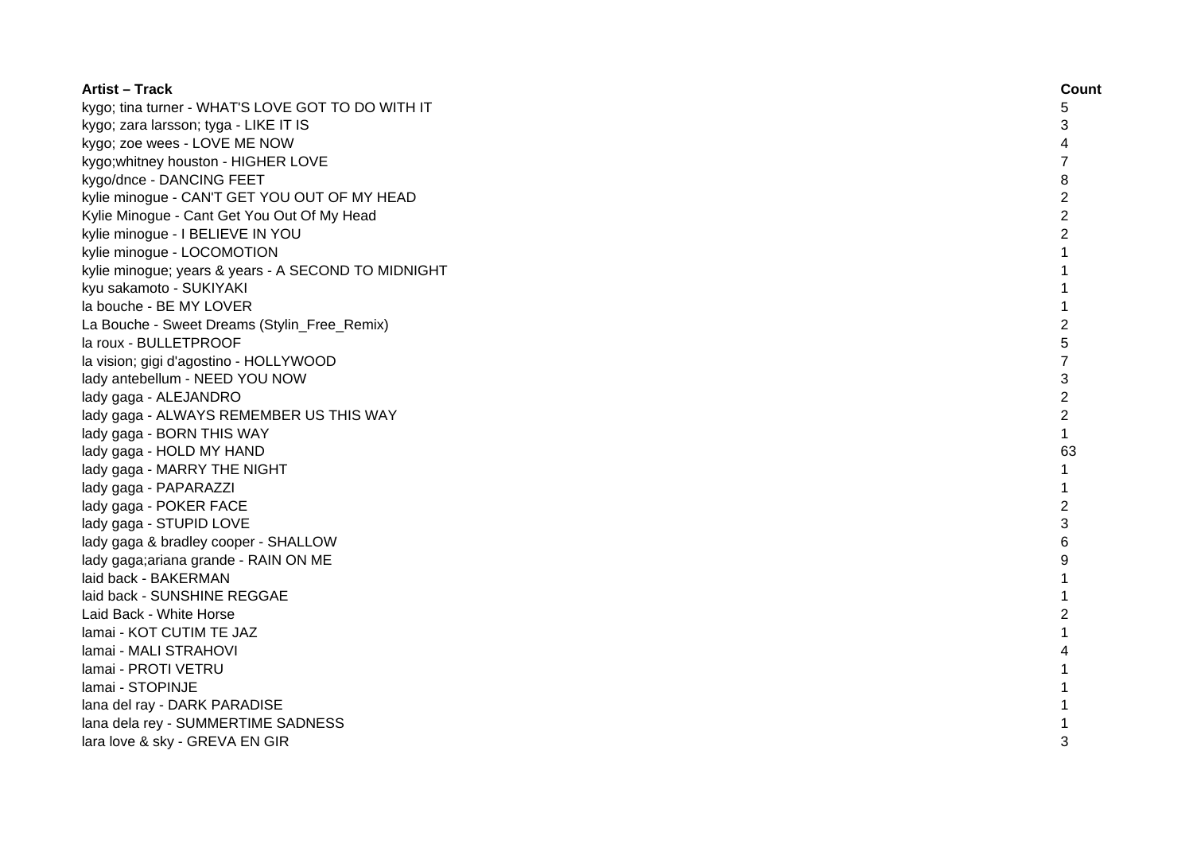| Artist – Track | Count |
|---|---|
| kygo; tina turner - WHAT'S LOVE GOT TO DO WITH IT | 5 |
| kygo; zara larsson; tyga - LIKE IT IS | 3 |
| kygo; zoe wees - LOVE ME NOW | 4 |
| kygo;whitney houston - HIGHER LOVE | 7 |
| kygo/dnce - DANCING FEET | 8 |
| kylie minogue - CAN'T GET YOU OUT OF MY HEAD | 2 |
| Kylie Minogue - Cant Get You Out Of My Head | 2 |
| kylie minogue - I BELIEVE IN YOU | 2 |
| kylie minogue - LOCOMOTION | 1 |
| kylie minogue; years & years - A SECOND TO MIDNIGHT | 1 |
| kyu sakamoto - SUKIYAKI | 1 |
| la bouche - BE MY LOVER | 1 |
| La Bouche - Sweet Dreams (Stylin_Free_Remix) | 2 |
| la roux - BULLETPROOF | 5 |
| la vision; gigi d'agostino - HOLLYWOOD | 7 |
| lady antebellum - NEED YOU NOW | 3 |
| lady gaga - ALEJANDRO | 2 |
| lady gaga - ALWAYS REMEMBER US THIS WAY | 2 |
| lady gaga - BORN THIS WAY | 1 |
| lady gaga - HOLD MY HAND | 63 |
| lady gaga - MARRY THE NIGHT | 1 |
| lady gaga - PAPARAZZI | 1 |
| lady gaga - POKER FACE | 2 |
| lady gaga - STUPID LOVE | 3 |
| lady gaga & bradley cooper - SHALLOW | 6 |
| lady gaga;ariana grande - RAIN ON ME | 9 |
| laid back - BAKERMAN | 1 |
| laid back - SUNSHINE REGGAE | 1 |
| Laid Back - White Horse | 2 |
| lamai - KOT CUTIM TE JAZ | 1 |
| lamai - MALI STRAHOVI | 4 |
| lamai - PROTI VETRU | 1 |
| lamai - STOPINJE | 1 |
| lana del ray - DARK PARADISE | 1 |
| lana dela rey - SUMMERTIME SADNESS | 1 |
| lara love & sky - GREVA EN GIR | 3 |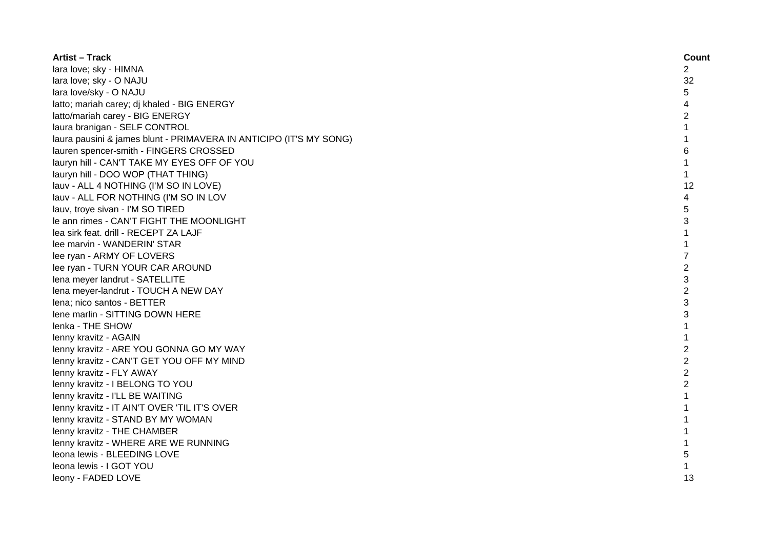| Artist – Track | Count |
|---|---|
| lara love; sky - HIMNA | 2 |
| lara love; sky - O NAJU | 32 |
| lara love/sky - O NAJU | 5 |
| latto; mariah carey; dj khaled - BIG ENERGY | 4 |
| latto/mariah carey - BIG ENERGY | 2 |
| laura branigan - SELF CONTROL | 1 |
| laura pausini & james blunt - PRIMAVERA IN ANTICIPO (IT'S MY SONG) | 1 |
| lauren spencer-smith - FINGERS CROSSED | 6 |
| lauryn hill - CAN'T TAKE MY EYES OFF OF YOU | 1 |
| lauryn hill - DOO WOP (THAT THING) | 1 |
| lauv - ALL 4 NOTHING (I'M SO IN LOVE) | 12 |
| lauv - ALL FOR NOTHING (I'M SO IN LOV | 4 |
| lauv, troye sivan - I'M SO TIRED | 5 |
| le ann rimes - CAN'T FIGHT THE MOONLIGHT | 3 |
| lea sirk feat. drill - RECEPT ZA LAJF | 1 |
| lee marvin - WANDERIN' STAR | 1 |
| lee ryan - ARMY OF LOVERS | 7 |
| lee ryan - TURN YOUR CAR AROUND | 2 |
| lena meyer landrut - SATELLITE | 3 |
| lena meyer-landrut - TOUCH A NEW DAY | 2 |
| lena; nico santos - BETTER | 3 |
| lene marlin - SITTING DOWN HERE | 3 |
| lenka - THE SHOW | 1 |
| lenny kravitz - AGAIN | 1 |
| lenny kravitz - ARE YOU GONNA GO MY WAY | 2 |
| lenny kravitz - CAN'T GET YOU OFF MY MIND | 2 |
| lenny kravitz - FLY AWAY | 2 |
| lenny kravitz - I BELONG TO YOU | 2 |
| lenny kravitz - I'LL BE WAITING | 1 |
| lenny kravitz - IT AIN'T OVER 'TIL IT'S OVER | 1 |
| lenny kravitz - STAND BY MY WOMAN | 1 |
| lenny kravitz - THE CHAMBER | 1 |
| lenny kravitz - WHERE ARE WE RUNNING | 1 |
| leona lewis - BLEEDING LOVE | 5 |
| leona lewis - I GOT YOU | 1 |
| leony - FADED LOVE | 13 |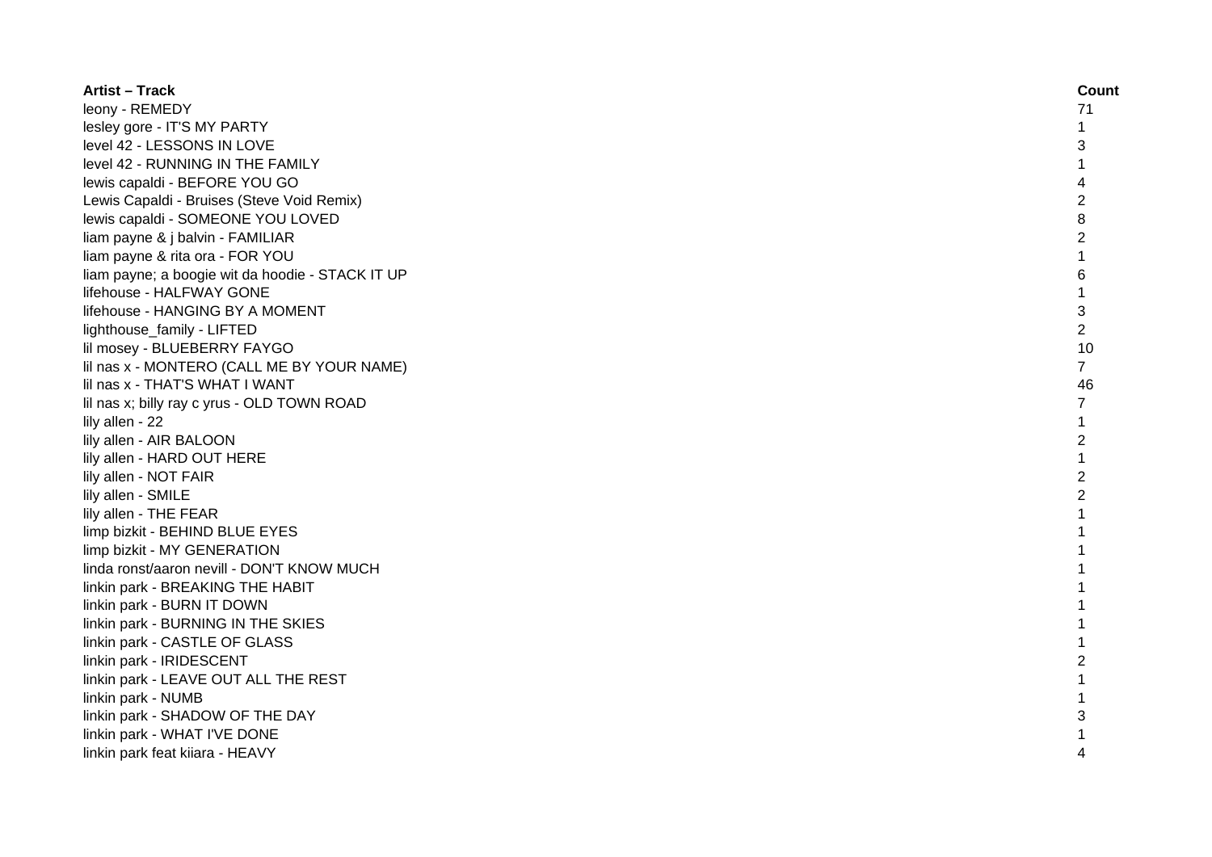| Artist – Track | Count |
| --- | --- |
| leony - REMEDY | 71 |
| lesley gore - IT'S MY PARTY | 1 |
| level 42 - LESSONS IN LOVE | 3 |
| level 42 - RUNNING IN THE FAMILY | 1 |
| lewis capaldi - BEFORE YOU GO | 4 |
| Lewis Capaldi - Bruises (Steve Void Remix) | 2 |
| lewis capaldi - SOMEONE YOU LOVED | 8 |
| liam payne & j balvin - FAMILIAR | 2 |
| liam payne & rita ora - FOR YOU | 1 |
| liam payne; a boogie wit da hoodie - STACK IT UP | 6 |
| lifehouse - HALFWAY GONE | 1 |
| lifehouse - HANGING BY A MOMENT | 3 |
| lighthouse_family - LIFTED | 2 |
| lil mosey - BLUEBERRY FAYGO | 10 |
| lil nas x - MONTERO (CALL ME BY YOUR NAME) | 7 |
| lil nas x - THAT'S WHAT I WANT | 46 |
| lil nas x; billy ray c yrus - OLD TOWN ROAD | 7 |
| lily allen - 22 | 1 |
| lily allen - AIR BALOON | 2 |
| lily allen - HARD OUT HERE | 1 |
| lily allen - NOT FAIR | 2 |
| lily allen - SMILE | 2 |
| lily allen - THE FEAR | 1 |
| limp bizkit - BEHIND BLUE EYES | 1 |
| limp bizkit - MY GENERATION | 1 |
| linda ronst/aaron nevill - DON'T KNOW MUCH | 1 |
| linkin park - BREAKING THE HABIT | 1 |
| linkin park - BURN IT DOWN | 1 |
| linkin park - BURNING IN THE SKIES | 1 |
| linkin park - CASTLE OF GLASS | 1 |
| linkin park - IRIDESCENT | 2 |
| linkin park - LEAVE OUT ALL THE REST | 1 |
| linkin park - NUMB | 1 |
| linkin park - SHADOW OF THE DAY | 3 |
| linkin park - WHAT I'VE DONE | 1 |
| linkin park feat kiiara - HEAVY | 4 |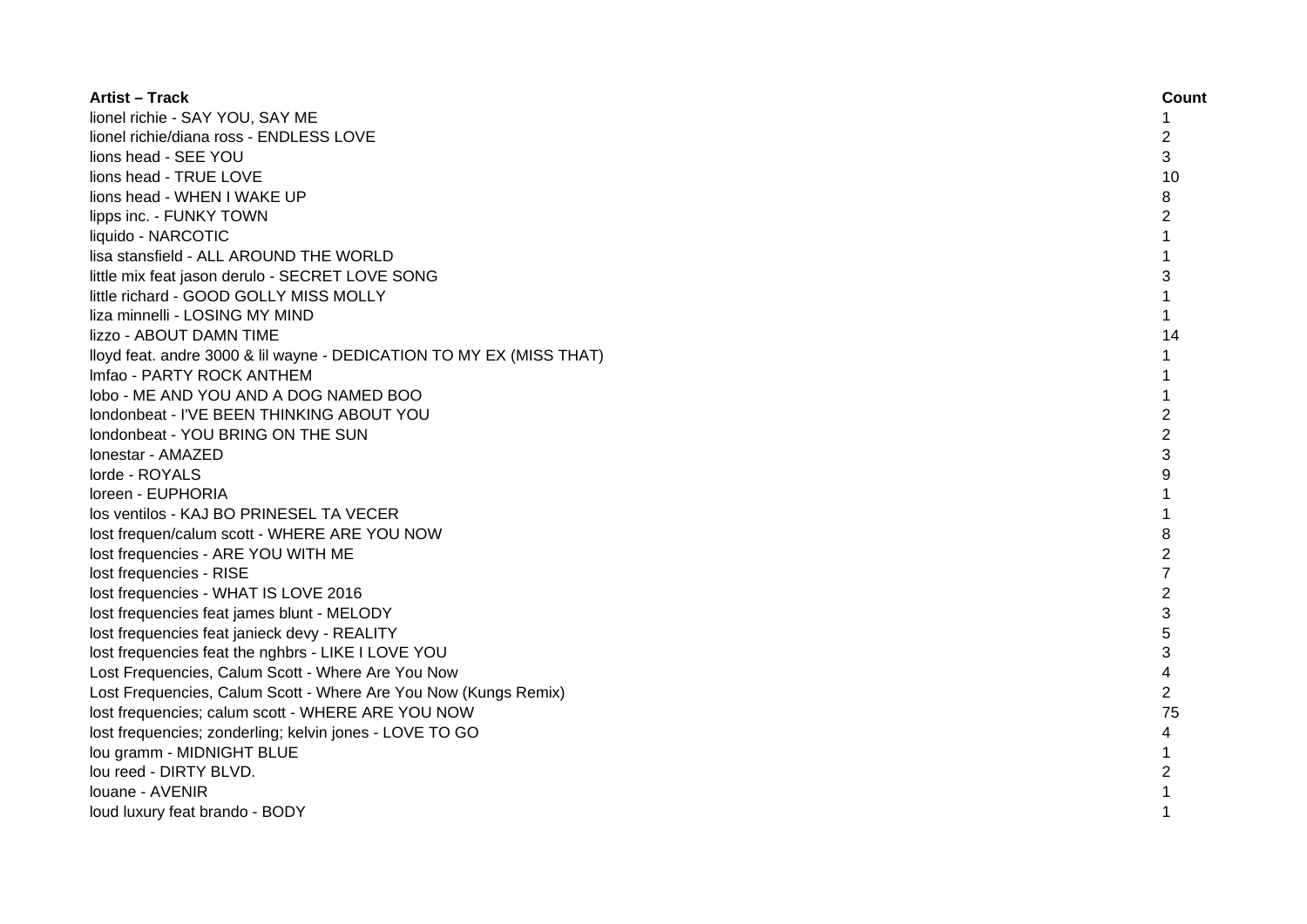| Artist – Track | Count |
|---|---|
| lionel richie - SAY YOU, SAY ME | 1 |
| lionel richie/diana ross - ENDLESS LOVE | 2 |
| lions head - SEE YOU | 3 |
| lions head - TRUE LOVE | 10 |
| lions head - WHEN I WAKE UP | 8 |
| lipps inc. - FUNKY TOWN | 2 |
| liquido - NARCOTIC | 1 |
| lisa stansfield - ALL AROUND THE WORLD | 1 |
| little mix feat jason derulo - SECRET LOVE SONG | 3 |
| little richard - GOOD GOLLY MISS MOLLY | 1 |
| liza minnelli - LOSING MY MIND | 1 |
| lizzo - ABOUT DAMN TIME | 14 |
| lloyd feat. andre 3000 & lil wayne - DEDICATION TO MY EX (MISS THAT) | 1 |
| lmfao - PARTY ROCK ANTHEM | 1 |
| lobo - ME AND YOU AND A DOG NAMED BOO | 1 |
| londonbeat - I'VE BEEN THINKING ABOUT YOU | 2 |
| londonbeat - YOU BRING ON THE SUN | 2 |
| lonestar - AMAZED | 3 |
| lorde - ROYALS | 9 |
| loreen - EUPHORIA | 1 |
| los ventilos - KAJ BO PRINESEL TA VECER | 1 |
| lost frequen/calum scott - WHERE ARE YOU NOW | 8 |
| lost frequencies - ARE YOU WITH ME | 2 |
| lost frequencies - RISE | 7 |
| lost frequencies - WHAT IS LOVE 2016 | 2 |
| lost frequencies feat james blunt - MELODY | 3 |
| lost frequencies feat janieck devy - REALITY | 5 |
| lost frequencies feat the nghbrs - LIKE I LOVE YOU | 3 |
| Lost Frequencies, Calum Scott - Where Are You Now | 4 |
| Lost Frequencies, Calum Scott - Where Are You Now (Kungs Remix) | 2 |
| lost frequencies; calum scott - WHERE ARE YOU NOW | 75 |
| lost frequencies; zonderling; kelvin jones - LOVE TO GO | 4 |
| lou gramm - MIDNIGHT BLUE | 1 |
| lou reed - DIRTY BLVD. | 2 |
| louane - AVENIR | 1 |
| loud luxury feat brando - BODY | 1 |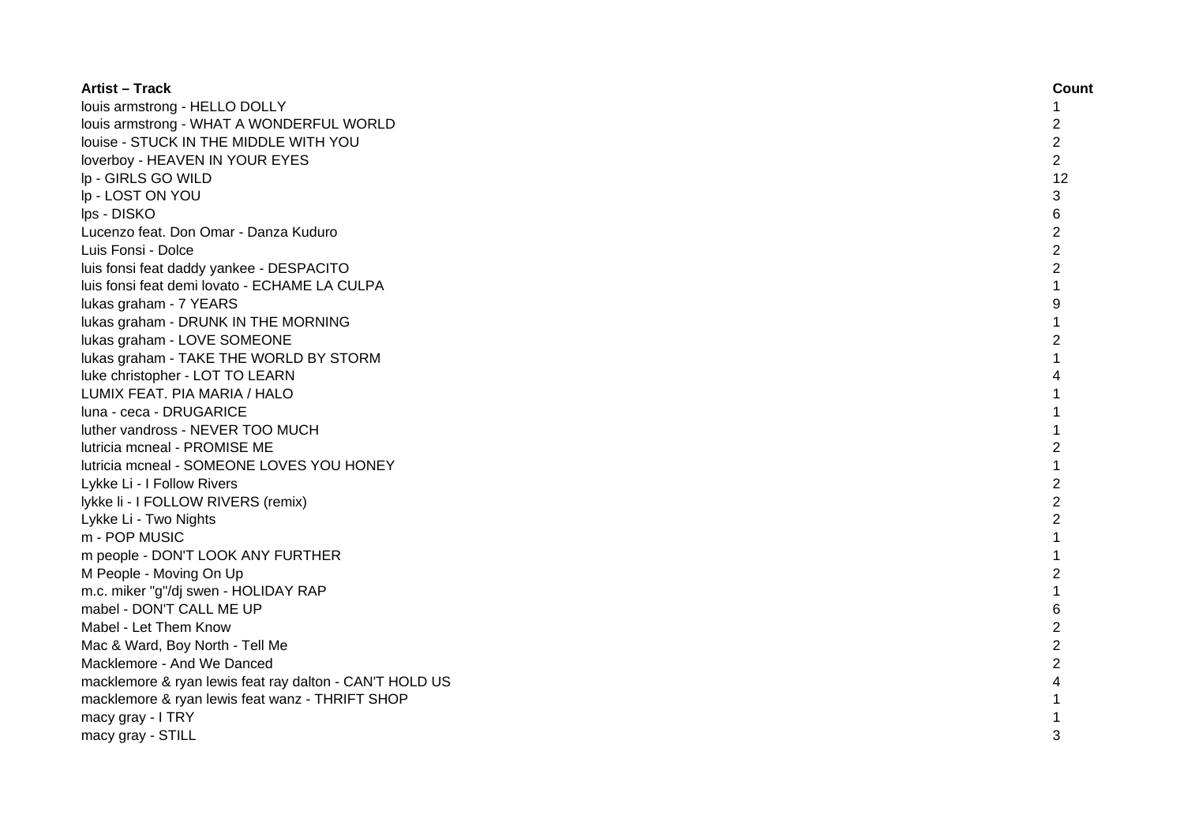| Artist – Track | Count |
| --- | --- |
| louis armstrong - HELLO DOLLY | 1 |
| louis armstrong - WHAT A WONDERFUL WORLD | 2 |
| louise - STUCK IN THE MIDDLE WITH YOU | 2 |
| loverboy - HEAVEN IN YOUR EYES | 2 |
| lp - GIRLS GO WILD | 12 |
| lp - LOST ON YOU | 3 |
| lps - DISKO | 6 |
| Lucenzo feat. Don Omar - Danza Kuduro | 2 |
| Luis Fonsi - Dolce | 2 |
| luis fonsi feat daddy yankee - DESPACITO | 2 |
| luis fonsi feat demi lovato - ECHAME LA CULPA | 1 |
| lukas graham - 7 YEARS | 9 |
| lukas graham - DRUNK IN THE MORNING | 1 |
| lukas graham - LOVE SOMEONE | 2 |
| lukas graham - TAKE THE WORLD BY STORM | 1 |
| luke christopher - LOT TO LEARN | 4 |
| LUMIX FEAT. PIA MARIA / HALO | 1 |
| luna - ceca - DRUGARICE | 1 |
| luther vandross - NEVER TOO MUCH | 1 |
| lutricia mcneal - PROMISE ME | 2 |
| lutricia mcneal - SOMEONE LOVES YOU HONEY | 1 |
| Lykke Li - I Follow Rivers | 2 |
| lykke li - I FOLLOW RIVERS (remix) | 2 |
| Lykke Li - Two Nights | 2 |
| m - POP MUSIC | 1 |
| m people - DON'T LOOK ANY FURTHER | 1 |
| M People - Moving On Up | 2 |
| m.c. miker "g"/dj swen - HOLIDAY RAP | 1 |
| mabel - DON'T CALL ME UP | 6 |
| Mabel - Let Them Know | 2 |
| Mac & Ward, Boy North - Tell Me | 2 |
| Macklemore - And We Danced | 2 |
| macklemore & ryan lewis feat ray dalton - CAN'T HOLD US | 4 |
| macklemore & ryan lewis feat wanz - THRIFT SHOP | 1 |
| macy gray - I TRY | 1 |
| macy gray - STILL | 3 |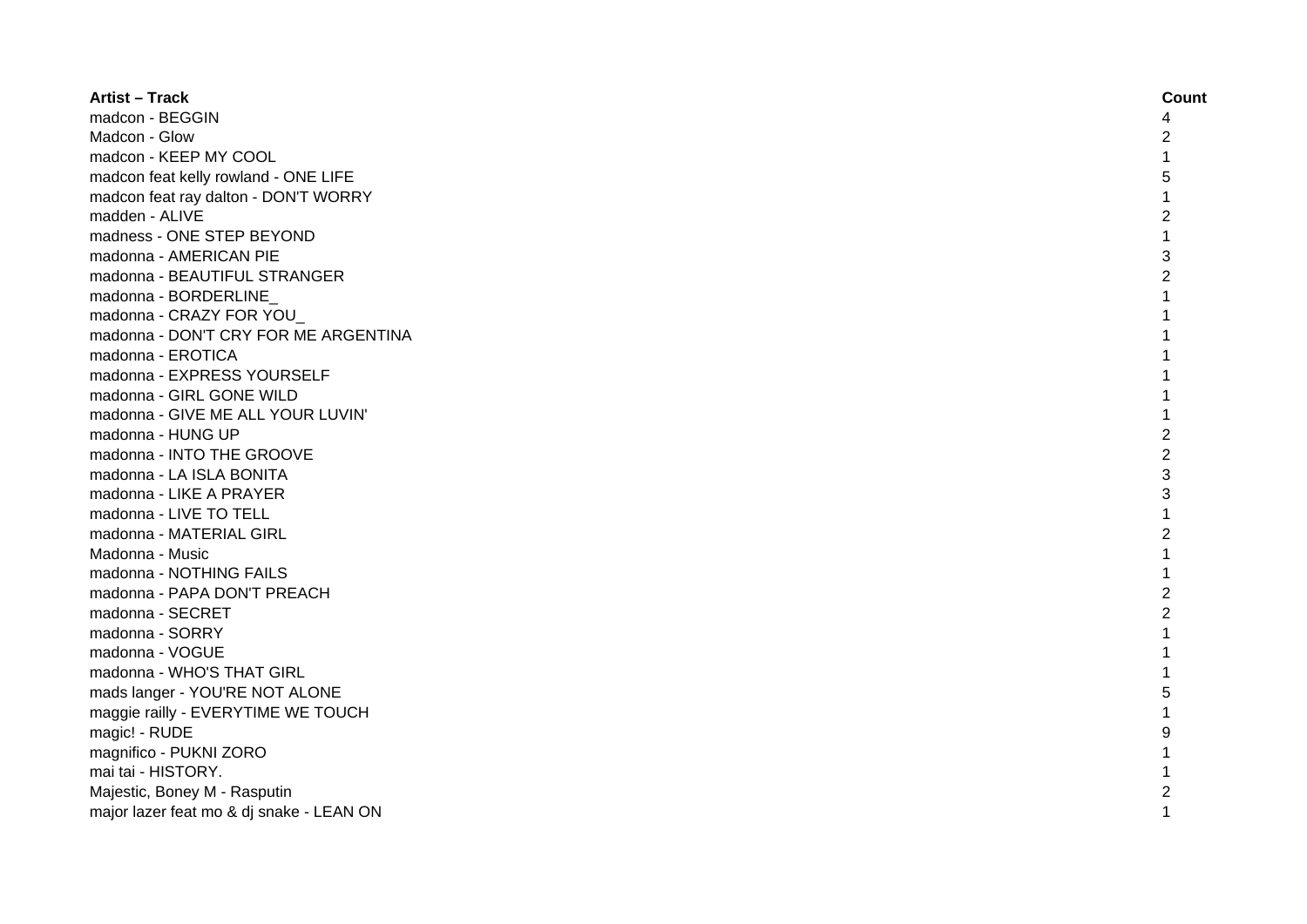| Artist – Track | Count |
| --- | --- |
| madcon - BEGGIN | 4 |
| Madcon - Glow | 2 |
| madcon - KEEP MY COOL | 1 |
| madcon feat kelly rowland - ONE LIFE | 5 |
| madcon feat ray dalton - DON'T WORRY | 1 |
| madden - ALIVE | 2 |
| madness - ONE STEP BEYOND | 1 |
| madonna - AMERICAN PIE | 3 |
| madonna - BEAUTIFUL STRANGER | 2 |
| madonna - BORDERLINE_ | 1 |
| madonna - CRAZY FOR YOU_ | 1 |
| madonna - DON'T CRY FOR ME ARGENTINA | 1 |
| madonna - EROTICA | 1 |
| madonna - EXPRESS YOURSELF | 1 |
| madonna - GIRL GONE WILD | 1 |
| madonna - GIVE ME ALL YOUR LUVIN' | 1 |
| madonna - HUNG UP | 2 |
| madonna - INTO THE GROOVE | 2 |
| madonna - LA ISLA BONITA | 3 |
| madonna - LIKE A PRAYER | 3 |
| madonna - LIVE TO TELL | 1 |
| madonna - MATERIAL GIRL | 2 |
| Madonna - Music | 1 |
| madonna - NOTHING FAILS | 1 |
| madonna - PAPA DON'T PREACH | 2 |
| madonna - SECRET | 2 |
| madonna - SORRY | 1 |
| madonna - VOGUE | 1 |
| madonna - WHO'S THAT GIRL | 1 |
| mads langer - YOU'RE NOT ALONE | 5 |
| maggie railly - EVERYTIME WE TOUCH | 1 |
| magic! - RUDE | 9 |
| magnifico - PUKNI ZORO | 1 |
| mai tai - HISTORY. | 1 |
| Majestic, Boney M - Rasputin | 2 |
| major lazer feat mo & dj snake - LEAN ON | 1 |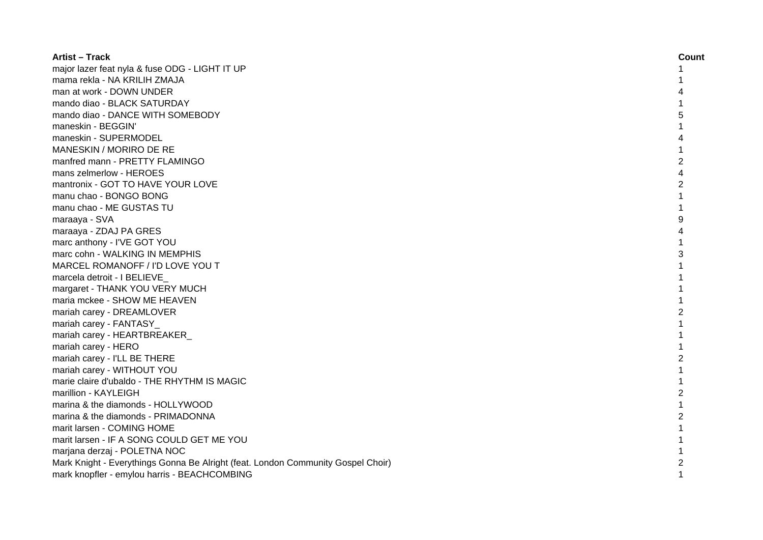| Artist – Track | Count |
| --- | --- |
| major lazer feat nyla & fuse ODG - LIGHT IT UP | 1 |
| mama rekla - NA KRILIH ZMAJA | 1 |
| man at work - DOWN UNDER | 4 |
| mando diao - BLACK SATURDAY | 1 |
| mando diao - DANCE WITH SOMEBODY | 5 |
| maneskin - BEGGIN' | 1 |
| maneskin - SUPERMODEL | 4 |
| MANESKIN / MORIRO DE RE | 1 |
| manfred mann - PRETTY FLAMINGO | 2 |
| mans zelmerlow - HEROES | 4 |
| mantronix - GOT TO HAVE YOUR LOVE | 2 |
| manu chao - BONGO BONG | 1 |
| manu chao - ME GUSTAS TU | 1 |
| maraaya - SVA | 9 |
| maraaya - ZDAJ PA GRES | 4 |
| marc anthony - I'VE GOT YOU | 1 |
| marc cohn - WALKING IN MEMPHIS | 3 |
| MARCEL ROMANOFF / I'D LOVE YOU T | 1 |
| marcela detroit - I BELIEVE_ | 1 |
| margaret - THANK YOU VERY MUCH | 1 |
| maria mckee - SHOW ME HEAVEN | 1 |
| mariah carey - DREAMLOVER | 2 |
| mariah carey - FANTASY_ | 1 |
| mariah carey - HEARTBREAKER_ | 1 |
| mariah carey - HERO | 1 |
| mariah carey - I'LL BE THERE | 2 |
| mariah carey - WITHOUT YOU | 1 |
| marie claire d'ubaldo - THE RHYTHM IS MAGIC | 1 |
| marillion - KAYLEIGH | 2 |
| marina & the diamonds - HOLLYWOOD | 1 |
| marina & the diamonds - PRIMADONNA | 2 |
| marit larsen - COMING HOME | 1 |
| marit larsen - IF A SONG COULD GET ME YOU | 1 |
| marjana derzaj - POLETNA NOC | 1 |
| Mark Knight - Everythings Gonna Be Alright (feat. London Community Gospel Choir) | 2 |
| mark knopfler - emylou harris - BEACHCOMBING | 1 |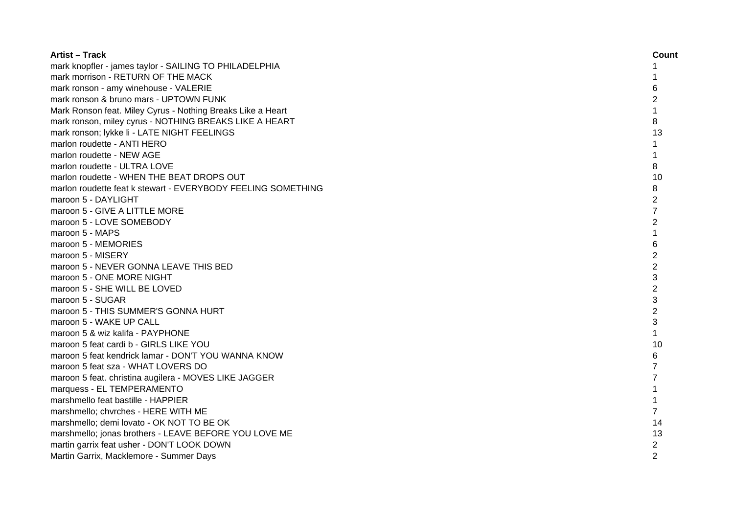| Artist – Track | Count |
| --- | --- |
| mark knopfler - james taylor - SAILING TO PHILADELPHIA | 1 |
| mark morrison - RETURN OF THE MACK | 1 |
| mark ronson - amy winehouse - VALERIE | 6 |
| mark ronson & bruno mars - UPTOWN FUNK | 2 |
| Mark Ronson feat. Miley Cyrus - Nothing Breaks Like a Heart | 1 |
| mark ronson, miley cyrus - NOTHING BREAKS LIKE A HEART | 8 |
| mark ronson; lykke li - LATE NIGHT FEELINGS | 13 |
| marlon roudette - ANTI HERO | 1 |
| marlon roudette - NEW AGE | 1 |
| marlon roudette - ULTRA LOVE | 8 |
| marlon roudette - WHEN THE BEAT DROPS OUT | 10 |
| marlon roudette feat k stewart - EVERYBODY FEELING SOMETHING | 8 |
| maroon 5 - DAYLIGHT | 2 |
| maroon 5 - GIVE A LITTLE MORE | 7 |
| maroon 5 - LOVE SOMEBODY | 2 |
| maroon 5 - MAPS | 1 |
| maroon 5 - MEMORIES | 6 |
| maroon 5 - MISERY | 2 |
| maroon 5 - NEVER GONNA LEAVE THIS BED | 2 |
| maroon 5 - ONE MORE NIGHT | 3 |
| maroon 5 - SHE WILL BE LOVED | 2 |
| maroon 5 - SUGAR | 3 |
| maroon 5 - THIS SUMMER'S GONNA HURT | 2 |
| maroon 5 - WAKE UP CALL | 3 |
| maroon 5 & wiz kalifa - PAYPHONE | 1 |
| maroon 5 feat cardi b - GIRLS LIKE YOU | 10 |
| maroon 5 feat kendrick lamar - DON'T YOU WANNA KNOW | 6 |
| maroon 5 feat sza - WHAT LOVERS DO | 7 |
| maroon 5 feat. christina augilera - MOVES LIKE JAGGER | 7 |
| marquess - EL TEMPERAMENTO | 1 |
| marshmello feat bastille - HAPPIER | 1 |
| marshmello; chvrches - HERE WITH ME | 7 |
| marshmello; demi lovato - OK NOT TO BE OK | 14 |
| marshmello; jonas brothers - LEAVE BEFORE YOU LOVE ME | 13 |
| martin garrix feat usher - DON'T LOOK DOWN | 2 |
| Martin Garrix, Macklemore - Summer Days | 2 |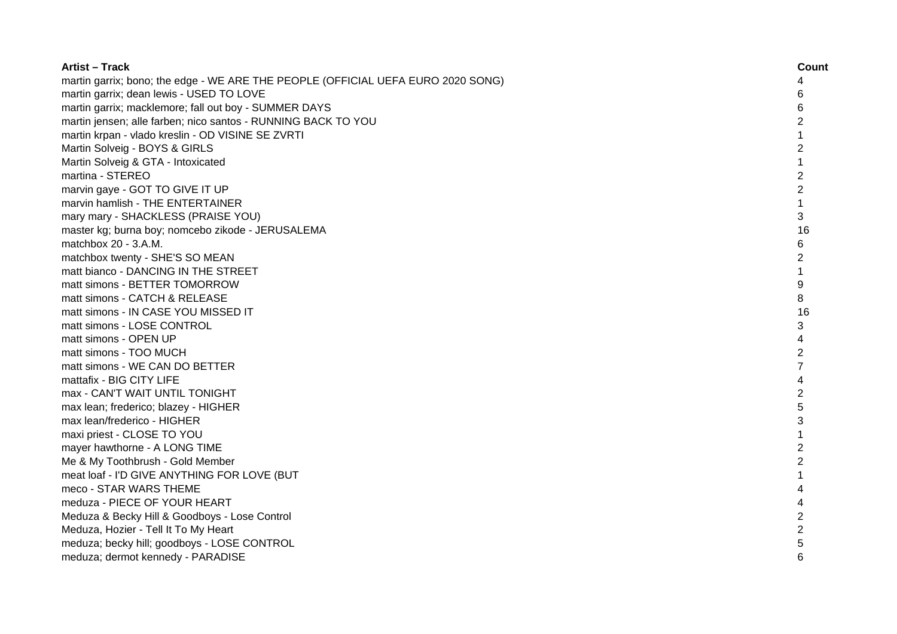| Artist – Track | Count |
|---|---|
| martin garrix; bono; the edge - WE ARE THE PEOPLE (OFFICIAL UEFA EURO 2020 SONG) | 4 |
| martin garrix; dean lewis - USED TO LOVE | 6 |
| martin garrix; macklemore; fall out boy - SUMMER DAYS | 6 |
| martin jensen; alle farben; nico santos - RUNNING BACK TO YOU | 2 |
| martin krpan - vlado kreslin - OD VISINE SE ZVRTI | 1 |
| Martin Solveig - BOYS & GIRLS | 2 |
| Martin Solveig & GTA - Intoxicated | 1 |
| martina - STEREO | 2 |
| marvin gaye - GOT TO GIVE IT UP | 2 |
| marvin hamlish - THE ENTERTAINER | 1 |
| mary mary - SHACKLESS (PRAISE YOU) | 3 |
| master kg; burna boy; nomcebo zikode - JERUSALEMA | 16 |
| matchbox 20 - 3.A.M. | 6 |
| matchbox twenty - SHE'S SO MEAN | 2 |
| matt bianco - DANCING IN THE STREET | 1 |
| matt simons - BETTER TOMORROW | 9 |
| matt simons - CATCH & RELEASE | 8 |
| matt simons - IN CASE YOU MISSED IT | 16 |
| matt simons - LOSE CONTROL | 3 |
| matt simons - OPEN UP | 4 |
| matt simons - TOO MUCH | 2 |
| matt simons - WE CAN DO BETTER | 7 |
| mattafix - BIG CITY LIFE | 4 |
| max - CAN'T WAIT UNTIL TONIGHT | 2 |
| max lean; frederico; blazey - HIGHER | 5 |
| max lean/frederico - HIGHER | 3 |
| maxi priest - CLOSE TO YOU | 1 |
| mayer hawthorne - A LONG TIME | 2 |
| Me & My Toothbrush - Gold Member | 2 |
| meat loaf - I'D GIVE ANYTHING FOR LOVE (BUT | 1 |
| meco - STAR WARS THEME | 4 |
| meduza - PIECE OF YOUR HEART | 4 |
| Meduza & Becky Hill & Goodboys - Lose Control | 2 |
| Meduza, Hozier - Tell It To My Heart | 2 |
| meduza; becky hill; goodboys - LOSE CONTROL | 5 |
| meduza; dermot kennedy - PARADISE | 6 |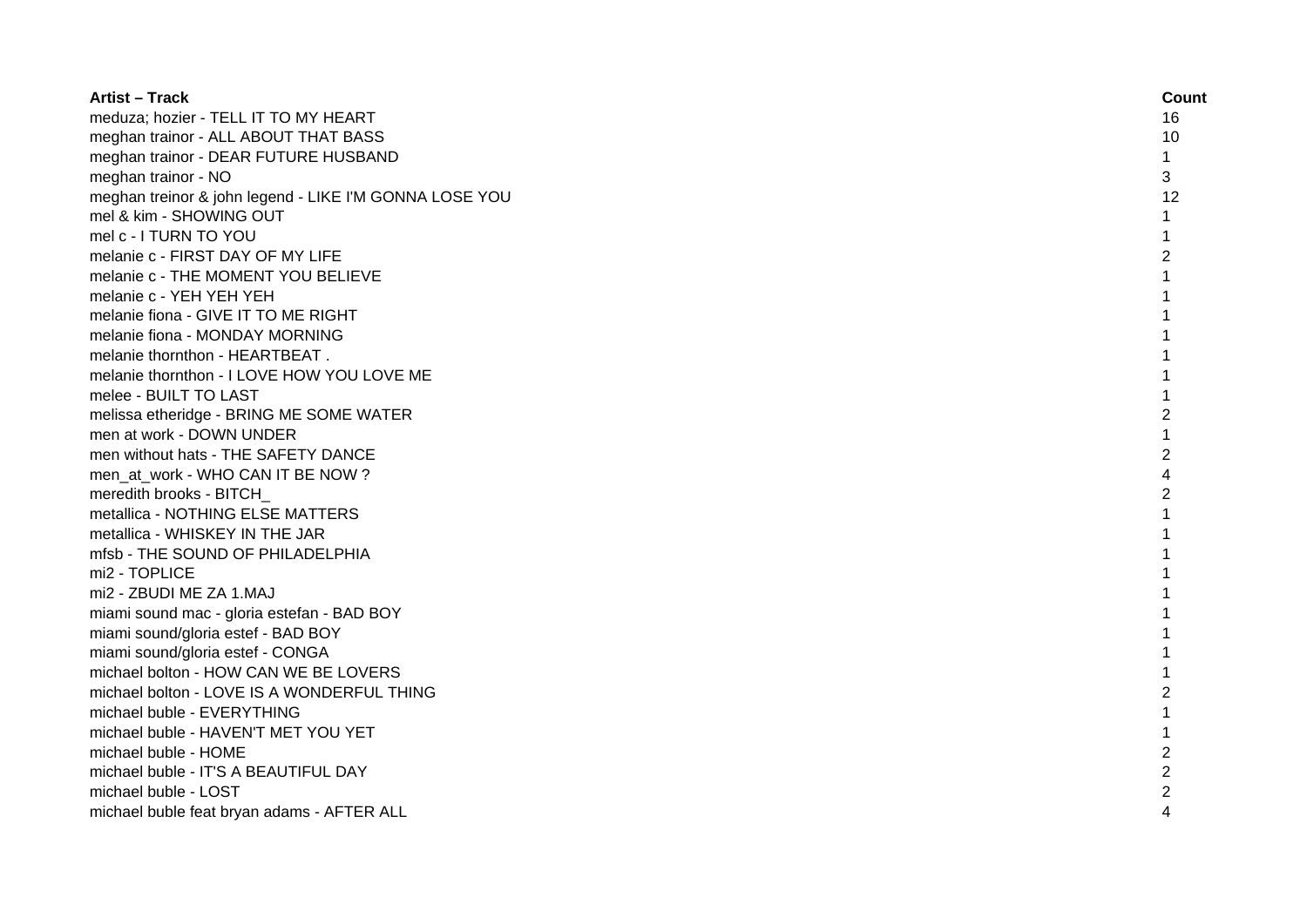| Artist – Track | Count |
| --- | --- |
| meduza; hozier - TELL IT TO MY HEART | 16 |
| meghan trainor - ALL ABOUT THAT BASS | 10 |
| meghan trainor - DEAR FUTURE HUSBAND | 1 |
| meghan trainor - NO | 3 |
| meghan treinor & john legend - LIKE I'M GONNA LOSE YOU | 12 |
| mel & kim - SHOWING OUT | 1 |
| mel c - I TURN TO YOU | 1 |
| melanie c - FIRST DAY OF MY LIFE | 2 |
| melanie c - THE MOMENT YOU BELIEVE | 1 |
| melanie c - YEH YEH YEH | 1 |
| melanie fiona - GIVE IT TO ME RIGHT | 1 |
| melanie fiona - MONDAY MORNING | 1 |
| melanie thornthon - HEARTBEAT . | 1 |
| melanie thornthon - I LOVE HOW YOU LOVE ME | 1 |
| melee - BUILT TO LAST | 1 |
| melissa etheridge - BRING ME SOME WATER | 2 |
| men at work - DOWN UNDER | 1 |
| men without hats - THE SAFETY DANCE | 2 |
| men_at_work - WHO CAN IT BE NOW ? | 4 |
| meredith brooks - BITCH_ | 2 |
| metallica - NOTHING ELSE MATTERS | 1 |
| metallica - WHISKEY IN THE JAR | 1 |
| mfsb - THE SOUND OF PHILADELPHIA | 1 |
| mi2 - TOPLICE | 1 |
| mi2 - ZBUDI ME ZA 1.MAJ | 1 |
| miami sound mac - gloria estefan - BAD BOY | 1 |
| miami sound/gloria estef - BAD BOY | 1 |
| miami sound/gloria estef - CONGA | 1 |
| michael bolton - HOW CAN WE BE LOVERS | 1 |
| michael bolton - LOVE IS A WONDERFUL THING | 2 |
| michael buble - EVERYTHING | 1 |
| michael buble - HAVEN'T MET YOU YET | 1 |
| michael buble - HOME | 2 |
| michael buble - IT'S A BEAUTIFUL DAY | 2 |
| michael buble - LOST | 2 |
| michael buble feat bryan adams - AFTER ALL | 4 |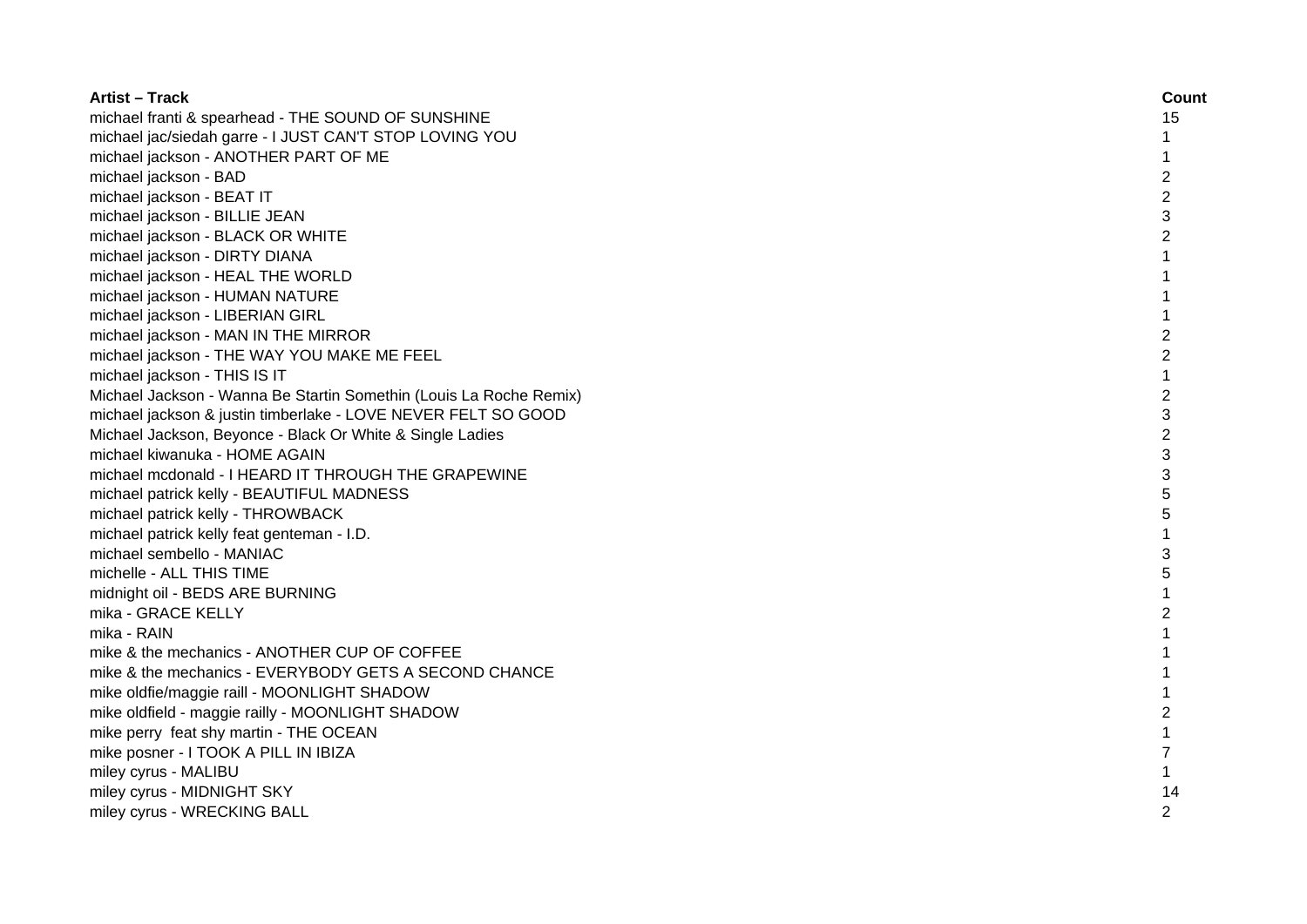| Artist – Track | Count |
|---|---|
| michael franti & spearhead - THE SOUND OF SUNSHINE | 15 |
| michael jac/siedah garre - I JUST CAN'T STOP LOVING YOU | 1 |
| michael jackson - ANOTHER PART OF ME | 1 |
| michael jackson - BAD | 2 |
| michael jackson - BEAT IT | 2 |
| michael jackson - BILLIE JEAN | 3 |
| michael jackson - BLACK OR WHITE | 2 |
| michael jackson - DIRTY DIANA | 1 |
| michael jackson - HEAL THE WORLD | 1 |
| michael jackson - HUMAN NATURE | 1 |
| michael jackson - LIBERIAN GIRL | 1 |
| michael jackson - MAN IN THE MIRROR | 2 |
| michael jackson - THE WAY YOU MAKE ME FEEL | 2 |
| michael jackson - THIS IS IT | 1 |
| Michael Jackson - Wanna Be Startin Somethin (Louis La Roche Remix) | 2 |
| michael jackson & justin timberlake - LOVE NEVER FELT SO GOOD | 3 |
| Michael Jackson, Beyonce - Black Or White & Single Ladies | 2 |
| michael kiwanuka - HOME AGAIN | 3 |
| michael mcdonald - I HEARD IT THROUGH THE GRAPEWINE | 3 |
| michael patrick kelly - BEAUTIFUL MADNESS | 5 |
| michael patrick kelly - THROWBACK | 5 |
| michael patrick kelly feat genteman - I.D. | 1 |
| michael sembello - MANIAC | 3 |
| michelle - ALL THIS TIME | 5 |
| midnight oil - BEDS ARE BURNING | 1 |
| mika - GRACE KELLY | 2 |
| mika - RAIN | 1 |
| mike & the mechanics - ANOTHER CUP OF COFFEE | 1 |
| mike & the mechanics - EVERYBODY GETS A SECOND CHANCE | 1 |
| mike oldfie/maggie raill - MOONLIGHT SHADOW | 1 |
| mike oldfield - maggie railly - MOONLIGHT SHADOW | 2 |
| mike perry  feat shy martin - THE OCEAN | 1 |
| mike posner - I TOOK A PILL IN IBIZA | 7 |
| miley cyrus - MALIBU | 1 |
| miley cyrus - MIDNIGHT SKY | 14 |
| miley cyrus - WRECKING BALL | 2 |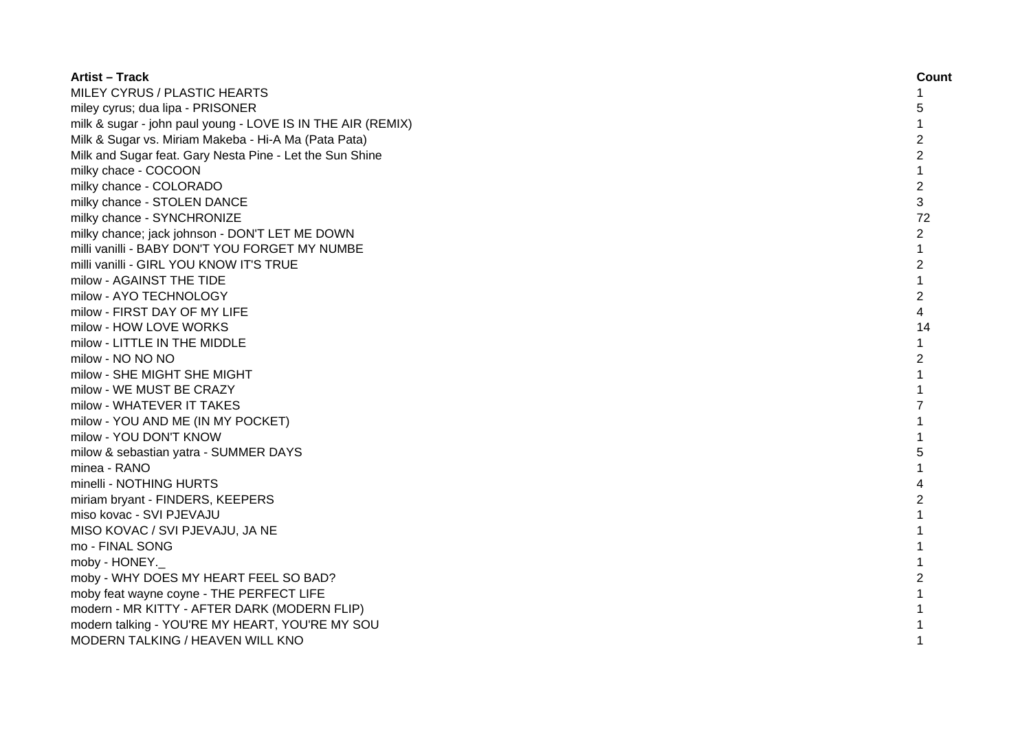| Artist – Track | Count |
| --- | --- |
| MILEY CYRUS / PLASTIC HEARTS | 1 |
| miley cyrus; dua lipa - PRISONER | 5 |
| milk & sugar - john paul young - LOVE IS IN THE AIR (REMIX) | 1 |
| Milk & Sugar vs. Miriam Makeba - Hi-A Ma (Pata Pata) | 2 |
| Milk and Sugar feat. Gary Nesta Pine - Let the Sun Shine | 2 |
| milky chace - COCOON | 1 |
| milky chance - COLORADO | 2 |
| milky chance - STOLEN DANCE | 3 |
| milky chance - SYNCHRONIZE | 72 |
| milky chance; jack johnson - DON'T LET ME DOWN | 2 |
| milli vanilli - BABY DON'T YOU FORGET MY NUMBE | 1 |
| milli vanilli - GIRL YOU KNOW IT'S TRUE | 2 |
| milow - AGAINST THE TIDE | 1 |
| milow - AYO TECHNOLOGY | 2 |
| milow - FIRST DAY OF MY LIFE | 4 |
| milow - HOW LOVE WORKS | 14 |
| milow - LITTLE IN THE MIDDLE | 1 |
| milow - NO NO NO | 2 |
| milow - SHE MIGHT SHE MIGHT | 1 |
| milow - WE MUST BE CRAZY | 1 |
| milow - WHATEVER IT TAKES | 7 |
| milow - YOU AND ME (IN MY POCKET) | 1 |
| milow - YOU DON'T KNOW | 1 |
| milow & sebastian yatra - SUMMER DAYS | 5 |
| minea - RANO | 1 |
| minelli - NOTHING HURTS | 4 |
| miriam bryant - FINDERS, KEEPERS | 2 |
| miso kovac - SVI PJEVAJU | 1 |
| MISO KOVAC / SVI PJEVAJU, JA NE | 1 |
| mo - FINAL SONG | 1 |
| moby - HONEY._ | 1 |
| moby - WHY DOES MY HEART FEEL SO BAD? | 2 |
| moby feat wayne coyne - THE PERFECT LIFE | 1 |
| modern - MR KITTY - AFTER DARK (MODERN FLIP) | 1 |
| modern talking - YOU'RE MY HEART, YOU'RE MY SOU | 1 |
| MODERN TALKING / HEAVEN WILL KNO | 1 |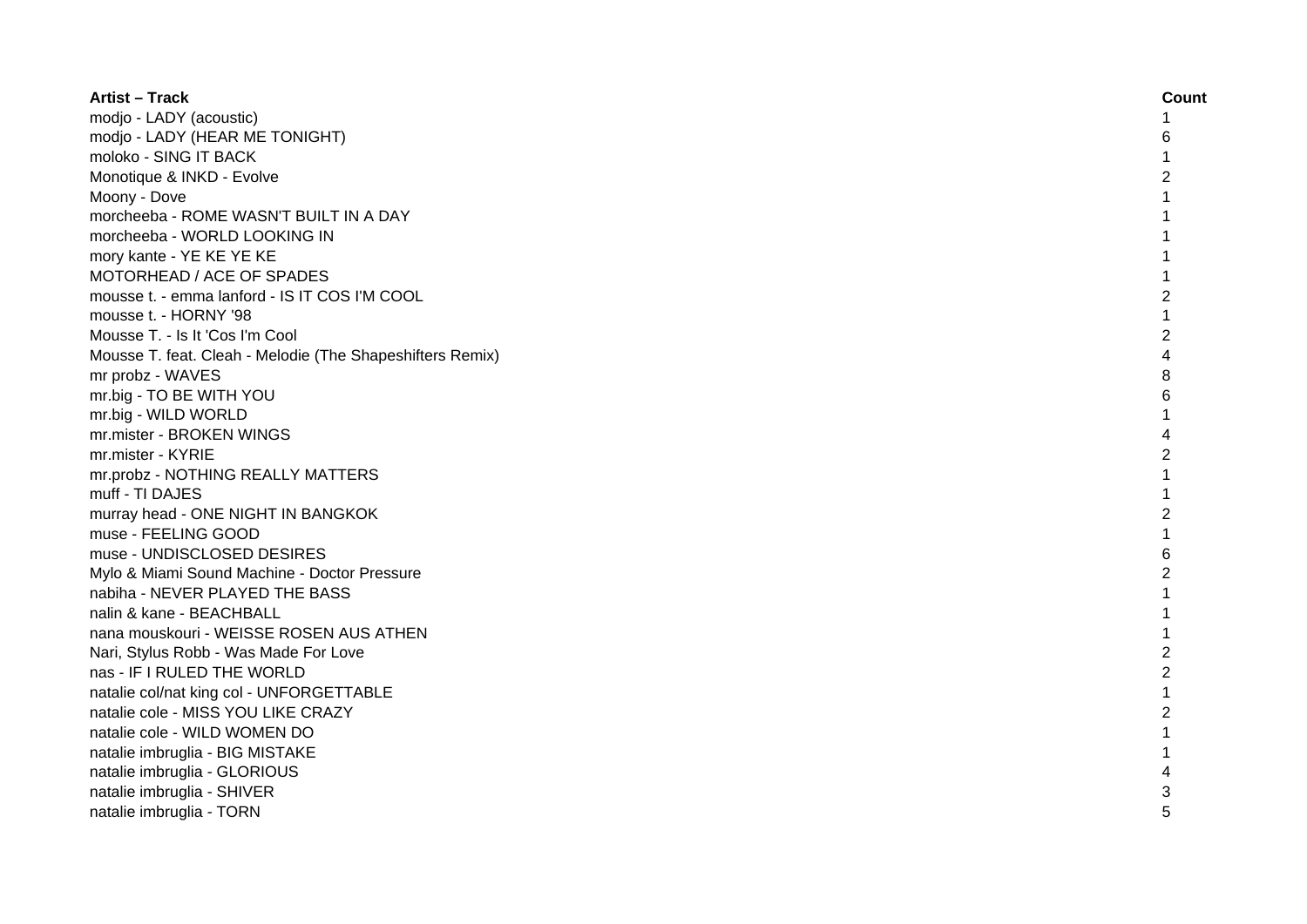| Artist – Track | Count |
| --- | --- |
| modjo - LADY (acoustic) | 1 |
| modjo - LADY (HEAR ME TONIGHT) | 6 |
| moloko - SING IT BACK | 1 |
| Monotique & INKD - Evolve | 2 |
| Moony - Dove | 1 |
| morcheeba - ROME WASN'T BUILT IN A DAY | 1 |
| morcheeba - WORLD LOOKING IN | 1 |
| mory kante - YE KE YE KE | 1 |
| MOTORHEAD / ACE OF SPADES | 1 |
| mousse t. - emma lanford - IS IT COS I'M COOL | 2 |
| mousse t. - HORNY '98 | 1 |
| Mousse T. - Is It 'Cos I'm Cool | 2 |
| Mousse T. feat. Cleah - Melodie (The Shapeshifters Remix) | 4 |
| mr probz - WAVES | 8 |
| mr.big - TO BE WITH YOU | 6 |
| mr.big - WILD WORLD | 1 |
| mr.mister - BROKEN WINGS | 4 |
| mr.mister - KYRIE | 2 |
| mr.probz - NOTHING REALLY MATTERS | 1 |
| muff - TI DAJES | 1 |
| murray head - ONE NIGHT IN BANGKOK | 2 |
| muse - FEELING GOOD | 1 |
| muse - UNDISCLOSED DESIRES | 6 |
| Mylo & Miami Sound Machine - Doctor Pressure | 2 |
| nabiha - NEVER PLAYED THE BASS | 1 |
| nalin & kane - BEACHBALL | 1 |
| nana mouskouri - WEISSE ROSEN AUS ATHEN | 1 |
| Nari, Stylus Robb - Was Made For Love | 2 |
| nas - IF I RULED THE WORLD | 2 |
| natalie col/nat king col - UNFORGETTABLE | 1 |
| natalie cole - MISS YOU LIKE CRAZY | 2 |
| natalie cole - WILD WOMEN DO | 1 |
| natalie imbruglia - BIG MISTAKE | 1 |
| natalie imbruglia - GLORIOUS | 4 |
| natalie imbruglia - SHIVER | 3 |
| natalie imbruglia - TORN | 5 |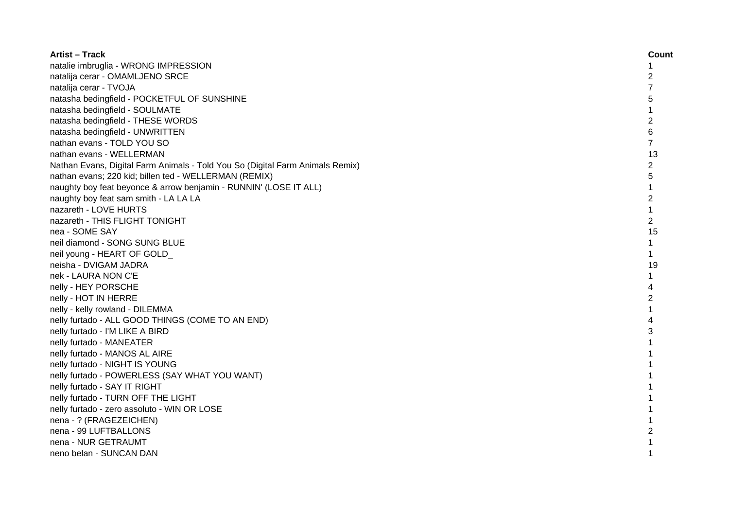| Artist – Track | Count |
| --- | --- |
| natalie imbruglia - WRONG IMPRESSION | 1 |
| natalija cerar - OMAMLJENO SRCE | 2 |
| natalija cerar - TVOJA | 7 |
| natasha bedingfield - POCKETFUL OF SUNSHINE | 5 |
| natasha bedingfield - SOULMATE | 1 |
| natasha bedingfield - THESE WORDS | 2 |
| natasha bedingfield - UNWRITTEN | 6 |
| nathan evans - TOLD YOU SO | 7 |
| nathan evans - WELLERMAN | 13 |
| Nathan Evans, Digital Farm Animals - Told You So (Digital Farm Animals Remix) | 2 |
| nathan evans; 220 kid; billen ted - WELLERMAN (REMIX) | 5 |
| naughty boy feat beyonce & arrow benjamin - RUNNIN' (LOSE IT ALL) | 1 |
| naughty boy feat sam smith - LA LA LA | 2 |
| nazareth - LOVE HURTS | 1 |
| nazareth - THIS FLIGHT TONIGHT | 2 |
| nea - SOME SAY | 15 |
| neil diamond - SONG SUNG BLUE | 1 |
| neil young - HEART OF GOLD_ | 1 |
| neisha - DVIGAM JADRA | 19 |
| nek - LAURA NON C'E | 1 |
| nelly - HEY PORSCHE | 4 |
| nelly - HOT IN HERRE | 2 |
| nelly - kelly rowland - DILEMMA | 1 |
| nelly furtado - ALL GOOD THINGS (COME TO AN END) | 4 |
| nelly furtado - I'M LIKE A BIRD | 3 |
| nelly furtado - MANEATER | 1 |
| nelly furtado - MANOS AL AIRE | 1 |
| nelly furtado - NIGHT IS YOUNG | 1 |
| nelly furtado - POWERLESS (SAY WHAT YOU WANT) | 1 |
| nelly furtado - SAY IT RIGHT | 1 |
| nelly furtado - TURN OFF THE LIGHT | 1 |
| nelly furtado - zero assoluto - WIN OR LOSE | 1 |
| nena - ? (FRAGEZEICHEN) | 1 |
| nena - 99 LUFTBALLONS | 2 |
| nena - NUR GETRAUMT | 1 |
| neno belan - SUNCAN DAN | 1 |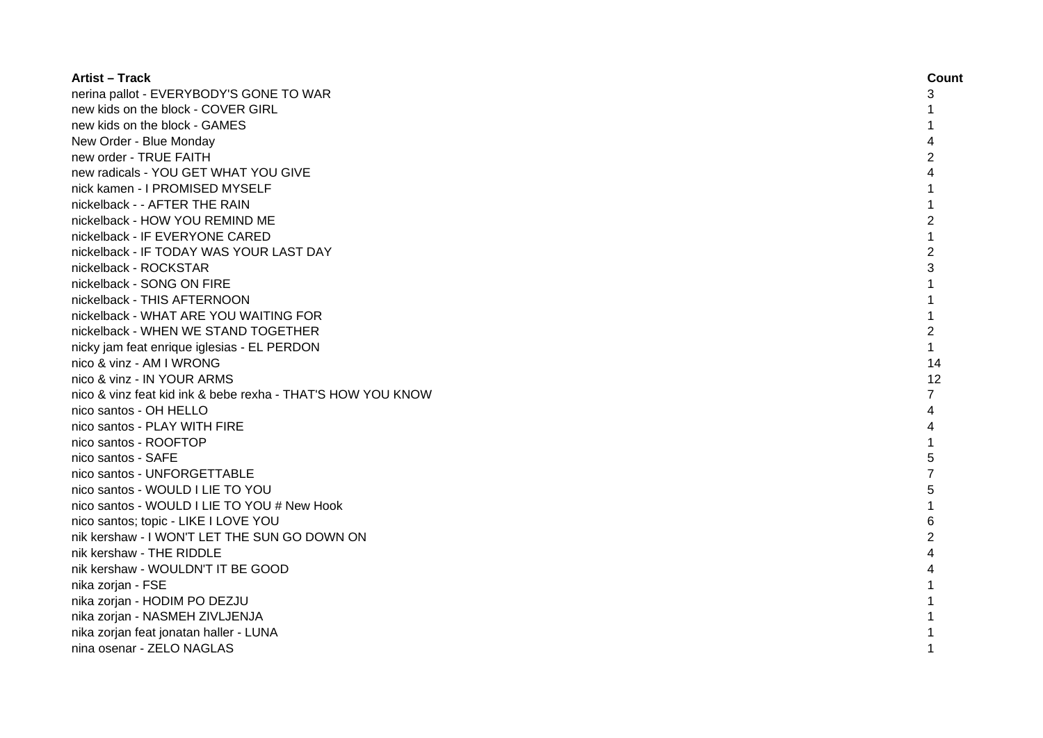| Artist – Track | Count |
|---|---|
| nerina pallot - EVERYBODY'S GONE TO WAR | 3 |
| new kids on the block - COVER GIRL | 1 |
| new kids on the block - GAMES | 1 |
| New Order - Blue Monday | 4 |
| new order - TRUE FAITH | 2 |
| new radicals - YOU GET WHAT YOU GIVE | 4 |
| nick kamen - I PROMISED MYSELF | 1 |
| nickelback - - AFTER THE RAIN | 1 |
| nickelback - HOW YOU REMIND ME | 2 |
| nickelback - IF EVERYONE CARED | 1 |
| nickelback - IF TODAY WAS YOUR LAST DAY | 2 |
| nickelback - ROCKSTAR | 3 |
| nickelback - SONG ON FIRE | 1 |
| nickelback - THIS AFTERNOON | 1 |
| nickelback - WHAT ARE YOU WAITING FOR | 1 |
| nickelback - WHEN WE STAND TOGETHER | 2 |
| nicky jam feat enrique iglesias - EL PERDON | 1 |
| nico & vinz - AM I WRONG | 14 |
| nico & vinz - IN YOUR ARMS | 12 |
| nico & vinz feat kid ink & bebe rexha - THAT'S HOW YOU KNOW | 7 |
| nico santos - OH HELLO | 4 |
| nico santos - PLAY WITH FIRE | 4 |
| nico santos - ROOFTOP | 1 |
| nico santos - SAFE | 5 |
| nico santos - UNFORGETTABLE | 7 |
| nico santos - WOULD I LIE TO YOU | 5 |
| nico santos - WOULD I LIE TO YOU # New Hook | 1 |
| nico santos; topic - LIKE I LOVE YOU | 6 |
| nik kershaw - I WON'T LET THE SUN GO DOWN ON | 2 |
| nik kershaw - THE RIDDLE | 4 |
| nik kershaw - WOULDN'T IT BE GOOD | 4 |
| nika zorjan - FSE | 1 |
| nika zorjan - HODIM PO DEZJU | 1 |
| nika zorjan - NASMEH ZIVLJENJA | 1 |
| nika zorjan feat jonatan haller - LUNA | 1 |
| nina osenar - ZELO NAGLAS | 1 |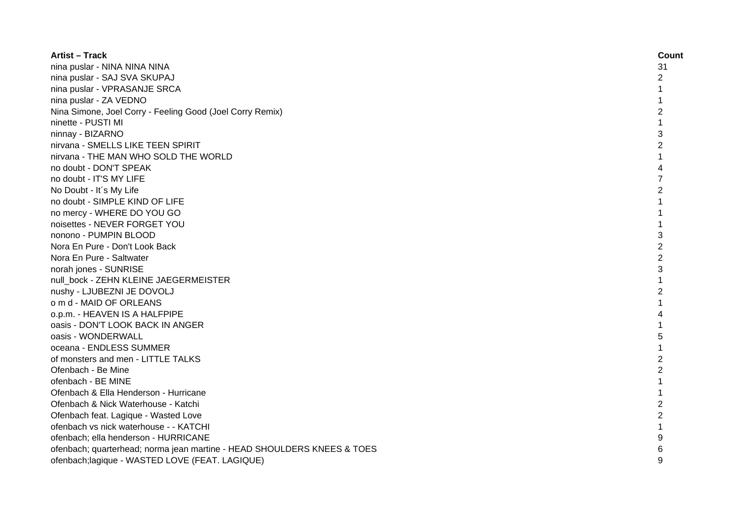| Artist – Track | Count |
| --- | --- |
| nina puslar - NINA NINA NINA | 31 |
| nina puslar - SAJ SVA SKUPAJ | 2 |
| nina puslar - VPRASANJE SRCA | 1 |
| nina puslar - ZA VEDNO | 1 |
| Nina Simone, Joel Corry - Feeling Good (Joel Corry Remix) | 2 |
| ninette - PUSTI MI | 1 |
| ninnay - BIZARNO | 3 |
| nirvana - SMELLS LIKE TEEN SPIRIT | 2 |
| nirvana - THE MAN WHO SOLD THE WORLD | 1 |
| no doubt - DON'T SPEAK | 4 |
| no doubt - IT'S MY LIFE | 7 |
| No Doubt - It´s My Life | 2 |
| no doubt - SIMPLE KIND OF LIFE | 1 |
| no mercy - WHERE DO YOU GO | 1 |
| noisettes - NEVER FORGET YOU | 1 |
| nonono - PUMPIN BLOOD | 3 |
| Nora En Pure - Don't Look Back | 2 |
| Nora En Pure - Saltwater | 2 |
| norah jones - SUNRISE | 3 |
| null_bock - ZEHN KLEINE JAEGERMEISTER | 1 |
| nushy - LJUBEZNI JE DOVOLJ | 2 |
| o m d - MAID OF ORLEANS | 1 |
| o.p.m. - HEAVEN IS A HALFPIPE | 4 |
| oasis - DON'T LOOK BACK IN ANGER | 1 |
| oasis - WONDERWALL | 5 |
| oceana - ENDLESS SUMMER | 1 |
| of monsters and men - LITTLE TALKS | 2 |
| Ofenbach - Be Mine | 2 |
| ofenbach - BE MINE | 1 |
| Ofenbach & Ella Henderson - Hurricane | 1 |
| Ofenbach & Nick Waterhouse - Katchi | 2 |
| Ofenbach feat. Lagique - Wasted Love | 2 |
| ofenbach vs nick waterhouse - - KATCHI | 1 |
| ofenbach; ella henderson - HURRICANE | 9 |
| ofenbach; quarterhead; norma jean martine - HEAD SHOULDERS KNEES & TOES | 6 |
| ofenbach;lagique - WASTED LOVE (FEAT. LAGIQUE) | 9 |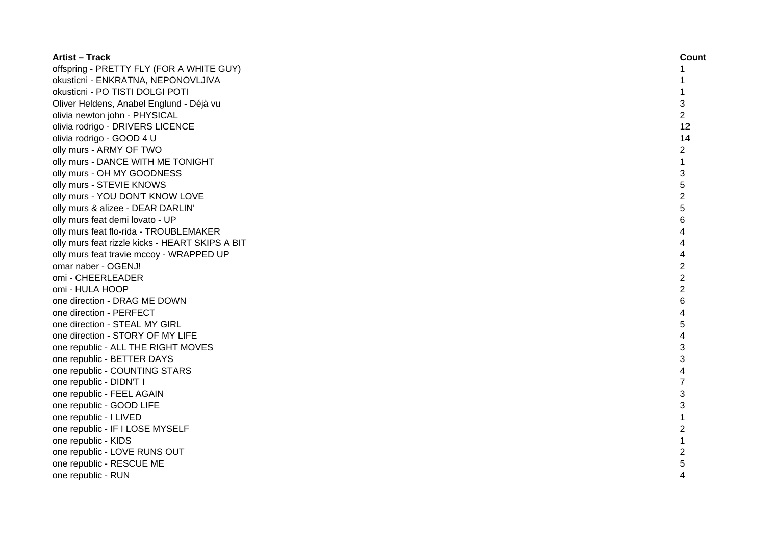| Artist – Track | Count |
|---|---|
| offspring - PRETTY FLY (FOR A WHITE GUY) | 1 |
| okusticni - ENKRATNA, NEPONOVLJIVA | 1 |
| okusticni - PO TISTI DOLGI POTI | 1 |
| Oliver Heldens, Anabel Englund - Déjà vu | 3 |
| olivia newton john - PHYSICAL | 2 |
| olivia rodrigo - DRIVERS LICENCE | 12 |
| olivia rodrigo - GOOD 4 U | 14 |
| olly murs - ARMY OF TWO | 2 |
| olly murs - DANCE WITH ME TONIGHT | 1 |
| olly murs - OH MY GOODNESS | 3 |
| olly murs - STEVIE KNOWS | 5 |
| olly murs - YOU DON'T KNOW LOVE | 2 |
| olly murs & alizee - DEAR DARLIN' | 5 |
| olly murs feat demi lovato - UP | 6 |
| olly murs feat flo-rida - TROUBLEMAKER | 4 |
| olly murs feat rizzle kicks - HEART SKIPS A BIT | 4 |
| olly murs feat travie mccoy - WRAPPED UP | 4 |
| omar naber - OGENJ! | 2 |
| omi - CHEERLEADER | 2 |
| omi - HULA HOOP | 2 |
| one direction - DRAG ME DOWN | 6 |
| one direction - PERFECT | 4 |
| one direction - STEAL MY GIRL | 5 |
| one direction - STORY OF MY LIFE | 4 |
| one republic - ALL THE RIGHT MOVES | 3 |
| one republic - BETTER DAYS | 3 |
| one republic - COUNTING STARS | 4 |
| one republic - DIDN'T I | 7 |
| one republic - FEEL AGAIN | 3 |
| one republic - GOOD LIFE | 3 |
| one republic - I LIVED | 1 |
| one republic - IF I LOSE MYSELF | 2 |
| one republic - KIDS | 1 |
| one republic - LOVE RUNS OUT | 2 |
| one republic - RESCUE ME | 5 |
| one republic - RUN | 4 |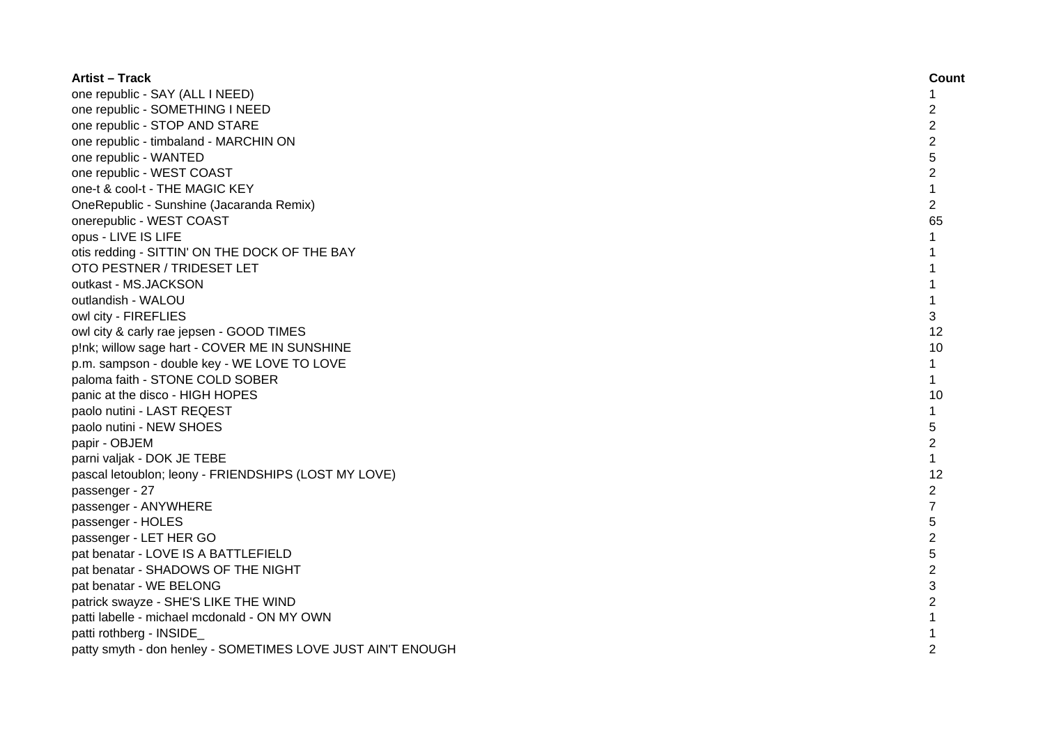| Artist – Track | Count |
|---|---|
| one republic - SAY (ALL I NEED) | 1 |
| one republic - SOMETHING I NEED | 2 |
| one republic - STOP AND STARE | 2 |
| one republic - timbaland - MARCHIN ON | 2 |
| one republic - WANTED | 5 |
| one republic - WEST COAST | 2 |
| one-t & cool-t - THE MAGIC KEY | 1 |
| OneRepublic - Sunshine (Jacaranda Remix) | 2 |
| onerepublic - WEST COAST | 65 |
| opus - LIVE IS LIFE | 1 |
| otis redding - SITTIN' ON THE DOCK OF THE BAY | 1 |
| OTO PESTNER / TRIDESET LET | 1 |
| outkast - MS.JACKSON | 1 |
| outlandish - WALOU | 1 |
| owl city - FIREFLIES | 3 |
| owl city & carly rae jepsen - GOOD TIMES | 12 |
| p!nk; willow sage hart - COVER ME IN SUNSHINE | 10 |
| p.m. sampson - double key - WE LOVE TO LOVE | 1 |
| paloma faith - STONE COLD SOBER | 1 |
| panic at the disco - HIGH HOPES | 10 |
| paolo nutini - LAST REQEST | 1 |
| paolo nutini - NEW SHOES | 5 |
| papir - OBJEM | 2 |
| parni valjak - DOK JE TEBE | 1 |
| pascal letoublon; leony - FRIENDSHIPS (LOST MY LOVE) | 12 |
| passenger - 27 | 2 |
| passenger - ANYWHERE | 7 |
| passenger - HOLES | 5 |
| passenger - LET HER GO | 2 |
| pat benatar - LOVE IS A BATTLEFIELD | 5 |
| pat benatar - SHADOWS OF THE NIGHT | 2 |
| pat benatar - WE BELONG | 3 |
| patrick swayze - SHE'S LIKE THE WIND | 2 |
| patti labelle - michael mcdonald - ON MY OWN | 1 |
| patti rothberg - INSIDE_ | 1 |
| patty smyth - don henley - SOMETIMES LOVE JUST AIN'T ENOUGH | 2 |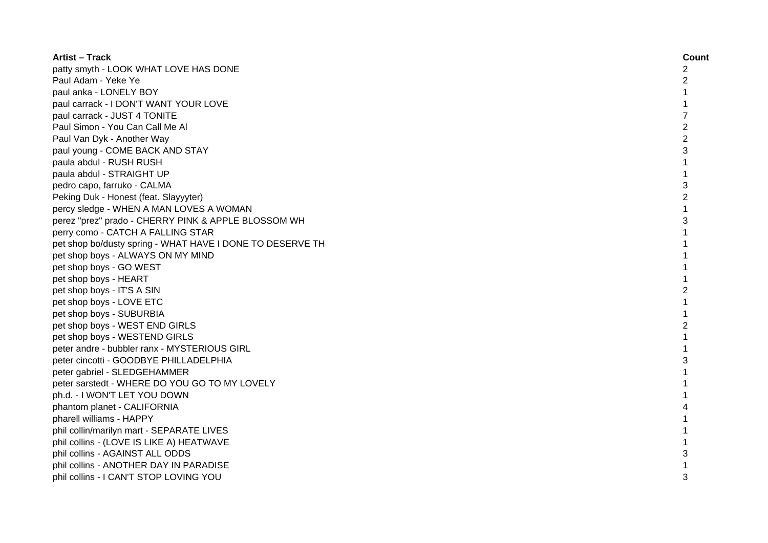| Artist – Track | Count |
|---|---|
| patty smyth - LOOK WHAT LOVE HAS DONE | 2 |
| Paul Adam - Yeke Ye | 2 |
| paul anka - LONELY BOY | 1 |
| paul carrack - I DON'T WANT YOUR LOVE | 1 |
| paul carrack - JUST 4 TONITE | 7 |
| Paul Simon - You Can Call Me Al | 2 |
| Paul Van Dyk - Another Way | 2 |
| paul young - COME BACK AND STAY | 3 |
| paula abdul - RUSH RUSH | 1 |
| paula abdul - STRAIGHT UP | 1 |
| pedro capo, farruko - CALMA | 3 |
| Peking Duk - Honest (feat. Slayyyter) | 2 |
| percy sledge - WHEN A MAN LOVES A WOMAN | 1 |
| perez "prez" prado - CHERRY PINK & APPLE BLOSSOM WH | 3 |
| perry como - CATCH A FALLING STAR | 1 |
| pet shop bo/dusty spring - WHAT HAVE I DONE TO DESERVE TH | 1 |
| pet shop boys - ALWAYS ON MY MIND | 1 |
| pet shop boys - GO WEST | 1 |
| pet shop boys - HEART | 1 |
| pet shop boys - IT'S A SIN | 2 |
| pet shop boys - LOVE ETC | 1 |
| pet shop boys - SUBURBIA | 1 |
| pet shop boys - WEST END GIRLS | 2 |
| pet shop boys - WESTEND GIRLS | 1 |
| peter andre - bubbler ranx - MYSTERIOUS GIRL | 1 |
| peter cincotti - GOODBYE PHILLADELPHIA | 3 |
| peter gabriel - SLEDGEHAMMER | 1 |
| peter sarstedt - WHERE DO YOU GO TO MY LOVELY | 1 |
| ph.d. - I WON'T LET YOU DOWN | 1 |
| phantom planet - CALIFORNIA | 4 |
| pharell williams - HAPPY | 1 |
| phil collin/marilyn mart - SEPARATE LIVES | 1 |
| phil collins - (LOVE IS LIKE A) HEATWAVE | 1 |
| phil collins - AGAINST ALL ODDS | 3 |
| phil collins - ANOTHER DAY IN PARADISE | 1 |
| phil collins - I CAN'T STOP LOVING YOU | 3 |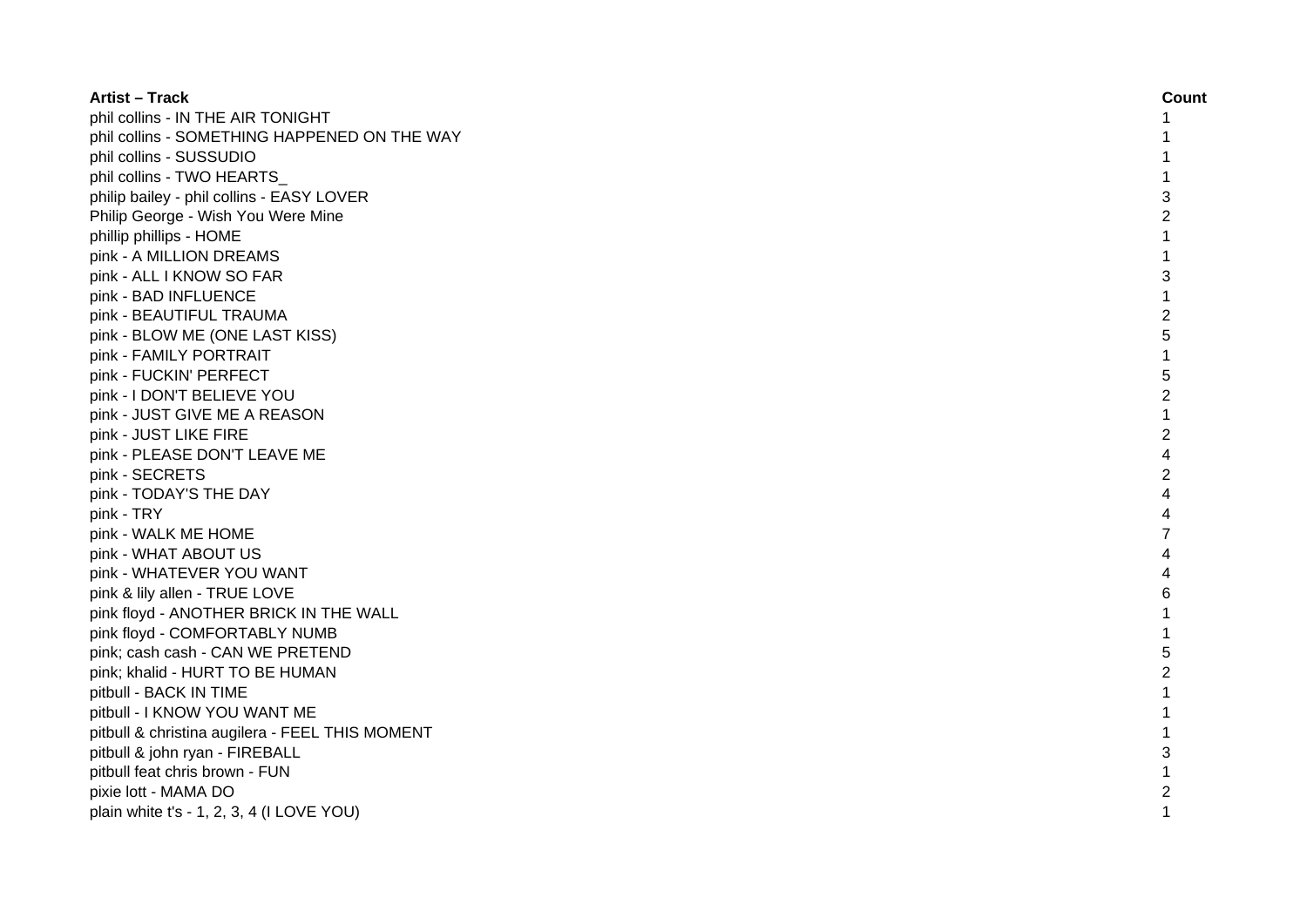| Artist – Track | Count |
| --- | --- |
| phil collins - IN THE AIR TONIGHT | 1 |
| phil collins - SOMETHING HAPPENED ON THE WAY | 1 |
| phil collins - SUSSUDIO | 1 |
| phil collins - TWO HEARTS_ | 1 |
| philip bailey - phil collins - EASY LOVER | 3 |
| Philip George - Wish You Were Mine | 2 |
| phillip phillips - HOME | 1 |
| pink - A MILLION DREAMS | 1 |
| pink - ALL I KNOW SO FAR | 3 |
| pink - BAD INFLUENCE | 1 |
| pink - BEAUTIFUL TRAUMA | 2 |
| pink - BLOW ME (ONE LAST KISS) | 5 |
| pink - FAMILY PORTRAIT | 1 |
| pink - FUCKIN' PERFECT | 5 |
| pink - I DON'T BELIEVE YOU | 2 |
| pink - JUST GIVE ME A REASON | 1 |
| pink - JUST LIKE FIRE | 2 |
| pink - PLEASE DON'T LEAVE ME | 4 |
| pink - SECRETS | 2 |
| pink - TODAY'S THE DAY | 4 |
| pink - TRY | 4 |
| pink - WALK ME HOME | 7 |
| pink - WHAT ABOUT US | 4 |
| pink - WHATEVER YOU WANT | 4 |
| pink & lily allen - TRUE LOVE | 6 |
| pink floyd - ANOTHER BRICK IN THE WALL | 1 |
| pink floyd - COMFORTABLY NUMB | 1 |
| pink; cash cash - CAN WE PRETEND | 5 |
| pink; khalid - HURT TO BE HUMAN | 2 |
| pitbull - BACK IN TIME | 1 |
| pitbull - I KNOW YOU WANT ME | 1 |
| pitbull & christina augilera - FEEL THIS MOMENT | 1 |
| pitbull & john ryan - FIREBALL | 3 |
| pitbull feat chris brown - FUN | 1 |
| pixie lott - MAMA DO | 2 |
| plain white t's - 1, 2, 3, 4 (I LOVE YOU) | 1 |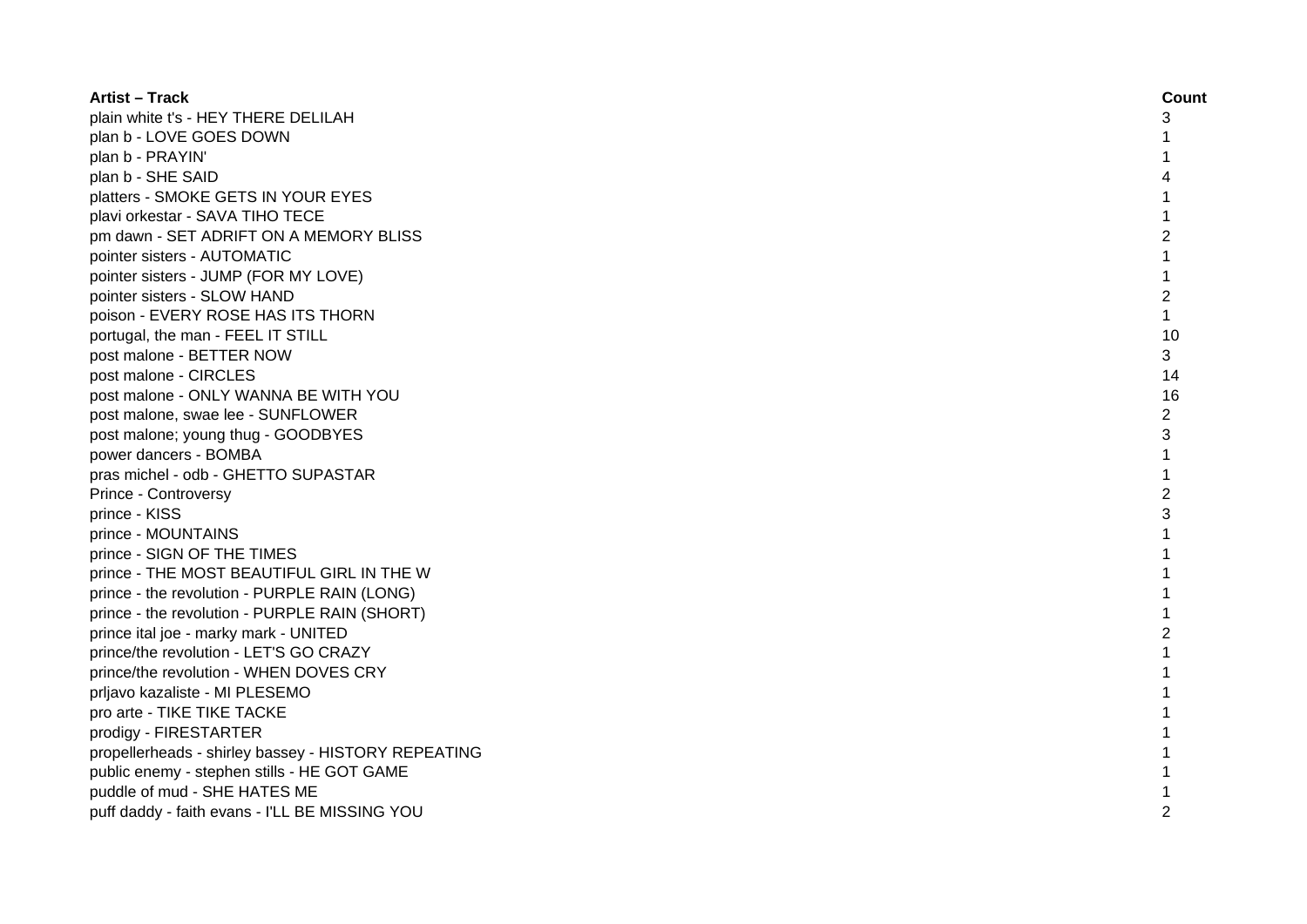| **Artist – Track** | **Count** |
|---|---|
| plain white t's - HEY THERE DELILAH | 3 |
| plan b - LOVE GOES DOWN | 1 |
| plan b - PRAYIN' | 1 |
| plan b - SHE SAID | 4 |
| platters - SMOKE GETS IN YOUR EYES | 1 |
| plavi orkestar - SAVA TIHO TECE | 1 |
| pm dawn - SET ADRIFT ON A MEMORY BLISS | 2 |
| pointer sisters - AUTOMATIC | 1 |
| pointer sisters - JUMP (FOR MY LOVE) | 1 |
| pointer sisters - SLOW HAND | 2 |
| poison - EVERY ROSE HAS ITS THORN | 1 |
| portugal, the man - FEEL IT STILL | 10 |
| post malone - BETTER NOW | 3 |
| post malone - CIRCLES | 14 |
| post malone - ONLY WANNA BE WITH YOU | 16 |
| post malone, swae lee - SUNFLOWER | 2 |
| post malone; young thug - GOODBYES | 3 |
| power dancers - BOMBA | 1 |
| pras michel - odb - GHETTO SUPASTAR | 1 |
| Prince - Controversy | 2 |
| prince - KISS | 3 |
| prince - MOUNTAINS | 1 |
| prince - SIGN OF THE TIMES | 1 |
| prince - THE MOST BEAUTIFUL GIRL IN THE W | 1 |
| prince - the revolution - PURPLE RAIN (LONG) | 1 |
| prince - the revolution - PURPLE RAIN (SHORT) | 1 |
| prince ital joe - marky mark - UNITED | 2 |
| prince/the revolution - LET'S GO CRAZY | 1 |
| prince/the revolution - WHEN DOVES CRY | 1 |
| prljavo kazaliste - MI PLESEMO | 1 |
| pro arte - TIKE TIKE TACKE | 1 |
| prodigy - FIRESTARTER | 1 |
| propellerheads - shirley bassey - HISTORY REPEATING | 1 |
| public enemy - stephen stills - HE GOT GAME | 1 |
| puddle of mud - SHE HATES ME | 1 |
| puff daddy - faith evans - I'LL BE MISSING YOU | 2 |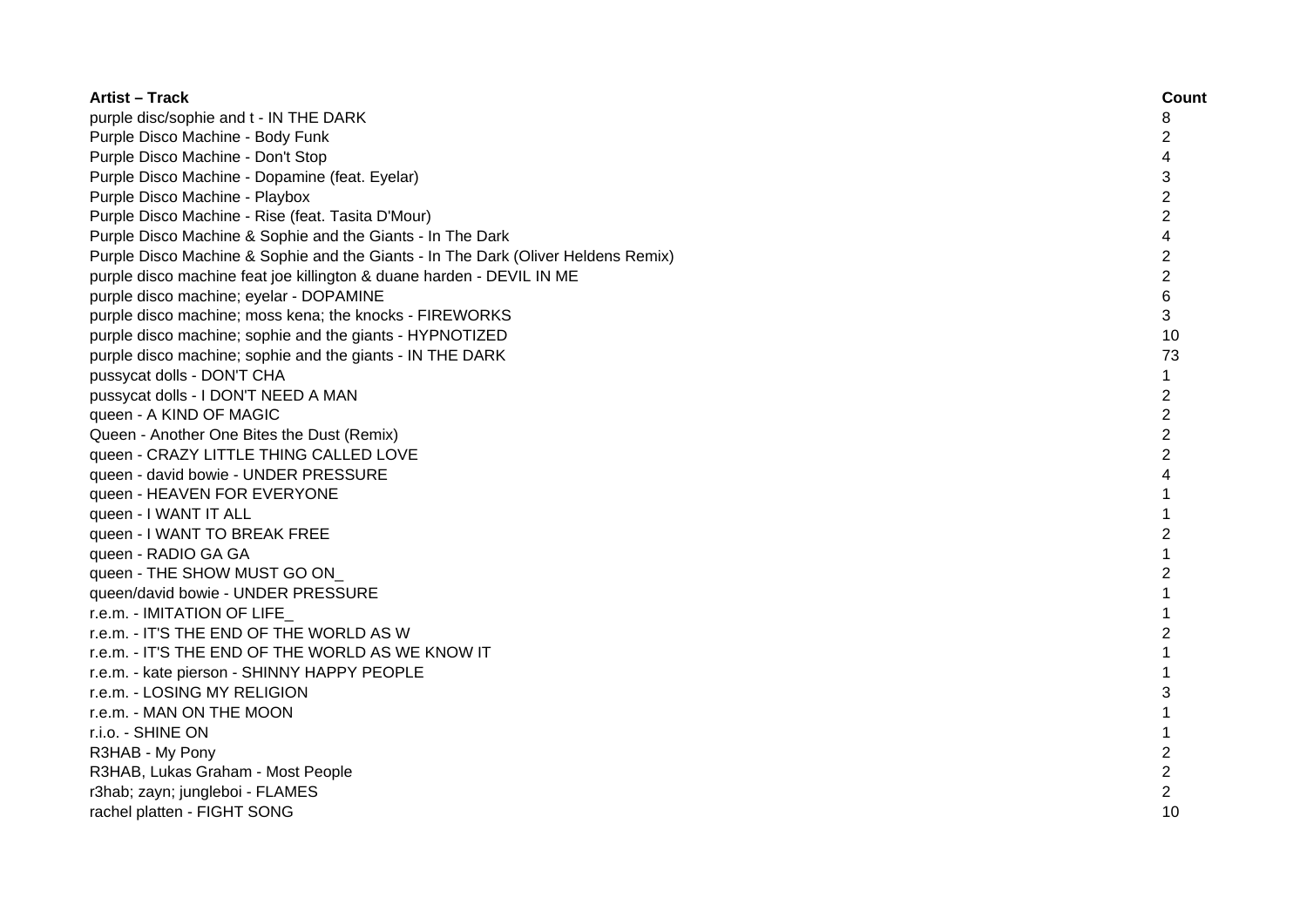| Artist – Track | Count |
| --- | --- |
| purple disc/sophie and t - IN THE DARK | 8 |
| Purple Disco Machine - Body Funk | 2 |
| Purple Disco Machine - Don't Stop | 4 |
| Purple Disco Machine - Dopamine (feat. Eyelar) | 3 |
| Purple Disco Machine - Playbox | 2 |
| Purple Disco Machine - Rise (feat. Tasita D'Mour) | 2 |
| Purple Disco Machine & Sophie and the Giants - In The Dark | 4 |
| Purple Disco Machine & Sophie and the Giants - In The Dark (Oliver Heldens Remix) | 2 |
| purple disco machine feat joe killington & duane harden - DEVIL IN ME | 2 |
| purple disco machine; eyelar - DOPAMINE | 6 |
| purple disco machine; moss kena; the knocks - FIREWORKS | 3 |
| purple disco machine; sophie and the giants - HYPNOTIZED | 10 |
| purple disco machine; sophie and the giants - IN THE DARK | 73 |
| pussycat dolls - DON'T CHA | 1 |
| pussycat dolls - I DON'T NEED A MAN | 2 |
| queen - A KIND OF MAGIC | 2 |
| Queen - Another One Bites the Dust (Remix) | 2 |
| queen - CRAZY LITTLE THING CALLED LOVE | 2 |
| queen - david bowie - UNDER PRESSURE | 4 |
| queen - HEAVEN FOR EVERYONE | 1 |
| queen - I WANT IT ALL | 1 |
| queen - I WANT TO BREAK FREE | 2 |
| queen - RADIO GA GA | 1 |
| queen - THE SHOW MUST GO ON_ | 2 |
| queen/david bowie - UNDER PRESSURE | 1 |
| r.e.m. - IMITATION OF LIFE_ | 1 |
| r.e.m. - IT'S THE END OF THE WORLD AS W | 2 |
| r.e.m. - IT'S THE END OF THE WORLD AS WE KNOW IT | 1 |
| r.e.m. - kate pierson - SHINNY HAPPY PEOPLE | 1 |
| r.e.m. - LOSING MY RELIGION | 3 |
| r.e.m. - MAN ON THE MOON | 1 |
| r.i.o. - SHINE ON | 1 |
| R3HAB - My Pony | 2 |
| R3HAB, Lukas Graham - Most People | 2 |
| r3hab; zayn; jungleboi - FLAMES | 2 |
| rachel platten - FIGHT SONG | 10 |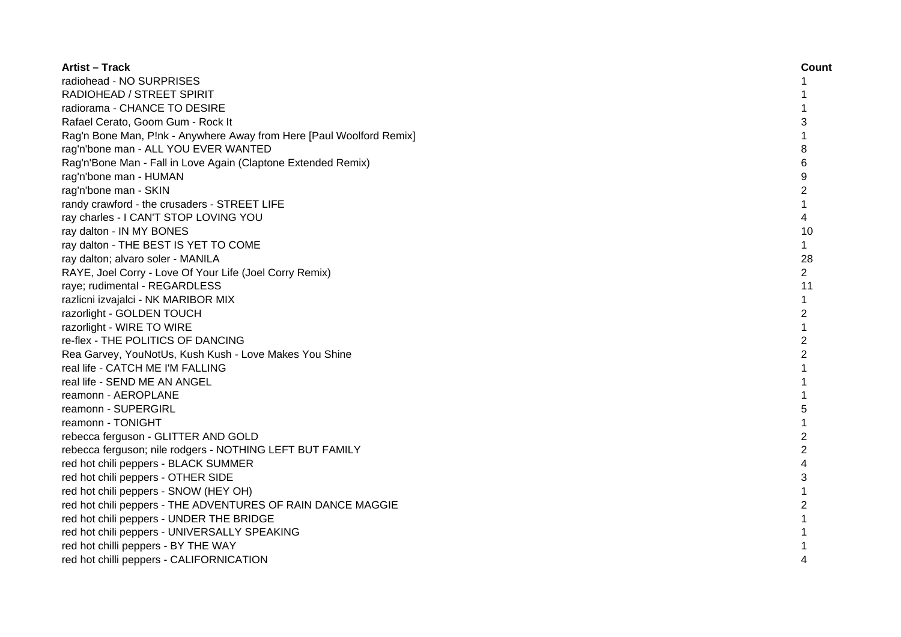| Artist – Track | Count |
| --- | --- |
| radiohead - NO SURPRISES | 1 |
| RADIOHEAD / STREET SPIRIT | 1 |
| radiorama - CHANCE TO DESIRE | 1 |
| Rafael Cerato, Goom Gum - Rock It | 3 |
| Rag'n Bone Man, P!nk - Anywhere Away from Here [Paul Woolford Remix] | 1 |
| rag'n'bone man - ALL YOU EVER WANTED | 8 |
| Rag'n'Bone Man - Fall in Love Again (Claptone Extended Remix) | 6 |
| rag'n'bone man - HUMAN | 9 |
| rag'n'bone man - SKIN | 2 |
| randy crawford - the crusaders - STREET LIFE | 1 |
| ray charles - I CAN'T STOP LOVING YOU | 4 |
| ray dalton - IN MY BONES | 10 |
| ray dalton - THE BEST IS YET TO COME | 1 |
| ray dalton; alvaro soler - MANILA | 28 |
| RAYE, Joel Corry - Love Of Your Life (Joel Corry Remix) | 2 |
| raye; rudimental - REGARDLESS | 11 |
| razlicni izvajalci - NK MARIBOR MIX | 1 |
| razorlight - GOLDEN TOUCH | 2 |
| razorlight - WIRE TO WIRE | 1 |
| re-flex - THE POLITICS OF DANCING | 2 |
| Rea Garvey, YouNotUs, Kush Kush - Love Makes You Shine | 2 |
| real life - CATCH ME I'M FALLING | 1 |
| real life - SEND ME AN ANGEL | 1 |
| reamonn - AEROPLANE | 1 |
| reamonn - SUPERGIRL | 5 |
| reamonn - TONIGHT | 1 |
| rebecca ferguson - GLITTER AND GOLD | 2 |
| rebecca ferguson; nile rodgers - NOTHING LEFT BUT FAMILY | 2 |
| red hot chili peppers - BLACK SUMMER | 4 |
| red hot chili peppers - OTHER SIDE | 3 |
| red hot chili peppers - SNOW (HEY OH) | 1 |
| red hot chili peppers - THE ADVENTURES OF RAIN DANCE MAGGIE | 2 |
| red hot chili peppers - UNDER THE BRIDGE | 1 |
| red hot chili peppers - UNIVERSALLY SPEAKING | 1 |
| red hot chilli peppers - BY THE WAY | 1 |
| red hot chilli peppers - CALIFORNICATION | 4 |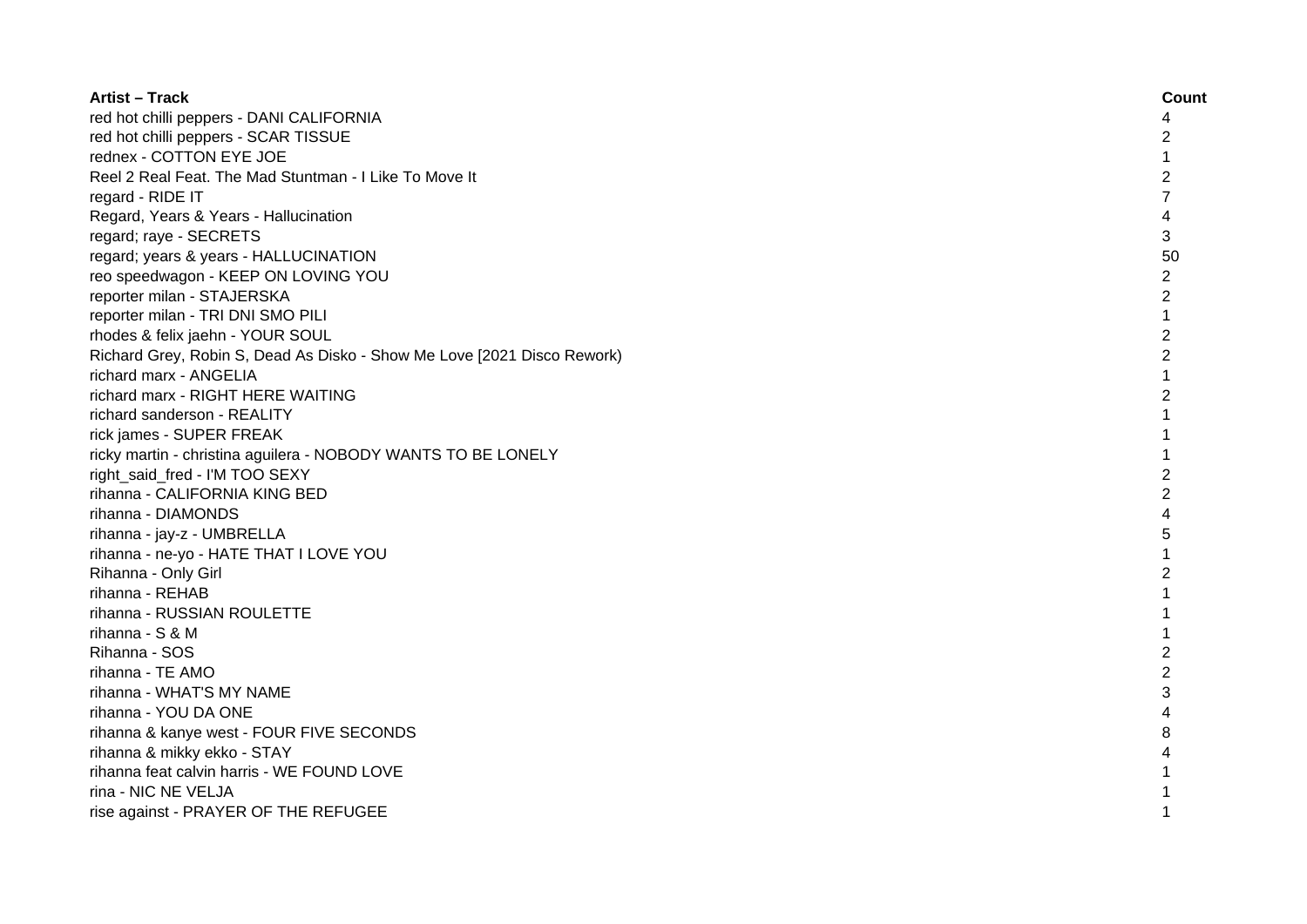| Artist – Track | Count |
| --- | --- |
| red hot chilli peppers - DANI CALIFORNIA | 4 |
| red hot chilli peppers - SCAR TISSUE | 2 |
| rednex - COTTON EYE JOE | 1 |
| Reel 2 Real Feat. The Mad Stuntman - I Like To Move It | 2 |
| regard - RIDE IT | 7 |
| Regard, Years & Years - Hallucination | 4 |
| regard; raye - SECRETS | 3 |
| regard; years & years - HALLUCINATION | 50 |
| reo speedwagon - KEEP ON LOVING YOU | 2 |
| reporter milan - STAJERSKA | 2 |
| reporter milan - TRI DNI SMO PILI | 1 |
| rhodes & felix jaehn - YOUR SOUL | 2 |
| Richard Grey, Robin S, Dead As Disko - Show Me Love [2021 Disco Rework) | 2 |
| richard marx - ANGELIA | 1 |
| richard marx - RIGHT HERE WAITING | 2 |
| richard sanderson - REALITY | 1 |
| rick james - SUPER FREAK | 1 |
| ricky martin - christina aguilera - NOBODY WANTS TO BE LONELY | 1 |
| right_said_fred - I'M TOO SEXY | 2 |
| rihanna - CALIFORNIA KING BED | 2 |
| rihanna - DIAMONDS | 4 |
| rihanna - jay-z - UMBRELLA | 5 |
| rihanna - ne-yo - HATE THAT I LOVE YOU | 1 |
| Rihanna - Only Girl | 2 |
| rihanna - REHAB | 1 |
| rihanna - RUSSIAN ROULETTE | 1 |
| rihanna - S & M | 1 |
| Rihanna - SOS | 2 |
| rihanna - TE AMO | 2 |
| rihanna - WHAT'S MY NAME | 3 |
| rihanna - YOU DA ONE | 4 |
| rihanna & kanye west - FOUR FIVE SECONDS | 8 |
| rihanna & mikky ekko - STAY | 4 |
| rihanna feat calvin harris - WE FOUND LOVE | 1 |
| rina - NIC NE VELJA | 1 |
| rise against - PRAYER OF THE REFUGEE | 1 |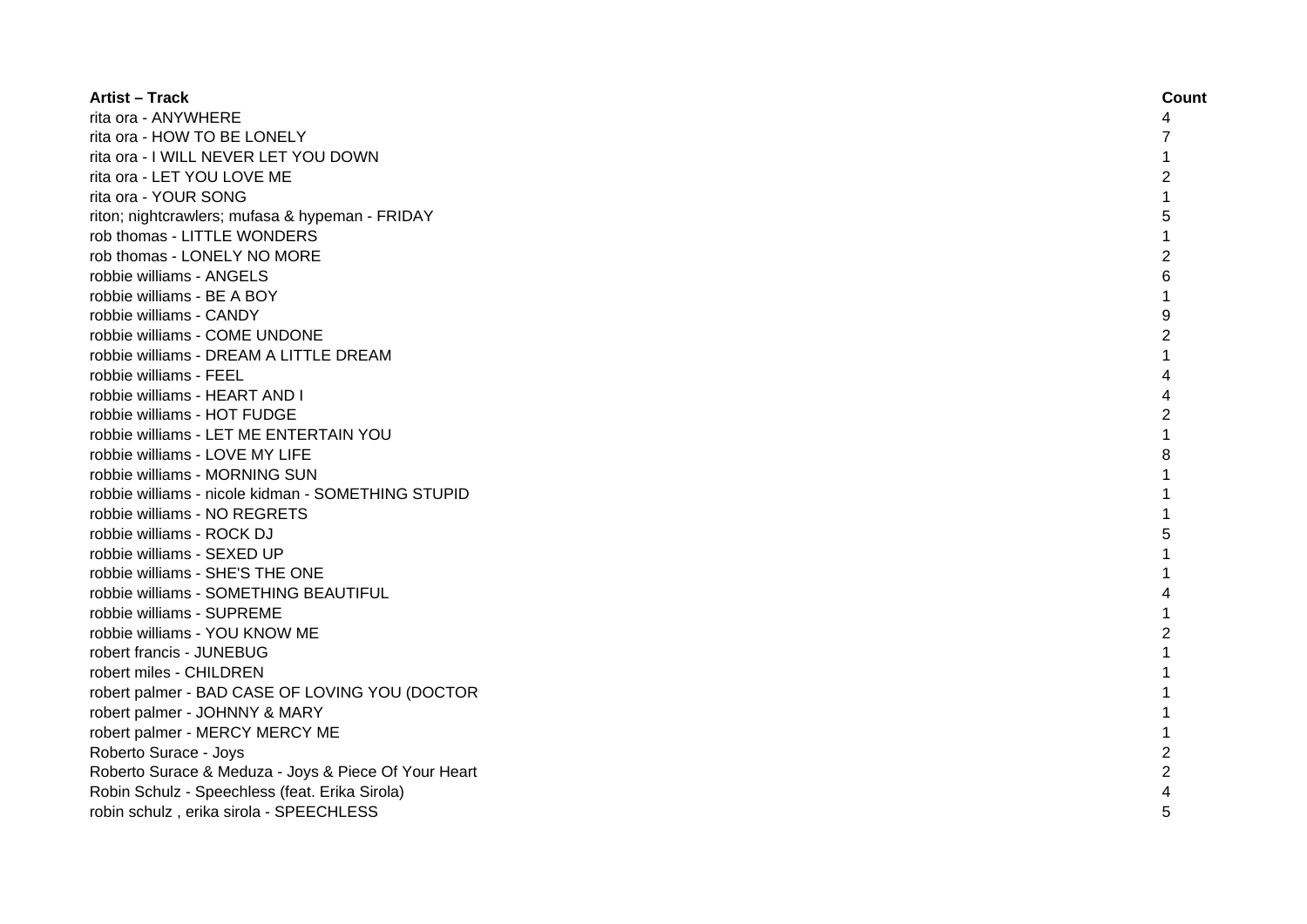| Artist – Track | Count |
|---|---|
| rita ora - ANYWHERE | 4 |
| rita ora - HOW TO BE LONELY | 7 |
| rita ora - I WILL NEVER LET YOU DOWN | 1 |
| rita ora - LET YOU LOVE ME | 2 |
| rita ora - YOUR SONG | 1 |
| riton; nightcrawlers; mufasa & hypeman - FRIDAY | 5 |
| rob thomas - LITTLE WONDERS | 1 |
| rob thomas - LONELY NO MORE | 2 |
| robbie williams - ANGELS | 6 |
| robbie williams - BE A BOY | 1 |
| robbie williams - CANDY | 9 |
| robbie williams - COME UNDONE | 2 |
| robbie williams - DREAM A LITTLE DREAM | 1 |
| robbie williams - FEEL | 4 |
| robbie williams - HEART AND I | 4 |
| robbie williams - HOT FUDGE | 2 |
| robbie williams - LET ME ENTERTAIN YOU | 1 |
| robbie williams - LOVE MY LIFE | 8 |
| robbie williams - MORNING SUN | 1 |
| robbie williams - nicole kidman - SOMETHING STUPID | 1 |
| robbie williams - NO REGRETS | 1 |
| robbie williams - ROCK DJ | 5 |
| robbie williams - SEXED UP | 1 |
| robbie williams - SHE'S THE ONE | 1 |
| robbie williams - SOMETHING BEAUTIFUL | 4 |
| robbie williams - SUPREME | 1 |
| robbie williams - YOU KNOW ME | 2 |
| robert francis - JUNEBUG | 1 |
| robert miles - CHILDREN | 1 |
| robert palmer - BAD CASE OF LOVING YOU (DOCTOR | 1 |
| robert palmer - JOHNNY & MARY | 1 |
| robert palmer - MERCY MERCY ME | 1 |
| Roberto Surace - Joys | 2 |
| Roberto Surace & Meduza - Joys & Piece Of Your Heart | 2 |
| Robin Schulz - Speechless (feat. Erika Sirola) | 4 |
| robin schulz , erika sirola - SPEECHLESS | 5 |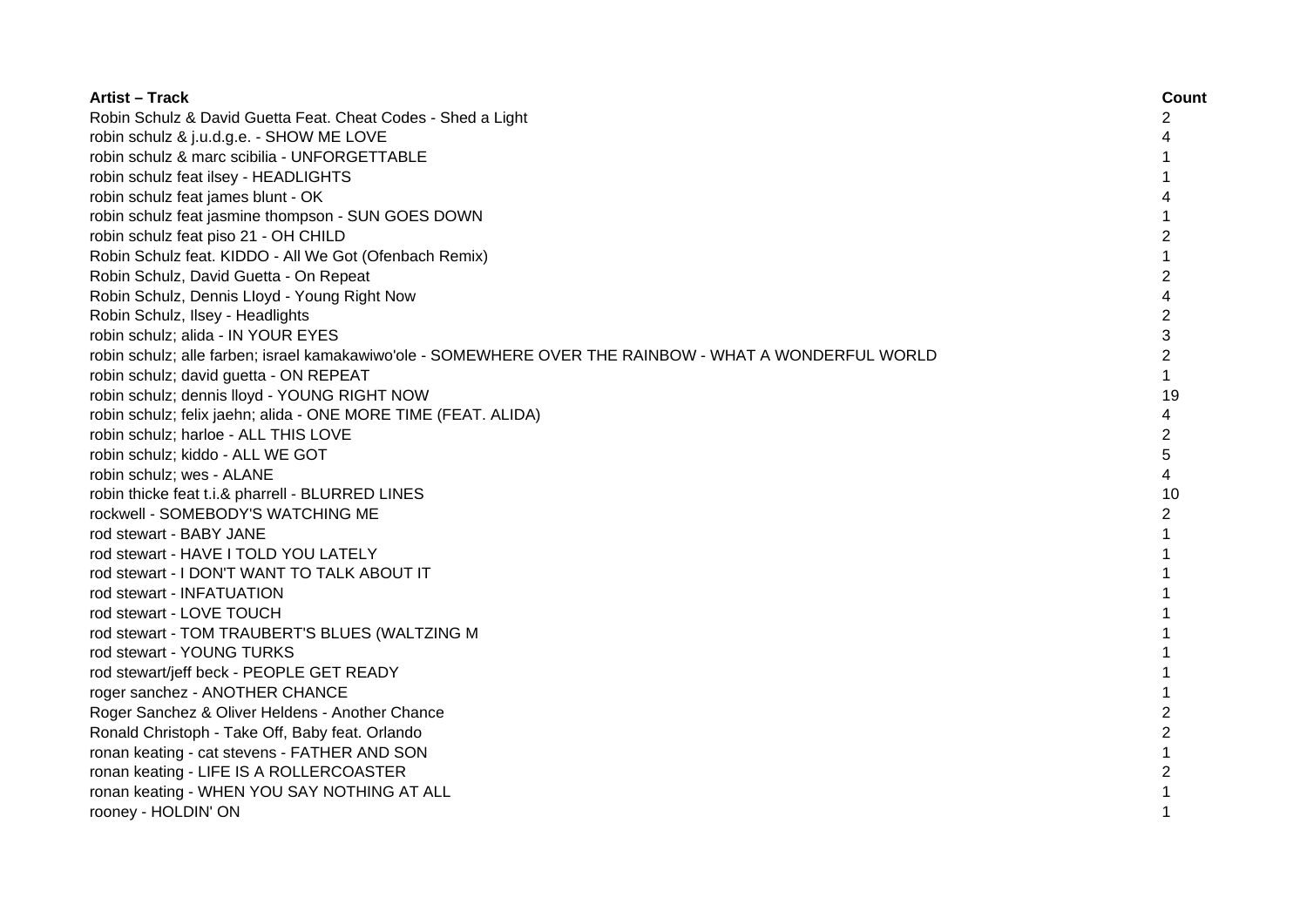| Artist – Track | Count |
| --- | --- |
| Robin Schulz & David Guetta Feat. Cheat Codes - Shed a Light | 2 |
| robin schulz & j.u.d.g.e. - SHOW ME LOVE | 4 |
| robin schulz & marc scibilia - UNFORGETTABLE | 1 |
| robin schulz feat ilsey - HEADLIGHTS | 1 |
| robin schulz feat james blunt - OK | 4 |
| robin schulz feat jasmine thompson - SUN GOES DOWN | 1 |
| robin schulz feat piso 21 - OH CHILD | 2 |
| Robin Schulz feat. KIDDO - All We Got (Ofenbach Remix) | 1 |
| Robin Schulz, David Guetta - On Repeat | 2 |
| Robin Schulz, Dennis LIoyd - Young Right Now | 4 |
| Robin Schulz, Ilsey - Headlights | 2 |
| robin schulz; alida - IN YOUR EYES | 3 |
| robin schulz; alle farben; israel kamakawiwo'ole - SOMEWHERE OVER THE RAINBOW - WHAT A WONDERFUL WORLD | 2 |
| robin schulz; david guetta - ON REPEAT | 1 |
| robin schulz; dennis lloyd - YOUNG RIGHT NOW | 19 |
| robin schulz; felix jaehn; alida - ONE MORE TIME (FEAT. ALIDA) | 4 |
| robin schulz; harloe - ALL THIS LOVE | 2 |
| robin schulz; kiddo - ALL WE GOT | 5 |
| robin schulz; wes - ALANE | 4 |
| robin thicke feat t.i.& pharrell - BLURRED LINES | 10 |
| rockwell - SOMEBODY'S WATCHING ME | 2 |
| rod stewart - BABY JANE | 1 |
| rod stewart - HAVE I TOLD YOU LATELY | 1 |
| rod stewart - I DON'T WANT TO TALK ABOUT IT | 1 |
| rod stewart - INFATUATION | 1 |
| rod stewart - LOVE TOUCH | 1 |
| rod stewart - TOM TRAUBERT'S BLUES (WALTZING M | 1 |
| rod stewart - YOUNG TURKS | 1 |
| rod stewart/jeff beck - PEOPLE GET READY | 1 |
| roger sanchez - ANOTHER CHANCE | 1 |
| Roger Sanchez & Oliver Heldens - Another Chance | 2 |
| Ronald Christoph - Take Off, Baby feat. Orlando | 2 |
| ronan keating - cat stevens - FATHER AND SON | 1 |
| ronan keating - LIFE IS A ROLLERCOASTER | 2 |
| ronan keating - WHEN YOU SAY NOTHING AT ALL | 1 |
| rooney - HOLDIN' ON | 1 |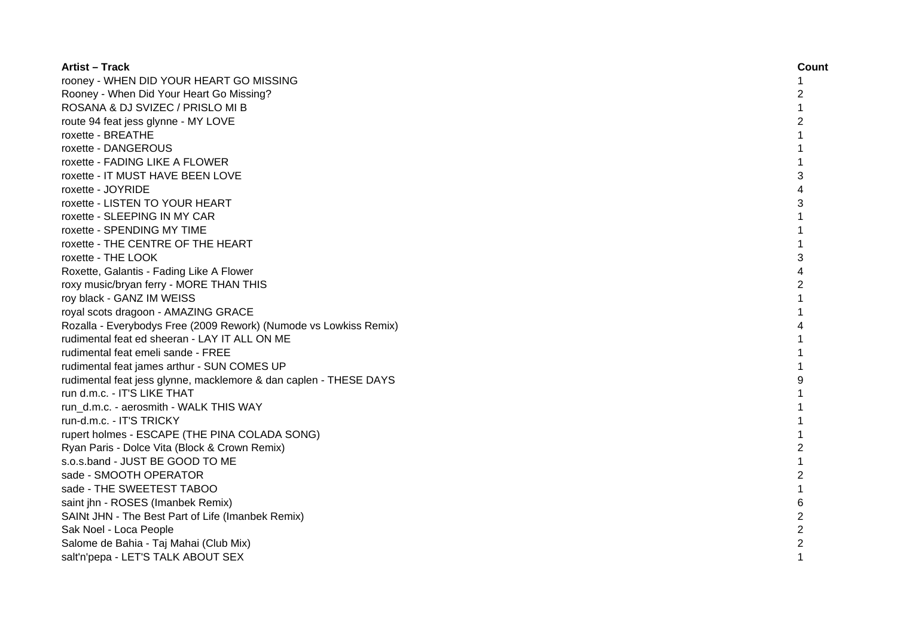| Artist – Track | Count |
| --- | --- |
| rooney - WHEN DID YOUR HEART GO MISSING | 1 |
| Rooney - When Did Your Heart Go Missing? | 2 |
| ROSANA & DJ SVIZEC / PRISLO MI B | 1 |
| route 94 feat jess glynne - MY LOVE | 2 |
| roxette - BREATHE | 1 |
| roxette - DANGEROUS | 1 |
| roxette - FADING LIKE A FLOWER | 1 |
| roxette - IT MUST HAVE BEEN LOVE | 3 |
| roxette - JOYRIDE | 4 |
| roxette - LISTEN TO YOUR HEART | 3 |
| roxette - SLEEPING IN MY CAR | 1 |
| roxette - SPENDING MY TIME | 1 |
| roxette - THE CENTRE OF THE HEART | 1 |
| roxette - THE LOOK | 3 |
| Roxette, Galantis - Fading Like A Flower | 4 |
| roxy music/bryan ferry - MORE THAN THIS | 2 |
| roy black - GANZ IM WEISS | 1 |
| royal scots dragoon - AMAZING GRACE | 1 |
| Rozalla - Everybodys Free (2009 Rework) (Numode vs Lowkiss Remix) | 4 |
| rudimental feat ed sheeran - LAY IT ALL ON ME | 1 |
| rudimental feat emeli sande - FREE | 1 |
| rudimental feat james arthur - SUN COMES UP | 1 |
| rudimental feat jess glynne, macklemore & dan caplen - THESE DAYS | 9 |
| run d.m.c. - IT'S LIKE THAT | 1 |
| run_d.m.c. - aerosmith - WALK THIS WAY | 1 |
| run-d.m.c. - IT'S TRICKY | 1 |
| rupert holmes - ESCAPE (THE PINA COLADA SONG) | 1 |
| Ryan Paris - Dolce Vita (Block & Crown Remix) | 2 |
| s.o.s.band - JUST BE GOOD TO ME | 1 |
| sade - SMOOTH OPERATOR | 2 |
| sade - THE SWEETEST TABOO | 1 |
| saint jhn - ROSES (Imanbek Remix) | 6 |
| SAINt JHN - The Best Part of Life (Imanbek Remix) | 2 |
| Sak Noel - Loca People | 2 |
| Salome de Bahia - Taj Mahai (Club Mix) | 2 |
| salt'n'pepa - LET'S TALK ABOUT SEX | 1 |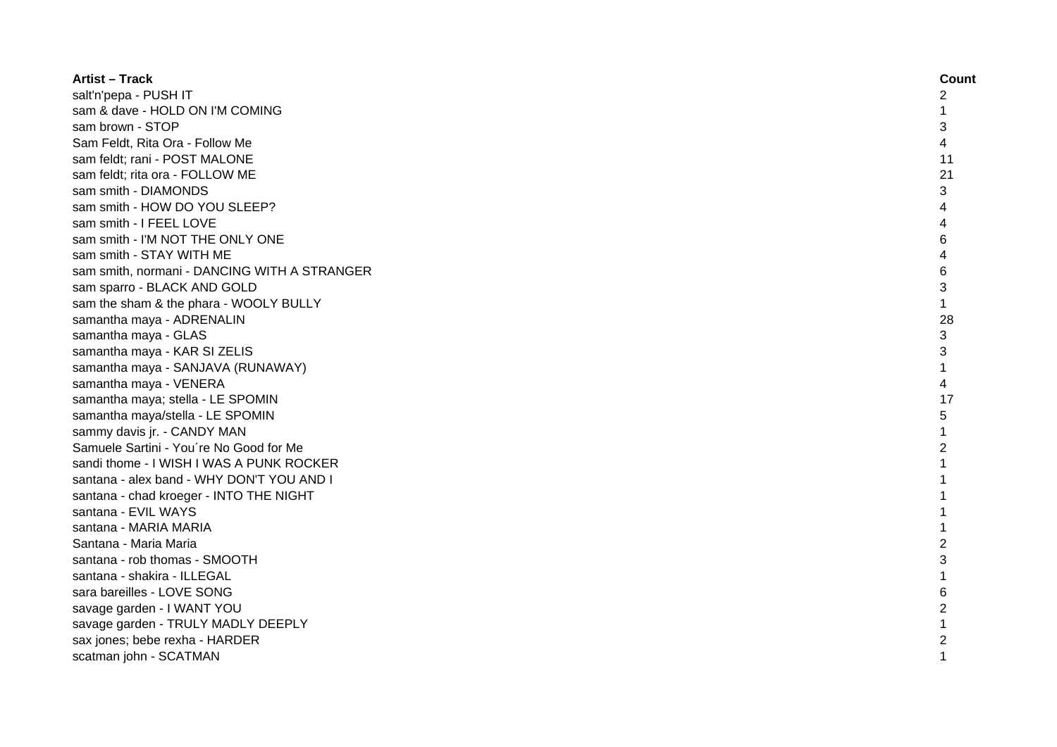| Artist – Track | Count |
| --- | --- |
| salt'n'pepa - PUSH IT | 2 |
| sam & dave - HOLD ON I'M COMING | 1 |
| sam brown - STOP | 3 |
| Sam Feldt, Rita Ora - Follow Me | 4 |
| sam feldt; rani - POST MALONE | 11 |
| sam feldt; rita ora - FOLLOW ME | 21 |
| sam smith - DIAMONDS | 3 |
| sam smith - HOW DO YOU SLEEP? | 4 |
| sam smith - I FEEL LOVE | 4 |
| sam smith - I'M NOT THE ONLY ONE | 6 |
| sam smith - STAY WITH ME | 4 |
| sam smith, normani - DANCING WITH A STRANGER | 6 |
| sam sparro - BLACK AND GOLD | 3 |
| sam the sham & the phara - WOOLY BULLY | 1 |
| samantha maya - ADRENALIN | 28 |
| samantha maya - GLAS | 3 |
| samantha maya - KAR SI ZELIS | 3 |
| samantha maya - SANJAVA (RUNAWAY) | 1 |
| samantha maya - VENERA | 4 |
| samantha maya; stella - LE SPOMIN | 17 |
| samantha maya/stella - LE SPOMIN | 5 |
| sammy davis jr. - CANDY MAN | 1 |
| Samuele Sartini - You´re No Good for Me | 2 |
| sandi thome - I WISH I WAS A PUNK ROCKER | 1 |
| santana - alex band - WHY DON'T YOU AND I | 1 |
| santana - chad kroeger - INTO THE NIGHT | 1 |
| santana - EVIL WAYS | 1 |
| santana - MARIA MARIA | 1 |
| Santana - Maria Maria | 2 |
| santana - rob thomas - SMOOTH | 3 |
| santana - shakira - ILLEGAL | 1 |
| sara bareilles - LOVE SONG | 6 |
| savage garden - I WANT YOU | 2 |
| savage garden - TRULY MADLY DEEPLY | 1 |
| sax jones; bebe rexha - HARDER | 2 |
| scatman john - SCATMAN | 1 |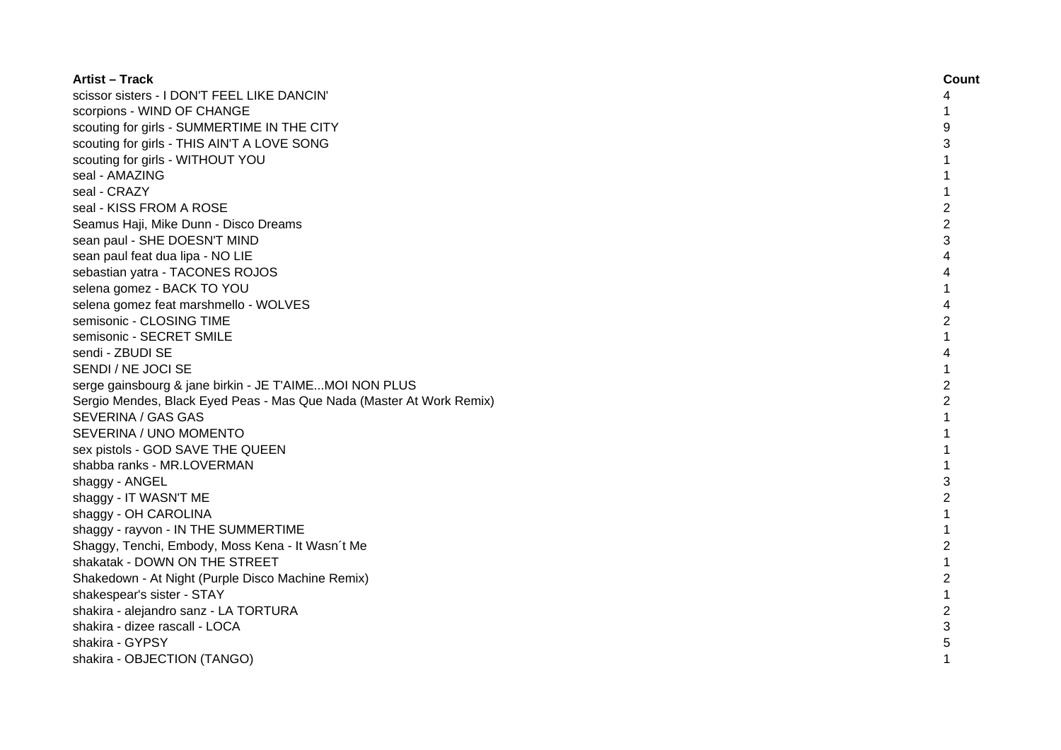| Artist – Track | Count |
| --- | --- |
| scissor sisters - I DON'T FEEL LIKE DANCIN' | 4 |
| scorpions - WIND OF CHANGE | 1 |
| scouting for girls - SUMMERTIME IN THE CITY | 9 |
| scouting for girls - THIS AIN'T A LOVE SONG | 3 |
| scouting for girls - WITHOUT YOU | 1 |
| seal - AMAZING | 1 |
| seal - CRAZY | 1 |
| seal - KISS FROM A ROSE | 2 |
| Seamus Haji, Mike Dunn - Disco Dreams | 2 |
| sean paul - SHE DOESN'T MIND | 3 |
| sean paul feat dua lipa - NO LIE | 4 |
| sebastian yatra - TACONES ROJOS | 4 |
| selena gomez - BACK TO YOU | 1 |
| selena gomez feat marshmello - WOLVES | 4 |
| semisonic - CLOSING TIME | 2 |
| semisonic - SECRET SMILE | 1 |
| sendi - ZBUDI SE | 4 |
| SENDI / NE JOCI SE | 1 |
| serge gainsbourg & jane birkin - JE T'AIME...MOI NON PLUS | 2 |
| Sergio Mendes, Black Eyed Peas - Mas Que Nada (Master At Work Remix) | 2 |
| SEVERINA / GAS GAS | 1 |
| SEVERINA / UNO MOMENTO | 1 |
| sex pistols - GOD SAVE THE QUEEN | 1 |
| shabba ranks - MR.LOVERMAN | 1 |
| shaggy - ANGEL | 3 |
| shaggy - IT WASN'T ME | 2 |
| shaggy - OH CAROLINA | 1 |
| shaggy - rayvon - IN THE SUMMERTIME | 1 |
| Shaggy, Tenchi, Embody, Moss Kena - It Wasn´t Me | 2 |
| shakatak - DOWN ON THE STREET | 1 |
| Shakedown - At Night (Purple Disco Machine Remix) | 2 |
| shakespear's sister - STAY | 1 |
| shakira - alejandro sanz - LA TORTURA | 2 |
| shakira - dizee rascall - LOCA | 3 |
| shakira - GYPSY | 5 |
| shakira - OBJECTION (TANGO) | 1 |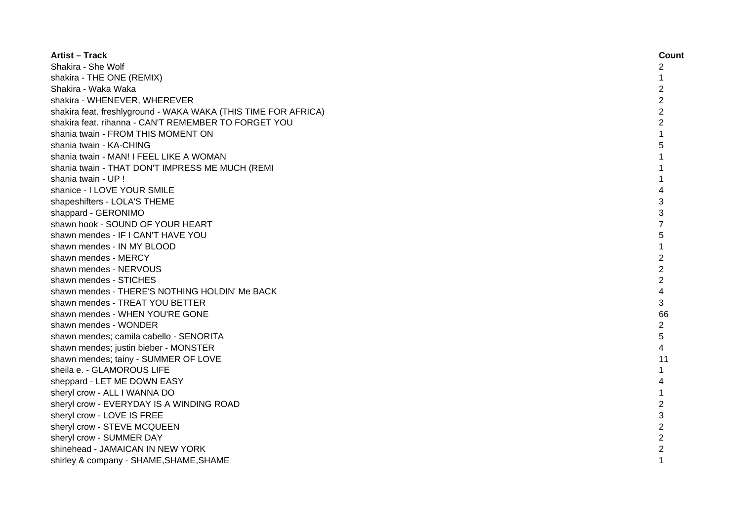| Artist – Track | Count |
|---|---|
| Shakira - She Wolf | 2 |
| shakira - THE ONE (REMIX) | 1 |
| Shakira - Waka Waka | 2 |
| shakira - WHENEVER, WHEREVER | 2 |
| shakira feat. freshlyground - WAKA WAKA (THIS TIME FOR AFRICA) | 2 |
| shakira feat. rihanna - CAN'T REMEMBER TO FORGET YOU | 2 |
| shania twain - FROM THIS MOMENT ON | 1 |
| shania twain - KA-CHING | 5 |
| shania twain - MAN! I FEEL LIKE A WOMAN | 1 |
| shania twain - THAT DON'T IMPRESS ME MUCH (REMI | 1 |
| shania twain - UP ! | 1 |
| shanice - I LOVE YOUR SMILE | 4 |
| shapeshifters - LOLA'S THEME | 3 |
| shappard - GERONIMO | 3 |
| shawn hook - SOUND OF YOUR HEART | 7 |
| shawn mendes - IF I CAN'T HAVE YOU | 5 |
| shawn mendes - IN MY BLOOD | 1 |
| shawn mendes - MERCY | 2 |
| shawn mendes - NERVOUS | 2 |
| shawn mendes - STICHES | 2 |
| shawn mendes - THERE'S NOTHING HOLDIN' Me BACK | 4 |
| shawn mendes - TREAT YOU BETTER | 3 |
| shawn mendes - WHEN YOU'RE GONE | 66 |
| shawn mendes - WONDER | 2 |
| shawn mendes; camila cabello - SENORITA | 5 |
| shawn mendes; justin bieber - MONSTER | 4 |
| shawn mendes; tainy - SUMMER OF LOVE | 11 |
| sheila e. - GLAMOROUS LIFE | 1 |
| sheppard - LET ME DOWN EASY | 4 |
| sheryl crow - ALL I WANNA DO | 1 |
| sheryl crow - EVERYDAY IS A WINDING ROAD | 2 |
| sheryl crow - LOVE IS FREE | 3 |
| sheryl crow - STEVE MCQUEEN | 2 |
| sheryl crow - SUMMER DAY | 2 |
| shinehead - JAMAICAN IN NEW YORK | 2 |
| shirley & company - SHAME,SHAME,SHAME | 1 |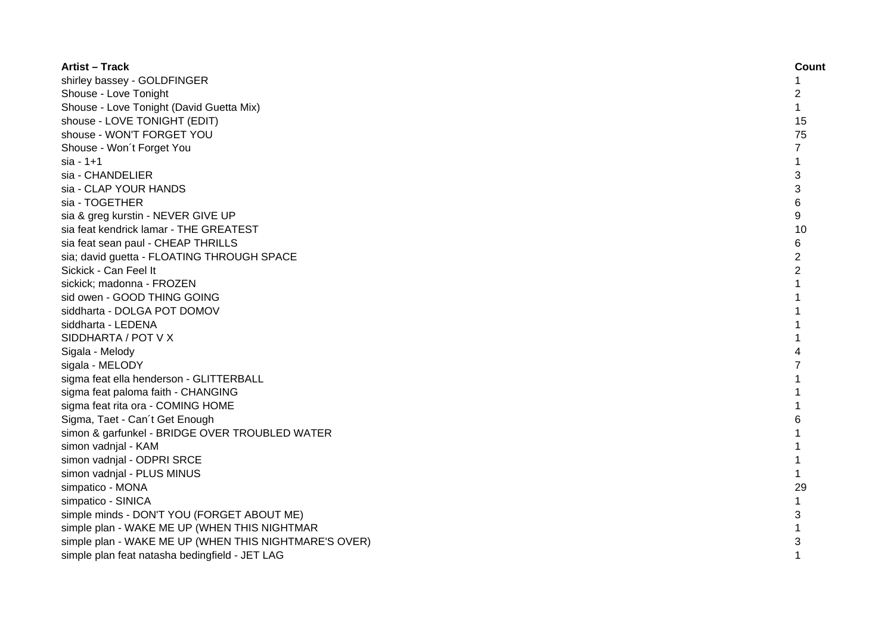| Artist – Track | Count |
| --- | --- |
| shirley bassey - GOLDFINGER | 1 |
| Shouse - Love Tonight | 2 |
| Shouse - Love Tonight (David Guetta Mix) | 1 |
| shouse - LOVE TONIGHT (EDIT) | 15 |
| shouse - WON'T FORGET YOU | 75 |
| Shouse - Won´t Forget You | 7 |
| sia - 1+1 | 1 |
| sia - CHANDELIER | 3 |
| sia - CLAP YOUR HANDS | 3 |
| sia - TOGETHER | 6 |
| sia & greg kurstin - NEVER GIVE UP | 9 |
| sia feat kendrick lamar - THE GREATEST | 10 |
| sia feat sean paul - CHEAP THRILLS | 6 |
| sia; david guetta - FLOATING THROUGH SPACE | 2 |
| Sickick - Can Feel It | 2 |
| sickick; madonna - FROZEN | 1 |
| sid owen - GOOD THING GOING | 1 |
| siddharta - DOLGA POT DOMOV | 1 |
| siddharta - LEDENA | 1 |
| SIDDHARTA / POT V X | 1 |
| Sigala - Melody | 4 |
| sigala - MELODY | 7 |
| sigma feat ella henderson - GLITTERBALL | 1 |
| sigma feat paloma faith - CHANGING | 1 |
| sigma feat rita ora - COMING HOME | 1 |
| Sigma, Taet - Can´t Get Enough | 6 |
| simon & garfunkel - BRIDGE OVER TROUBLED WATER | 1 |
| simon vadnjal - KAM | 1 |
| simon vadnjal - ODPRI SRCE | 1 |
| simon vadnjal - PLUS MINUS | 1 |
| simpatico - MONA | 29 |
| simpatico - SINICA | 1 |
| simple minds - DON'T YOU (FORGET ABOUT ME) | 3 |
| simple plan - WAKE ME UP (WHEN THIS NIGHTMAR | 1 |
| simple plan - WAKE ME UP (WHEN THIS NIGHTMARE'S OVER) | 3 |
| simple plan feat natasha bedingfield - JET LAG | 1 |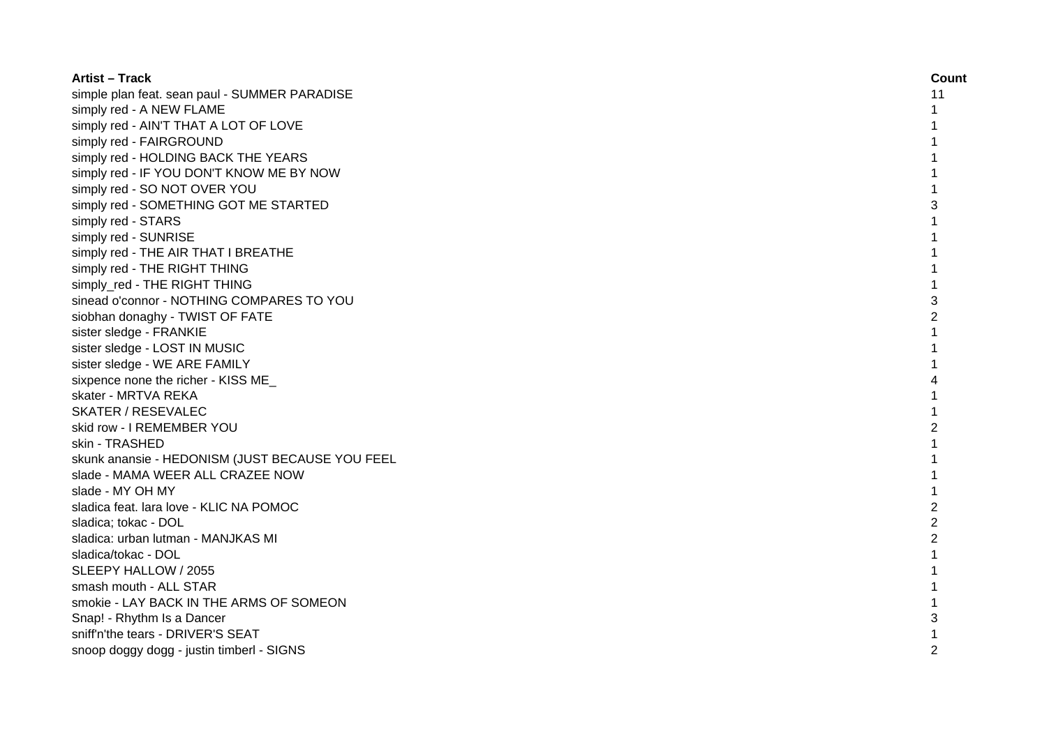| Artist – Track | Count |
| --- | --- |
| simple plan feat. sean paul - SUMMER PARADISE | 11 |
| simply red - A NEW FLAME | 1 |
| simply red - AIN'T THAT A LOT OF LOVE | 1 |
| simply red - FAIRGROUND | 1 |
| simply red - HOLDING BACK THE YEARS | 1 |
| simply red - IF YOU DON'T KNOW ME BY NOW | 1 |
| simply red - SO NOT OVER YOU | 1 |
| simply red - SOMETHING GOT ME STARTED | 3 |
| simply red - STARS | 1 |
| simply red - SUNRISE | 1 |
| simply red - THE AIR THAT I BREATHE | 1 |
| simply red - THE RIGHT THING | 1 |
| simply_red - THE RIGHT THING | 1 |
| sinead o'connor - NOTHING COMPARES TO YOU | 3 |
| siobhan donaghy - TWIST OF FATE | 2 |
| sister sledge - FRANKIE | 1 |
| sister sledge - LOST IN MUSIC | 1 |
| sister sledge - WE ARE FAMILY | 1 |
| sixpence none the richer - KISS ME_ | 4 |
| skater - MRTVA REKA | 1 |
| SKATER / RESEVALEC | 1 |
| skid row - I REMEMBER YOU | 2 |
| skin - TRASHED | 1 |
| skunk anansie - HEDONISM (JUST BECAUSE YOU FEEL | 1 |
| slade - MAMA WEER ALL CRAZEE NOW | 1 |
| slade - MY OH MY | 1 |
| sladica feat. lara love - KLIC NA POMOC | 2 |
| sladica; tokac - DOL | 2 |
| sladica: urban lutman - MANJKAS MI | 2 |
| sladica/tokac - DOL | 1 |
| SLEEPY HALLOW / 2055 | 1 |
| smash mouth - ALL STAR | 1 |
| smokie - LAY BACK IN THE ARMS OF SOMEON | 1 |
| Snap! - Rhythm Is a Dancer | 3 |
| sniff'n'the tears - DRIVER'S SEAT | 1 |
| snoop doggy dogg - justin timberl - SIGNS | 2 |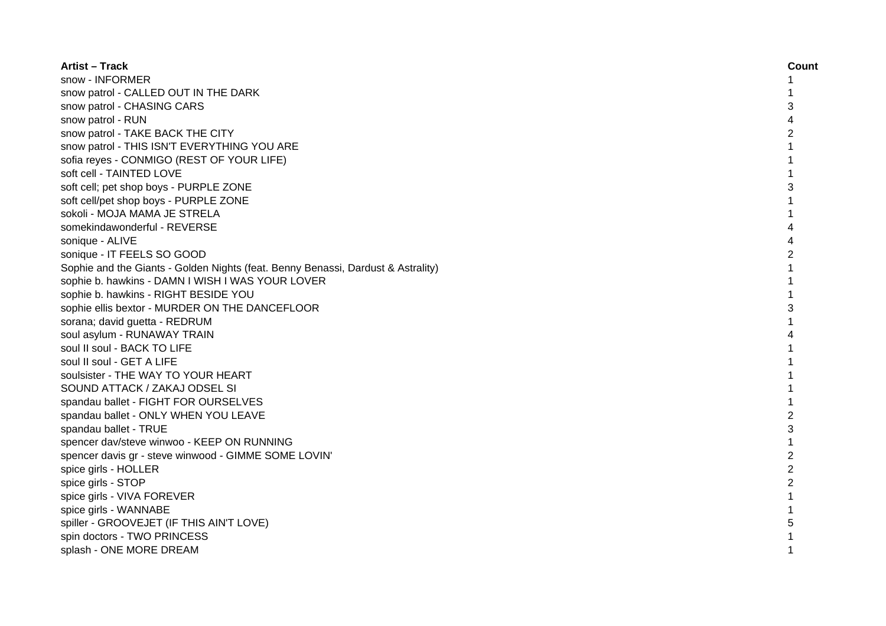| Artist – Track | Count |
| --- | --- |
| snow - INFORMER | 1 |
| snow patrol - CALLED OUT IN THE DARK | 1 |
| snow patrol - CHASING CARS | 3 |
| snow patrol - RUN | 4 |
| snow patrol - TAKE BACK THE CITY | 2 |
| snow patrol - THIS ISN'T EVERYTHING YOU ARE | 1 |
| sofia reyes - CONMIGO (REST OF YOUR LIFE) | 1 |
| soft cell - TAINTED LOVE | 1 |
| soft cell; pet shop boys - PURPLE ZONE | 3 |
| soft cell/pet shop boys - PURPLE ZONE | 1 |
| sokoli - MOJA MAMA JE STRELA | 1 |
| somekindawonderful - REVERSE | 4 |
| sonique - ALIVE | 4 |
| sonique - IT FEELS SO GOOD | 2 |
| Sophie and the Giants - Golden Nights (feat. Benny Benassi, Dardust & Astrality) | 1 |
| sophie b. hawkins - DAMN I WISH I WAS YOUR LOVER | 1 |
| sophie b. hawkins - RIGHT BESIDE YOU | 1 |
| sophie ellis bextor - MURDER ON THE DANCEFLOOR | 3 |
| sorana; david guetta - REDRUM | 1 |
| soul asylum - RUNAWAY TRAIN | 4 |
| soul II soul - BACK TO LIFE | 1 |
| soul II soul - GET A LIFE | 1 |
| soulsister - THE WAY TO YOUR HEART | 1 |
| SOUND ATTACK / ZAKAJ ODSEL SI | 1 |
| spandau ballet - FIGHT FOR OURSELVES | 1 |
| spandau ballet - ONLY WHEN YOU LEAVE | 2 |
| spandau ballet - TRUE | 3 |
| spencer dav/steve winwoo - KEEP ON RUNNING | 1 |
| spencer davis gr - steve winwood - GIMME SOME LOVIN' | 2 |
| spice girls - HOLLER | 2 |
| spice girls - STOP | 2 |
| spice girls - VIVA FOREVER | 1 |
| spice girls - WANNABE | 1 |
| spiller - GROOVEJET (IF THIS AIN'T LOVE) | 5 |
| spin doctors - TWO PRINCESS | 1 |
| splash - ONE MORE DREAM | 1 |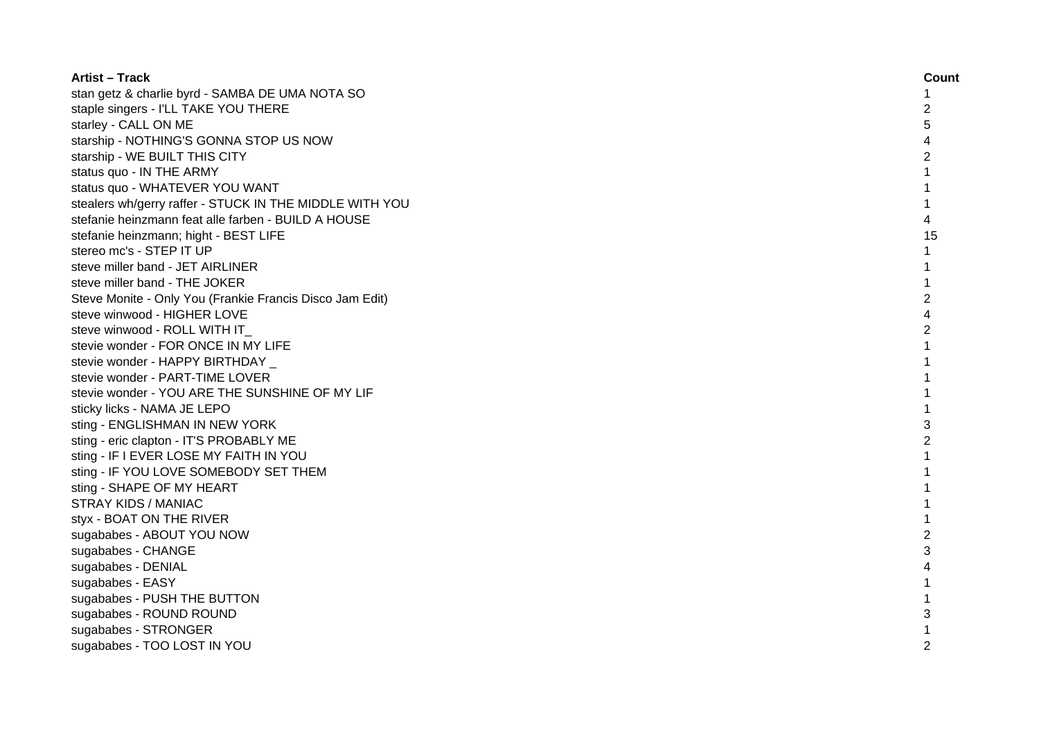| Artist – Track | Count |
| --- | --- |
| stan getz & charlie byrd - SAMBA DE UMA NOTA SO | 1 |
| staple singers - I'LL TAKE YOU THERE | 2 |
| starley - CALL ON ME | 5 |
| starship - NOTHING'S GONNA STOP US NOW | 4 |
| starship - WE BUILT THIS CITY | 2 |
| status quo - IN THE ARMY | 1 |
| status quo - WHATEVER YOU WANT | 1 |
| stealers wh/gerry raffer - STUCK IN THE MIDDLE WITH YOU | 1 |
| stefanie heinzmann feat alle farben - BUILD A HOUSE | 4 |
| stefanie heinzmann; hight - BEST LIFE | 15 |
| stereo mc's - STEP IT UP | 1 |
| steve miller band - JET AIRLINER | 1 |
| steve miller band - THE JOKER | 1 |
| Steve Monite - Only You (Frankie Francis Disco Jam Edit) | 2 |
| steve winwood - HIGHER LOVE | 4 |
| steve winwood - ROLL WITH IT_ | 2 |
| stevie wonder - FOR ONCE IN MY LIFE | 1 |
| stevie wonder - HAPPY BIRTHDAY _ | 1 |
| stevie wonder - PART-TIME LOVER | 1 |
| stevie wonder - YOU ARE THE SUNSHINE OF MY LIF | 1 |
| sticky licks - NAMA JE LEPO | 1 |
| sting - ENGLISHMAN IN NEW YORK | 3 |
| sting - eric clapton - IT'S PROBABLY ME | 2 |
| sting - IF I EVER LOSE MY FAITH IN YOU | 1 |
| sting - IF YOU LOVE SOMEBODY SET THEM | 1 |
| sting - SHAPE OF MY HEART | 1 |
| STRAY KIDS / MANIAC | 1 |
| styx - BOAT ON THE RIVER | 1 |
| sugababes - ABOUT YOU NOW | 2 |
| sugababes - CHANGE | 3 |
| sugababes - DENIAL | 4 |
| sugababes - EASY | 1 |
| sugababes - PUSH THE BUTTON | 1 |
| sugababes - ROUND ROUND | 3 |
| sugababes - STRONGER | 1 |
| sugababes - TOO LOST IN YOU | 2 |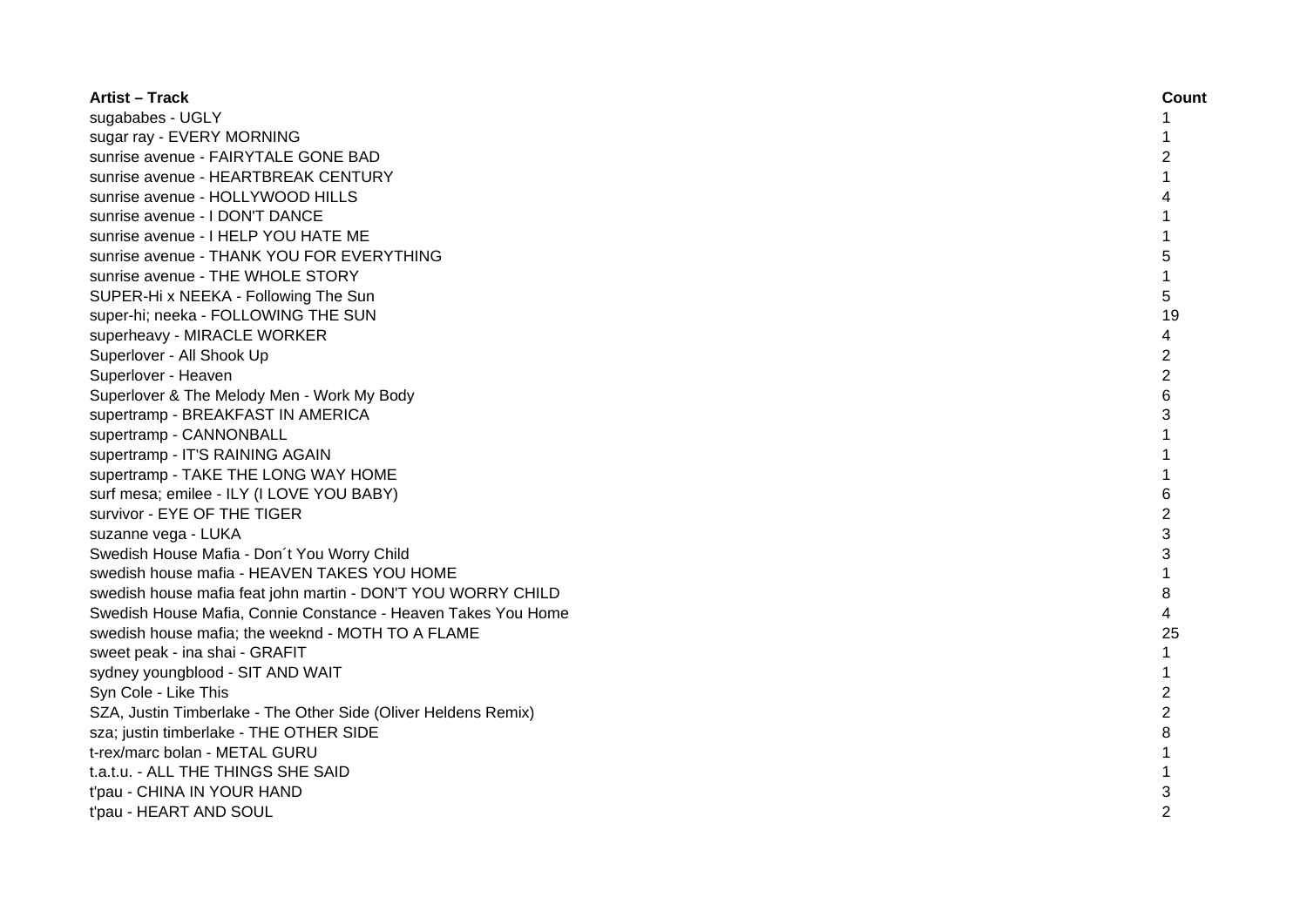| Artist – Track | Count |
|---|---|
| sugababes - UGLY | 1 |
| sugar ray - EVERY MORNING | 1 |
| sunrise avenue - FAIRYTALE GONE BAD | 2 |
| sunrise avenue - HEARTBREAK CENTURY | 1 |
| sunrise avenue - HOLLYWOOD HILLS | 4 |
| sunrise avenue - I DON'T DANCE | 1 |
| sunrise avenue - I HELP YOU HATE ME | 1 |
| sunrise avenue - THANK YOU FOR EVERYTHING | 5 |
| sunrise avenue - THE WHOLE STORY | 1 |
| SUPER-Hi x NEEKA - Following The Sun | 5 |
| super-hi; neeka - FOLLOWING THE SUN | 19 |
| superheavy - MIRACLE WORKER | 4 |
| Superlover - All Shook Up | 2 |
| Superlover - Heaven | 2 |
| Superlover & The Melody Men - Work My Body | 6 |
| supertramp - BREAKFAST IN AMERICA | 3 |
| supertramp - CANNONBALL | 1 |
| supertramp - IT'S RAINING AGAIN | 1 |
| supertramp - TAKE THE LONG WAY HOME | 1 |
| surf mesa; emilee - ILY (I LOVE YOU BABY) | 6 |
| survivor - EYE OF THE TIGER | 2 |
| suzanne vega - LUKA | 3 |
| Swedish House Mafia - Don´t You Worry Child | 3 |
| swedish house mafia - HEAVEN TAKES YOU HOME | 1 |
| swedish house mafia feat john martin - DON'T YOU WORRY CHILD | 8 |
| Swedish House Mafia, Connie Constance - Heaven Takes You Home | 4 |
| swedish house mafia; the weeknd - MOTH TO A FLAME | 25 |
| sweet peak - ina shai - GRAFIT | 1 |
| sydney youngblood - SIT AND WAIT | 1 |
| Syn Cole - Like This | 2 |
| SZA, Justin Timberlake - The Other Side (Oliver Heldens Remix) | 2 |
| sza; justin timberlake - THE OTHER SIDE | 8 |
| t-rex/marc bolan - METAL GURU | 1 |
| t.a.t.u. - ALL THE THINGS SHE SAID | 1 |
| t'pau - CHINA IN YOUR HAND | 3 |
| t'pau - HEART AND SOUL | 2 |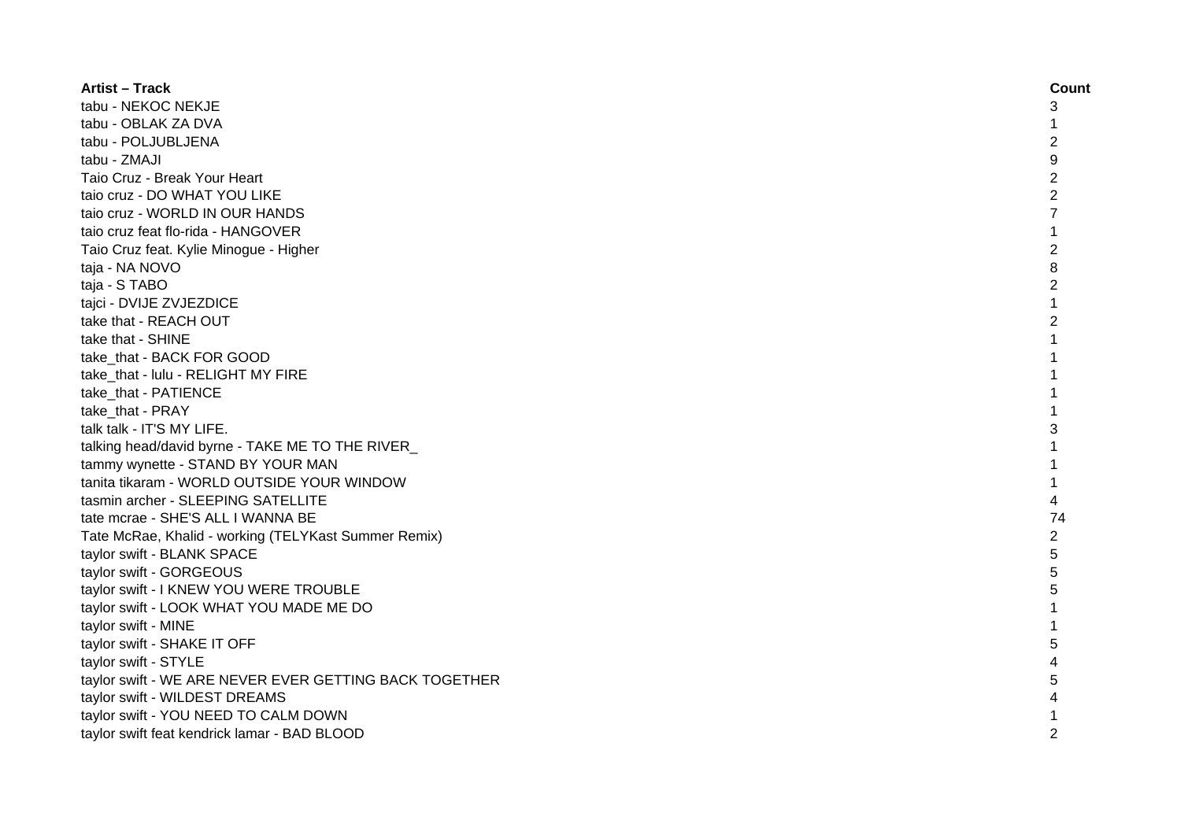| Artist – Track | Count |
| --- | --- |
| tabu - NEKOC NEKJE | 3 |
| tabu - OBLAK ZA DVA | 1 |
| tabu - POLJUBLJENA | 2 |
| tabu - ZMAJI | 9 |
| Taio Cruz - Break Your Heart | 2 |
| taio cruz - DO WHAT YOU LIKE | 2 |
| taio cruz - WORLD IN OUR HANDS | 7 |
| taio cruz feat flo-rida - HANGOVER | 1 |
| Taio Cruz feat. Kylie Minogue - Higher | 2 |
| taja - NA NOVO | 8 |
| taja - S TABO | 2 |
| tajci - DVIJE ZVJEZDICE | 1 |
| take that - REACH OUT | 2 |
| take that - SHINE | 1 |
| take_that - BACK FOR GOOD | 1 |
| take_that - lulu - RELIGHT MY FIRE | 1 |
| take_that - PATIENCE | 1 |
| take_that - PRAY | 1 |
| talk talk - IT'S MY LIFE. | 3 |
| talking head/david byrne - TAKE ME TO THE RIVER_ | 1 |
| tammy wynette - STAND BY YOUR MAN | 1 |
| tanita tikaram - WORLD OUTSIDE YOUR WINDOW | 1 |
| tasmin archer - SLEEPING SATELLITE | 4 |
| tate mcrae - SHE'S ALL I WANNA BE | 74 |
| Tate McRae, Khalid - working (TELYKast Summer Remix) | 2 |
| taylor swift - BLANK SPACE | 5 |
| taylor swift - GORGEOUS | 5 |
| taylor swift - I KNEW YOU WERE TROUBLE | 5 |
| taylor swift - LOOK WHAT YOU MADE ME DO | 1 |
| taylor swift - MINE | 1 |
| taylor swift - SHAKE IT OFF | 5 |
| taylor swift - STYLE | 4 |
| taylor swift - WE ARE NEVER EVER GETTING BACK TOGETHER | 5 |
| taylor swift - WILDEST DREAMS | 4 |
| taylor swift - YOU NEED TO CALM DOWN | 1 |
| taylor swift feat kendrick lamar - BAD BLOOD | 2 |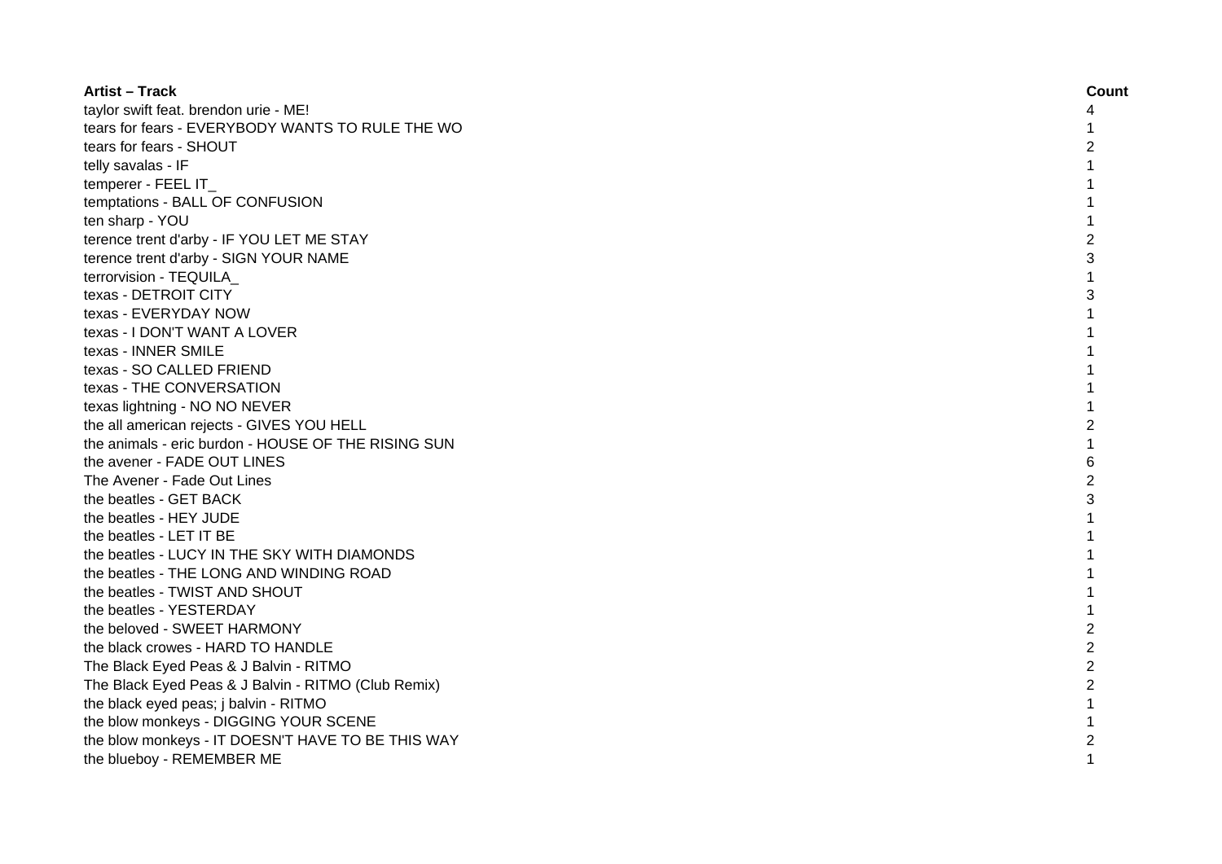| Artist – Track | Count |
| --- | --- |
| taylor swift feat. brendon urie - ME! | 4 |
| tears for fears - EVERYBODY WANTS TO RULE THE WO | 1 |
| tears for fears - SHOUT | 2 |
| telly savalas - IF | 1 |
| temperer - FEEL IT_ | 1 |
| temptations - BALL OF CONFUSION | 1 |
| ten sharp - YOU | 1 |
| terence trent d'arby - IF YOU LET ME STAY | 2 |
| terence trent d'arby - SIGN YOUR NAME | 3 |
| terrorvision - TEQUILA_ | 1 |
| texas - DETROIT CITY | 3 |
| texas - EVERYDAY NOW | 1 |
| texas - I DON'T WANT A LOVER | 1 |
| texas - INNER SMILE | 1 |
| texas - SO CALLED FRIEND | 1 |
| texas - THE CONVERSATION | 1 |
| texas lightning - NO NO NEVER | 1 |
| the all american rejects - GIVES YOU HELL | 2 |
| the animals - eric burdon - HOUSE OF THE RISING SUN | 1 |
| the avener - FADE OUT LINES | 6 |
| The Avener - Fade Out Lines | 2 |
| the beatles - GET BACK | 3 |
| the beatles - HEY JUDE | 1 |
| the beatles - LET IT BE | 1 |
| the beatles - LUCY IN THE SKY WITH DIAMONDS | 1 |
| the beatles - THE LONG AND WINDING ROAD | 1 |
| the beatles - TWIST AND SHOUT | 1 |
| the beatles - YESTERDAY | 1 |
| the beloved - SWEET HARMONY | 2 |
| the black crowes - HARD TO HANDLE | 2 |
| The Black Eyed Peas & J Balvin - RITMO | 2 |
| The Black Eyed Peas & J Balvin - RITMO (Club Remix) | 2 |
| the black eyed peas; j balvin - RITMO | 1 |
| the blow monkeys - DIGGING YOUR SCENE | 1 |
| the blow monkeys - IT DOESN'T HAVE TO BE THIS WAY | 2 |
| the blueboy - REMEMBER ME | 1 |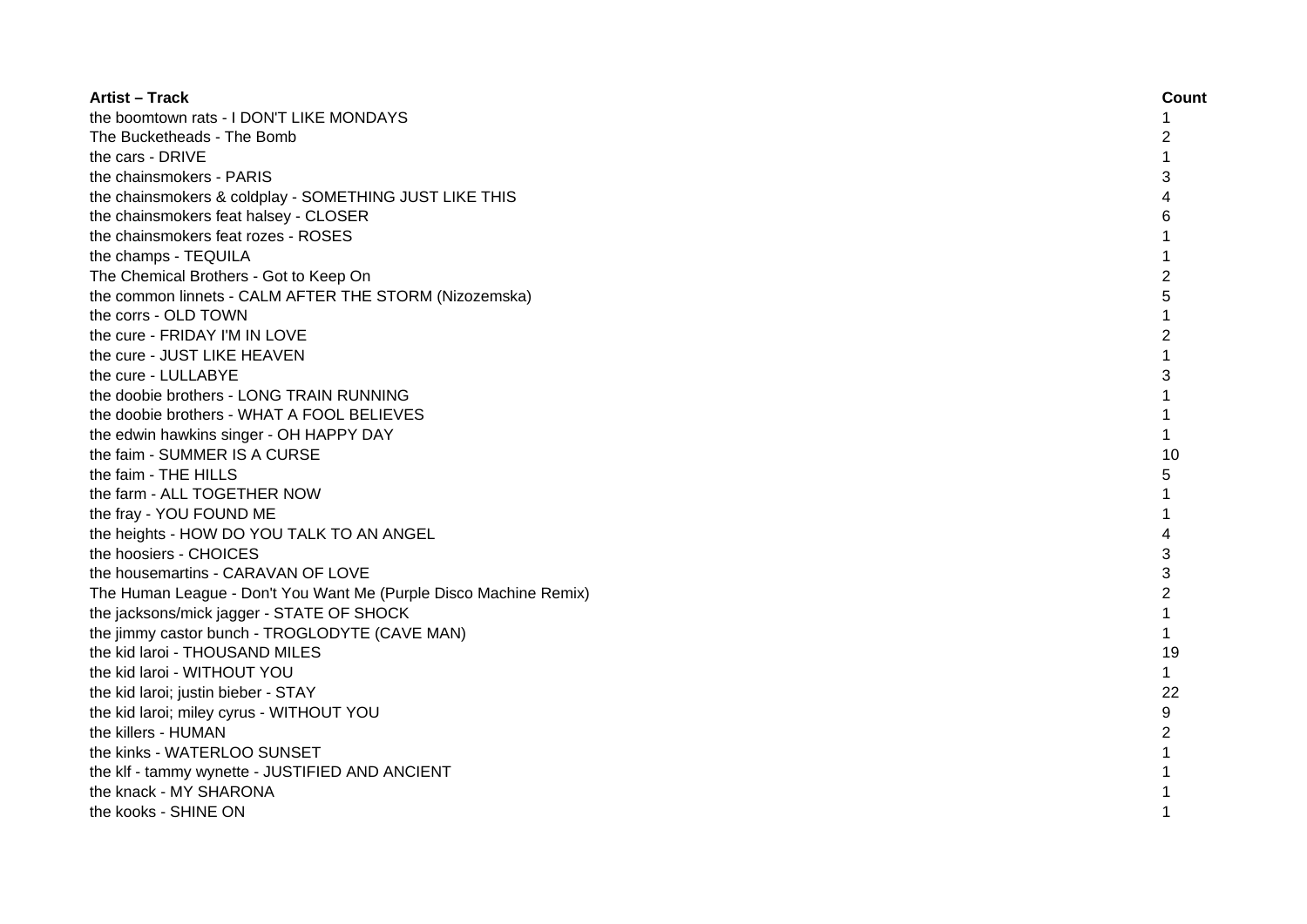| Artist – Track | Count |
|---|---|
| the boomtown rats - I DON'T LIKE MONDAYS | 1 |
| The Bucketheads - The Bomb | 2 |
| the cars - DRIVE | 1 |
| the chainsmokers - PARIS | 3 |
| the chainsmokers & coldplay - SOMETHING JUST LIKE THIS | 4 |
| the chainsmokers feat halsey - CLOSER | 6 |
| the chainsmokers feat rozes - ROSES | 1 |
| the champs - TEQUILA | 1 |
| The Chemical Brothers - Got to Keep On | 2 |
| the common linnets - CALM AFTER THE STORM (Nizozemska) | 5 |
| the corrs - OLD TOWN | 1 |
| the cure - FRIDAY I'M IN LOVE | 2 |
| the cure - JUST LIKE HEAVEN | 1 |
| the cure - LULLABYE | 3 |
| the doobie brothers - LONG TRAIN RUNNING | 1 |
| the doobie brothers - WHAT A FOOL BELIEVES | 1 |
| the edwin hawkins singer - OH HAPPY DAY | 1 |
| the faim - SUMMER IS A CURSE | 10 |
| the faim - THE HILLS | 5 |
| the farm - ALL TOGETHER NOW | 1 |
| the fray - YOU FOUND ME | 1 |
| the heights - HOW DO YOU TALK TO AN ANGEL | 4 |
| the hoosiers - CHOICES | 3 |
| the housemartins - CARAVAN OF LOVE | 3 |
| The Human League - Don't You Want Me (Purple Disco Machine Remix) | 2 |
| the jacksons/mick jagger - STATE OF SHOCK | 1 |
| the jimmy castor bunch - TROGLODYTE (CAVE MAN) | 1 |
| the kid laroi - THOUSAND MILES | 19 |
| the kid laroi - WITHOUT YOU | 1 |
| the kid laroi; justin bieber - STAY | 22 |
| the kid laroi; miley cyrus - WITHOUT YOU | 9 |
| the killers - HUMAN | 2 |
| the kinks - WATERLOO SUNSET | 1 |
| the klf - tammy wynette - JUSTIFIED AND ANCIENT | 1 |
| the knack - MY SHARONA | 1 |
| the kooks - SHINE ON | 1 |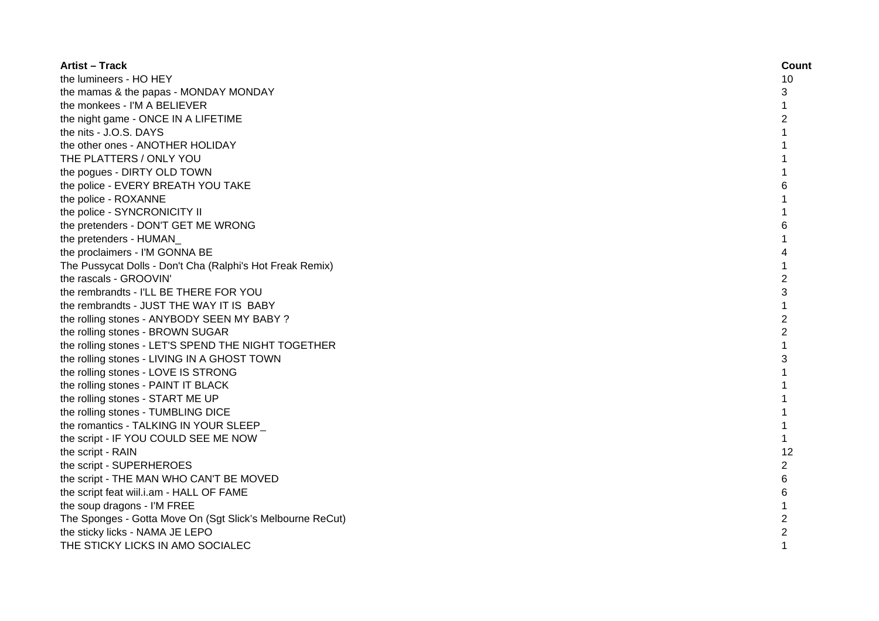| Artist – Track | Count |
| --- | --- |
| the lumineers - HO HEY | 10 |
| the mamas & the papas - MONDAY MONDAY | 3 |
| the monkees - I'M A BELIEVER | 1 |
| the night game - ONCE IN A LIFETIME | 2 |
| the nits - J.O.S. DAYS | 1 |
| the other ones - ANOTHER HOLIDAY | 1 |
| THE PLATTERS / ONLY YOU | 1 |
| the pogues - DIRTY OLD TOWN | 1 |
| the police - EVERY BREATH YOU TAKE | 6 |
| the police - ROXANNE | 1 |
| the police - SYNCRONICITY II | 1 |
| the pretenders - DON'T GET ME WRONG | 6 |
| the pretenders - HUMAN_ | 1 |
| the proclaimers - I'M GONNA BE | 4 |
| The Pussycat Dolls - Don't Cha (Ralphi's Hot Freak Remix) | 1 |
| the rascals - GROOVIN' | 2 |
| the rembrandts - I'LL BE THERE FOR YOU | 3 |
| the rembrandts - JUST THE WAY IT IS BABY | 1 |
| the rolling stones - ANYBODY SEEN MY BABY ? | 2 |
| the rolling stones - BROWN SUGAR | 2 |
| the rolling stones - LET'S SPEND THE NIGHT TOGETHER | 1 |
| the rolling stones - LIVING IN A GHOST TOWN | 3 |
| the rolling stones - LOVE IS STRONG | 1 |
| the rolling stones - PAINT IT BLACK | 1 |
| the rolling stones - START ME UP | 1 |
| the rolling stones - TUMBLING DICE | 1 |
| the romantics - TALKING IN YOUR SLEEP_ | 1 |
| the script - IF YOU COULD SEE ME NOW | 1 |
| the script - RAIN | 12 |
| the script - SUPERHEROES | 2 |
| the script - THE MAN WHO CAN'T BE MOVED | 6 |
| the script feat wiil.i.am - HALL OF FAME | 6 |
| the soup dragons - I'M FREE | 1 |
| The Sponges - Gotta Move On (Sgt Slick's Melbourne ReCut) | 2 |
| the sticky licks - NAMA JE LEPO | 2 |
| THE STICKY LICKS IN AMO SOCIALEC | 1 |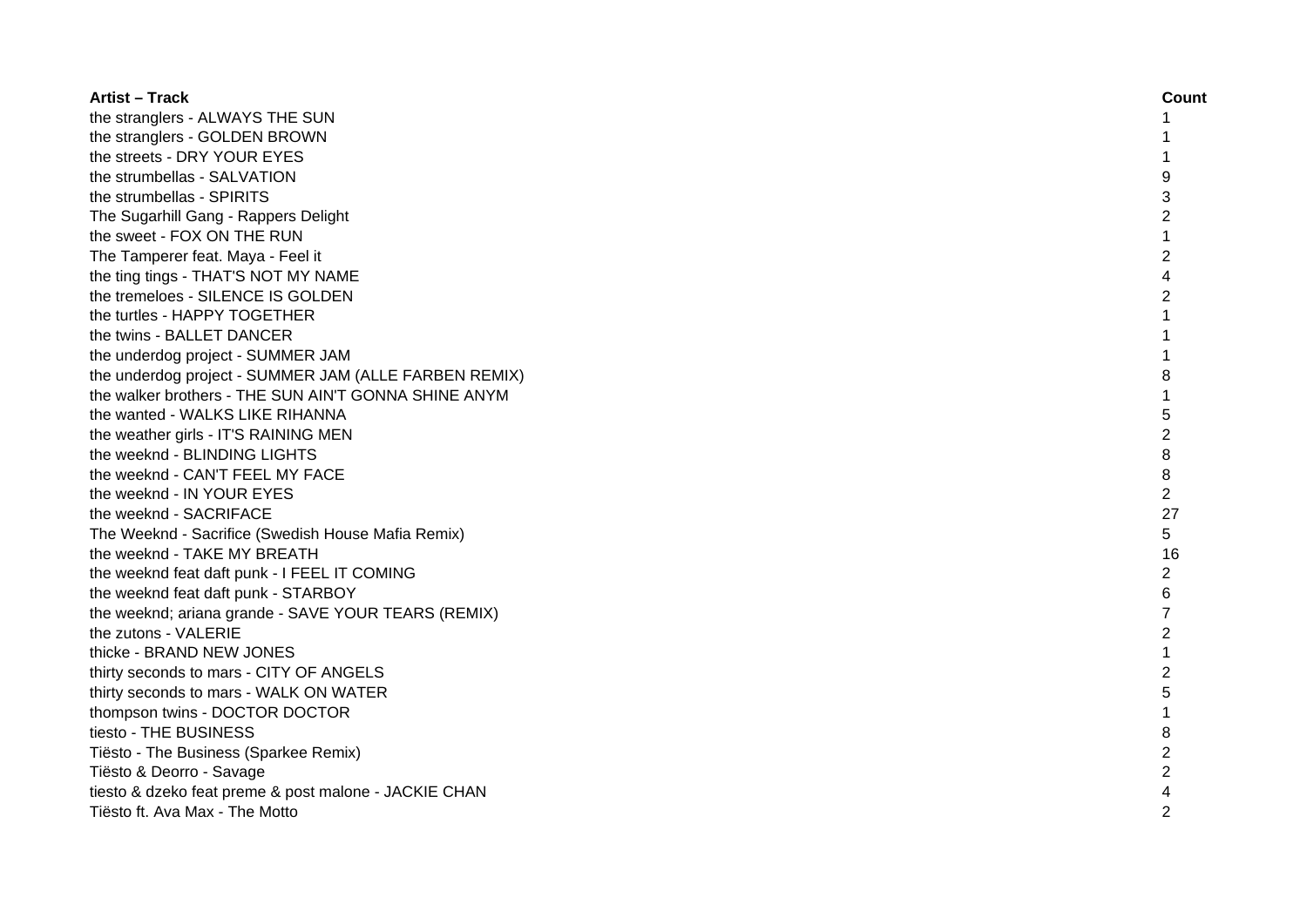| Artist – Track | Count |
|---|---|
| the stranglers - ALWAYS THE SUN | 1 |
| the stranglers - GOLDEN BROWN | 1 |
| the streets - DRY YOUR EYES | 1 |
| the strumbellas - SALVATION | 9 |
| the strumbellas - SPIRITS | 3 |
| The Sugarhill Gang - Rappers Delight | 2 |
| the sweet - FOX ON THE RUN | 1 |
| The Tamperer feat. Maya - Feel it | 2 |
| the ting tings - THAT'S NOT MY NAME | 4 |
| the tremeloes - SILENCE IS GOLDEN | 2 |
| the turtles - HAPPY TOGETHER | 1 |
| the twins - BALLET DANCER | 1 |
| the underdog project - SUMMER JAM | 1 |
| the underdog project - SUMMER JAM (ALLE FARBEN REMIX) | 8 |
| the walker brothers - THE SUN AIN'T GONNA SHINE ANYM | 1 |
| the wanted - WALKS LIKE RIHANNA | 5 |
| the weather girls - IT'S RAINING MEN | 2 |
| the weeknd - BLINDING LIGHTS | 8 |
| the weeknd - CAN'T FEEL MY FACE | 8 |
| the weeknd - IN YOUR EYES | 2 |
| the weeknd - SACRIFACE | 27 |
| The Weeknd - Sacrifice (Swedish House Mafia Remix) | 5 |
| the weeknd - TAKE MY BREATH | 16 |
| the weeknd feat daft punk - I FEEL IT COMING | 2 |
| the weeknd feat daft punk - STARBOY | 6 |
| the weeknd; ariana grande - SAVE YOUR TEARS (REMIX) | 7 |
| the zutons - VALERIE | 2 |
| thicke - BRAND NEW JONES | 1 |
| thirty seconds to mars - CITY OF ANGELS | 2 |
| thirty seconds to mars - WALK ON WATER | 5 |
| thompson twins - DOCTOR DOCTOR | 1 |
| tiesto - THE BUSINESS | 8 |
| Tiësto - The Business (Sparkee Remix) | 2 |
| Tiësto & Deorro - Savage | 2 |
| tiesto & dzeko feat preme & post malone - JACKIE CHAN | 4 |
| Tiësto ft. Ava Max - The Motto | 2 |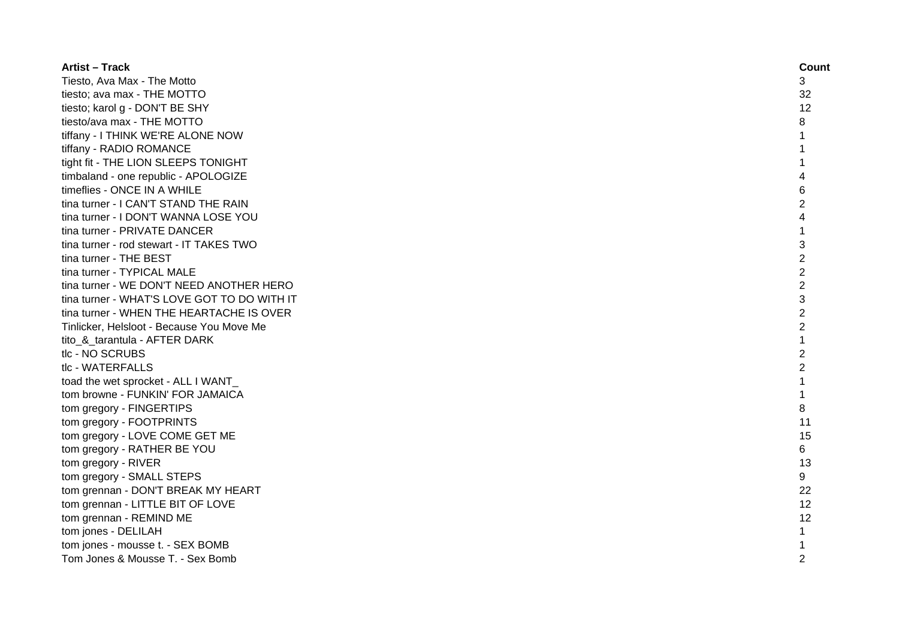| Artist – Track | Count |
|---|---|
| Tiesto, Ava Max - The Motto | 3 |
| tiesto; ava max - THE MOTTO | 32 |
| tiesto; karol g - DON'T BE SHY | 12 |
| tiesto/ava max - THE MOTTO | 8 |
| tiffany - I THINK WE'RE ALONE NOW | 1 |
| tiffany - RADIO ROMANCE | 1 |
| tight fit - THE LION SLEEPS TONIGHT | 1 |
| timbaland - one republic - APOLOGIZE | 4 |
| timeflies - ONCE IN A WHILE | 6 |
| tina turner - I CAN'T STAND THE RAIN | 2 |
| tina turner - I DON'T WANNA LOSE YOU | 4 |
| tina turner - PRIVATE DANCER | 1 |
| tina turner - rod stewart - IT TAKES TWO | 3 |
| tina turner - THE BEST | 2 |
| tina turner - TYPICAL MALE | 2 |
| tina turner - WE DON'T NEED ANOTHER HERO | 2 |
| tina turner - WHAT'S LOVE GOT TO DO WITH IT | 3 |
| tina turner - WHEN THE HEARTACHE IS OVER | 2 |
| Tinlicker, Helsloot - Because You Move Me | 2 |
| tito_&_tarantula - AFTER DARK | 1 |
| tlc - NO SCRUBS | 2 |
| tlc - WATERFALLS | 2 |
| toad the wet sprocket - ALL I WANT_ | 1 |
| tom browne - FUNKIN' FOR JAMAICA | 1 |
| tom gregory - FINGERTIPS | 8 |
| tom gregory - FOOTPRINTS | 11 |
| tom gregory - LOVE COME GET ME | 15 |
| tom gregory - RATHER BE YOU | 6 |
| tom gregory - RIVER | 13 |
| tom gregory - SMALL STEPS | 9 |
| tom grennan - DON'T BREAK MY HEART | 22 |
| tom grennan - LITTLE BIT OF LOVE | 12 |
| tom grennan - REMIND ME | 12 |
| tom jones - DELILAH | 1 |
| tom jones - mousse t. - SEX BOMB | 1 |
| Tom Jones & Mousse T. - Sex Bomb | 2 |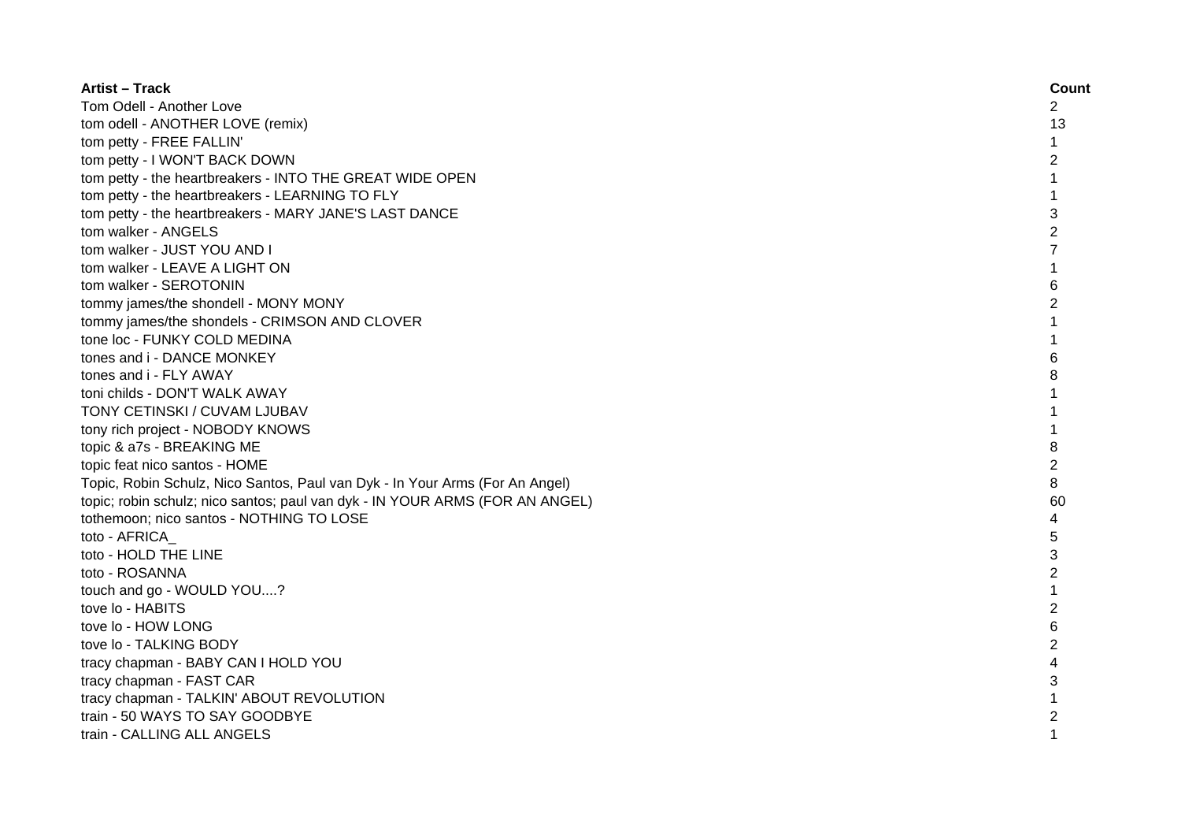| Artist – Track | Count |
| --- | --- |
| Tom Odell - Another Love | 2 |
| tom odell - ANOTHER LOVE (remix) | 13 |
| tom petty - FREE FALLIN' | 1 |
| tom petty - I WON'T BACK DOWN | 2 |
| tom petty - the heartbreakers - INTO THE GREAT WIDE OPEN | 1 |
| tom petty - the heartbreakers - LEARNING TO FLY | 1 |
| tom petty - the heartbreakers - MARY JANE'S LAST DANCE | 3 |
| tom walker - ANGELS | 2 |
| tom walker - JUST YOU AND I | 7 |
| tom walker - LEAVE A LIGHT ON | 1 |
| tom walker - SEROTONIN | 6 |
| tommy james/the shondell - MONY MONY | 2 |
| tommy james/the shondels - CRIMSON AND CLOVER | 1 |
| tone loc - FUNKY COLD MEDINA | 1 |
| tones and i - DANCE MONKEY | 6 |
| tones and i - FLY AWAY | 8 |
| toni childs - DON'T WALK AWAY | 1 |
| TONY CETINSKI / CUVAM LJUBAV | 1 |
| tony rich project - NOBODY KNOWS | 1 |
| topic & a7s - BREAKING ME | 8 |
| topic feat nico santos - HOME | 2 |
| Topic, Robin Schulz, Nico Santos, Paul van Dyk - In Your Arms (For An Angel) | 8 |
| topic; robin schulz; nico santos; paul van dyk - IN YOUR ARMS (FOR AN ANGEL) | 60 |
| tothemoon; nico santos - NOTHING TO LOSE | 4 |
| toto - AFRICA_ | 5 |
| toto - HOLD THE LINE | 3 |
| toto - ROSANNA | 2 |
| touch and go - WOULD YOU....? | 1 |
| tove lo - HABITS | 2 |
| tove lo - HOW LONG | 6 |
| tove lo - TALKING BODY | 2 |
| tracy chapman - BABY CAN I HOLD YOU | 4 |
| tracy chapman - FAST CAR | 3 |
| tracy chapman - TALKIN' ABOUT REVOLUTION | 1 |
| train - 50 WAYS TO SAY GOODBYE | 2 |
| train - CALLING ALL ANGELS | 1 |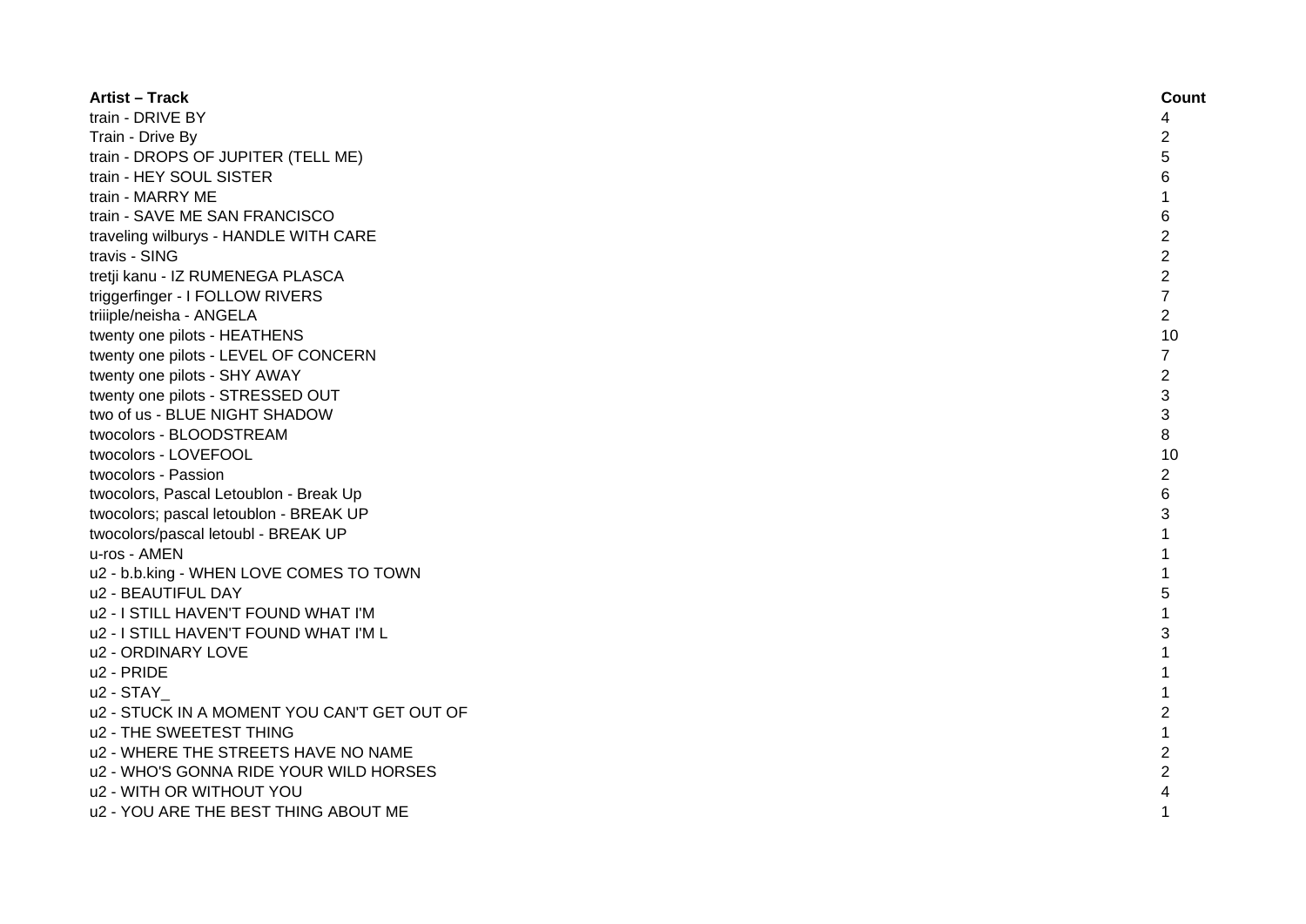| Artist – Track | Count |
| --- | --- |
| train - DRIVE BY | 4 |
| Train - Drive By | 2 |
| train - DROPS OF JUPITER (TELL ME) | 5 |
| train - HEY SOUL SISTER | 6 |
| train - MARRY ME | 1 |
| train - SAVE ME SAN FRANCISCO | 6 |
| traveling wilburys - HANDLE WITH CARE | 2 |
| travis - SING | 2 |
| tretji kanu - IZ RUMENEGA PLASCA | 2 |
| triggerfinger - I FOLLOW RIVERS | 7 |
| triiiple/neisha - ANGELA | 2 |
| twenty one pilots - HEATHENS | 10 |
| twenty one pilots - LEVEL OF CONCERN | 7 |
| twenty one pilots - SHY AWAY | 2 |
| twenty one pilots - STRESSED OUT | 3 |
| two of us - BLUE NIGHT SHADOW | 3 |
| twocolors - BLOODSTREAM | 8 |
| twocolors - LOVEFOOL | 10 |
| twocolors - Passion | 2 |
| twocolors, Pascal Letoublon - Break Up | 6 |
| twocolors; pascal letoublon - BREAK UP | 3 |
| twocolors/pascal letoubl - BREAK UP | 1 |
| u-ros - AMEN | 1 |
| u2 - b.b.king - WHEN LOVE COMES TO TOWN | 1 |
| u2 - BEAUTIFUL DAY | 5 |
| u2 - I STILL HAVEN'T FOUND WHAT I'M | 1 |
| u2 - I STILL HAVEN'T FOUND WHAT I'M L | 3 |
| u2 - ORDINARY LOVE | 1 |
| u2 - PRIDE | 1 |
| u2 - STAY_ | 1 |
| u2 - STUCK IN A MOMENT YOU CAN'T GET OUT OF | 2 |
| u2 - THE SWEETEST THING | 1 |
| u2 - WHERE THE STREETS HAVE NO NAME | 2 |
| u2 - WHO'S GONNA RIDE YOUR WILD HORSES | 2 |
| u2 - WITH OR WITHOUT YOU | 4 |
| u2 - YOU ARE THE BEST THING ABOUT ME | 1 |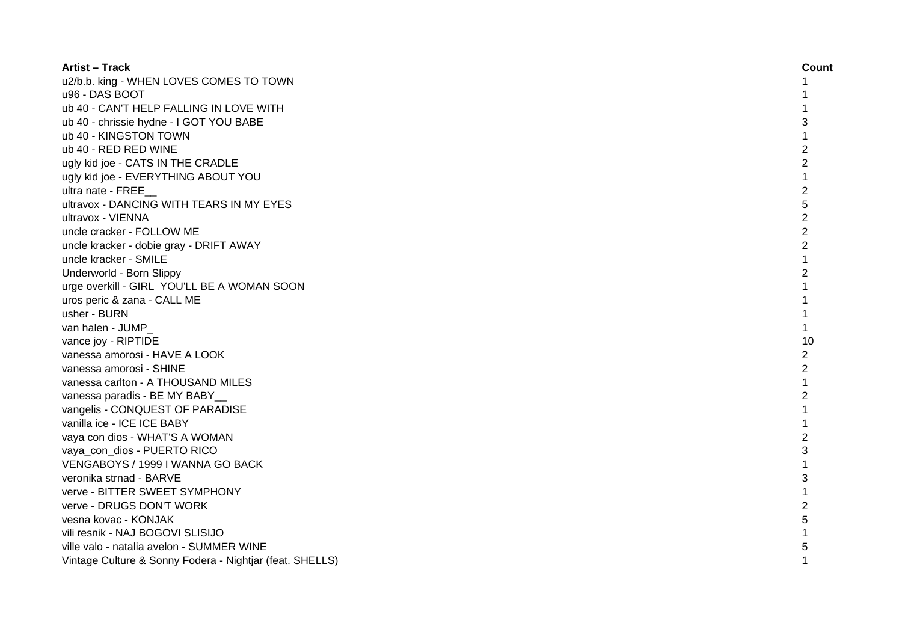| Artist – Track | Count |
|---|---|
| u2/b.b. king - WHEN LOVES COMES TO TOWN | 1 |
| u96 - DAS BOOT | 1 |
| ub 40 - CAN'T HELP FALLING IN LOVE WITH | 1 |
| ub 40 - chrissie hydne - I GOT YOU BABE | 3 |
| ub 40 - KINGSTON TOWN | 1 |
| ub 40 - RED RED WINE | 2 |
| ugly kid joe - CATS IN THE CRADLE | 2 |
| ugly kid joe - EVERYTHING ABOUT YOU | 1 |
| ultra nate - FREE__ | 2 |
| ultravox - DANCING WITH TEARS IN MY EYES | 5 |
| ultravox - VIENNA | 2 |
| uncle cracker - FOLLOW ME | 2 |
| uncle kracker - dobie gray - DRIFT AWAY | 2 |
| uncle kracker - SMILE | 1 |
| Underworld - Born Slippy | 2 |
| urge overkill - GIRL  YOU'LL BE A WOMAN SOON | 1 |
| uros peric & zana - CALL ME | 1 |
| usher - BURN | 1 |
| van halen - JUMP_ | 1 |
| vance joy - RIPTIDE | 10 |
| vanessa amorosi - HAVE A LOOK | 2 |
| vanessa amorosi - SHINE | 2 |
| vanessa carlton - A THOUSAND MILES | 1 |
| vanessa paradis - BE MY BABY__ | 2 |
| vangelis - CONQUEST OF PARADISE | 1 |
| vanilla ice - ICE ICE BABY | 1 |
| vaya con dios - WHAT'S A WOMAN | 2 |
| vaya_con_dios - PUERTO RICO | 3 |
| VENGABOYS / 1999 I WANNA GO BACK | 1 |
| veronika strnad - BARVE | 3 |
| verve - BITTER SWEET SYMPHONY | 1 |
| verve - DRUGS DON'T WORK | 2 |
| vesna kovac - KONJAK | 5 |
| vili resnik - NAJ BOGOVI SLISIJO | 1 |
| ville valo - natalia avelon - SUMMER WINE | 5 |
| Vintage Culture & Sonny Fodera - Nightjar (feat. SHELLS) | 1 |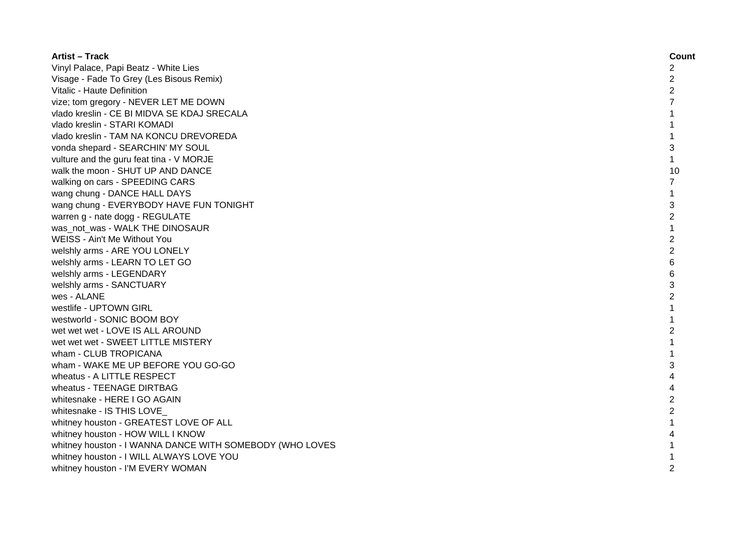| Artist – Track | Count |
|---|---|
| Vinyl Palace, Papi Beatz - White Lies | 2 |
| Visage - Fade To Grey (Les Bisous Remix) | 2 |
| Vitalic - Haute Definition | 2 |
| vize; tom gregory - NEVER LET ME DOWN | 7 |
| vlado kreslin - CE BI MIDVA SE KDAJ SRECALA | 1 |
| vlado kreslin - STARI KOMADI | 1 |
| vlado kreslin - TAM NA KONCU DREVOREDA | 1 |
| vonda shepard - SEARCHIN' MY SOUL | 3 |
| vulture and the guru feat tina - V MORJE | 1 |
| walk the moon - SHUT UP AND DANCE | 10 |
| walking on cars - SPEEDING CARS | 7 |
| wang chung - DANCE HALL DAYS | 1 |
| wang chung - EVERYBODY HAVE FUN TONIGHT | 3 |
| warren g - nate dogg - REGULATE | 2 |
| was_not_was - WALK THE DINOSAUR | 1 |
| WEISS - Ain't Me Without You | 2 |
| welshly arms - ARE YOU LONELY | 2 |
| welshly arms - LEARN TO LET GO | 6 |
| welshly arms - LEGENDARY | 6 |
| welshly arms - SANCTUARY | 3 |
| wes - ALANE | 2 |
| westlife - UPTOWN GIRL | 1 |
| westworld - SONIC BOOM BOY | 1 |
| wet wet wet - LOVE IS ALL AROUND | 2 |
| wet wet wet - SWEET LITTLE MISTERY | 1 |
| wham - CLUB TROPICANA | 1 |
| wham - WAKE ME UP BEFORE YOU GO-GO | 3 |
| wheatus - A LITTLE RESPECT | 4 |
| wheatus - TEENAGE DIRTBAG | 4 |
| whitesnake - HERE I GO AGAIN | 2 |
| whitesnake - IS THIS LOVE_ | 2 |
| whitney houston - GREATEST LOVE OF ALL | 1 |
| whitney houston - HOW WILL I KNOW | 4 |
| whitney houston - I WANNA DANCE WITH SOMEBODY (WHO LOVES | 1 |
| whitney houston - I WILL ALWAYS LOVE YOU | 1 |
| whitney houston - I'M EVERY WOMAN | 2 |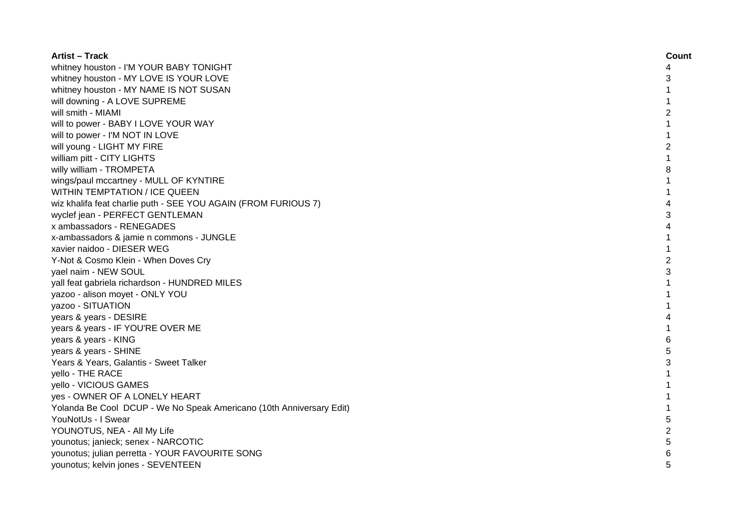| Artist – Track | Count |
|---|---|
| whitney houston - I'M YOUR BABY TONIGHT | 4 |
| whitney houston - MY LOVE IS YOUR LOVE | 3 |
| whitney houston - MY NAME IS NOT SUSAN | 1 |
| will downing - A LOVE SUPREME | 1 |
| will smith - MIAMI | 2 |
| will to power - BABY I LOVE YOUR WAY | 1 |
| will to power - I'M NOT IN LOVE | 1 |
| will young - LIGHT MY FIRE | 2 |
| william pitt - CITY LIGHTS | 1 |
| willy william - TROMPETA | 8 |
| wings/paul mccartney - MULL OF KYNTIRE | 1 |
| WITHIN TEMPTATION / ICE QUEEN | 1 |
| wiz khalifa feat charlie puth - SEE YOU AGAIN (FROM FURIOUS 7) | 4 |
| wyclef jean - PERFECT GENTLEMAN | 3 |
| x ambassadors - RENEGADES | 4 |
| x-ambassadors & jamie n commons - JUNGLE | 1 |
| xavier naidoo - DIESER WEG | 1 |
| Y-Not & Cosmo Klein - When Doves Cry | 2 |
| yael naim - NEW SOUL | 3 |
| yall feat gabriela richardson - HUNDRED MILES | 1 |
| yazoo - alison moyet - ONLY YOU | 1 |
| yazoo - SITUATION | 1 |
| years & years - DESIRE | 4 |
| years & years - IF YOU'RE OVER ME | 1 |
| years & years - KING | 6 |
| years & years - SHINE | 5 |
| Years & Years, Galantis - Sweet Talker | 3 |
| yello - THE RACE | 1 |
| yello - VICIOUS GAMES | 1 |
| yes - OWNER OF A LONELY HEART | 1 |
| Yolanda Be Cool DCUP - We No Speak Americano (10th Anniversary Edit) | 1 |
| YouNotUs - I Swear | 5 |
| YOUNOTUS, NEA - All My Life | 2 |
| younotus; janieck; senex - NARCOTIC | 5 |
| younotus; julian perretta - YOUR FAVOURITE SONG | 6 |
| younotus; kelvin jones - SEVENTEEN | 5 |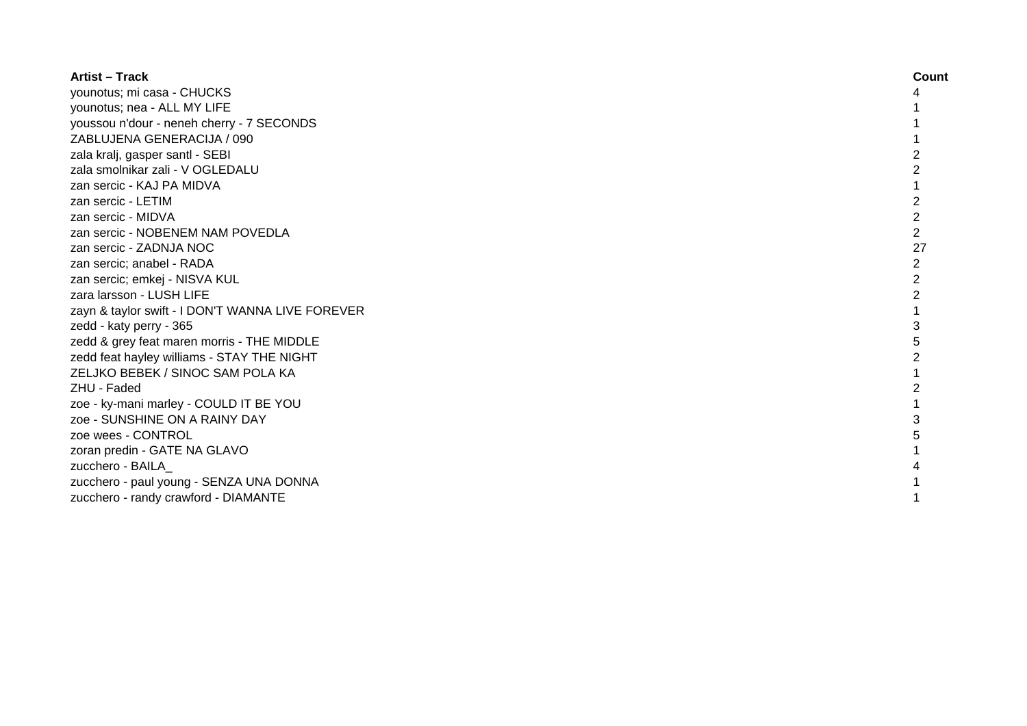| Artist – Track | Count |
|---|---|
| younotus; mi casa - CHUCKS | 4 |
| younotus; nea - ALL MY LIFE | 1 |
| youssou n'dour - neneh cherry - 7 SECONDS | 1 |
| ZABLUJENA GENERACIJA / 090 | 1 |
| zala kralj, gasper santl - SEBI | 2 |
| zala smolnikar zali - V OGLEDALU | 2 |
| zan sercic - KAJ PA MIDVA | 1 |
| zan sercic - LETIM | 2 |
| zan sercic - MIDVA | 2 |
| zan sercic - NOBENEM NAM POVEDLA | 2 |
| zan sercic - ZADNJA NOC | 27 |
| zan sercic; anabel - RADA | 2 |
| zan sercic; emkej - NISVA KUL | 2 |
| zara larsson - LUSH LIFE | 2 |
| zayn & taylor swift - I DON'T WANNA LIVE FOREVER | 1 |
| zedd - katy perry - 365 | 3 |
| zedd & grey feat maren morris - THE MIDDLE | 5 |
| zedd feat hayley williams - STAY THE NIGHT | 2 |
| ZELJKO BEBEK / SINOC SAM POLA KA | 1 |
| ZHU - Faded | 2 |
| zoe - ky-mani marley - COULD IT BE YOU | 1 |
| zoe - SUNSHINE ON A RAINY DAY | 3 |
| zoe wees - CONTROL | 5 |
| zoran predin - GATE NA GLAVO | 1 |
| zucchero - BAILA_ | 4 |
| zucchero - paul young - SENZA UNA DONNA | 1 |
| zucchero - randy crawford - DIAMANTE | 1 |